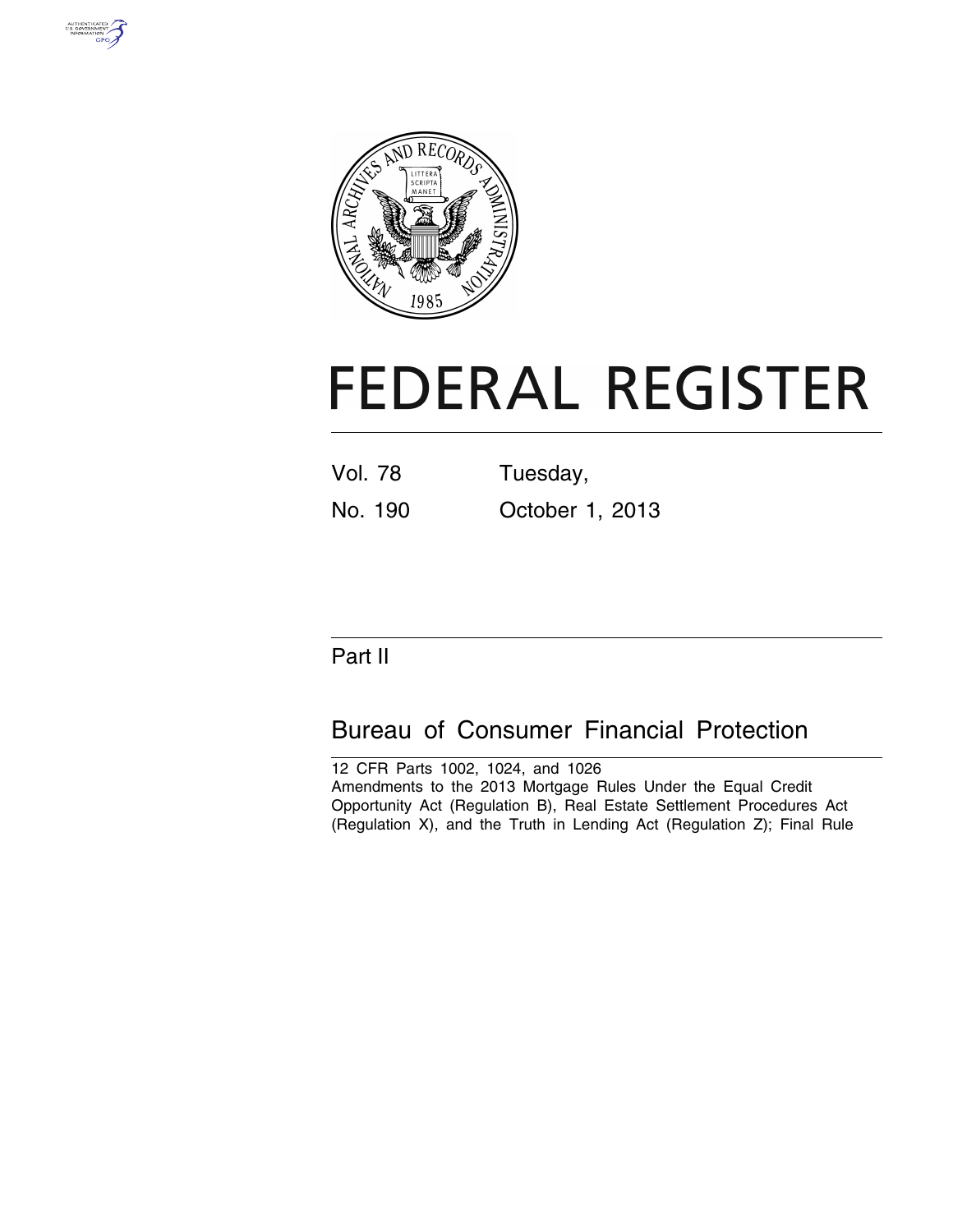# FEDERAL REGISTER

Vol. 78 Tuesday,

No. 190 October 1, 2013

## Part II

## Bureau of Consumer Financial Protection

12 CFR Parts 1002, 1024, and 1026

Amendments to the 2013 Mortgage Rules Under the Equal Credit Opportunity Act (Regulation B), Real Estate Settlement Procedures Act (Regulation X), and the Truth in Lending Act (Regulation Z); Final Rule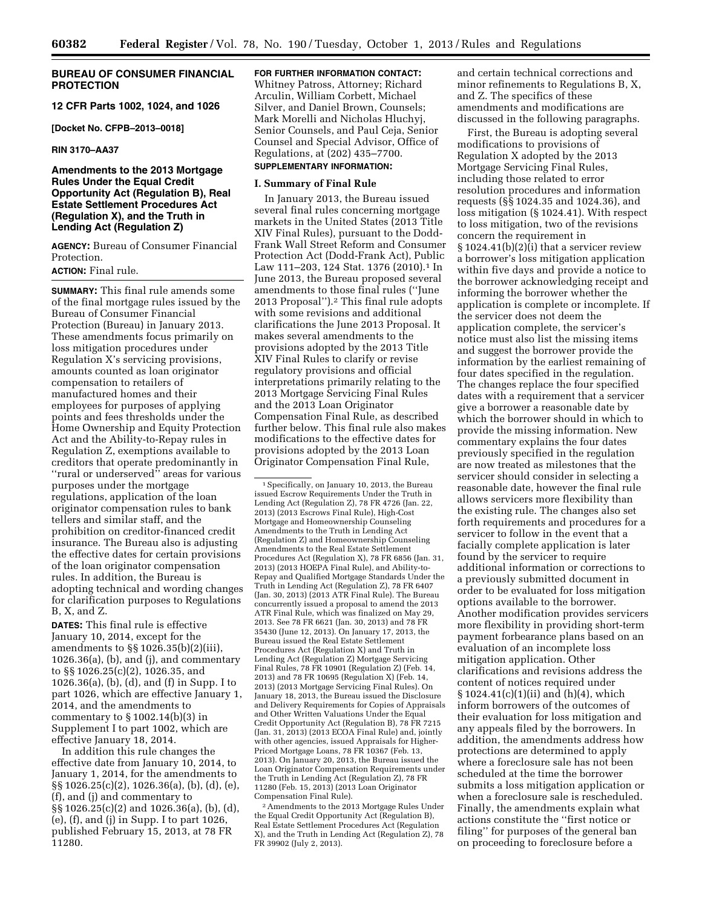**BUREAU OF CONSUMER FINANCIAL PROTECTION**

**12 CFR Parts 1002, 1024, and 1026**

**[Docket No. CFPB–2013–0018]**

**RIN 3170–AA37**

## Amendments to the 2013 Mortgage Rules Under the Equal Credit Opportunity Act (Regulation B), Real Estate Settlement Procedures Act (Regulation X), and the Truth in Lending Act (Regulation Z)

**AGENCY:** Bureau of Consumer Financial Protection.

**ACTION:** Final rule.

**SUMMARY:** This final rule amends some of the final mortgage rules issued by the Bureau of Consumer Financial Protection (Bureau) in January 2013. These amendments focus primarily on loss mitigation procedures under Regulation X's servicing provisions, amounts counted as loan originator compensation to retailers of manufactured homes and their employees for purposes of applying points and fees thresholds under the Home Ownership and Equity Protection Act and the Ability-to-Repay rules in Regulation Z, exemptions available to creditors that operate predominantly in "rural or underserved" areas for various purposes under the mortgage regulations, application of the loan originator compensation rules to bank tellers and similar staff, and the prohibition on creditor-financed credit insurance. The Bureau also is adjusting the effective dates for certain provisions of the loan originator compensation rules. In addition, the Bureau is adopting technical and wording changes for clarification purposes to Regulations B, X, and Z.

**DATES:** This final rule is effective January 10, 2014, except for the amendments to §§ 1026.35(b)(2)(iii), 1026.36(a), (b), and (j), and commentary to §§ 1026.25(c)(2), 1026.35, and 1026.36(a), (b), (d), and (f) in Supp. I to part 1026, which are effective January 1, 2014, and the amendments to commentary to § 1002.14(b)(3) in Supplement I to part 1002, which are effective January 18, 2014.

In addition this rule changes the effective date from January 10, 2014, to January 1, 2014, for the amendments to §§ 1026.25(c)(2), 1026.36(a), (b), (d), (e), (f), and (j) and commentary to §§ 1026.25(c)(2) and 1026.36(a), (b), (d), (e), (f), and (j) in Supp. I to part 1026, published February 15, 2013, at 78 FR 11280.

**FOR FURTHER INFORMATION CONTACT:** Whitney Patross, Attorney; Richard Arculin, William Corbett, Michael Silver, and Daniel Brown, Counsels; Mark Morelli and Nicholas Hluchyj, Senior Counsels, and Paul Ceja, Senior Counsel and Special Advisor, Office of Regulations, at (202) 435–7700.

**SUPPLEMENTARY INFORMATION:**

### I. Summary of Final Rule

In January 2013, the Bureau issued several final rules concerning mortgage markets in the United States (2013 Title XIV Final Rules), pursuant to the Dodd-Frank Wall Street Reform and Consumer Protection Act (Dodd-Frank Act), Public Law 111–203, 124 Stat. 1376 (2010).[1] In June 2013, the Bureau proposed several amendments to those final rules ("June 2013 Proposal").[2] This final rule adopts with some revisions and additional clarifications the June 2013 Proposal. It makes several amendments to the provisions adopted by the 2013 Title XIV Final Rules to clarify or revise regulatory provisions and official interpretations primarily relating to the 2013 Mortgage Servicing Final Rules and the 2013 Loan Originator Compensation Final Rule, as described further below. This final rule also makes modifications to the effective dates for provisions adopted by the 2013 Loan Originator Compensation Final Rule, and certain technical corrections and minor refinements to Regulations B, X, and Z. The specifics of these amendments and modifications are discussed in the following paragraphs.

First, the Bureau is adopting several modifications to provisions of Regulation X adopted by the 2013 Mortgage Servicing Final Rules, including those related to error resolution procedures and information requests (§§ 1024.35 and 1024.36), and loss mitigation (§ 1024.41). With respect to loss mitigation, two of the revisions concern the requirement in § 1024.41(b)(2)(i) that a servicer review a borrower's loss mitigation application within five days and provide a notice to the borrower acknowledging receipt and informing the borrower whether the application is complete or incomplete. If the servicer does not deem the application complete, the servicer's notice must also list the missing items and suggest the borrower provide the information by the earliest remaining of four dates specified in the regulation. The changes replace the four specified dates with a requirement that a servicer give a borrower a reasonable date by which the borrower should in which to provide the missing information. New commentary explains the four dates previously specified in the regulation are now treated as milestones that the servicer should consider in selecting a reasonable date, however the final rule allows servicers more flexibility than the existing rule. The changes also set forth requirements and procedures for a servicer to follow in the event that a facially complete application is later found by the servicer to require additional information or corrections to a previously submitted document in order to be evaluated for loss mitigation options available to the borrower. Another modification provides servicers more flexibility in providing short-term payment forbearance plans based on an evaluation of an incomplete loss mitigation application. Other clarifications and revisions address the content of notices required under § 1024.41(c)(1)(ii) and (h)(4), which inform borrowers of the outcomes of their evaluation for loss mitigation and any appeals filed by the borrowers. In addition, the amendments address how protections are determined to apply where a foreclosure sale has not been scheduled at the time the borrower submits a loss mitigation application or when a foreclosure sale is rescheduled. Finally, the amendments explain what actions constitute the "first notice or filing" for purposes of the general ban on proceeding to foreclosure before a

---

[1] Specifically, on January 10, 2013, the Bureau issued Escrow Requirements Under the Truth in Lending Act (Regulation Z), 78 FR 4726 (Jan. 22, 2013) (2013 Escrows Final Rule), High-Cost Mortgage and Homeownership Counseling Amendments to the Truth in Lending Act (Regulation Z) and Homeownership Counseling Amendments to the Real Estate Settlement Procedures Act (Regulation X), 78 FR 6856 (Jan. 31, 2013) (2013 HOEPA Final Rule), and Ability-to-Repay and Qualified Mortgage Standards Under the Truth in Lending Act (Regulation Z), 78 FR 6407 (Jan. 30, 2013) (2013 ATR Final Rule). The Bureau concurrently issued a proposal to amend the 2013 ATR Final Rule, which was finalized on May 29, 2013. See 78 FR 6621 (Jan. 30, 2013) and 78 FR 35430 (June 12, 2013). On January 17, 2013, the Bureau issued the Real Estate Settlement Procedures Act (Regulation X) and Truth in Lending Act (Regulation Z) Mortgage Servicing Final Rules, 78 FR 10901 (Regulation Z) (Feb. 14, 2013) and 78 FR 10695 (Regulation X) (Feb. 14, 2013) (2013 Mortgage Servicing Final Rules). On January 18, 2013, the Bureau issued the Disclosure and Delivery Requirements for Copies of Appraisals and Other Written Valuations Under the Equal Credit Opportunity Act (Regulation B), 78 FR 7215 (Jan. 31, 2013) (2013 ECOA Final Rule) and, jointly with other agencies, issued Appraisals for Higher-Priced Mortgage Loans, 78 FR 10367 (Feb. 13, 2013). On January 20, 2013, the Bureau issued the Loan Originator Compensation Requirements under the Truth in Lending Act (Regulation Z), 78 FR 11280 (Feb. 15, 2013) (2013 Loan Originator Compensation Final Rule).

[2] Amendments to the 2013 Mortgage Rules Under the Equal Credit Opportunity Act (Regulation B), Real Estate Settlement Procedures Act (Regulation X), and the Truth in Lending Act (Regulation Z), 78 FR 39902 (July 2, 2013).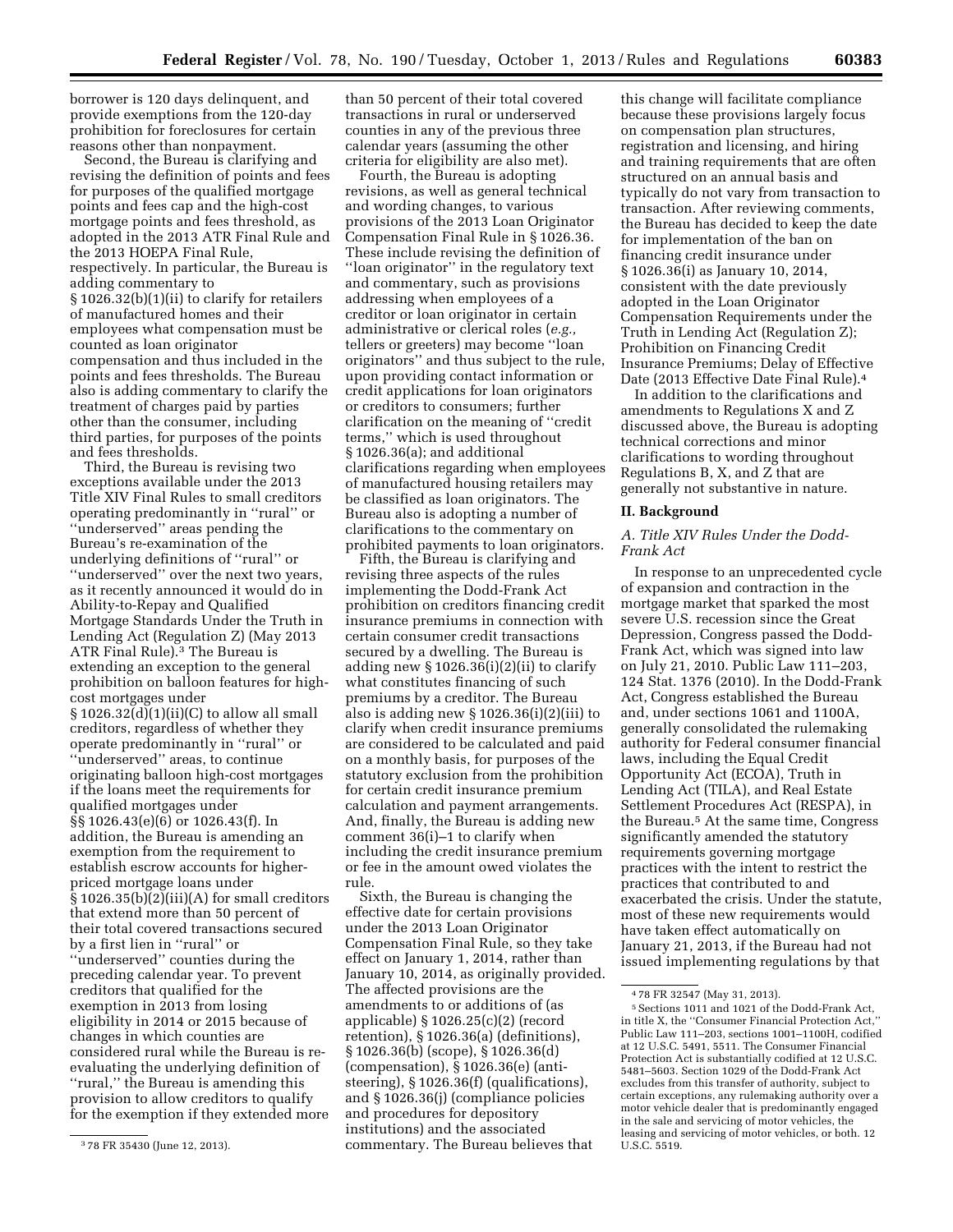borrower is 120 days delinquent, and provide exemptions from the 120-day prohibition for foreclosures for certain reasons other than nonpayment.

Second, the Bureau is clarifying and revising the definition of points and fees for purposes of the qualified mortgage points and fees cap and the high-cost mortgage points and fees threshold, as adopted in the 2013 ATR Final Rule and the 2013 HOEPA Final Rule, respectively. In particular, the Bureau is adding commentary to § 1026.32(b)(1)(ii) to clarify for retailers of manufactured homes and their employees what compensation must be counted as loan originator compensation and thus included in the points and fees thresholds. The Bureau also is adding commentary to clarify the treatment of charges paid by parties other than the consumer, including third parties, for purposes of the points and fees thresholds.

Third, the Bureau is revising two exceptions available under the 2013 Title XIV Final Rules to small creditors operating predominantly in ''rural'' or ''underserved'' areas pending the Bureau's re-examination of the underlying definitions of ''rural'' or ''underserved'' over the next two years, as it recently announced it would do in Ability-to-Repay and Qualified Mortgage Standards Under the Truth in Lending Act (Regulation Z) (May 2013 ATR Final Rule).[3] The Bureau is extending an exception to the general prohibition on balloon features for high-cost mortgages under § 1026.32(d)(1)(ii)(C) to allow all small creditors, regardless of whether they operate predominantly in ''rural'' or ''underserved'' areas, to continue originating balloon high-cost mortgages if the loans meet the requirements for qualified mortgages under §§ 1026.43(e)(6) or 1026.43(f). In addition, the Bureau is amending an exemption from the requirement to establish escrow accounts for higher-priced mortgage loans under § 1026.35(b)(2)(iii)(A) for small creditors that extend more than 50 percent of their total covered transactions secured by a first lien in ''rural'' or ''underserved'' counties during the preceding calendar year. To prevent creditors that qualified for the exemption in 2013 from losing eligibility in 2014 or 2015 because of changes in which counties are considered rural while the Bureau is re-evaluating the underlying definition of ''rural,'' the Bureau is amending this provision to allow creditors to qualify for the exemption if they extended more than 50 percent of their total covered transactions in rural or underserved counties in any of the previous three calendar years (assuming the other criteria for eligibility are also met).

Fourth, the Bureau is adopting revisions, as well as general technical and wording changes, to various provisions of the 2013 Loan Originator Compensation Final Rule in § 1026.36. These include revising the definition of ''loan originator'' in the regulatory text and commentary, such as provisions addressing when employees of a creditor or loan originator in certain administrative or clerical roles (*e.g.,* tellers or greeters) may become ''loan originators'' and thus subject to the rule, upon providing contact information or credit applications for loan originators or creditors to consumers; further clarification on the meaning of ''credit terms,'' which is used throughout § 1026.36(a); and additional clarifications regarding when employees of manufactured housing retailers may be classified as loan originators. The Bureau also is adopting a number of clarifications to the commentary on prohibited payments to loan originators.

Fifth, the Bureau is clarifying and revising three aspects of the rules implementing the Dodd-Frank Act prohibition on creditors financing credit insurance premiums in connection with certain consumer credit transactions secured by a dwelling. The Bureau is adding new § 1026.36(i)(2)(ii) to clarify what constitutes financing of such premiums by a creditor. The Bureau also is adding new § 1026.36(i)(2)(iii) to clarify when credit insurance premiums are considered to be calculated and paid on a monthly basis, for purposes of the statutory exclusion from the prohibition for certain credit insurance premium calculation and payment arrangements. And, finally, the Bureau is adding new comment 36(i)–1 to clarify when including the credit insurance premium or fee in the amount owed violates the rule.

Sixth, the Bureau is changing the effective date for certain provisions under the 2013 Loan Originator Compensation Final Rule, so they take effect on January 1, 2014, rather than January 10, 2014, as originally provided. The affected provisions are the amendments to or additions of (as applicable) § 1026.25(c)(2) (record retention), § 1026.36(a) (definitions), § 1026.36(b) (scope), § 1026.36(d) (compensation), § 1026.36(e) (anti-steering), § 1026.36(f) (qualifications), and § 1026.36(j) (compliance policies and procedures for depository institutions) and the associated commentary. The Bureau believes that this change will facilitate compliance because these provisions largely focus on compensation plan structures, registration and licensing, and hiring and training requirements that are often structured on an annual basis and typically do not vary from transaction to transaction. After reviewing comments, the Bureau has decided to keep the date for implementation of the ban on financing credit insurance under § 1026.36(i) as January 10, 2014, consistent with the date previously adopted in the Loan Originator Compensation Requirements under the Truth in Lending Act (Regulation Z); Prohibition on Financing Credit Insurance Premiums; Delay of Effective Date (2013 Effective Date Final Rule).[4]

In addition to the clarifications and amendments to Regulations X and Z discussed above, the Bureau is adopting technical corrections and minor clarifications to wording throughout Regulations B, X, and Z that are generally not substantive in nature.

## II. Background

### *A. Title XIV Rules Under the Dodd-Frank Act*

In response to an unprecedented cycle of expansion and contraction in the mortgage market that sparked the most severe U.S. recession since the Great Depression, Congress passed the Dodd-Frank Act, which was signed into law on July 21, 2010. Public Law 111–203, 124 Stat. 1376 (2010). In the Dodd-Frank Act, Congress established the Bureau and, under sections 1061 and 1100A, generally consolidated the rulemaking authority for Federal consumer financial laws, including the Equal Credit Opportunity Act (ECOA), Truth in Lending Act (TILA), and Real Estate Settlement Procedures Act (RESPA), in the Bureau.[5] At the same time, Congress significantly amended the statutory requirements governing mortgage practices with the intent to restrict the practices that contributed to and exacerbated the crisis. Under the statute, most of these new requirements would have taken effect automatically on January 21, 2013, if the Bureau had not issued implementing regulations by that

---

[3] 78 FR 35430 (June 12, 2013).

[4] 78 FR 32547 (May 31, 2013).

[5] Sections 1011 and 1021 of the Dodd-Frank Act, in title X, the ''Consumer Financial Protection Act,'' Public Law 111–203, sections 1001–1100H, codified at 12 U.S.C. 5491, 5511. The Consumer Financial Protection Act is substantially codified at 12 U.S.C. 5481–5603. Section 1029 of the Dodd-Frank Act excludes from this transfer of authority, subject to certain exceptions, any rulemaking authority over a motor vehicle dealer that is predominantly engaged in the sale and servicing of motor vehicles, the leasing and servicing of motor vehicles, or both. 12 U.S.C. 5519.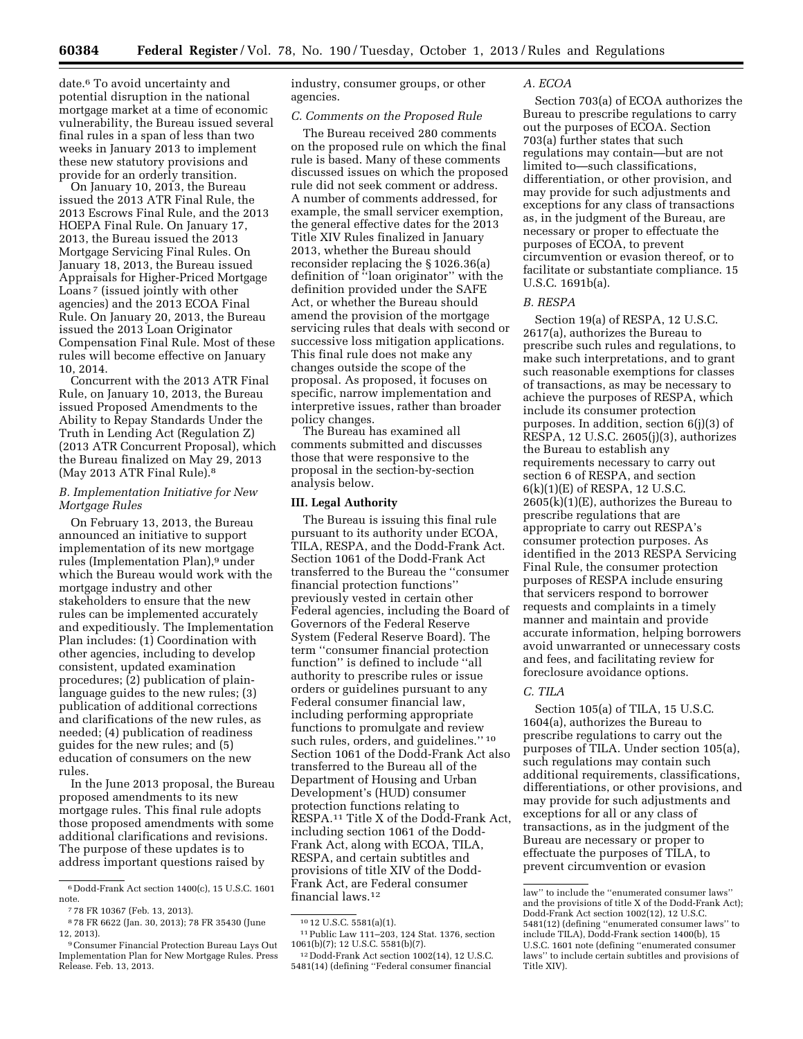date.[6] To avoid uncertainty and potential disruption in the national mortgage market at a time of economic vulnerability, the Bureau issued several final rules in a span of less than two weeks in January 2013 to implement these new statutory provisions and provide for an orderly transition.

On January 10, 2013, the Bureau issued the 2013 ATR Final Rule, the 2013 Escrows Final Rule, and the 2013 HOEPA Final Rule. On January 17, 2013, the Bureau issued the 2013 Mortgage Servicing Final Rules. On January 18, 2013, the Bureau issued Appraisals for Higher-Priced Mortgage Loans [7] (issued jointly with other agencies) and the 2013 ECOA Final Rule. On January 20, 2013, the Bureau issued the 2013 Loan Originator Compensation Final Rule. Most of these rules will become effective on January 10, 2014.

Concurrent with the 2013 ATR Final Rule, on January 10, 2013, the Bureau issued Proposed Amendments to the Ability to Repay Standards Under the Truth in Lending Act (Regulation Z) (2013 ATR Concurrent Proposal), which the Bureau finalized on May 29, 2013 (May 2013 ATR Final Rule).[8]

### *B. Implementation Initiative for New Mortgage Rules*

On February 13, 2013, the Bureau announced an initiative to support implementation of its new mortgage rules (Implementation Plan),[9] under which the Bureau would work with the mortgage industry and other stakeholders to ensure that the new rules can be implemented accurately and expeditiously. The Implementation Plan includes: (1) Coordination with other agencies, including to develop consistent, updated examination procedures; (2) publication of plain-language guides to the new rules; (3) publication of additional corrections and clarifications of the new rules, as needed; (4) publication of readiness guides for the new rules; and (5) education of consumers on the new rules.

In the June 2013 proposal, the Bureau proposed amendments to its new mortgage rules. This final rule adopts those proposed amendments with some additional clarifications and revisions. The purpose of these updates is to address important questions raised by industry, consumer groups, or other agencies.

### *C. Comments on the Proposed Rule*

The Bureau received 280 comments on the proposed rule on which the final rule is based. Many of these comments discussed issues on which the proposed rule did not seek comment or address. A number of comments addressed, for example, the small servicer exemption, the general effective dates for the 2013 Title XIV Rules finalized in January 2013, whether the Bureau should reconsider replacing the § 1026.36(a) definition of ''loan originator'' with the definition provided under the SAFE Act, or whether the Bureau should amend the provision of the mortgage servicing rules that deals with second or successive loss mitigation applications. This final rule does not make any changes outside the scope of the proposal. As proposed, it focuses on specific, narrow implementation and interpretive issues, rather than broader policy changes.

The Bureau has examined all comments submitted and discusses those that were responsive to the proposal in the section-by-section analysis below.

## III. Legal Authority

The Bureau is issuing this final rule pursuant to its authority under ECOA, TILA, RESPA, and the Dodd-Frank Act. Section 1061 of the Dodd-Frank Act transferred to the Bureau the ''consumer financial protection functions'' previously vested in certain other Federal agencies, including the Board of Governors of the Federal Reserve System (Federal Reserve Board). The term ''consumer financial protection function'' is defined to include ''all authority to prescribe rules or issue orders or guidelines pursuant to any Federal consumer financial law, including performing appropriate functions to promulgate and review such rules, orders, and guidelines.''[10] Section 1061 of the Dodd-Frank Act also transferred to the Bureau all of the Department of Housing and Urban Development's (HUD) consumer protection functions relating to RESPA.[11] Title X of the Dodd-Frank Act, including section 1061 of the Dodd-Frank Act, along with ECOA, TILA, RESPA, and certain subtitles and provisions of title XIV of the Dodd-Frank Act, are Federal consumer financial laws.[12]

### *A. ECOA*

Section 703(a) of ECOA authorizes the Bureau to prescribe regulations to carry out the purposes of ECOA. Section 703(a) further states that such regulations may contain—but are not limited to—such classifications, differentiation, or other provision, and may provide for such adjustments and exceptions for any class of transactions as, in the judgment of the Bureau, are necessary or proper to effectuate the purposes of ECOA, to prevent circumvention or evasion thereof, or to facilitate or substantiate compliance. 15 U.S.C. 1691b(a).

### *B. RESPA*

Section 19(a) of RESPA, 12 U.S.C. 2617(a), authorizes the Bureau to prescribe such rules and regulations, to make such interpretations, and to grant such reasonable exemptions for classes of transactions, as may be necessary to achieve the purposes of RESPA, which include its consumer protection purposes. In addition, section 6(j)(3) of RESPA, 12 U.S.C. 2605(j)(3), authorizes the Bureau to establish any requirements necessary to carry out section 6 of RESPA, and section 6(k)(1)(E) of RESPA, 12 U.S.C. 2605(k)(1)(E), authorizes the Bureau to prescribe regulations that are appropriate to carry out RESPA's consumer protection purposes. As identified in the 2013 RESPA Servicing Final Rule, the consumer protection purposes of RESPA include ensuring that servicers respond to borrower requests and complaints in a timely manner and maintain and provide accurate information, helping borrowers avoid unwarranted or unnecessary costs and fees, and facilitating review for foreclosure avoidance options.

### *C. TILA*

Section 105(a) of TILA, 15 U.S.C. 1604(a), authorizes the Bureau to prescribe regulations to carry out the purposes of TILA. Under section 105(a), such regulations may contain such additional requirements, classifications, differentiations, or other provisions, and may provide for such adjustments and exceptions for all or any class of transactions, as in the judgment of the Bureau are necessary or proper to effectuate the purposes of TILA, to prevent circumvention or evasion

---

[6] Dodd-Frank Act section 1400(c), 15 U.S.C. 1601 note.

[7] 78 FR 10367 (Feb. 13, 2013).

[8] 78 FR 6622 (Jan. 30, 2013); 78 FR 35430 (June 12, 2013).

[9] Consumer Financial Protection Bureau Lays Out Implementation Plan for New Mortgage Rules. Press Release. Feb. 13, 2013.

[10] 12 U.S.C. 5581(a)(1).

[11] Public Law 111–203, 124 Stat. 1376, section 1061(b)(7); 12 U.S.C. 5581(b)(7).

[12] Dodd-Frank Act section 1002(14), 12 U.S.C. 5481(14) (defining ''Federal consumer financial law'' to include the ''enumerated consumer laws'' and the provisions of title X of the Dodd-Frank Act); Dodd-Frank Act section 1002(12), 12 U.S.C. 5481(12) (defining ''enumerated consumer laws'' to include TILA), Dodd-Frank section 1400(b), 15 U.S.C. 1601 note (defining ''enumerated consumer laws'' to include certain subtitles and provisions of Title XIV).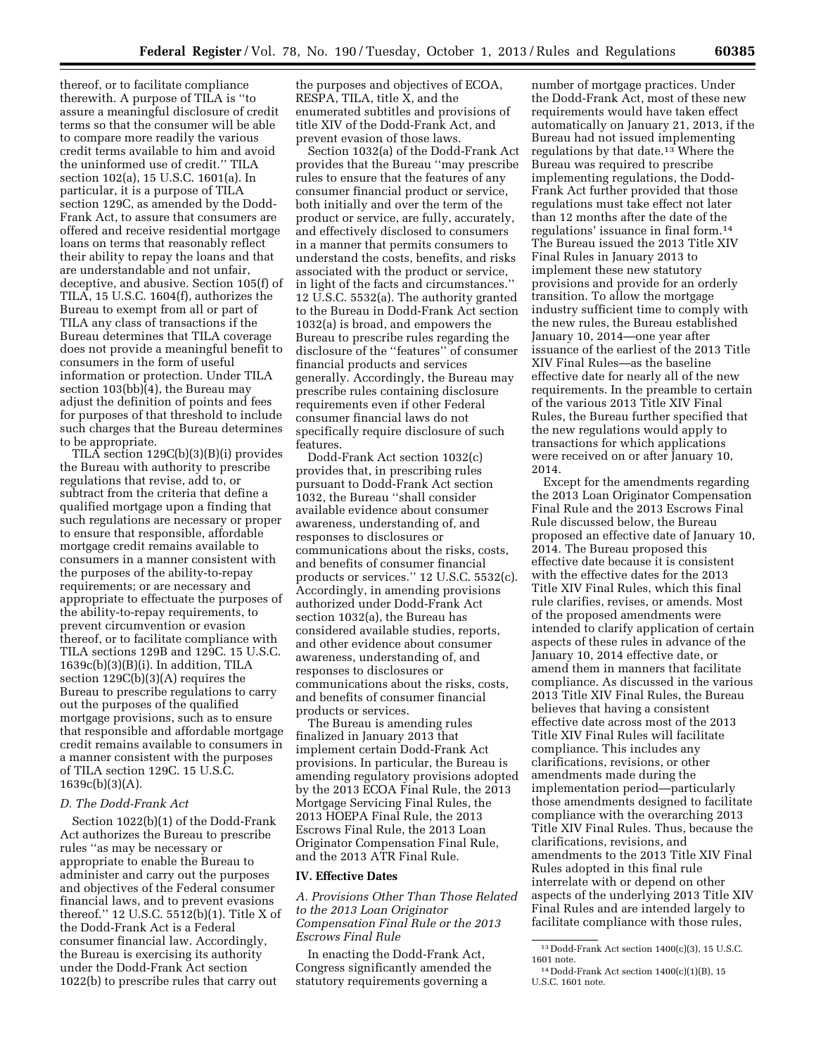thereof, or to facilitate compliance therewith. A purpose of TILA is ''to assure a meaningful disclosure of credit terms so that the consumer will be able to compare more readily the various credit terms available to him and avoid the uninformed use of credit.'' TILA section 102(a), 15 U.S.C. 1601(a). In particular, it is a purpose of TILA section 129C, as amended by the Dodd-Frank Act, to assure that consumers are offered and receive residential mortgage loans on terms that reasonably reflect their ability to repay the loans and that are understandable and not unfair, deceptive, and abusive. Section 105(f) of TILA, 15 U.S.C. 1604(f), authorizes the Bureau to exempt from all or part of TILA any class of transactions if the Bureau determines that TILA coverage does not provide a meaningful benefit to consumers in the form of useful information or protection. Under TILA section 103(bb)(4), the Bureau may adjust the definition of points and fees for purposes of that threshold to include such charges that the Bureau determines to be appropriate.

TILA section 129C(b)(3)(B)(i) provides the Bureau with authority to prescribe regulations that revise, add to, or subtract from the criteria that define a qualified mortgage upon a finding that such regulations are necessary or proper to ensure that responsible, affordable mortgage credit remains available to consumers in a manner consistent with the purposes of the ability-to-repay requirements; or are necessary and appropriate to effectuate the purposes of the ability-to-repay requirements, to prevent circumvention or evasion thereof, or to facilitate compliance with TILA sections 129B and 129C. 15 U.S.C. 1639c(b)(3)(B)(i). In addition, TILA section 129C(b)(3)(A) requires the Bureau to prescribe regulations to carry out the purposes of the qualified mortgage provisions, such as to ensure that responsible and affordable mortgage credit remains available to consumers in a manner consistent with the purposes of TILA section 129C. 15 U.S.C. 1639c(b)(3)(A).

### D. The Dodd-Frank Act

Section 1022(b)(1) of the Dodd-Frank Act authorizes the Bureau to prescribe rules ''as may be necessary or appropriate to enable the Bureau to administer and carry out the purposes and objectives of the Federal consumer financial laws, and to prevent evasions thereof.'' 12 U.S.C. 5512(b)(1). Title X of the Dodd-Frank Act is a Federal consumer financial law. Accordingly, the Bureau is exercising its authority under the Dodd-Frank Act section 1022(b) to prescribe rules that carry out the purposes and objectives of ECOA, RESPA, TILA, title X, and the enumerated subtitles and provisions of title XIV of the Dodd-Frank Act, and prevent evasion of those laws.

Section 1032(a) of the Dodd-Frank Act provides that the Bureau ''may prescribe rules to ensure that the features of any consumer financial product or service, both initially and over the term of the product or service, are fully, accurately, and effectively disclosed to consumers in a manner that permits consumers to understand the costs, benefits, and risks associated with the product or service, in light of the facts and circumstances.'' 12 U.S.C. 5532(a). The authority granted to the Bureau in Dodd-Frank Act section 1032(a) is broad, and empowers the Bureau to prescribe rules regarding the disclosure of the ''features'' of consumer financial products and services generally. Accordingly, the Bureau may prescribe rules containing disclosure requirements even if other Federal consumer financial laws do not specifically require disclosure of such features.

Dodd-Frank Act section 1032(c) provides that, in prescribing rules pursuant to Dodd-Frank Act section 1032, the Bureau ''shall consider available evidence about consumer awareness, understanding of, and responses to disclosures or communications about the risks, costs, and benefits of consumer financial products or services.'' 12 U.S.C. 5532(c). Accordingly, in amending provisions authorized under Dodd-Frank Act section 1032(a), the Bureau has considered available studies, reports, and other evidence about consumer awareness, understanding of, and responses to disclosures or communications about the risks, costs, and benefits of consumer financial products or services.

The Bureau is amending rules finalized in January 2013 that implement certain Dodd-Frank Act provisions. In particular, the Bureau is amending regulatory provisions adopted by the 2013 ECOA Final Rule, the 2013 Mortgage Servicing Final Rules, the 2013 HOEPA Final Rule, the 2013 Escrows Final Rule, the 2013 Loan Originator Compensation Final Rule, and the 2013 ATR Final Rule.

## IV. Effective Dates

### A. Provisions Other Than Those Related to the 2013 Loan Originator Compensation Final Rule or the 2013 Escrows Final Rule

In enacting the Dodd-Frank Act, Congress significantly amended the statutory requirements governing a number of mortgage practices. Under the Dodd-Frank Act, most of these new requirements would have taken effect automatically on January 21, 2013, if the Bureau had not issued implementing regulations by that date.[13] Where the Bureau was required to prescribe implementing regulations, the Dodd-Frank Act further provided that those regulations must take effect not later than 12 months after the date of the regulations' issuance in final form.[14] The Bureau issued the 2013 Title XIV Final Rules in January 2013 to implement these new statutory provisions and provide for an orderly transition. To allow the mortgage industry sufficient time to comply with the new rules, the Bureau established January 10, 2014—one year after issuance of the earliest of the 2013 Title XIV Final Rules—as the baseline effective date for nearly all of the new requirements. In the preamble to certain of the various 2013 Title XIV Final Rules, the Bureau further specified that the new regulations would apply to transactions for which applications were received on or after January 10, 2014.

Except for the amendments regarding the 2013 Loan Originator Compensation Final Rule and the 2013 Escrows Final Rule discussed below, the Bureau proposed an effective date of January 10, 2014. The Bureau proposed this effective date because it is consistent with the effective dates for the 2013 Title XIV Final Rules, which this final rule clarifies, revises, or amends. Most of the proposed amendments were intended to clarify application of certain aspects of these rules in advance of the January 10, 2014 effective date, or amend them in manners that facilitate compliance. As discussed in the various 2013 Title XIV Final Rules, the Bureau believes that having a consistent effective date across most of the 2013 Title XIV Final Rules will facilitate compliance. This includes any clarifications, revisions, or other amendments made during the implementation period—particularly those amendments designed to facilitate compliance with the overarching 2013 Title XIV Final Rules. Thus, because the clarifications, revisions, and amendments to the 2013 Title XIV Final Rules adopted in this final rule interrelate with or depend on other aspects of the underlying 2013 Title XIV Final Rules and are intended largely to facilitate compliance with those rules,

[13] Dodd-Frank Act section 1400(c)(3), 15 U.S.C. 1601 note.

[14] Dodd-Frank Act section 1400(c)(1)(B), 15 U.S.C. 1601 note.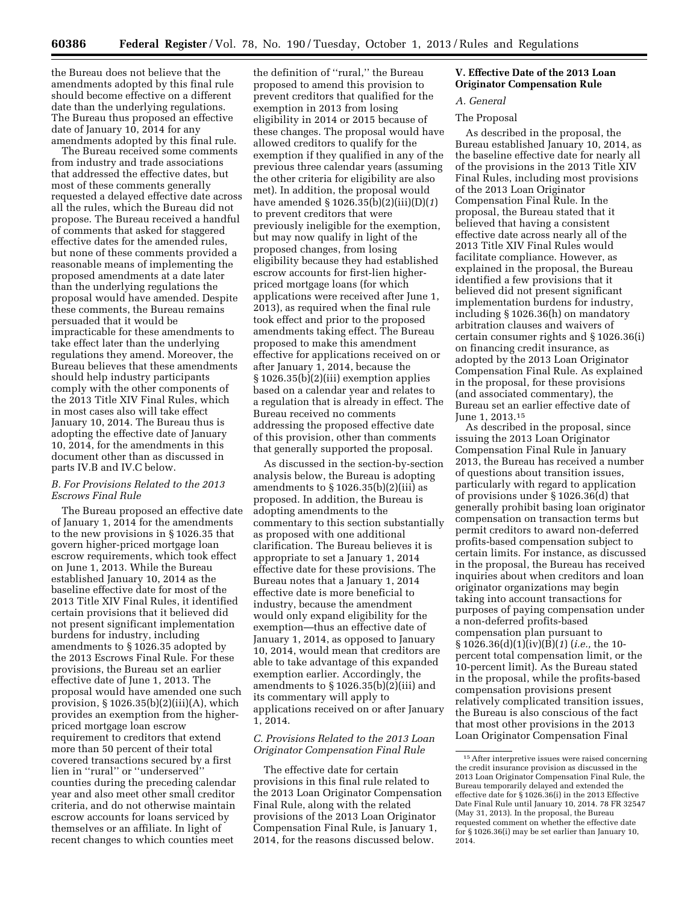the Bureau does not believe that the amendments adopted by this final rule should become effective on a different date than the underlying regulations. The Bureau thus proposed an effective date of January 10, 2014 for any amendments adopted by this final rule.

The Bureau received some comments from industry and trade associations that addressed the effective dates, but most of these comments generally requested a delayed effective date across all the rules, which the Bureau did not propose. The Bureau received a handful of comments that asked for staggered effective dates for the amended rules, but none of these comments provided a reasonable means of implementing the proposed amendments at a date later than the underlying regulations the proposal would have amended. Despite these comments, the Bureau remains persuaded that it would be impracticable for these amendments to take effect later than the underlying regulations they amend. Moreover, the Bureau believes that these amendments should help industry participants comply with the other components of the 2013 Title XIV Final Rules, which in most cases also will take effect January 10, 2014. The Bureau thus is adopting the effective date of January 10, 2014, for the amendments in this document other than as discussed in parts IV.B and IV.C below.

### *B. For Provisions Related to the 2013 Escrows Final Rule*

The Bureau proposed an effective date of January 1, 2014 for the amendments to the new provisions in § 1026.35 that govern higher-priced mortgage loan escrow requirements, which took effect on June 1, 2013. While the Bureau established January 10, 2014 as the baseline effective date for most of the 2013 Title XIV Final Rules, it identified certain provisions that it believed did not present significant implementation burdens for industry, including amendments to § 1026.35 adopted by the 2013 Escrows Final Rule. For these provisions, the Bureau set an earlier effective date of June 1, 2013. The proposal would have amended one such provision, § 1026.35(b)(2)(iii)(A), which provides an exemption from the higher-priced mortgage loan escrow requirement to creditors that extend more than 50 percent of their total covered transactions secured by a first lien in ''rural'' or ''underserved'' counties during the preceding calendar year and also meet other small creditor criteria, and do not otherwise maintain escrow accounts for loans serviced by themselves or an affiliate. In light of recent changes to which counties meet the definition of ''rural,'' the Bureau proposed to amend this provision to prevent creditors that qualified for the exemption in 2013 from losing eligibility in 2014 or 2015 because of these changes. The proposal would have allowed creditors to qualify for the exemption if they qualified in any of the previous three calendar years (assuming the other criteria for eligibility are also met). In addition, the proposal would have amended § 1026.35(b)(2)(iii)(D)(*1*) to prevent creditors that were previously ineligible for the exemption, but may now qualify in light of the proposed changes, from losing eligibility because they had established escrow accounts for first-lien higher-priced mortgage loans (for which applications were received after June 1, 2013), as required when the final rule took effect and prior to the proposed amendments taking effect. The Bureau proposed to make this amendment effective for applications received on or after January 1, 2014, because the § 1026.35(b)(2)(iii) exemption applies based on a calendar year and relates to a regulation that is already in effect. The Bureau received no comments addressing the proposed effective date of this provision, other than comments that generally supported the proposal.

As discussed in the section-by-section analysis below, the Bureau is adopting amendments to § 1026.35(b)(2)(iii) as proposed. In addition, the Bureau is adopting amendments to the commentary to this section substantially as proposed with one additional clarification. The Bureau believes it is appropriate to set a January 1, 2014 effective date for these provisions. The Bureau notes that a January 1, 2014 effective date is more beneficial to industry, because the amendment would only expand eligibility for the exemption—thus an effective date of January 1, 2014, as opposed to January 10, 2014, would mean that creditors are able to take advantage of this expanded exemption earlier. Accordingly, the amendments to § 1026.35(b)(2)(iii) and its commentary will apply to applications received on or after January 1, 2014.

### *C. Provisions Related to the 2013 Loan Originator Compensation Final Rule*

The effective date for certain provisions in this final rule related to the 2013 Loan Originator Compensation Final Rule, along with the related provisions of the 2013 Loan Originator Compensation Final Rule, is January 1, 2014, for the reasons discussed below.

## V. Effective Date of the 2013 Loan Originator Compensation Rule

### *A. General*

The Proposal

As described in the proposal, the Bureau established January 10, 2014, as the baseline effective date for nearly all of the provisions in the 2013 Title XIV Final Rules, including most provisions of the 2013 Loan Originator Compensation Final Rule. In the proposal, the Bureau stated that it believed that having a consistent effective date across nearly all of the 2013 Title XIV Final Rules would facilitate compliance. However, as explained in the proposal, the Bureau identified a few provisions that it believed did not present significant implementation burdens for industry, including § 1026.36(h) on mandatory arbitration clauses and waivers of certain consumer rights and § 1026.36(i) on financing credit insurance, as adopted by the 2013 Loan Originator Compensation Final Rule. As explained in the proposal, for these provisions (and associated commentary), the Bureau set an earlier effective date of June 1, 2013.[15]

As described in the proposal, since issuing the 2013 Loan Originator Compensation Final Rule in January 2013, the Bureau has received a number of questions about transition issues, particularly with regard to application of provisions under § 1026.36(d) that generally prohibit basing loan originator compensation on transaction terms but permit creditors to award non-deferred profits-based compensation subject to certain limits. For instance, as discussed in the proposal, the Bureau has received inquiries about when creditors and loan originator organizations may begin taking into account transactions for purposes of paying compensation under a non-deferred profits-based compensation plan pursuant to § 1026.36(d)(1)(iv)(B)(*1*) (*i.e.,* the 10-percent total compensation limit, or the 10-percent limit). As the Bureau stated in the proposal, while the profits-based compensation provisions present relatively complicated transition issues, the Bureau is also conscious of the fact that most other provisions in the 2013 Loan Originator Compensation Final

[15] After interpretive issues were raised concerning the credit insurance provision as discussed in the 2013 Loan Originator Compensation Final Rule, the Bureau temporarily delayed and extended the effective date for § 1026.36(i) in the 2013 Effective Date Final Rule until January 10, 2014. 78 FR 32547 (May 31, 2013). In the proposal, the Bureau requested comment on whether the effective date for § 1026.36(i) may be set earlier than January 10, 2014.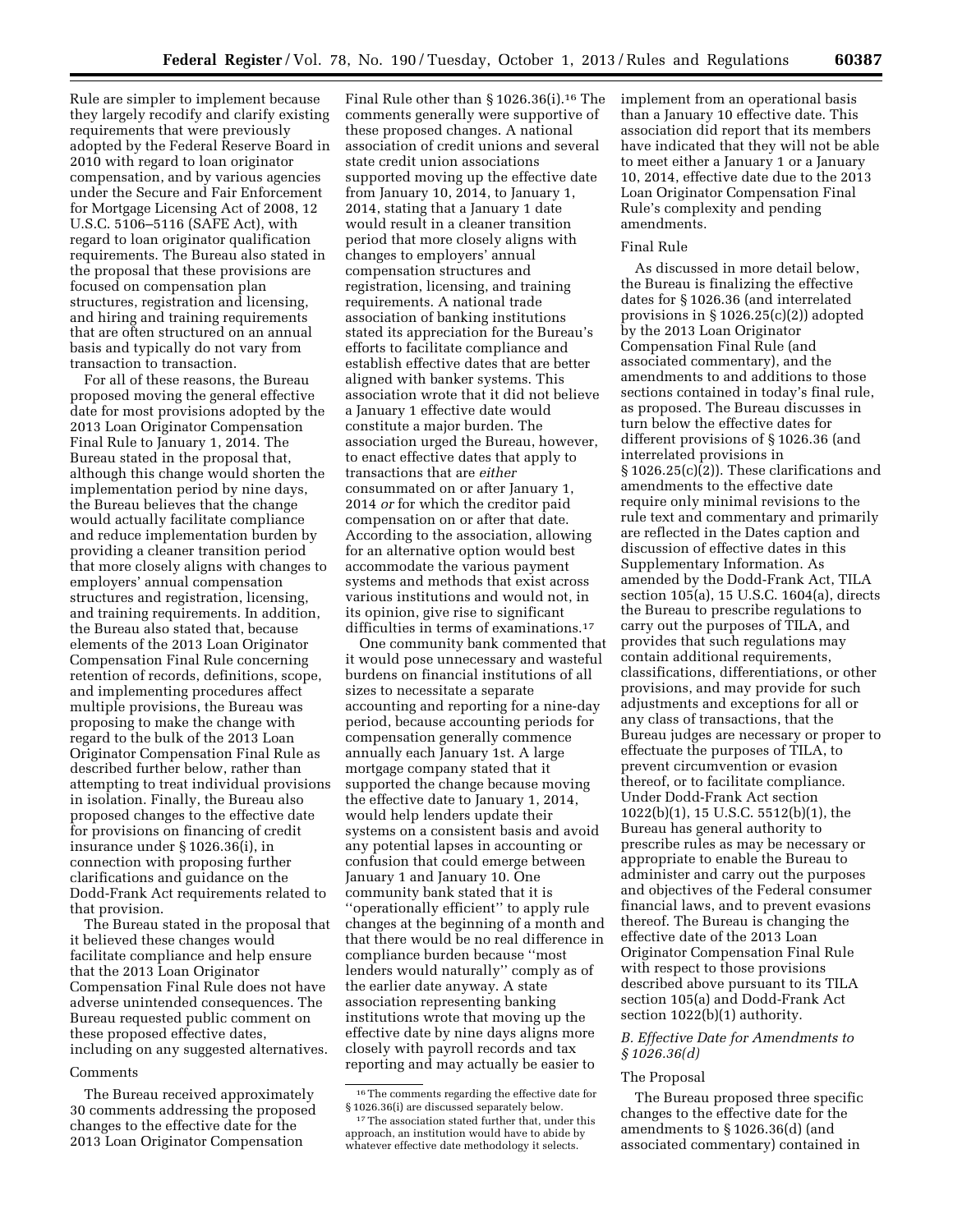Rule are simpler to implement because they largely recodify and clarify existing requirements that were previously adopted by the Federal Reserve Board in 2010 with regard to loan originator compensation, and by various agencies under the Secure and Fair Enforcement for Mortgage Licensing Act of 2008, 12 U.S.C. 5106–5116 (SAFE Act), with regard to loan originator qualification requirements. The Bureau also stated in the proposal that these provisions are focused on compensation plan structures, registration and licensing, and hiring and training requirements that are often structured on an annual basis and typically do not vary from transaction to transaction.

For all of these reasons, the Bureau proposed moving the general effective date for most provisions adopted by the 2013 Loan Originator Compensation Final Rule to January 1, 2014. The Bureau stated in the proposal that, although this change would shorten the implementation period by nine days, the Bureau believes that the change would actually facilitate compliance and reduce implementation burden by providing a cleaner transition period that more closely aligns with changes to employers' annual compensation structures and registration, licensing, and training requirements. In addition, the Bureau also stated that, because elements of the 2013 Loan Originator Compensation Final Rule concerning retention of records, definitions, scope, and implementing procedures affect multiple provisions, the Bureau was proposing to make the change with regard to the bulk of the 2013 Loan Originator Compensation Final Rule as described further below, rather than attempting to treat individual provisions in isolation. Finally, the Bureau also proposed changes to the effective date for provisions on financing of credit insurance under § 1026.36(i), in connection with proposing further clarifications and guidance on the Dodd-Frank Act requirements related to that provision.

The Bureau stated in the proposal that it believed these changes would facilitate compliance and help ensure that the 2013 Loan Originator Compensation Final Rule does not have adverse unintended consequences. The Bureau requested public comment on these proposed effective dates, including on any suggested alternatives.

Comments

The Bureau received approximately 30 comments addressing the proposed changes to the effective date for the 2013 Loan Originator Compensation Final Rule other than § 1026.36(i).[16] The comments generally were supportive of these proposed changes. A national association of credit unions and several state credit union associations supported moving up the effective date from January 10, 2014, to January 1, 2014, stating that a January 1 date would result in a cleaner transition period that more closely aligns with changes to employers' annual compensation structures and registration, licensing, and training requirements. A national trade association of banking institutions stated its appreciation for the Bureau's efforts to facilitate compliance and establish effective dates that are better aligned with banker systems. This association wrote that it did not believe a January 1 effective date would constitute a major burden. The association urged the Bureau, however, to enact effective dates that apply to transactions that are *either* consummated on or after January 1, 2014 *or* for which the creditor paid compensation on or after that date. According to the association, allowing for an alternative option would best accommodate the various payment systems and methods that exist across various institutions and would not, in its opinion, give rise to significant difficulties in terms of examinations.[17]

One community bank commented that it would pose unnecessary and wasteful burdens on financial institutions of all sizes to necessitate a separate accounting and reporting for a nine-day period, because accounting periods for compensation generally commence annually each January 1st. A large mortgage company stated that it supported the change because moving the effective date to January 1, 2014, would help lenders update their systems on a consistent basis and avoid any potential lapses in accounting or confusion that could emerge between January 1 and January 10. One community bank stated that it is ''operationally efficient'' to apply rule changes at the beginning of a month and that there would be no real difference in compliance burden because ''most lenders would naturally'' comply as of the earlier date anyway. A state association representing banking institutions wrote that moving up the effective date by nine days aligns more closely with payroll records and tax reporting and may actually be easier to implement from an operational basis than a January 10 effective date. This association did report that its members have indicated that they will not be able to meet either a January 1 or a January 10, 2014, effective date due to the 2013 Loan Originator Compensation Final Rule's complexity and pending amendments.

Final Rule

As discussed in more detail below, the Bureau is finalizing the effective dates for § 1026.36 (and interrelated provisions in § 1026.25(c)(2)) adopted by the 2013 Loan Originator Compensation Final Rule (and associated commentary), and the amendments to and additions to those sections contained in today's final rule, as proposed. The Bureau discusses in turn below the effective dates for different provisions of § 1026.36 (and interrelated provisions in § 1026.25(c)(2)). These clarifications and amendments to the effective date require only minimal revisions to the rule text and commentary and primarily are reflected in the Dates caption and discussion of effective dates in this Supplementary Information. As amended by the Dodd-Frank Act, TILA section 105(a), 15 U.S.C. 1604(a), directs the Bureau to prescribe regulations to carry out the purposes of TILA, and provides that such regulations may contain additional requirements, classifications, differentiations, or other provisions, and may provide for such adjustments and exceptions for all or any class of transactions, that the Bureau judges are necessary or proper to effectuate the purposes of TILA, to prevent circumvention or evasion thereof, or to facilitate compliance. Under Dodd-Frank Act section 1022(b)(1), 15 U.S.C. 5512(b)(1), the Bureau has general authority to prescribe rules as may be necessary or appropriate to enable the Bureau to administer and carry out the purposes and objectives of the Federal consumer financial laws, and to prevent evasions thereof. The Bureau is changing the effective date of the 2013 Loan Originator Compensation Final Rule with respect to those provisions described above pursuant to its TILA section 105(a) and Dodd-Frank Act section 1022(b)(1) authority.

### *B. Effective Date for Amendments to § 1026.36(d)*

The Proposal

The Bureau proposed three specific changes to the effective date for the amendments to § 1026.36(d) (and associated commentary) contained in

---

[16] The comments regarding the effective date for § 1026.36(i) are discussed separately below.

[17] The association stated further that, under this approach, an institution would have to abide by whatever effective date methodology it selects.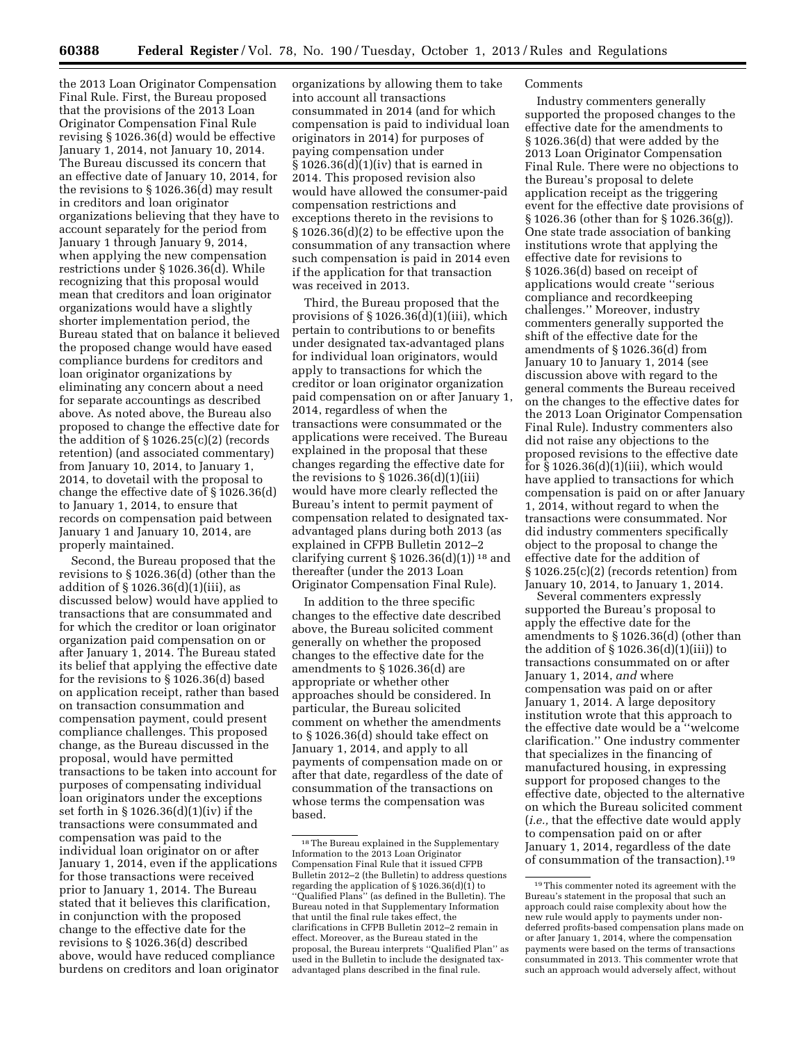the 2013 Loan Originator Compensation Final Rule. First, the Bureau proposed that the provisions of the 2013 Loan Originator Compensation Final Rule revising § 1026.36(d) would be effective January 1, 2014, not January 10, 2014. The Bureau discussed its concern that an effective date of January 10, 2014, for the revisions to § 1026.36(d) may result in creditors and loan originator organizations believing that they have to account separately for the period from January 1 through January 9, 2014, when applying the new compensation restrictions under § 1026.36(d). While recognizing that this proposal would mean that creditors and loan originator organizations would have a slightly shorter implementation period, the Bureau stated that on balance it believed the proposed change would have eased compliance burdens for creditors and loan originator organizations by eliminating any concern about a need for separate accountings as described above. As noted above, the Bureau also proposed to change the effective date for the addition of § 1026.25(c)(2) (records retention) (and associated commentary) from January 10, 2014, to January 1, 2014, to dovetail with the proposal to change the effective date of § 1026.36(d) to January 1, 2014, to ensure that records on compensation paid between January 1 and January 10, 2014, are properly maintained.

Second, the Bureau proposed that the revisions to § 1026.36(d) (other than the addition of § 1026.36(d)(1)(iii), as discussed below) would have applied to transactions that are consummated and for which the creditor or loan originator organization paid compensation on or after January 1, 2014. The Bureau stated its belief that applying the effective date for the revisions to § 1026.36(d) based on application receipt, rather than based on transaction consummation and compensation payment, could present compliance challenges. This proposed change, as the Bureau discussed in the proposal, would have permitted transactions to be taken into account for purposes of compensating individual loan originators under the exceptions set forth in § 1026.36(d)(1)(iv) if the transactions were consummated and compensation was paid to the individual loan originator on or after January 1, 2014, even if the applications for those transactions were received prior to January 1, 2014. The Bureau stated that it believes this clarification, in conjunction with the proposed change to the effective date for the revisions to § 1026.36(d) described above, would have reduced compliance burdens on creditors and loan originator organizations by allowing them to take into account all transactions consummated in 2014 (and for which compensation is paid to individual loan originators in 2014) for purposes of paying compensation under § 1026.36(d)(1)(iv) that is earned in 2014. This proposed revision also would have allowed the consumer-paid compensation restrictions and exceptions thereto in the revisions to § 1026.36(d)(2) to be effective upon the consummation of any transaction where such compensation is paid in 2014 even if the application for that transaction was received in 2013.

Third, the Bureau proposed that the provisions of § 1026.36(d)(1)(iii), which pertain to contributions to or benefits under designated tax-advantaged plans for individual loan originators, would apply to transactions for which the creditor or loan originator organization paid compensation on or after January 1, 2014, regardless of when the transactions were consummated or the applications were received. The Bureau explained in the proposal that these changes regarding the effective date for the revisions to § 1026.36(d)(1)(iii) would have more clearly reflected the Bureau's intent to permit payment of compensation related to designated tax-advantaged plans during both 2013 (as explained in CFPB Bulletin 2012–2 clarifying current § 1026.36(d)(1))[18] and thereafter (under the 2013 Loan Originator Compensation Final Rule).

In addition to the three specific changes to the effective date described above, the Bureau solicited comment generally on whether the proposed changes to the effective date for the amendments to § 1026.36(d) are appropriate or whether other approaches should be considered. In particular, the Bureau solicited comment on whether the amendments to § 1026.36(d) should take effect on January 1, 2014, and apply to all payments of compensation made on or after that date, regardless of the date of consummation of the transactions on whose terms the compensation was based.

Comments

Industry commenters generally supported the proposed changes to the effective date for the amendments to § 1026.36(d) that were added by the 2013 Loan Originator Compensation Final Rule. There were no objections to the Bureau's proposal to delete application receipt as the triggering event for the effective date provisions of § 1026.36 (other than for § 1026.36(g)). One state trade association of banking institutions wrote that applying the effective date for revisions to § 1026.36(d) based on receipt of applications would create "serious compliance and recordkeeping challenges." Moreover, industry commenters generally supported the shift of the effective date for the amendments of § 1026.36(d) from January 10 to January 1, 2014 (see discussion above with regard to the general comments the Bureau received on the changes to the effective dates for the 2013 Loan Originator Compensation Final Rule). Industry commenters also did not raise any objections to the proposed revisions to the effective date for § 1026.36(d)(1)(iii), which would have applied to transactions for which compensation is paid on or after January 1, 2014, without regard to when the transactions were consummated. Nor did industry commenters specifically object to the proposal to change the effective date for the addition of § 1026.25(c)(2) (records retention) from January 10, 2014, to January 1, 2014.

Several commenters expressly supported the Bureau's proposal to apply the effective date for the amendments to § 1026.36(d) (other than the addition of § 1026.36(d)(1)(iii)) to transactions consummated on or after January 1, 2014, *and* where compensation was paid on or after January 1, 2014. A large depository institution wrote that this approach to the effective date would be a "welcome clarification." One industry commenter that specializes in the financing of manufactured housing, in expressing support for proposed changes to the effective date, objected to the alternative on which the Bureau solicited comment (*i.e.,* that the effective date would apply to compensation paid on or after January 1, 2014, regardless of the date of consummation of the transaction).[19]

---

[18] The Bureau explained in the Supplementary Information to the 2013 Loan Originator Compensation Final Rule that it issued CFPB Bulletin 2012–2 (the Bulletin) to address questions regarding the application of § 1026.36(d)(1) to "Qualified Plans" (as defined in the Bulletin). The Bureau noted in that Supplementary Information that until the final rule takes effect, the clarifications in CFPB Bulletin 2012–2 remain in effect. Moreover, as the Bureau stated in the proposal, the Bureau interprets "Qualified Plan" as used in the Bulletin to include the designated tax-advantaged plans described in the final rule.

[19] This commenter noted its agreement with the Bureau's statement in the proposal that such an approach could raise complexity about how the new rule would apply to payments under non-deferred profits-based compensation plans made on or after January 1, 2014, where the compensation payments were based on the terms of transactions consummated in 2013. This commenter wrote that such an approach would adversely affect, without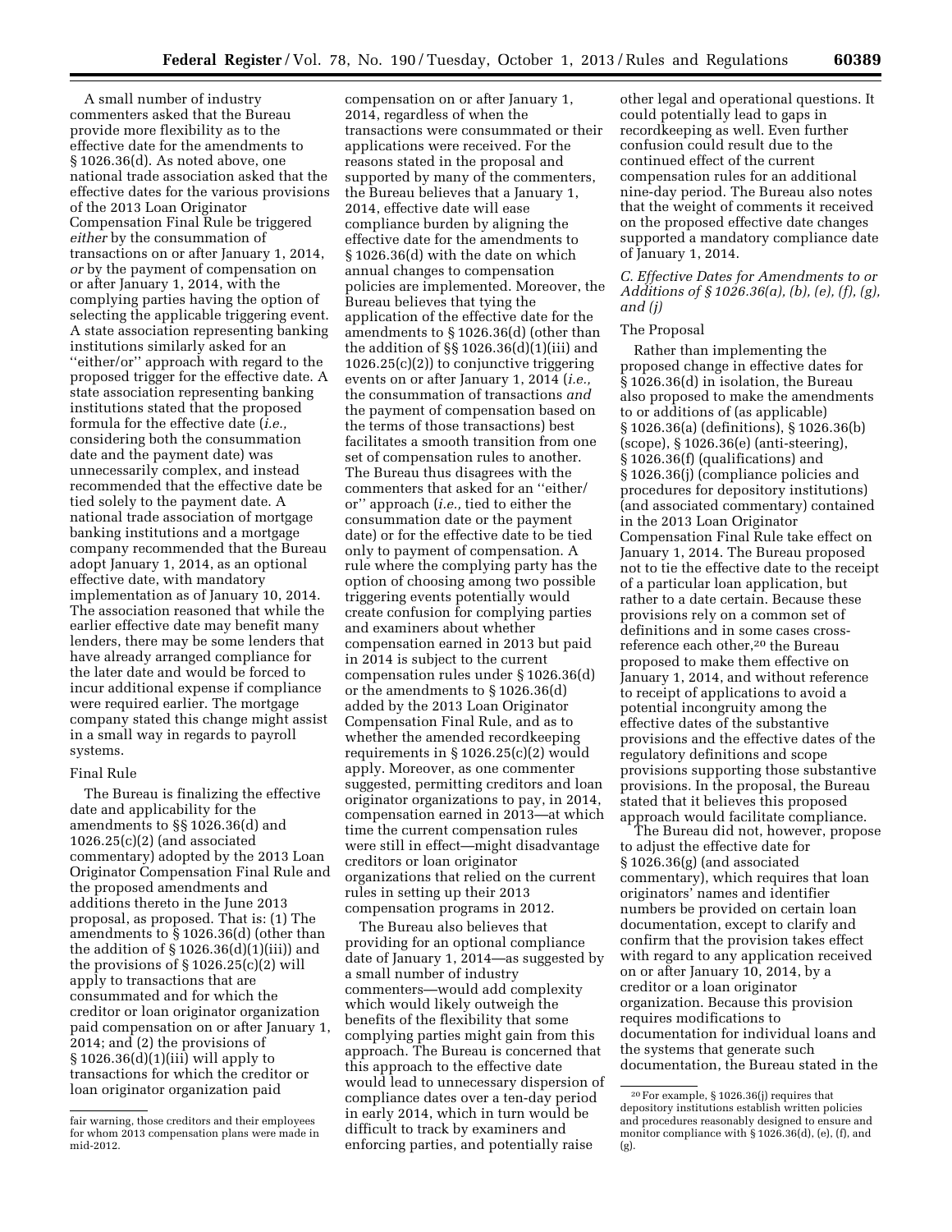A small number of industry commenters asked that the Bureau provide more flexibility as to the effective date for the amendments to § 1026.36(d). As noted above, one national trade association asked that the effective dates for the various provisions of the 2013 Loan Originator Compensation Final Rule be triggered *either* by the consummation of transactions on or after January 1, 2014, *or* by the payment of compensation on or after January 1, 2014, with the complying parties having the option of selecting the applicable triggering event. A state association representing banking institutions similarly asked for an ''either/or'' approach with regard to the proposed trigger for the effective date. A state association representing banking institutions stated that the proposed formula for the effective date (*i.e.,* considering both the consummation date and the payment date) was unnecessarily complex, and instead recommended that the effective date be tied solely to the payment date. A national trade association of mortgage banking institutions and a mortgage company recommended that the Bureau adopt January 1, 2014, as an optional effective date, with mandatory implementation as of January 10, 2014. The association reasoned that while the earlier effective date may benefit many lenders, there may be some lenders that have already arranged compliance for the later date and would be forced to incur additional expense if compliance were required earlier. The mortgage company stated this change might assist in a small way in regards to payroll systems.

Final Rule

The Bureau is finalizing the effective date and applicability for the amendments to §§ 1026.36(d) and 1026.25(c)(2) (and associated commentary) adopted by the 2013 Loan Originator Compensation Final Rule and the proposed amendments and additions thereto in the June 2013 proposal, as proposed. That is: (1) The amendments to § 1026.36(d) (other than the addition of § 1026.36(d)(1)(iii)) and the provisions of § 1026.25(c)(2) will apply to transactions that are consummated and for which the creditor or loan originator organization paid compensation on or after January 1, 2014; and (2) the provisions of § 1026.36(d)(1)(iii) will apply to transactions for which the creditor or loan originator organization paid compensation on or after January 1, 2014, regardless of when the transactions were consummated or their applications were received. For the reasons stated in the proposal and supported by many of the commenters, the Bureau believes that a January 1, 2014, effective date will ease compliance burden by aligning the effective date for the amendments to § 1026.36(d) with the date on which annual changes to compensation policies are implemented. Moreover, the Bureau believes that tying the application of the effective date for the amendments to § 1026.36(d) (other than the addition of §§ 1026.36(d)(1)(iii) and 1026.25(c)(2)) to conjunctive triggering events on or after January 1, 2014 (*i.e.,* the consummation of transactions *and* the payment of compensation based on the terms of those transactions) best facilitates a smooth transition from one set of compensation rules to another. The Bureau thus disagrees with the commenters that asked for an ''either/or'' approach (*i.e.,* tied to either the consummation date or the payment date) or for the effective date to be tied only to payment of compensation. A rule where the complying party has the option of choosing among two possible triggering events potentially would create confusion for complying parties and examiners about whether compensation earned in 2013 but paid in 2014 is subject to the current compensation rules under § 1026.36(d) or the amendments to § 1026.36(d) added by the 2013 Loan Originator Compensation Final Rule, and as to whether the amended recordkeeping requirements in § 1026.25(c)(2) would apply. Moreover, as one commenter suggested, permitting creditors and loan originator organizations to pay, in 2014, compensation earned in 2013—at which time the current compensation rules were still in effect—might disadvantage creditors or loan originator organizations that relied on the current rules in setting up their 2013 compensation programs in 2012.

The Bureau also believes that providing for an optional compliance date of January 1, 2014—as suggested by a small number of industry commenters—would add complexity which would likely outweigh the benefits of the flexibility that some complying parties might gain from this approach. The Bureau is concerned that this approach to the effective date would lead to unnecessary dispersion of compliance dates over a ten-day period in early 2014, which in turn would be difficult to track by examiners and enforcing parties, and potentially raise other legal and operational questions. It could potentially lead to gaps in recordkeeping as well. Even further confusion could result due to the continued effect of the current compensation rules for an additional nine-day period. The Bureau also notes that the weight of comments it received on the proposed effective date changes supported a mandatory compliance date of January 1, 2014.

### *C. Effective Dates for Amendments to or Additions of § 1026.36(a), (b), (e), (f), (g), and (j)*

The Proposal

Rather than implementing the proposed change in effective dates for § 1026.36(d) in isolation, the Bureau also proposed to make the amendments to or additions of (as applicable) § 1026.36(a) (definitions), § 1026.36(b) (scope), § 1026.36(e) (anti-steering), § 1026.36(f) (qualifications) and § 1026.36(j) (compliance policies and procedures for depository institutions) (and associated commentary) contained in the 2013 Loan Originator Compensation Final Rule take effect on January 1, 2014. The Bureau proposed not to tie the effective date to the receipt of a particular loan application, but rather to a date certain. Because these provisions rely on a common set of definitions and in some cases cross-reference each other,[20] the Bureau proposed to make them effective on January 1, 2014, and without reference to receipt of applications to avoid a potential incongruity among the effective dates of the substantive provisions and the effective dates of the regulatory definitions and scope provisions supporting those substantive provisions. In the proposal, the Bureau stated that it believes this proposed approach would facilitate compliance.

The Bureau did not, however, propose to adjust the effective date for § 1026.36(g) (and associated commentary), which requires that loan originators' names and identifier numbers be provided on certain loan documentation, except to clarify and confirm that the provision takes effect with regard to any application received on or after January 10, 2014, by a creditor or a loan originator organization. Because this provision requires modifications to documentation for individual loans and the systems that generate such documentation, the Bureau stated in the

---

fair warning, those creditors and their employees for whom 2013 compensation plans were made in mid-2012.

[20] For example, § 1026.36(j) requires that depository institutions establish written policies and procedures reasonably designed to ensure and monitor compliance with § 1026.36(d), (e), (f), and (g).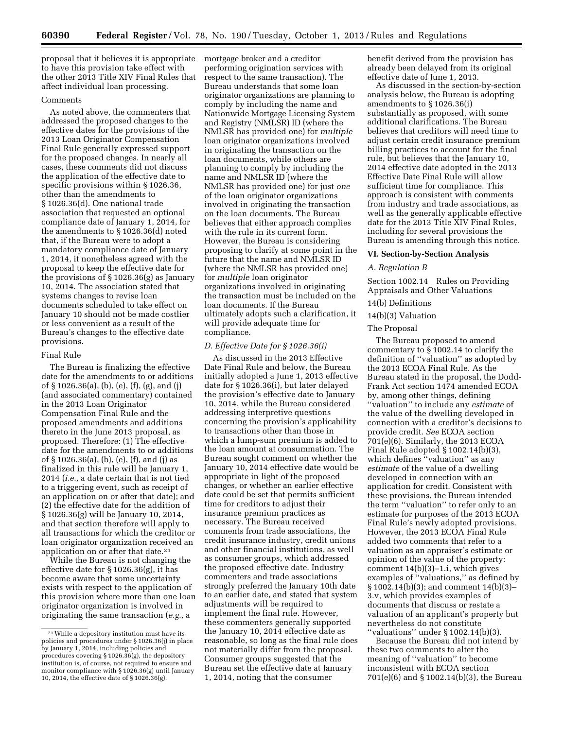proposal that it believes it is appropriate to have this provision take effect with the other 2013 Title XIV Final Rules that affect individual loan processing.

Comments

As noted above, the commenters that addressed the proposed changes to the effective dates for the provisions of the 2013 Loan Originator Compensation Final Rule generally expressed support for the proposed changes. In nearly all cases, these comments did not discuss the application of the effective date to specific provisions within § 1026.36, other than the amendments to § 1026.36(d). One national trade association that requested an optional compliance date of January 1, 2014, for the amendments to § 1026.36(d) noted that, if the Bureau were to adopt a mandatory compliance date of January 1, 2014, it nonetheless agreed with the proposal to keep the effective date for the provisions of § 1026.36(g) as January 10, 2014. The association stated that systems changes to revise loan documents scheduled to take effect on January 10 should not be made costlier or less convenient as a result of the Bureau's changes to the effective date provisions.

Final Rule

The Bureau is finalizing the effective date for the amendments to or additions of § 1026.36(a), (b), (e), (f), (g), and (j) (and associated commentary) contained in the 2013 Loan Originator Compensation Final Rule and the proposed amendments and additions thereto in the June 2013 proposal, as proposed. Therefore: (1) The effective date for the amendments to or additions of § 1026.36(a), (b), (e), (f), and (j) as finalized in this rule will be January 1, 2014 (*i.e.,* a date certain that is not tied to a triggering event, such as receipt of an application on or after that date); and (2) the effective date for the addition of § 1026.36(g) will be January 10, 2014, and that section therefore will apply to all transactions for which the creditor or loan originator organization received an application on or after that date.[21]

While the Bureau is not changing the effective date for § 1026.36(g), it has become aware that some uncertainty exists with respect to the application of this provision where more than one loan originator organization is involved in originating the same transaction (*e.g.,* a mortgage broker and a creditor performing origination services with respect to the same transaction). The Bureau understands that some loan originator organizations are planning to comply by including the name and Nationwide Mortgage Licensing System and Registry (NMLSR) ID (where the NMLSR has provided one) for *multiple* loan originator organizations involved in originating the transaction on the loan documents, while others are planning to comply by including the name and NMLSR ID (where the NMLSR has provided one) for just *one* of the loan originator organizations involved in originating the transaction on the loan documents. The Bureau believes that either approach complies with the rule in its current form. However, the Bureau is considering proposing to clarify at some point in the future that the name and NMLSR ID (where the NMLSR has provided one) for *multiple* loan originator organizations involved in originating the transaction must be included on the loan documents. If the Bureau ultimately adopts such a clarification, it will provide adequate time for compliance.

### *D. Effective Date for § 1026.36(i)*

As discussed in the 2013 Effective Date Final Rule and below, the Bureau initially adopted a June 1, 2013 effective date for § 1026.36(i), but later delayed the provision's effective date to January 10, 2014, while the Bureau considered addressing interpretive questions concerning the provision's applicability to transactions other than those in which a lump-sum premium is added to the loan amount at consummation. The Bureau sought comment on whether the January 10, 2014 effective date would be appropriate in light of the proposed changes, or whether an earlier effective date could be set that permits sufficient time for creditors to adjust their insurance premium practices as necessary. The Bureau received comments from trade associations, the credit insurance industry, credit unions and other financial institutions, as well as consumer groups, which addressed the proposed effective date. Industry commenters and trade associations strongly preferred the January 10th date to an earlier date, and stated that system adjustments will be required to implement the final rule. However, these commenters generally supported the January 10, 2014 effective date as reasonable, so long as the final rule does not materially differ from the proposal. Consumer groups suggested that the Bureau set the effective date at January 1, 2014, noting that the consumer benefit derived from the provision has already been delayed from its original effective date of June 1, 2013.

As discussed in the section-by-section analysis below, the Bureau is adopting amendments to § 1026.36(i) substantially as proposed, with some additional clarifications. The Bureau believes that creditors will need time to adjust certain credit insurance premium billing practices to account for the final rule, but believes that the January 10, 2014 effective date adopted in the 2013 Effective Date Final Rule will allow sufficient time for compliance. This approach is consistent with comments from industry and trade associations, as well as the generally applicable effective date for the 2013 Title XIV Final Rules, including for several provisions the Bureau is amending through this notice.

## VI. Section-by-Section Analysis

### *A. Regulation B*

Section 1002.14 Rules on Providing Appraisals and Other Valuations

14(b) Definitions

14(b)(3) Valuation

The Proposal

The Bureau proposed to amend commentary to § 1002.14 to clarify the definition of ''valuation'' as adopted by the 2013 ECOA Final Rule. As the Bureau stated in the proposal, the Dodd-Frank Act section 1474 amended ECOA by, among other things, defining ''valuation'' to include any *estimate* of the value of the dwelling developed in connection with a creditor's decisions to provide credit. *See* ECOA section 701(e)(6). Similarly, the 2013 ECOA Final Rule adopted § 1002.14(b)(3), which defines ''valuation'' as any *estimate* of the value of a dwelling developed in connection with an application for credit. Consistent with these provisions, the Bureau intended the term ''valuation'' to refer only to an estimate for purposes of the 2013 ECOA Final Rule's newly adopted provisions. However, the 2013 ECOA Final Rule added two comments that refer to a valuation as an appraiser's estimate or opinion of the value of the property: comment 14(b)(3)–1.i, which gives examples of ''valuations,'' as defined by § 1002.14(b)(3); and comment 14(b)(3)–3.v, which provides examples of documents that discuss or restate a valuation of an applicant's property but nevertheless do not constitute ''valuations'' under § 1002.14(b)(3).

Because the Bureau did not intend by these two comments to alter the meaning of ''valuation'' to become inconsistent with ECOA section 701(e)(6) and § 1002.14(b)(3), the Bureau

[21] While a depository institution must have its policies and procedures under § 1026.36(j) in place by January 1, 2014, including policies and procedures covering § 1026.36(g), the depository institution is, of course, not required to ensure and monitor compliance with § 1026.36(g) until January 10, 2014, the effective date of § 1026.36(g).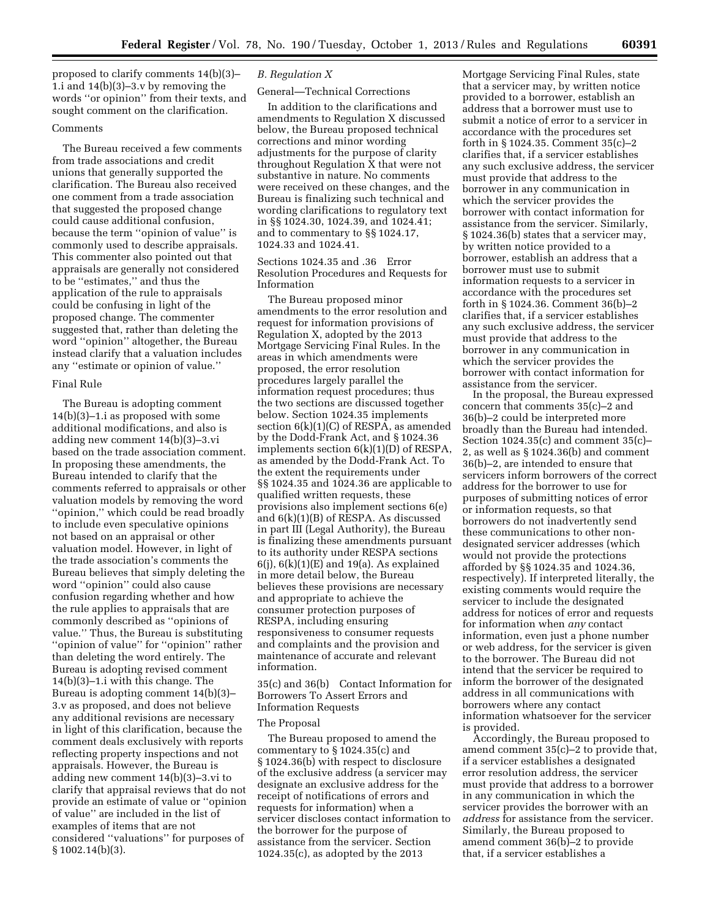proposed to clarify comments 14(b)(3)–1.i and 14(b)(3)–3.v by removing the words ''or opinion'' from their texts, and sought comment on the clarification.

#### Comments

The Bureau received a few comments from trade associations and credit unions that generally supported the clarification. The Bureau also received one comment from a trade association that suggested the proposed change could cause additional confusion, because the term ''opinion of value'' is commonly used to describe appraisals. This commenter also pointed out that appraisals are generally not considered to be ''estimates,'' and thus the application of the rule to appraisals could be confusing in light of the proposed change. The commenter suggested that, rather than deleting the word ''opinion'' altogether, the Bureau instead clarify that a valuation includes any ''estimate or opinion of value.''

#### Final Rule

The Bureau is adopting comment 14(b)(3)–1.i as proposed with some additional modifications, and also is adding new comment 14(b)(3)–3.vi based on the trade association comment. In proposing these amendments, the Bureau intended to clarify that the comments referred to appraisals or other valuation models by removing the word ''opinion,'' which could be read broadly to include even speculative opinions not based on an appraisal or other valuation model. However, in light of the trade association's comments the Bureau believes that simply deleting the word ''opinion'' could also cause confusion regarding whether and how the rule applies to appraisals that are commonly described as ''opinions of value.'' Thus, the Bureau is substituting ''opinion of value'' for ''opinion'' rather than deleting the word entirely. The Bureau is adopting revised comment 14(b)(3)–1.i with this change. The Bureau is adopting comment 14(b)(3)–3.v as proposed, and does not believe any additional revisions are necessary in light of this clarification, because the comment deals exclusively with reports reflecting property inspections and not appraisals. However, the Bureau is adding new comment 14(b)(3)–3.vi to clarify that appraisal reviews that do not provide an estimate of value or ''opinion of value'' are included in the list of examples of items that are not considered ''valuations'' for purposes of § 1002.14(b)(3).

### B. Regulation X

#### General—Technical Corrections

In addition to the clarifications and amendments to Regulation X discussed below, the Bureau proposed technical corrections and minor wording adjustments for the purpose of clarity throughout Regulation X that were not substantive in nature. No comments were received on these changes, and the Bureau is finalizing such technical and wording clarifications to regulatory text in §§ 1024.30, 1024.39, and 1024.41; and to commentary to §§ 1024.17, 1024.33 and 1024.41.

#### Sections 1024.35 and .36 Error Resolution Procedures and Requests for Information

The Bureau proposed minor amendments to the error resolution and request for information provisions of Regulation X, adopted by the 2013 Mortgage Servicing Final Rules. In the areas in which amendments were proposed, the error resolution procedures largely parallel the information request procedures; thus the two sections are discussed together below. Section 1024.35 implements section 6(k)(1)(C) of RESPA, as amended by the Dodd-Frank Act, and § 1024.36 implements section 6(k)(1)(D) of RESPA, as amended by the Dodd-Frank Act. To the extent the requirements under §§ 1024.35 and 1024.36 are applicable to qualified written requests, these provisions also implement sections 6(e) and 6(k)(1)(B) of RESPA. As discussed in part III (Legal Authority), the Bureau is finalizing these amendments pursuant to its authority under RESPA sections 6(j), 6(k)(1)(E) and 19(a). As explained in more detail below, the Bureau believes these provisions are necessary and appropriate to achieve the consumer protection purposes of RESPA, including ensuring responsiveness to consumer requests and complaints and the provision and maintenance of accurate and relevant information.

#### 35(c) and 36(b) Contact Information for Borrowers To Assert Errors and Information Requests

#### The Proposal

The Bureau proposed to amend the commentary to § 1024.35(c) and § 1024.36(b) with respect to disclosure of the exclusive address (a servicer may designate an exclusive address for the receipt of notifications of errors and requests for information) when a servicer discloses contact information to the borrower for the purpose of assistance from the servicer. Section 1024.35(c), as adopted by the 2013 Mortgage Servicing Final Rules, state that a servicer may, by written notice provided to a borrower, establish an address that a borrower must use to submit a notice of error to a servicer in accordance with the procedures set forth in § 1024.35. Comment 35(c)–2 clarifies that, if a servicer establishes any such exclusive address, the servicer must provide that address to the borrower in any communication in which the servicer provides the borrower with contact information for assistance from the servicer. Similarly, § 1024.36(b) states that a servicer may, by written notice provided to a borrower, establish an address that a borrower must use to submit information requests to a servicer in accordance with the procedures set forth in § 1024.36. Comment 36(b)–2 clarifies that, if a servicer establishes any such exclusive address, the servicer must provide that address to the borrower in any communication in which the servicer provides the borrower with contact information for assistance from the servicer.

In the proposal, the Bureau expressed concern that comments 35(c)–2 and 36(b)–2 could be interpreted more broadly than the Bureau had intended. Section 1024.35(c) and comment 35(c)–2, as well as § 1024.36(b) and comment 36(b)–2, are intended to ensure that servicers inform borrowers of the correct address for the borrower to use for purposes of submitting notices of error or information requests, so that borrowers do not inadvertently send these communications to other non-designated servicer addresses (which would not provide the protections afforded by §§ 1024.35 and 1024.36, respectively). If interpreted literally, the existing comments would require the servicer to include the designated address for notices of error and requests for information when *any* contact information, even just a phone number or web address, for the servicer is given to the borrower. The Bureau did not intend that the servicer be required to inform the borrower of the designated address in all communications with borrowers where any contact information whatsoever for the servicer is provided.

Accordingly, the Bureau proposed to amend comment 35(c)–2 to provide that, if a servicer establishes a designated error resolution address, the servicer must provide that address to a borrower in any communication in which the servicer provides the borrower with an *address* for assistance from the servicer. Similarly, the Bureau proposed to amend comment 36(b)–2 to provide that, if a servicer establishes a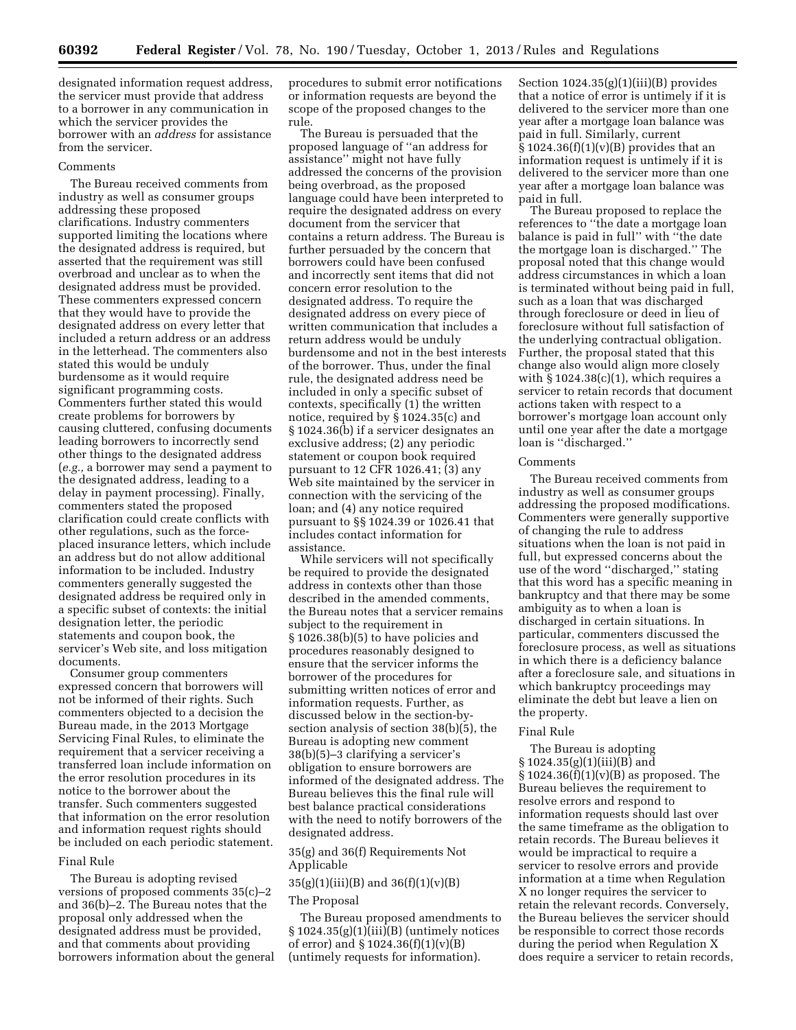designated information request address, the servicer must provide that address to a borrower in any communication in which the servicer provides the borrower with an *address* for assistance from the servicer.

Comments

The Bureau received comments from industry as well as consumer groups addressing these proposed clarifications. Industry commenters supported limiting the locations where the designated address is required, but asserted that the requirement was still overbroad and unclear as to when the designated address must be provided. These commenters expressed concern that they would have to provide the designated address on every letter that included a return address or an address in the letterhead. The commenters also stated this would be unduly burdensome as it would require significant programming costs. Commenters further stated this would create problems for borrowers by causing cluttered, confusing documents leading borrowers to incorrectly send other things to the designated address (*e.g.,* a borrower may send a payment to the designated address, leading to a delay in payment processing). Finally, commenters stated the proposed clarification could create conflicts with other regulations, such as the force-placed insurance letters, which include an address but do not allow additional information to be included. Industry commenters generally suggested the designated address be required only in a specific subset of contexts: the initial designation letter, the periodic statements and coupon book, the servicer's Web site, and loss mitigation documents.

Consumer group commenters expressed concern that borrowers will not be informed of their rights. Such commenters objected to a decision the Bureau made, in the 2013 Mortgage Servicing Final Rules, to eliminate the requirement that a servicer receiving a transferred loan include information on the error resolution procedures in its notice to the borrower about the transfer. Such commenters suggested that information on the error resolution and information request rights should be included on each periodic statement.

Final Rule

The Bureau is adopting revised versions of proposed comments 35(c)–2 and 36(b)–2. The Bureau notes that the proposal only addressed when the designated address must be provided, and that comments about providing borrowers information about the general procedures to submit error notifications or information requests are beyond the scope of the proposed changes to the rule.

The Bureau is persuaded that the proposed language of ''an address for assistance'' might not have fully addressed the concerns of the provision being overbroad, as the proposed language could have been interpreted to require the designated address on every document from the servicer that contains a return address. The Bureau is further persuaded by the concern that borrowers could have been confused and incorrectly sent items that did not concern error resolution to the designated address. To require the designated address on every piece of written communication that includes a return address would be unduly burdensome and not in the best interests of the borrower. Thus, under the final rule, the designated address need be included in only a specific subset of contexts, specifically (1) the written notice, required by § 1024.35(c) and § 1024.36(b) if a servicer designates an exclusive address; (2) any periodic statement or coupon book required pursuant to 12 CFR 1026.41; (3) any Web site maintained by the servicer in connection with the servicing of the loan; and (4) any notice required pursuant to §§ 1024.39 or 1026.41 that includes contact information for assistance.

While servicers will not specifically be required to provide the designated address in contexts other than those described in the amended comments, the Bureau notes that a servicer remains subject to the requirement in § 1026.38(b)(5) to have policies and procedures reasonably designed to ensure that the servicer informs the borrower of the procedures for submitting written notices of error and information requests. Further, as discussed below in the section-by-section analysis of section 38(b)(5), the Bureau is adopting new comment 38(b)(5)–3 clarifying a servicer's obligation to ensure borrowers are informed of the designated address. The Bureau believes this the final rule will best balance practical considerations with the need to notify borrowers of the designated address.

35(g) and 36(f) Requirements Not Applicable

35(g)(1)(iii)(B) and 36(f)(1)(v)(B)

The Proposal

The Bureau proposed amendments to § 1024.35(g)(1)(iii)(B) (untimely notices of error) and § 1024.36(f)(1)(v)(B) (untimely requests for information). Section 1024.35(g)(1)(iii)(B) provides that a notice of error is untimely if it is delivered to the servicer more than one year after a mortgage loan balance was paid in full. Similarly, current § 1024.36(f)(1)(v)(B) provides that an information request is untimely if it is delivered to the servicer more than one year after a mortgage loan balance was paid in full.

The Bureau proposed to replace the references to ''the date a mortgage loan balance is paid in full'' with ''the date the mortgage loan is discharged.'' The proposal noted that this change would address circumstances in which a loan is terminated without being paid in full, such as a loan that was discharged through foreclosure or deed in lieu of foreclosure without full satisfaction of the underlying contractual obligation. Further, the proposal stated that this change also would align more closely with § 1024.38(c)(1), which requires a servicer to retain records that document actions taken with respect to a borrower's mortgage loan account only until one year after the date a mortgage loan is ''discharged.''

Comments

The Bureau received comments from industry as well as consumer groups addressing the proposed modifications. Commenters were generally supportive of changing the rule to address situations when the loan is not paid in full, but expressed concerns about the use of the word ''discharged,'' stating that this word has a specific meaning in bankruptcy and that there may be some ambiguity as to when a loan is discharged in certain situations. In particular, commenters discussed the foreclosure process, as well as situations in which there is a deficiency balance after a foreclosure sale, and situations in which bankruptcy proceedings may eliminate the debt but leave a lien on the property.

Final Rule

The Bureau is adopting § 1024.35(g)(1)(iii)(B) and § 1024.36(f)(1)(v)(B) as proposed. The Bureau believes the requirement to resolve errors and respond to information requests should last over the same timeframe as the obligation to retain records. The Bureau believes it would be impractical to require a servicer to resolve errors and provide information at a time when Regulation X no longer requires the servicer to retain the relevant records. Conversely, the Bureau believes the servicer should be responsible to correct those records during the period when Regulation X does require a servicer to retain records,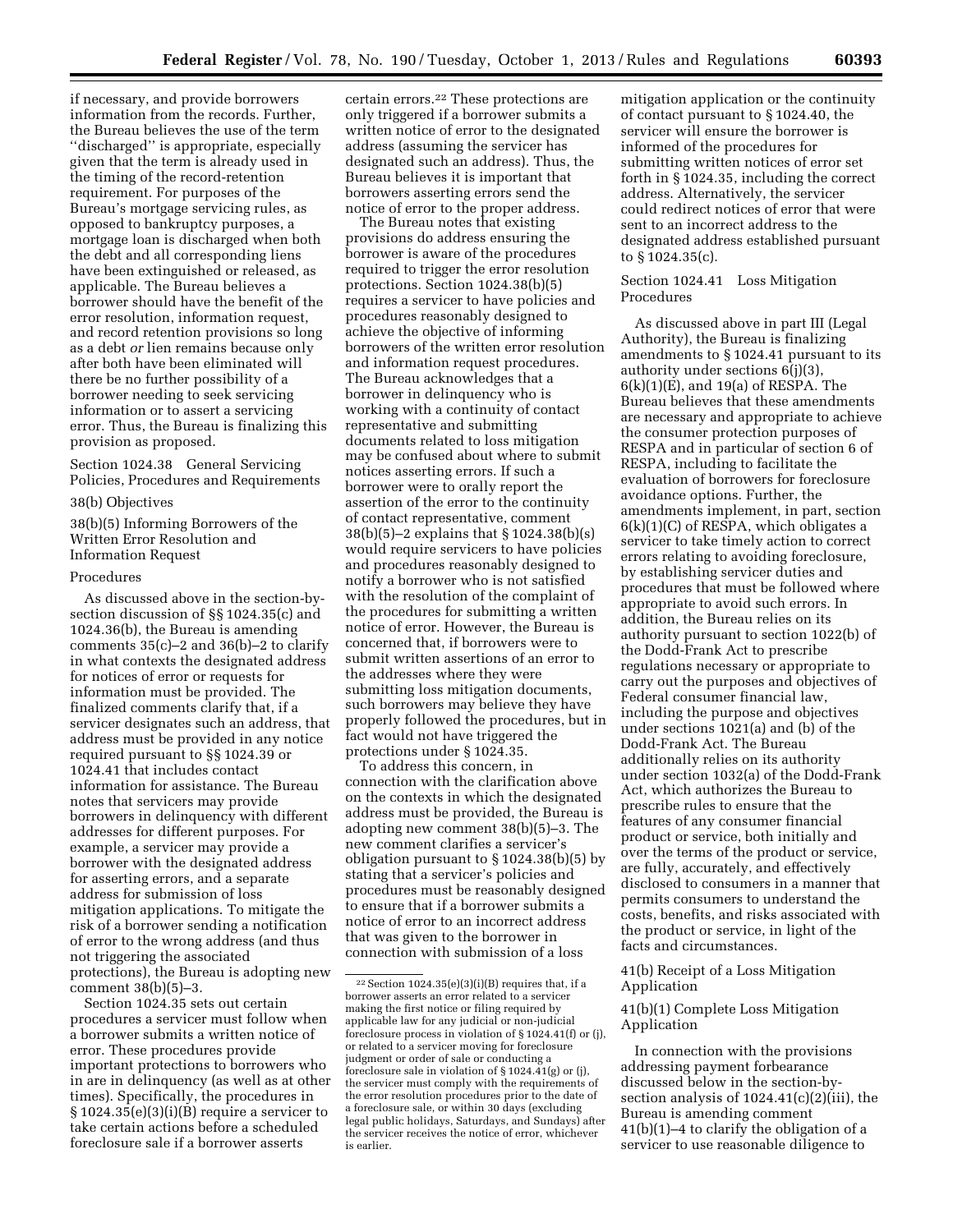if necessary, and provide borrowers information from the records. Further, the Bureau believes the use of the term ''discharged'' is appropriate, especially given that the term is already used in the timing of the record-retention requirement. For purposes of the Bureau's mortgage servicing rules, as opposed to bankruptcy purposes, a mortgage loan is discharged when both the debt and all corresponding liens have been extinguished or released, as applicable. The Bureau believes a borrower should have the benefit of the error resolution, information request, and record retention provisions so long as a debt *or* lien remains because only after both have been eliminated will there be no further possibility of a borrower needing to seek servicing information or to assert a servicing error. Thus, the Bureau is finalizing this provision as proposed.

Section 1024.38 General Servicing Policies, Procedures and Requirements

38(b) Objectives

38(b)(5) Informing Borrowers of the Written Error Resolution and Information Request

Procedures

As discussed above in the section-by-section discussion of §§ 1024.35(c) and 1024.36(b), the Bureau is amending comments 35(c)–2 and 36(b)–2 to clarify in what contexts the designated address for notices of error or requests for information must be provided. The finalized comments clarify that, if a servicer designates such an address, that address must be provided in any notice required pursuant to §§ 1024.39 or 1024.41 that includes contact information for assistance. The Bureau notes that servicers may provide borrowers in delinquency with different addresses for different purposes. For example, a servicer may provide a borrower with the designated address for asserting errors, and a separate address for submission of loss mitigation applications. To mitigate the risk of a borrower sending a notification of error to the wrong address (and thus not triggering the associated protections), the Bureau is adopting new comment 38(b)(5)–3.

Section 1024.35 sets out certain procedures a servicer must follow when a borrower submits a written notice of error. These procedures provide important protections to borrowers who in are in delinquency (as well as at other times). Specifically, the procedures in § 1024.35(e)(3)(i)(B) require a servicer to take certain actions before a scheduled foreclosure sale if a borrower asserts certain errors.[22] These protections are only triggered if a borrower submits a written notice of error to the designated address (assuming the servicer has designated such an address). Thus, the Bureau believes it is important that borrowers asserting errors send the notice of error to the proper address.

The Bureau notes that existing provisions do address ensuring the borrower is aware of the procedures required to trigger the error resolution protections. Section 1024.38(b)(5) requires a servicer to have policies and procedures reasonably designed to achieve the objective of informing borrowers of the written error resolution and information request procedures. The Bureau acknowledges that a borrower in delinquency who is working with a continuity of contact representative and submitting documents related to loss mitigation may be confused about where to submit notices asserting errors. If such a borrower were to orally report the assertion of the error to the continuity of contact representative, comment 38(b)(5)–2 explains that § 1024.38(b)(s) would require servicers to have policies and procedures reasonably designed to notify a borrower who is not satisfied with the resolution of the complaint of the procedures for submitting a written notice of error. However, the Bureau is concerned that, if borrowers were to submit written assertions of an error to the addresses where they were submitting loss mitigation documents, such borrowers may believe they have properly followed the procedures, but in fact would not have triggered the protections under § 1024.35.

To address this concern, in connection with the clarification above on the contexts in which the designated address must be provided, the Bureau is adopting new comment 38(b)(5)–3. The new comment clarifies a servicer's obligation pursuant to § 1024.38(b)(5) by stating that a servicer's policies and procedures must be reasonably designed to ensure that if a borrower submits a notice of error to an incorrect address that was given to the borrower in connection with submission of a loss mitigation application or the continuity of contact pursuant to § 1024.40, the servicer will ensure the borrower is informed of the procedures for submitting written notices of error set forth in § 1024.35, including the correct address. Alternatively, the servicer could redirect notices of error that were sent to an incorrect address to the designated address established pursuant to § 1024.35(c).

[22] Section 1024.35(e)(3)(i)(B) requires that, if a borrower asserts an error related to a servicer making the first notice or filing required by applicable law for any judicial or non-judicial foreclosure process in violation of § 1024.41(f) or (j), or related to a servicer moving for foreclosure judgment or order of sale or conducting a foreclosure sale in violation of § 1024.41(g) or (j), the servicer must comply with the requirements of the error resolution procedures prior to the date of a foreclosure sale, or within 30 days (excluding legal public holidays, Saturdays, and Sundays) after the servicer receives the notice of error, whichever is earlier.

Section 1024.41 Loss Mitigation Procedures

As discussed above in part III (Legal Authority), the Bureau is finalizing amendments to § 1024.41 pursuant to its authority under sections 6(j)(3), 6(k)(1)(E), and 19(a) of RESPA. The Bureau believes that these amendments are necessary and appropriate to achieve the consumer protection purposes of RESPA and in particular of section 6 of RESPA, including to facilitate the evaluation of borrowers for foreclosure avoidance options. Further, the amendments implement, in part, section 6(k)(1)(C) of RESPA, which obligates a servicer to take timely action to correct errors relating to avoiding foreclosure, by establishing servicer duties and procedures that must be followed where appropriate to avoid such errors. In addition, the Bureau relies on its authority pursuant to section 1022(b) of the Dodd-Frank Act to prescribe regulations necessary or appropriate to carry out the purposes and objectives of Federal consumer financial law, including the purpose and objectives under sections 1021(a) and (b) of the Dodd-Frank Act. The Bureau additionally relies on its authority under section 1032(a) of the Dodd-Frank Act, which authorizes the Bureau to prescribe rules to ensure that the features of any consumer financial product or service, both initially and over the terms of the product or service, are fully, accurately, and effectively disclosed to consumers in a manner that permits consumers to understand the costs, benefits, and risks associated with the product or service, in light of the facts and circumstances.

41(b) Receipt of a Loss Mitigation Application

41(b)(1) Complete Loss Mitigation Application

In connection with the provisions addressing payment forbearance discussed below in the section-by-section analysis of 1024.41(c)(2)(iii), the Bureau is amending comment 41(b)(1)–4 to clarify the obligation of a servicer to use reasonable diligence to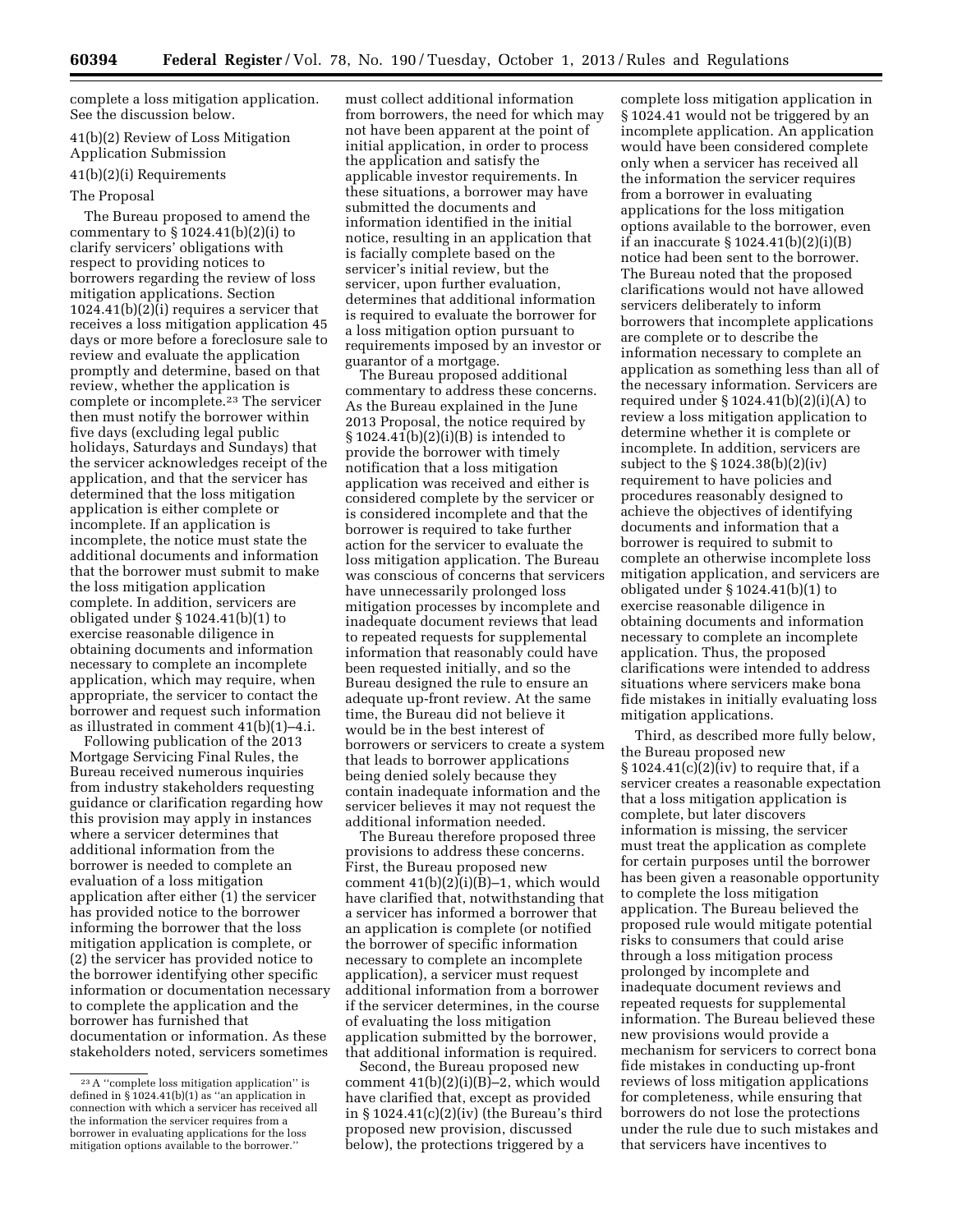complete a loss mitigation application. See the discussion below.

41(b)(2) Review of Loss Mitigation Application Submission

41(b)(2)(i) Requirements

The Proposal

The Bureau proposed to amend the commentary to § 1024.41(b)(2)(i) to clarify servicers' obligations with respect to providing notices to borrowers regarding the review of loss mitigation applications. Section 1024.41(b)(2)(i) requires a servicer that receives a loss mitigation application 45 days or more before a foreclosure sale to review and evaluate the application promptly and determine, based on that review, whether the application is complete or incomplete.[23] The servicer then must notify the borrower within five days (excluding legal public holidays, Saturdays and Sundays) that the servicer acknowledges receipt of the application, and that the servicer has determined that the loss mitigation application is either complete or incomplete. If an application is incomplete, the notice must state the additional documents and information that the borrower must submit to make the loss mitigation application complete. In addition, servicers are obligated under § 1024.41(b)(1) to exercise reasonable diligence in obtaining documents and information necessary to complete an incomplete application, which may require, when appropriate, the servicer to contact the borrower and request such information as illustrated in comment 41(b)(1)–4.i.

Following publication of the 2013 Mortgage Servicing Final Rules, the Bureau received numerous inquiries from industry stakeholders requesting guidance or clarification regarding how this provision may apply in instances where a servicer determines that additional information from the borrower is needed to complete an evaluation of a loss mitigation application after either (1) the servicer has provided notice to the borrower informing the borrower that the loss mitigation application is complete, or (2) the servicer has provided notice to the borrower identifying other specific information or documentation necessary to complete the application and the borrower has furnished that documentation or information. As these stakeholders noted, servicers sometimes must collect additional information from borrowers, the need for which may not have been apparent at the point of initial application, in order to process the application and satisfy the applicable investor requirements. In these situations, a borrower may have submitted the documents and information identified in the initial notice, resulting in an application that is facially complete based on the servicer's initial review, but the servicer, upon further evaluation, determines that additional information is required to evaluate the borrower for a loss mitigation option pursuant to requirements imposed by an investor or guarantor of a mortgage.

The Bureau proposed additional commentary to address these concerns. As the Bureau explained in the June 2013 Proposal, the notice required by § 1024.41(b)(2)(i)(B) is intended to provide the borrower with timely notification that a loss mitigation application was received and either is considered complete by the servicer or is considered incomplete and that the borrower is required to take further action for the servicer to evaluate the loss mitigation application. The Bureau was conscious of concerns that servicers have unnecessarily prolonged loss mitigation processes by incomplete and inadequate document reviews that lead to repeated requests for supplemental information that reasonably could have been requested initially, and so the Bureau designed the rule to ensure an adequate up-front review. At the same time, the Bureau did not believe it would be in the best interest of borrowers or servicers to create a system that leads to borrower applications being denied solely because they contain inadequate information and the servicer believes it may not request the additional information needed.

The Bureau therefore proposed three provisions to address these concerns. First, the Bureau proposed new comment 41(b)(2)(i)(B)–1, which would have clarified that, notwithstanding that a servicer has informed a borrower that an application is complete (or notified the borrower of specific information necessary to complete an incomplete application), a servicer must request additional information from a borrower if the servicer determines, in the course of evaluating the loss mitigation application submitted by the borrower, that additional information is required.

Second, the Bureau proposed new comment 41(b)(2)(i)(B)–2, which would have clarified that, except as provided in § 1024.41(c)(2)(iv) (the Bureau's third proposed new provision, discussed below), the protections triggered by a complete loss mitigation application in § 1024.41 would not be triggered by an incomplete application. An application would have been considered complete only when a servicer has received all the information the servicer requires from a borrower in evaluating applications for the loss mitigation options available to the borrower, even if an inaccurate § 1024.41(b)(2)(i)(B) notice had been sent to the borrower. The Bureau noted that the proposed clarifications would not have allowed servicers deliberately to inform borrowers that incomplete applications are complete or to describe the information necessary to complete an application as something less than all of the necessary information. Servicers are required under § 1024.41(b)(2)(i)(A) to review a loss mitigation application to determine whether it is complete or incomplete. In addition, servicers are subject to the § 1024.38(b)(2)(iv) requirement to have policies and procedures reasonably designed to achieve the objectives of identifying documents and information that a borrower is required to submit to complete an otherwise incomplete loss mitigation application, and servicers are obligated under § 1024.41(b)(1) to exercise reasonable diligence in obtaining documents and information necessary to complete an incomplete application. Thus, the proposed clarifications were intended to address situations where servicers make bona fide mistakes in initially evaluating loss mitigation applications.

Third, as described more fully below, the Bureau proposed new § 1024.41(c)(2)(iv) to require that, if a servicer creates a reasonable expectation that a loss mitigation application is complete, but later discovers information is missing, the servicer must treat the application as complete for certain purposes until the borrower has been given a reasonable opportunity to complete the loss mitigation application. The Bureau believed the proposed rule would mitigate potential risks to consumers that could arise through a loss mitigation process prolonged by incomplete and inadequate document reviews and repeated requests for supplemental information. The Bureau believed these new provisions would provide a mechanism for servicers to correct bona fide mistakes in conducting up-front reviews of loss mitigation applications for completeness, while ensuring that borrowers do not lose the protections under the rule due to such mistakes and that servicers have incentives to

[23] A ''complete loss mitigation application'' is defined in § 1024.41(b)(1) as ''an application in connection with which a servicer has received all the information the servicer requires from a borrower in evaluating applications for the loss mitigation options available to the borrower.''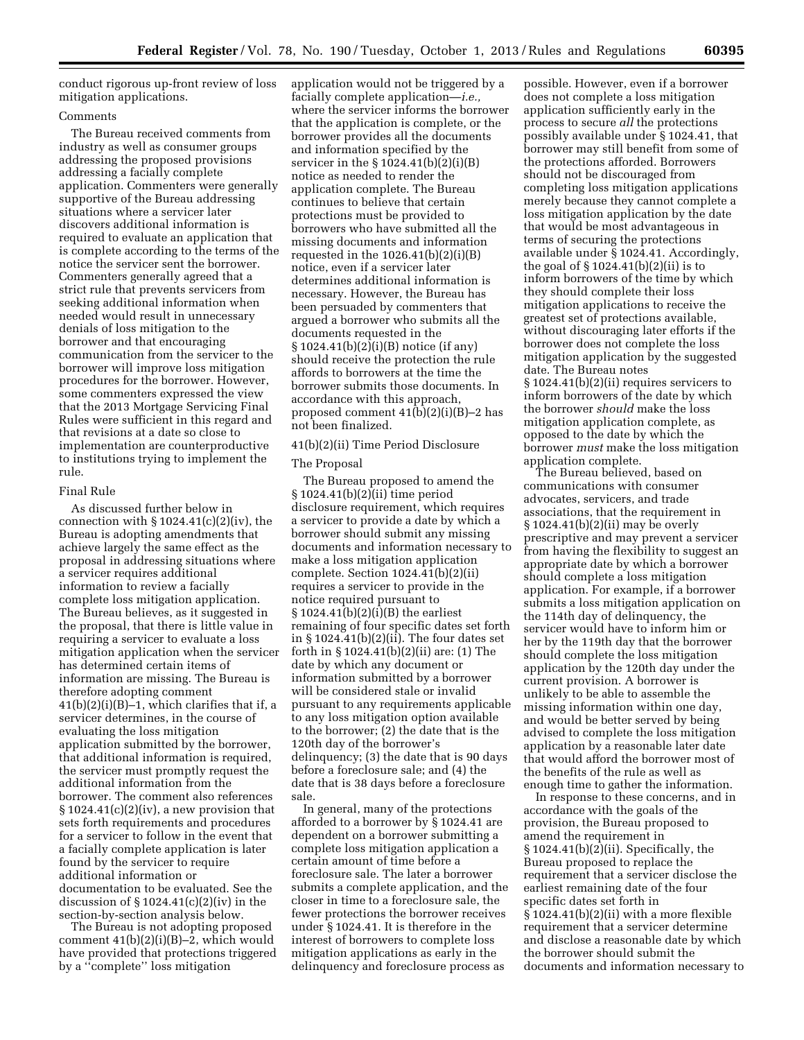conduct rigorous up-front review of loss mitigation applications.

### Comments

The Bureau received comments from industry as well as consumer groups addressing the proposed provisions addressing a facially complete application. Commenters were generally supportive of the Bureau addressing situations where a servicer later discovers additional information is required to evaluate an application that is complete according to the terms of the notice the servicer sent the borrower. Commenters generally agreed that a strict rule that prevents servicers from seeking additional information when needed would result in unnecessary denials of loss mitigation to the borrower and that encouraging communication from the servicer to the borrower will improve loss mitigation procedures for the borrower. However, some commenters expressed the view that the 2013 Mortgage Servicing Final Rules were sufficient in this regard and that revisions at a date so close to implementation are counterproductive to institutions trying to implement the rule.

### Final Rule

As discussed further below in connection with § 1024.41(c)(2)(iv), the Bureau is adopting amendments that achieve largely the same effect as the proposal in addressing situations where a servicer requires additional information to review a facially complete loss mitigation application. The Bureau believes, as it suggested in the proposal, that there is little value in requiring a servicer to evaluate a loss mitigation application when the servicer has determined certain items of information are missing. The Bureau is therefore adopting comment 41(b)(2)(i)(B)–1, which clarifies that if, a servicer determines, in the course of evaluating the loss mitigation application submitted by the borrower, that additional information is required, the servicer must promptly request the additional information from the borrower. The comment also references § 1024.41(c)(2)(iv), a new provision that sets forth requirements and procedures for a servicer to follow in the event that a facially complete application is later found by the servicer to require additional information or documentation to be evaluated. See the discussion of § 1024.41(c)(2)(iv) in the section-by-section analysis below.

The Bureau is not adopting proposed comment 41(b)(2)(i)(B)–2, which would have provided that protections triggered by a ''complete'' loss mitigation application would not be triggered by a facially complete application—*i.e.,* where the servicer informs the borrower that the application is complete, or the borrower provides all the documents and information specified by the servicer in the § 1024.41(b)(2)(i)(B) notice as needed to render the application complete. The Bureau continues to believe that certain protections must be provided to borrowers who have submitted all the missing documents and information requested in the 1026.41(b)(2)(i)(B) notice, even if a servicer later determines additional information is necessary. However, the Bureau has been persuaded by commenters that argued a borrower who submits all the documents requested in the § 1024.41(b)(2)(i)(B) notice (if any) should receive the protection the rule affords to borrowers at the time the borrower submits those documents. In accordance with this approach, proposed comment 41(b)(2)(i)(B)–2 has not been finalized.

### 41(b)(2)(ii) Time Period Disclosure

### The Proposal

The Bureau proposed to amend the § 1024.41(b)(2)(ii) time period disclosure requirement, which requires a servicer to provide a date by which a borrower should submit any missing documents and information necessary to make a loss mitigation application complete. Section 1024.41(b)(2)(ii) requires a servicer to provide in the notice required pursuant to § 1024.41(b)(2)(i)(B) the earliest remaining of four specific dates set forth in § 1024.41(b)(2)(ii). The four dates set forth in § 1024.41(b)(2)(ii) are: (1) The date by which any document or information submitted by a borrower will be considered stale or invalid pursuant to any requirements applicable to any loss mitigation option available to the borrower; (2) the date that is the 120th day of the borrower's delinquency; (3) the date that is 90 days before a foreclosure sale; and (4) the date that is 38 days before a foreclosure sale.

In general, many of the protections afforded to a borrower by § 1024.41 are dependent on a borrower submitting a complete loss mitigation application a certain amount of time before a foreclosure sale. The later a borrower submits a complete application, and the closer in time to a foreclosure sale, the fewer protections the borrower receives under § 1024.41. It is therefore in the interest of borrowers to complete loss mitigation applications as early in the delinquency and foreclosure process as possible. However, even if a borrower does not complete a loss mitigation application sufficiently early in the process to secure *all* the protections possibly available under § 1024.41, that borrower may still benefit from some of the protections afforded. Borrowers should not be discouraged from completing loss mitigation applications merely because they cannot complete a loss mitigation application by the date that would be most advantageous in terms of securing the protections available under § 1024.41. Accordingly, the goal of § 1024.41(b)(2)(ii) is to inform borrowers of the time by which they should complete their loss mitigation applications to receive the greatest set of protections available, without discouraging later efforts if the borrower does not complete the loss mitigation application by the suggested date. The Bureau notes § 1024.41(b)(2)(ii) requires servicers to inform borrowers of the date by which the borrower *should* make the loss mitigation application complete, as opposed to the date by which the borrower *must* make the loss mitigation application complete.

The Bureau believed, based on communications with consumer advocates, servicers, and trade associations, that the requirement in § 1024.41(b)(2)(ii) may be overly prescriptive and may prevent a servicer from having the flexibility to suggest an appropriate date by which a borrower should complete a loss mitigation application. For example, if a borrower submits a loss mitigation application on the 114th day of delinquency, the servicer would have to inform him or her by the 119th day that the borrower should complete the loss mitigation application by the 120th day under the current provision. A borrower is unlikely to be able to assemble the missing information within one day, and would be better served by being advised to complete the loss mitigation application by a reasonable later date that would afford the borrower most of the benefits of the rule as well as enough time to gather the information.

In response to these concerns, and in accordance with the goals of the provision, the Bureau proposed to amend the requirement in § 1024.41(b)(2)(ii). Specifically, the Bureau proposed to replace the requirement that a servicer disclose the earliest remaining date of the four specific dates set forth in § 1024.41(b)(2)(ii) with a more flexible requirement that a servicer determine and disclose a reasonable date by which the borrower should submit the documents and information necessary to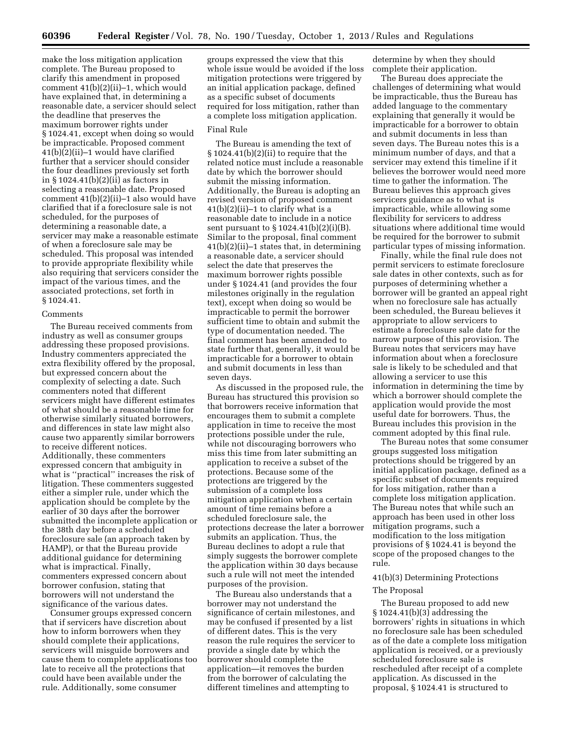make the loss mitigation application complete. The Bureau proposed to clarify this amendment in proposed comment 41(b)(2)(ii)–1, which would have explained that, in determining a reasonable date, a servicer should select the deadline that preserves the maximum borrower rights under § 1024.41, except when doing so would be impracticable. Proposed comment 41(b)(2)(ii)–1 would have clarified further that a servicer should consider the four deadlines previously set forth in § 1024.41(b)(2)(ii) as factors in selecting a reasonable date. Proposed comment 41(b)(2)(ii)–1 also would have clarified that if a foreclosure sale is not scheduled, for the purposes of determining a reasonable date, a servicer may make a reasonable estimate of when a foreclosure sale may be scheduled. This proposal was intended to provide appropriate flexibility while also requiring that servicers consider the impact of the various times, and the associated protections, set forth in § 1024.41.

Comments

The Bureau received comments from industry as well as consumer groups addressing these proposed provisions. Industry commenters appreciated the extra flexibility offered by the proposal, but expressed concern about the complexity of selecting a date. Such commenters noted that different servicers might have different estimates of what should be a reasonable time for otherwise similarly situated borrowers, and differences in state law might also cause two apparently similar borrowers to receive different notices. Additionally, these commenters expressed concern that ambiguity in what is "practical" increases the risk of litigation. These commenters suggested either a simpler rule, under which the application should be complete by the earlier of 30 days after the borrower submitted the incomplete application or the 38th day before a scheduled foreclosure sale (an approach taken by HAMP), or that the Bureau provide additional guidance for determining what is impractical. Finally, commenters expressed concern about borrower confusion, stating that borrowers will not understand the significance of the various dates.

Consumer groups expressed concern that if servicers have discretion about how to inform borrowers when they should complete their applications, servicers will misguide borrowers and cause them to complete applications too late to receive all the protections that could have been available under the rule. Additionally, some consumer groups expressed the view that this whole issue would be avoided if the loss mitigation protections were triggered by an initial application package, defined as a specific subset of documents required for loss mitigation, rather than a complete loss mitigation application.

Final Rule

The Bureau is amending the text of § 1024.41(b)(2)(ii) to require that the related notice must include a reasonable date by which the borrower should submit the missing information. Additionally, the Bureau is adopting an revised version of proposed comment 41(b)(2)(ii)–1 to clarify what is a reasonable date to include in a notice sent pursuant to § 1024.41(b)(2)(i)(B). Similar to the proposal, final comment 41(b)(2)(ii)–1 states that, in determining a reasonable date, a servicer should select the date that preserves the maximum borrower rights possible under § 1024.41 (and provides the four milestones originally in the regulation text), except when doing so would be impracticable to permit the borrower sufficient time to obtain and submit the type of documentation needed. The final comment has been amended to state further that, generally, it would be impracticable for a borrower to obtain and submit documents in less than seven days.

As discussed in the proposed rule, the Bureau has structured this provision so that borrowers receive information that encourages them to submit a complete application in time to receive the most protections possible under the rule, while not discouraging borrowers who miss this time from later submitting an application to receive a subset of the protections. Because some of the protections are triggered by the submission of a complete loss mitigation application when a certain amount of time remains before a scheduled foreclosure sale, the protections decrease the later a borrower submits an application. Thus, the Bureau declines to adopt a rule that simply suggests the borrower complete the application within 30 days because such a rule will not meet the intended purposes of the provision.

The Bureau also understands that a borrower may not understand the significance of certain milestones, and may be confused if presented by a list of different dates. This is the very reason the rule requires the servicer to provide a single date by which the borrower should complete the application—it removes the burden from the borrower of calculating the different timelines and attempting to determine by when they should complete their application.

The Bureau does appreciate the challenges of determining what would be impracticable, thus the Bureau has added language to the commentary explaining that generally it would be impracticable for a borrower to obtain and submit documents in less than seven days. The Bureau notes this is a minimum number of days, and that a servicer may extend this timeline if it believes the borrower would need more time to gather the information. The Bureau believes this approach gives servicers guidance as to what is impracticable, while allowing some flexibility for servicers to address situations where additional time would be required for the borrower to submit particular types of missing information.

Finally, while the final rule does not permit servicers to estimate foreclosure sale dates in other contexts, such as for purposes of determining whether a borrower will be granted an appeal right when no foreclosure sale has actually been scheduled, the Bureau believes it appropriate to allow servicers to estimate a foreclosure sale date for the narrow purpose of this provision. The Bureau notes that servicers may have information about when a foreclosure sale is likely to be scheduled and that allowing a servicer to use this information in determining the time by which a borrower should complete the application would provide the most useful date for borrowers. Thus, the Bureau includes this provision in the comment adopted by this final rule.

The Bureau notes that some consumer groups suggested loss mitigation protections should be triggered by an initial application package, defined as a specific subset of documents required for loss mitigation, rather than a complete loss mitigation application. The Bureau notes that while such an approach has been used in other loss mitigation programs, such a modification to the loss mitigation provisions of § 1024.41 is beyond the scope of the proposed changes to the rule.

41(b)(3) Determining Protections

The Proposal

The Bureau proposed to add new § 1024.41(b)(3) addressing the borrowers' rights in situations in which no foreclosure sale has been scheduled as of the date a complete loss mitigation application is received, or a previously scheduled foreclosure sale is rescheduled after receipt of a complete application. As discussed in the proposal, § 1024.41 is structured to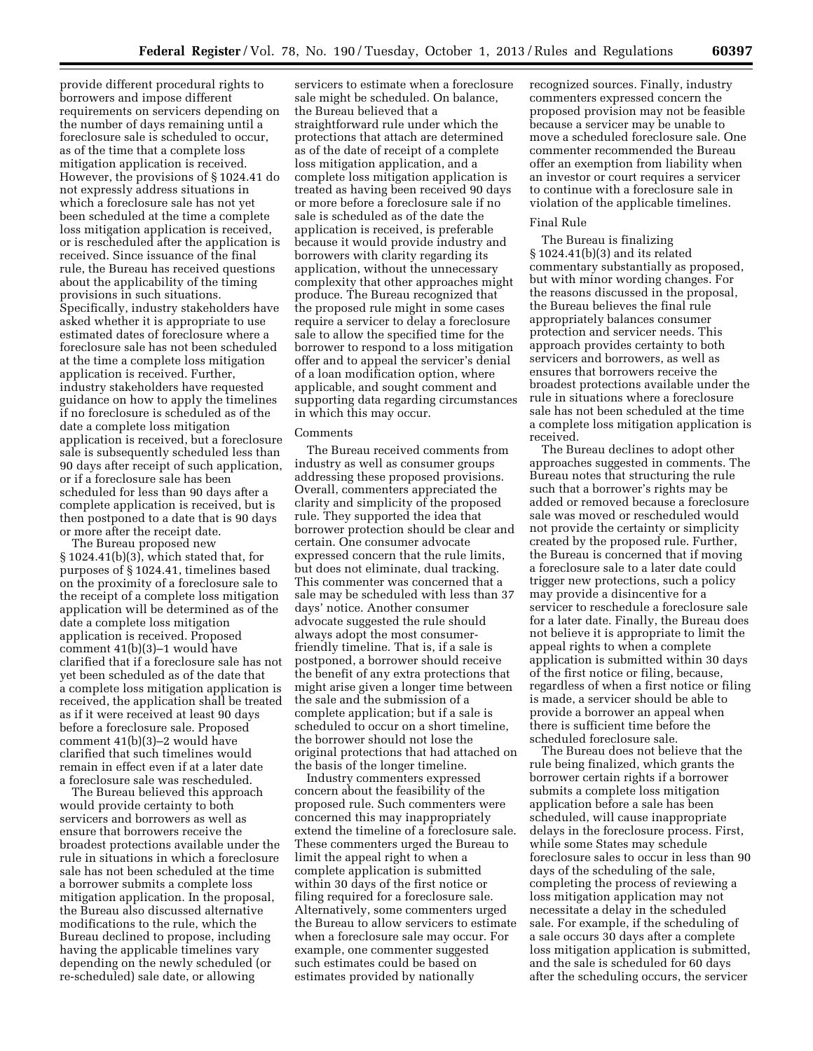provide different procedural rights to borrowers and impose different requirements on servicers depending on the number of days remaining until a foreclosure sale is scheduled to occur, as of the time that a complete loss mitigation application is received. However, the provisions of § 1024.41 do not expressly address situations in which a foreclosure sale has not yet been scheduled at the time a complete loss mitigation application is received, or is rescheduled after the application is received. Since issuance of the final rule, the Bureau has received questions about the applicability of the timing provisions in such situations. Specifically, industry stakeholders have asked whether it is appropriate to use estimated dates of foreclosure where a foreclosure sale has not been scheduled at the time a complete loss mitigation application is received. Further, industry stakeholders have requested guidance on how to apply the timelines if no foreclosure is scheduled as of the date a complete loss mitigation application is received, but a foreclosure sale is subsequently scheduled less than 90 days after receipt of such application, or if a foreclosure sale has been scheduled for less than 90 days after a complete application is received, but is then postponed to a date that is 90 days or more after the receipt date.

The Bureau proposed new § 1024.41(b)(3), which stated that, for purposes of § 1024.41, timelines based on the proximity of a foreclosure sale to the receipt of a complete loss mitigation application will be determined as of the date a complete loss mitigation application is received. Proposed comment 41(b)(3)–1 would have clarified that if a foreclosure sale has not yet been scheduled as of the date that a complete loss mitigation application is received, the application shall be treated as if it were received at least 90 days before a foreclosure sale. Proposed comment 41(b)(3)–2 would have clarified that such timelines would remain in effect even if at a later date a foreclosure sale was rescheduled.

The Bureau believed this approach would provide certainty to both servicers and borrowers as well as ensure that borrowers receive the broadest protections available under the rule in situations in which a foreclosure sale has not been scheduled at the time a borrower submits a complete loss mitigation application. In the proposal, the Bureau also discussed alternative modifications to the rule, which the Bureau declined to propose, including having the applicable timelines vary depending on the newly scheduled (or re-scheduled) sale date, or allowing servicers to estimate when a foreclosure sale might be scheduled. On balance, the Bureau believed that a straightforward rule under which the protections that attach are determined as of the date of receipt of a complete loss mitigation application, and a complete loss mitigation application is treated as having been received 90 days or more before a foreclosure sale if no sale is scheduled as of the date the application is received, is preferable because it would provide industry and borrowers with clarity regarding its application, without the unnecessary complexity that other approaches might produce. The Bureau recognized that the proposed rule might in some cases require a servicer to delay a foreclosure sale to allow the specified time for the borrower to respond to a loss mitigation offer and to appeal the servicer's denial of a loan modification option, where applicable, and sought comment and supporting data regarding circumstances in which this may occur.

Comments

The Bureau received comments from industry as well as consumer groups addressing these proposed provisions. Overall, commenters appreciated the clarity and simplicity of the proposed rule. They supported the idea that borrower protection should be clear and certain. One consumer advocate expressed concern that the rule limits, but does not eliminate, dual tracking. This commenter was concerned that a sale may be scheduled with less than 37 days' notice. Another consumer advocate suggested the rule should always adopt the most consumer-friendly timeline. That is, if a sale is postponed, a borrower should receive the benefit of any extra protections that might arise given a longer time between the sale and the submission of a complete application; but if a sale is scheduled to occur on a short timeline, the borrower should not lose the original protections that had attached on the basis of the longer timeline.

Industry commenters expressed concern about the feasibility of the proposed rule. Such commenters were concerned this may inappropriately extend the timeline of a foreclosure sale. These commenters urged the Bureau to limit the appeal right to when a complete application is submitted within 30 days of the first notice or filing required for a foreclosure sale. Alternatively, some commenters urged the Bureau to allow servicers to estimate when a foreclosure sale may occur. For example, one commenter suggested such estimates could be based on estimates provided by nationally recognized sources. Finally, industry commenters expressed concern the proposed provision may not be feasible because a servicer may be unable to move a scheduled foreclosure sale. One commenter recommended the Bureau offer an exemption from liability when an investor or court requires a servicer to continue with a foreclosure sale in violation of the applicable timelines.

Final Rule

The Bureau is finalizing § 1024.41(b)(3) and its related commentary substantially as proposed, but with minor wording changes. For the reasons discussed in the proposal, the Bureau believes the final rule appropriately balances consumer protection and servicer needs. This approach provides certainty to both servicers and borrowers, as well as ensures that borrowers receive the broadest protections available under the rule in situations where a foreclosure sale has not been scheduled at the time a complete loss mitigation application is received.

The Bureau declines to adopt other approaches suggested in comments. The Bureau notes that structuring the rule such that a borrower's rights may be added or removed because a foreclosure sale was moved or rescheduled would not provide the certainty or simplicity created by the proposed rule. Further, the Bureau is concerned that if moving a foreclosure sale to a later date could trigger new protections, such a policy may provide a disincentive for a servicer to reschedule a foreclosure sale for a later date. Finally, the Bureau does not believe it is appropriate to limit the appeal rights to when a complete application is submitted within 30 days of the first notice or filing, because, regardless of when a first notice or filing is made, a servicer should be able to provide a borrower an appeal when there is sufficient time before the scheduled foreclosure sale.

The Bureau does not believe that the rule being finalized, which grants the borrower certain rights if a borrower submits a complete loss mitigation application before a sale has been scheduled, will cause inappropriate delays in the foreclosure process. First, while some States may schedule foreclosure sales to occur in less than 90 days of the scheduling of the sale, completing the process of reviewing a loss mitigation application may not necessitate a delay in the scheduled sale. For example, if the scheduling of a sale occurs 30 days after a complete loss mitigation application is submitted, and the sale is scheduled for 60 days after the scheduling occurs, the servicer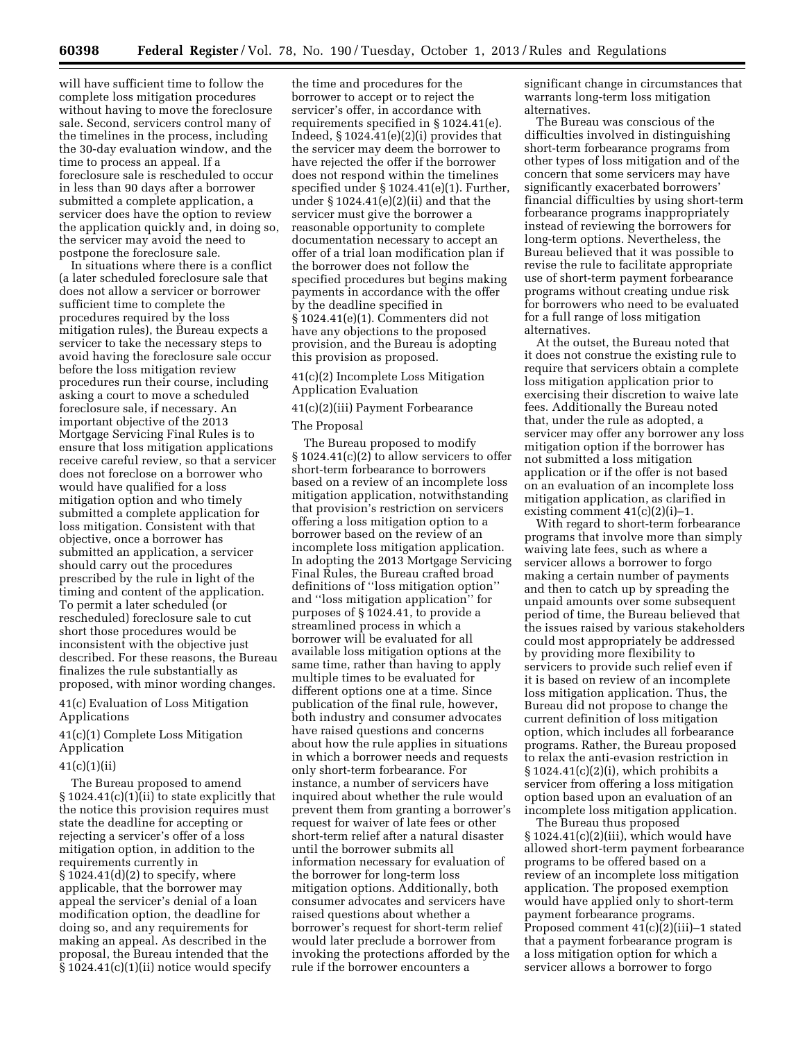will have sufficient time to follow the complete loss mitigation procedures without having to move the foreclosure sale. Second, servicers control many of the timelines in the process, including the 30-day evaluation window, and the time to process an appeal. If a foreclosure sale is rescheduled to occur in less than 90 days after a borrower submitted a complete application, a servicer does have the option to review the application quickly and, in doing so, the servicer may avoid the need to postpone the foreclosure sale.

In situations where there is a conflict (a later scheduled foreclosure sale that does not allow a servicer or borrower sufficient time to complete the procedures required by the loss mitigation rules), the Bureau expects a servicer to take the necessary steps to avoid having the foreclosure sale occur before the loss mitigation review procedures run their course, including asking a court to move a scheduled foreclosure sale, if necessary. An important objective of the 2013 Mortgage Servicing Final Rules is to ensure that loss mitigation applications receive careful review, so that a servicer does not foreclose on a borrower who would have qualified for a loss mitigation option and who timely submitted a complete application for loss mitigation. Consistent with that objective, once a borrower has submitted an application, a servicer should carry out the procedures prescribed by the rule in light of the timing and content of the application. To permit a later scheduled (or rescheduled) foreclosure sale to cut short those procedures would be inconsistent with the objective just described. For these reasons, the Bureau finalizes the rule substantially as proposed, with minor wording changes.

### 41(c) Evaluation of Loss Mitigation Applications

### 41(c)(1) Complete Loss Mitigation Application

### 41(c)(1)(ii)

The Bureau proposed to amend § 1024.41(c)(1)(ii) to state explicitly that the notice this provision requires must state the deadline for accepting or rejecting a servicer's offer of a loss mitigation option, in addition to the requirements currently in § 1024.41(d)(2) to specify, where applicable, that the borrower may appeal the servicer's denial of a loan modification option, the deadline for doing so, and any requirements for making an appeal. As described in the proposal, the Bureau intended that the § 1024.41(c)(1)(ii) notice would specify the time and procedures for the borrower to accept or to reject the servicer's offer, in accordance with requirements specified in § 1024.41(e). Indeed, § 1024.41(e)(2)(i) provides that the servicer may deem the borrower to have rejected the offer if the borrower does not respond within the timelines specified under § 1024.41(e)(1). Further, under § 1024.41(e)(2)(ii) and that the servicer must give the borrower a reasonable opportunity to complete documentation necessary to accept an offer of a trial loan modification plan if the borrower does not follow the specified procedures but begins making payments in accordance with the offer by the deadline specified in § 1024.41(e)(1). Commenters did not have any objections to the proposed provision, and the Bureau is adopting this provision as proposed.

### 41(c)(2) Incomplete Loss Mitigation Application Evaluation

### 41(c)(2)(iii) Payment Forbearance

#### The Proposal

The Bureau proposed to modify § 1024.41(c)(2) to allow servicers to offer short-term forbearance to borrowers based on a review of an incomplete loss mitigation application, notwithstanding that provision's restriction on servicers offering a loss mitigation option to a borrower based on the review of an incomplete loss mitigation application. In adopting the 2013 Mortgage Servicing Final Rules, the Bureau crafted broad definitions of "loss mitigation option" and "loss mitigation application" for purposes of § 1024.41, to provide a streamlined process in which a borrower will be evaluated for all available loss mitigation options at the same time, rather than having to apply multiple times to be evaluated for different options one at a time. Since publication of the final rule, however, both industry and consumer advocates have raised questions and concerns about how the rule applies in situations in which a borrower needs and requests only short-term forbearance. For instance, a number of servicers have inquired about whether the rule would prevent them from granting a borrower's request for waiver of late fees or other short-term relief after a natural disaster until the borrower submits all information necessary for evaluation of the borrower for long-term loss mitigation options. Additionally, both consumer advocates and servicers have raised questions about whether a borrower's request for short-term relief would later preclude a borrower from invoking the protections afforded by the rule if the borrower encounters a significant change in circumstances that warrants long-term loss mitigation alternatives.

The Bureau was conscious of the difficulties involved in distinguishing short-term forbearance programs from other types of loss mitigation and of the concern that some servicers may have significantly exacerbated borrowers' financial difficulties by using short-term forbearance programs inappropriately instead of reviewing the borrowers for long-term options. Nevertheless, the Bureau believed that it was possible to revise the rule to facilitate appropriate use of short-term payment forbearance programs without creating undue risk for borrowers who need to be evaluated for a full range of loss mitigation alternatives.

At the outset, the Bureau noted that it does not construe the existing rule to require that servicers obtain a complete loss mitigation application prior to exercising their discretion to waive late fees. Additionally the Bureau noted that, under the rule as adopted, a servicer may offer any borrower any loss mitigation option if the borrower has not submitted a loss mitigation application or if the offer is not based on an evaluation of an incomplete loss mitigation application, as clarified in existing comment 41(c)(2)(i)–1.

With regard to short-term forbearance programs that involve more than simply waiving late fees, such as where a servicer allows a borrower to forgo making a certain number of payments and then to catch up by spreading the unpaid amounts over some subsequent period of time, the Bureau believed that the issues raised by various stakeholders could most appropriately be addressed by providing more flexibility to servicers to provide such relief even if it is based on review of an incomplete loss mitigation application. Thus, the Bureau did not propose to change the current definition of loss mitigation option, which includes all forbearance programs. Rather, the Bureau proposed to relax the anti-evasion restriction in § 1024.41(c)(2)(i), which prohibits a servicer from offering a loss mitigation option based upon an evaluation of an incomplete loss mitigation application.

The Bureau thus proposed § 1024.41(c)(2)(iii), which would have allowed short-term payment forbearance programs to be offered based on a review of an incomplete loss mitigation application. The proposed exemption would have applied only to short-term payment forbearance programs. Proposed comment 41(c)(2)(iii)–1 stated that a payment forbearance program is a loss mitigation option for which a servicer allows a borrower to forgo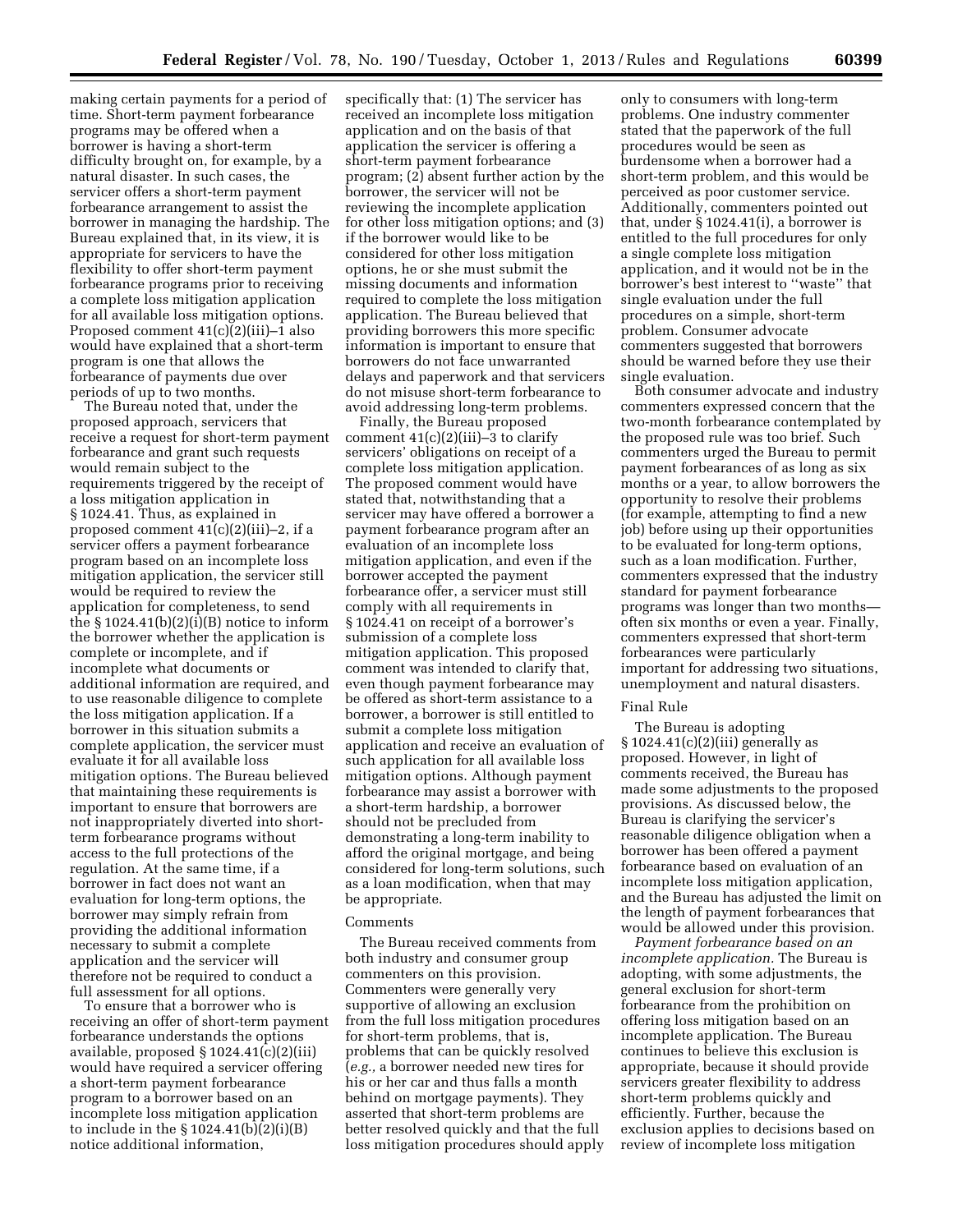making certain payments for a period of time. Short-term payment forbearance programs may be offered when a borrower is having a short-term difficulty brought on, for example, by a natural disaster. In such cases, the servicer offers a short-term payment forbearance arrangement to assist the borrower in managing the hardship. The Bureau explained that, in its view, it is appropriate for servicers to have the flexibility to offer short-term payment forbearance programs prior to receiving a complete loss mitigation application for all available loss mitigation options. Proposed comment 41(c)(2)(iii)–1 also would have explained that a short-term program is one that allows the forbearance of payments due over periods of up to two months.

The Bureau noted that, under the proposed approach, servicers that receive a request for short-term payment forbearance and grant such requests would remain subject to the requirements triggered by the receipt of a loss mitigation application in § 1024.41. Thus, as explained in proposed comment 41(c)(2)(iii)–2, if a servicer offers a payment forbearance program based on an incomplete loss mitigation application, the servicer still would be required to review the application for completeness, to send the § 1024.41(b)(2)(i)(B) notice to inform the borrower whether the application is complete or incomplete, and if incomplete what documents or additional information are required, and to use reasonable diligence to complete the loss mitigation application. If a borrower in this situation submits a complete application, the servicer must evaluate it for all available loss mitigation options. The Bureau believed that maintaining these requirements is important to ensure that borrowers are not inappropriately diverted into short-term forbearance programs without access to the full protections of the regulation. At the same time, if a borrower in fact does not want an evaluation for long-term options, the borrower may simply refrain from providing the additional information necessary to submit a complete application and the servicer will therefore not be required to conduct a full assessment for all options.

To ensure that a borrower who is receiving an offer of short-term payment forbearance understands the options available, proposed § 1024.41(c)(2)(iii) would have required a servicer offering a short-term payment forbearance program to a borrower based on an incomplete loss mitigation application to include in the § 1024.41(b)(2)(i)(B) notice additional information, specifically that: (1) The servicer has received an incomplete loss mitigation application and on the basis of that application the servicer is offering a short-term payment forbearance program; (2) absent further action by the borrower, the servicer will not be reviewing the incomplete application for other loss mitigation options; and (3) if the borrower would like to be considered for other loss mitigation options, he or she must submit the missing documents and information required to complete the loss mitigation application. The Bureau believed that providing borrowers this more specific information is important to ensure that borrowers do not face unwarranted delays and paperwork and that servicers do not misuse short-term forbearance to avoid addressing long-term problems.

Finally, the Bureau proposed comment 41(c)(2)(iii)–3 to clarify servicers' obligations on receipt of a complete loss mitigation application. The proposed comment would have stated that, notwithstanding that a servicer may have offered a borrower a payment forbearance program after an evaluation of an incomplete loss mitigation application, and even if the borrower accepted the payment forbearance offer, a servicer must still comply with all requirements in § 1024.41 on receipt of a borrower's submission of a complete loss mitigation application. This proposed comment was intended to clarify that, even though payment forbearance may be offered as short-term assistance to a borrower, a borrower is still entitled to submit a complete loss mitigation application and receive an evaluation of such application for all available loss mitigation options. Although payment forbearance may assist a borrower with a short-term hardship, a borrower should not be precluded from demonstrating a long-term inability to afford the original mortgage, and being considered for long-term solutions, such as a loan modification, when that may be appropriate.

Comments

The Bureau received comments from both industry and consumer group commenters on this provision. Commenters were generally very supportive of allowing an exclusion from the full loss mitigation procedures for short-term problems, that is, problems that can be quickly resolved (*e.g.,* a borrower needed new tires for his or her car and thus falls a month behind on mortgage payments). They asserted that short-term problems are better resolved quickly and that the full loss mitigation procedures should apply only to consumers with long-term problems. One industry commenter stated that the paperwork of the full procedures would be seen as burdensome when a borrower had a short-term problem, and this would be perceived as poor customer service. Additionally, commenters pointed out that, under § 1024.41(i), a borrower is entitled to the full procedures for only a single complete loss mitigation application, and it would not be in the borrower's best interest to ''waste'' that single evaluation under the full procedures on a simple, short-term problem. Consumer advocate commenters suggested that borrowers should be warned before they use their single evaluation.

Both consumer advocate and industry commenters expressed concern that the two-month forbearance contemplated by the proposed rule was too brief. Such commenters urged the Bureau to permit payment forbearances of as long as six months or a year, to allow borrowers the opportunity to resolve their problems (for example, attempting to find a new job) before using up their opportunities to be evaluated for long-term options, such as a loan modification. Further, commenters expressed that the industry standard for payment forbearance programs was longer than two months—often six months or even a year. Finally, commenters expressed that short-term forbearances were particularly important for addressing two situations, unemployment and natural disasters.

Final Rule

The Bureau is adopting § 1024.41(c)(2)(iii) generally as proposed. However, in light of comments received, the Bureau has made some adjustments to the proposed provisions. As discussed below, the Bureau is clarifying the servicer's reasonable diligence obligation when a borrower has been offered a payment forbearance based on evaluation of an incomplete loss mitigation application, and the Bureau has adjusted the limit on the length of payment forbearances that would be allowed under this provision.

*Payment forbearance based on an incomplete application.* The Bureau is adopting, with some adjustments, the general exclusion for short-term forbearance from the prohibition on offering loss mitigation based on an incomplete application. The Bureau continues to believe this exclusion is appropriate, because it should provide servicers greater flexibility to address short-term problems quickly and efficiently. Further, because the exclusion applies to decisions based on review of incomplete loss mitigation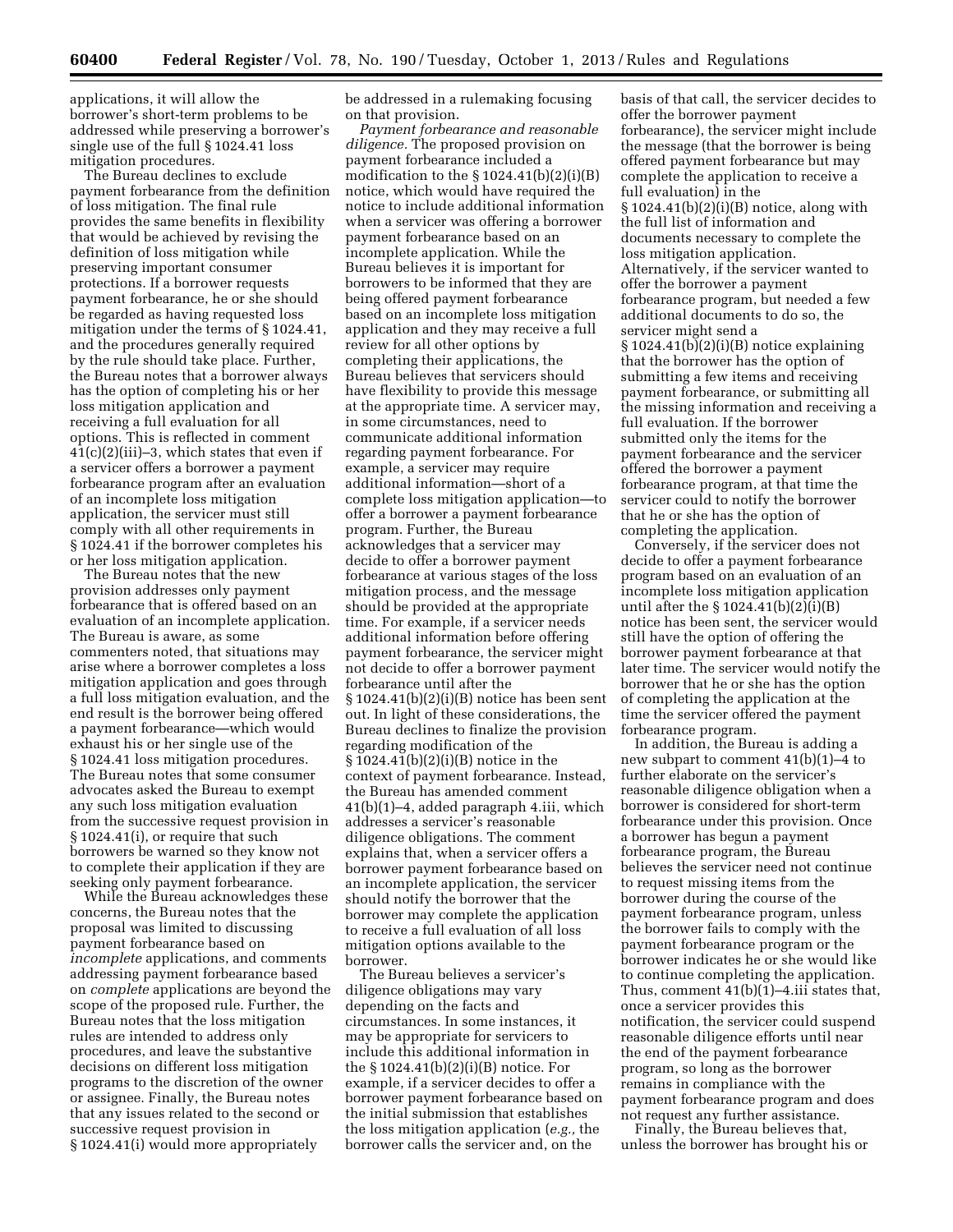applications, it will allow the borrower's short-term problems to be addressed while preserving a borrower's single use of the full § 1024.41 loss mitigation procedures.

The Bureau declines to exclude payment forbearance from the definition of loss mitigation. The final rule provides the same benefits in flexibility that would be achieved by revising the definition of loss mitigation while preserving important consumer protections. If a borrower requests payment forbearance, he or she should be regarded as having requested loss mitigation under the terms of § 1024.41, and the procedures generally required by the rule should take place. Further, the Bureau notes that a borrower always has the option of completing his or her loss mitigation application and receiving a full evaluation for all options. This is reflected in comment 41(c)(2)(iii)–3, which states that even if a servicer offers a borrower a payment forbearance program after an evaluation of an incomplete loss mitigation application, the servicer must still comply with all other requirements in § 1024.41 if the borrower completes his or her loss mitigation application.

The Bureau notes that the new provision addresses only payment forbearance that is offered based on an evaluation of an incomplete application. The Bureau is aware, as some commenters noted, that situations may arise where a borrower completes a loss mitigation application and goes through a full loss mitigation evaluation, and the end result is the borrower being offered a payment forbearance—which would exhaust his or her single use of the § 1024.41 loss mitigation procedures. The Bureau notes that some consumer advocates asked the Bureau to exempt any such loss mitigation evaluation from the successive request provision in § 1024.41(i), or require that such borrowers be warned so they know not to complete their application if they are seeking only payment forbearance.

While the Bureau acknowledges these concerns, the Bureau notes that the proposal was limited to discussing payment forbearance based on *incomplete* applications, and comments addressing payment forbearance based on *complete* applications are beyond the scope of the proposed rule. Further, the Bureau notes that the loss mitigation rules are intended to address only procedures, and leave the substantive decisions on different loss mitigation programs to the discretion of the owner or assignee. Finally, the Bureau notes that any issues related to the second or successive request provision in § 1024.41(i) would more appropriately be addressed in a rulemaking focusing on that provision.

*Payment forbearance and reasonable diligence.* The proposed provision on payment forbearance included a modification to the § 1024.41(b)(2)(i)(B) notice, which would have required the notice to include additional information when a servicer was offering a borrower payment forbearance based on an incomplete application. While the Bureau believes it is important for borrowers to be informed that they are being offered payment forbearance based on an incomplete loss mitigation application and they may receive a full review for all other options by completing their applications, the Bureau believes that servicers should have flexibility to provide this message at the appropriate time. A servicer may, in some circumstances, need to communicate additional information regarding payment forbearance. For example, a servicer may require additional information—short of a complete loss mitigation application—to offer a borrower a payment forbearance program. Further, the Bureau acknowledges that a servicer may decide to offer a borrower payment forbearance at various stages of the loss mitigation process, and the message should be provided at the appropriate time. For example, if a servicer needs additional information before offering payment forbearance, the servicer might not decide to offer a borrower payment forbearance until after the § 1024.41(b)(2)(i)(B) notice has been sent out. In light of these considerations, the Bureau declines to finalize the provision regarding modification of the § 1024.41(b)(2)(i)(B) notice in the context of payment forbearance. Instead, the Bureau has amended comment 41(b)(1)–4, added paragraph 4.iii, which addresses a servicer's reasonable diligence obligations. The comment explains that, when a servicer offers a borrower payment forbearance based on an incomplete application, the servicer should notify the borrower that the borrower may complete the application to receive a full evaluation of all loss mitigation options available to the borrower.

The Bureau believes a servicer's diligence obligations may vary depending on the facts and circumstances. In some instances, it may be appropriate for servicers to include this additional information in the § 1024.41(b)(2)(i)(B) notice. For example, if a servicer decides to offer a borrower payment forbearance based on the initial submission that establishes the loss mitigation application (*e.g.,* the borrower calls the servicer and, on the basis of that call, the servicer decides to offer the borrower payment forbearance), the servicer might include the message (that the borrower is being offered payment forbearance but may complete the application to receive a full evaluation) in the § 1024.41(b)(2)(i)(B) notice, along with the full list of information and documents necessary to complete the loss mitigation application. Alternatively, if the servicer wanted to offer the borrower a payment forbearance program, but needed a few additional documents to do so, the servicer might send a § 1024.41(b)(2)(i)(B) notice explaining that the borrower has the option of submitting a few items and receiving payment forbearance, or submitting all the missing information and receiving a full evaluation. If the borrower submitted only the items for the payment forbearance and the servicer offered the borrower a payment forbearance program, at that time the servicer could to notify the borrower that he or she has the option of completing the application.

Conversely, if the servicer does not decide to offer a payment forbearance program based on an evaluation of an incomplete loss mitigation application until after the § 1024.41(b)(2)(i)(B) notice has been sent, the servicer would still have the option of offering the borrower payment forbearance at that later time. The servicer would notify the borrower that he or she has the option of completing the application at the time the servicer offered the payment forbearance program.

In addition, the Bureau is adding a new subpart to comment 41(b)(1)–4 to further elaborate on the servicer's reasonable diligence obligation when a borrower is considered for short-term forbearance under this provision. Once a borrower has begun a payment forbearance program, the Bureau believes the servicer need not continue to request missing items from the borrower during the course of the payment forbearance program, unless the borrower fails to comply with the payment forbearance program or the borrower indicates he or she would like to continue completing the application. Thus, comment 41(b)(1)–4.iii states that, once a servicer provides this notification, the servicer could suspend reasonable diligence efforts until near the end of the payment forbearance program, so long as the borrower remains in compliance with the payment forbearance program and does not request any further assistance.

Finally, the Bureau believes that, unless the borrower has brought his or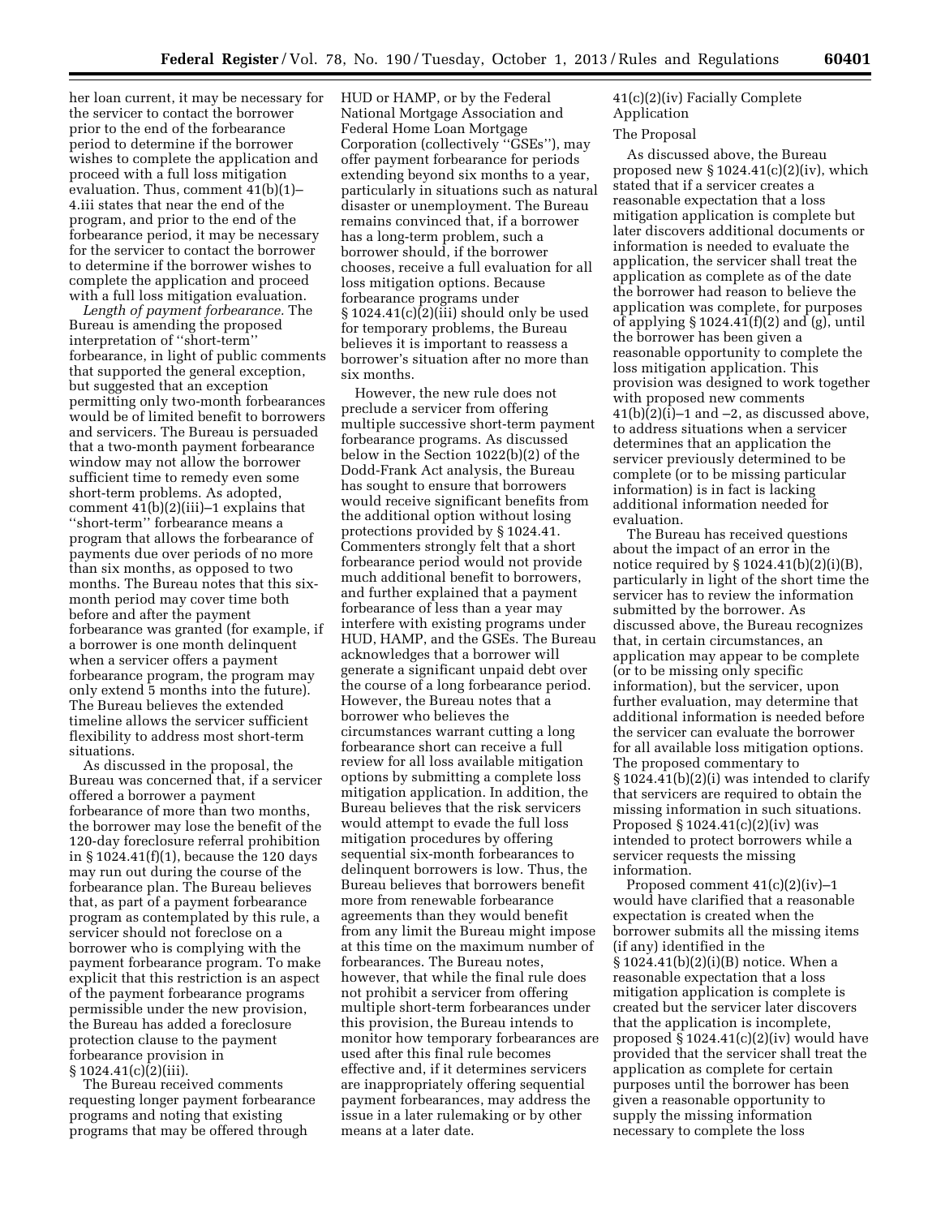her loan current, it may be necessary for the servicer to contact the borrower prior to the end of the forbearance period to determine if the borrower wishes to complete the application and proceed with a full loss mitigation evaluation. Thus, comment 41(b)(1)–4.iii states that near the end of the program, and prior to the end of the forbearance period, it may be necessary for the servicer to contact the borrower to determine if the borrower wishes to complete the application and proceed with a full loss mitigation evaluation.

*Length of payment forbearance.* The Bureau is amending the proposed interpretation of ''short-term'' forbearance, in light of public comments that supported the general exception, but suggested that an exception permitting only two-month forbearances would be of limited benefit to borrowers and servicers. The Bureau is persuaded that a two-month payment forbearance window may not allow the borrower sufficient time to remedy even some short-term problems. As adopted, comment 41(b)(2)(iii)–1 explains that ''short-term'' forbearance means a program that allows the forbearance of payments due over periods of no more than six months, as opposed to two months. The Bureau notes that this six-month period may cover time both before and after the payment forbearance was granted (for example, if a borrower is one month delinquent when a servicer offers a payment forbearance program, the program may only extend 5 months into the future). The Bureau believes the extended timeline allows the servicer sufficient flexibility to address most short-term situations.

As discussed in the proposal, the Bureau was concerned that, if a servicer offered a borrower a payment forbearance of more than two months, the borrower may lose the benefit of the 120-day foreclosure referral prohibition in § 1024.41(f)(1), because the 120 days may run out during the course of the forbearance plan. The Bureau believes that, as part of a payment forbearance program as contemplated by this rule, a servicer should not foreclose on a borrower who is complying with the payment forbearance program. To make explicit that this restriction is an aspect of the payment forbearance programs permissible under the new provision, the Bureau has added a foreclosure protection clause to the payment forbearance provision in § 1024.41(c)(2)(iii).

The Bureau received comments requesting longer payment forbearance programs and noting that existing programs that may be offered through HUD or HAMP, or by the Federal National Mortgage Association and Federal Home Loan Mortgage Corporation (collectively ''GSEs''), may offer payment forbearance for periods extending beyond six months to a year, particularly in situations such as natural disaster or unemployment. The Bureau remains convinced that, if a borrower has a long-term problem, such a borrower should, if the borrower chooses, receive a full evaluation for all loss mitigation options. Because forbearance programs under § 1024.41(c)(2)(iii) should only be used for temporary problems, the Bureau believes it is important to reassess a borrower's situation after no more than six months.

However, the new rule does not preclude a servicer from offering multiple successive short-term payment forbearance programs. As discussed below in the Section 1022(b)(2) of the Dodd-Frank Act analysis, the Bureau has sought to ensure that borrowers would receive significant benefits from the additional option without losing protections provided by § 1024.41. Commenters strongly felt that a short forbearance period would not provide much additional benefit to borrowers, and further explained that a payment forbearance of less than a year may interfere with existing programs under HUD, HAMP, and the GSEs. The Bureau acknowledges that a borrower will generate a significant unpaid debt over the course of a long forbearance period. However, the Bureau notes that a borrower who believes the circumstances warrant cutting a long forbearance short can receive a full review for all loss available mitigation options by submitting a complete loss mitigation application. In addition, the Bureau believes that the risk servicers would attempt to evade the full loss mitigation procedures by offering sequential six-month forbearances to delinquent borrowers is low. Thus, the Bureau believes that borrowers benefit more from renewable forbearance agreements than they would benefit from any limit the Bureau might impose at this time on the maximum number of forbearances. The Bureau notes, however, that while the final rule does not prohibit a servicer from offering multiple short-term forbearances under this provision, the Bureau intends to monitor how temporary forbearances are used after this final rule becomes effective and, if it determines servicers are inappropriately offering sequential payment forbearances, may address the issue in a later rulemaking or by other means at a later date.

### 41(c)(2)(iv) Facially Complete Application

The Proposal

As discussed above, the Bureau proposed new § 1024.41(c)(2)(iv), which stated that if a servicer creates a reasonable expectation that a loss mitigation application is complete but later discovers additional documents or information is needed to evaluate the application, the servicer shall treat the application as complete as of the date the borrower had reason to believe the application was complete, for purposes of applying § 1024.41(f)(2) and (g), until the borrower has been given a reasonable opportunity to complete the loss mitigation application. This provision was designed to work together with proposed new comments 41(b)(2)(i)–1 and –2, as discussed above, to address situations when a servicer determines that an application the servicer previously determined to be complete (or to be missing particular information) is in fact is lacking additional information needed for evaluation.

The Bureau has received questions about the impact of an error in the notice required by § 1024.41(b)(2)(i)(B), particularly in light of the short time the servicer has to review the information submitted by the borrower. As discussed above, the Bureau recognizes that, in certain circumstances, an application may appear to be complete (or to be missing only specific information), but the servicer, upon further evaluation, may determine that additional information is needed before the servicer can evaluate the borrower for all available loss mitigation options. The proposed commentary to § 1024.41(b)(2)(i) was intended to clarify that servicers are required to obtain the missing information in such situations. Proposed § 1024.41(c)(2)(iv) was intended to protect borrowers while a servicer requests the missing information.

Proposed comment 41(c)(2)(iv)–1 would have clarified that a reasonable expectation is created when the borrower submits all the missing items (if any) identified in the § 1024.41(b)(2)(i)(B) notice. When a reasonable expectation that a loss mitigation application is complete is created but the servicer later discovers that the application is incomplete, proposed § 1024.41(c)(2)(iv) would have provided that the servicer shall treat the application as complete for certain purposes until the borrower has been given a reasonable opportunity to supply the missing information necessary to complete the loss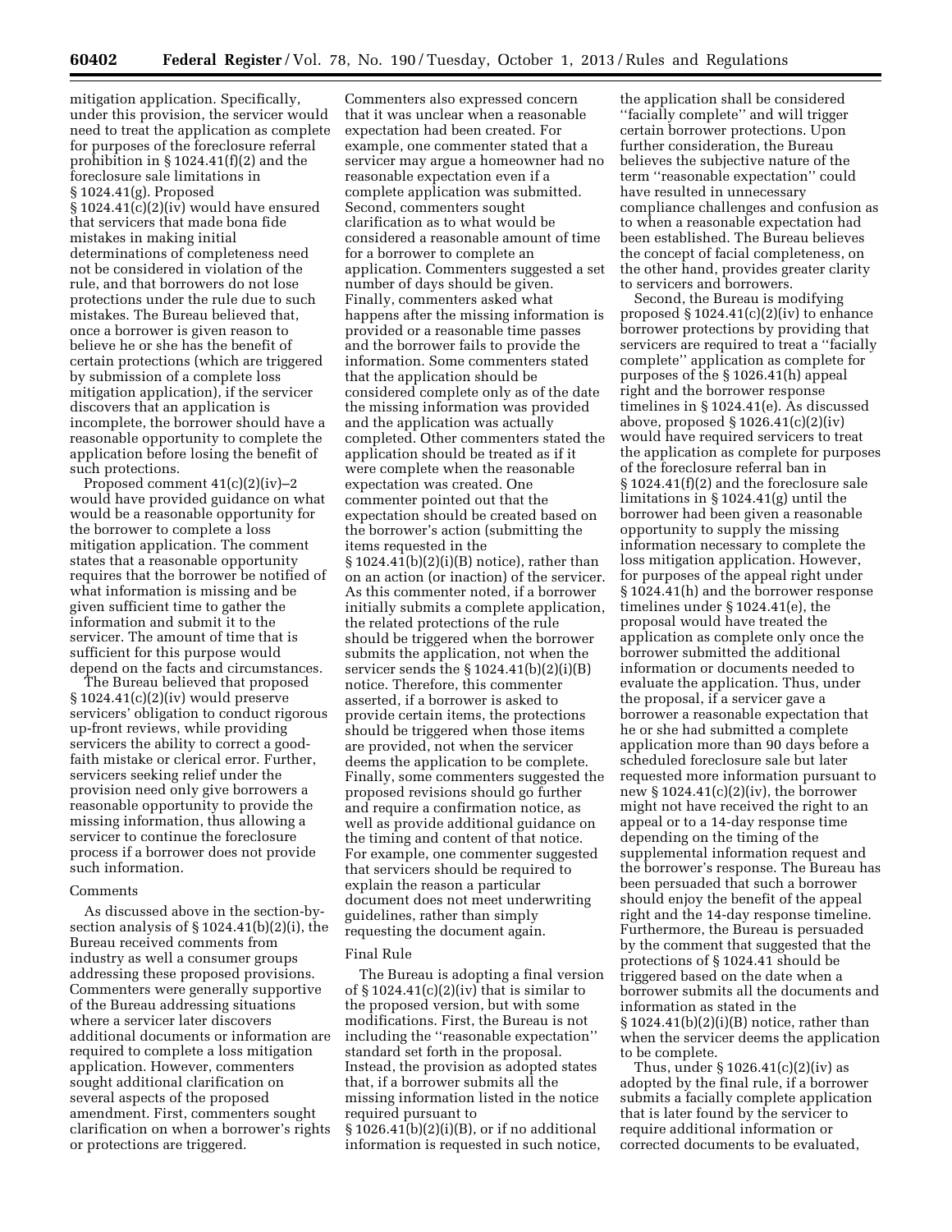mitigation application. Specifically, under this provision, the servicer would need to treat the application as complete for purposes of the foreclosure referral prohibition in § 1024.41(f)(2) and the foreclosure sale limitations in § 1024.41(g). Proposed § 1024.41(c)(2)(iv) would have ensured that servicers that made bona fide mistakes in making initial determinations of completeness need not be considered in violation of the rule, and that borrowers do not lose protections under the rule due to such mistakes. The Bureau believed that, once a borrower is given reason to believe he or she has the benefit of certain protections (which are triggered by submission of a complete loss mitigation application), if the servicer discovers that an application is incomplete, the borrower should have a reasonable opportunity to complete the application before losing the benefit of such protections.

Proposed comment 41(c)(2)(iv)–2 would have provided guidance on what would be a reasonable opportunity for the borrower to complete a loss mitigation application. The comment states that a reasonable opportunity requires that the borrower be notified of what information is missing and be given sufficient time to gather the information and submit it to the servicer. The amount of time that is sufficient for this purpose would depend on the facts and circumstances.

The Bureau believed that proposed § 1024.41(c)(2)(iv) would preserve servicers' obligation to conduct rigorous up-front reviews, while providing servicers the ability to correct a good-faith mistake or clerical error. Further, servicers seeking relief under the provision need only give borrowers a reasonable opportunity to provide the missing information, thus allowing a servicer to continue the foreclosure process if a borrower does not provide such information.

## Comments

As discussed above in the section-by-section analysis of § 1024.41(b)(2)(i), the Bureau received comments from industry as well a consumer groups addressing these proposed provisions. Commenters were generally supportive of the Bureau addressing situations where a servicer later discovers additional documents or information are required to complete a loss mitigation application. However, commenters sought additional clarification on several aspects of the proposed amendment. First, commenters sought clarification on when a borrower's rights or protections are triggered. Commenters also expressed concern that it was unclear when a reasonable expectation had been created. For example, one commenter stated that a servicer may argue a homeowner had no reasonable expectation even if a complete application was submitted. Second, commenters sought clarification as to what would be considered a reasonable amount of time for a borrower to complete an application. Commenters suggested a set number of days should be given. Finally, commenters asked what happens after the missing information is provided or a reasonable time passes and the borrower fails to provide the information. Some commenters stated that the application should be considered complete only as of the date the missing information was provided and the application was actually completed. Other commenters stated the application should be treated as if it were complete when the reasonable expectation was created. One commenter pointed out that the expectation should be created based on the borrower's action (submitting the items requested in the § 1024.41(b)(2)(i)(B) notice), rather than on an action (or inaction) of the servicer. As this commenter noted, if a borrower initially submits a complete application, the related protections of the rule should be triggered when the borrower submits the application, not when the servicer sends the § 1024.41(b)(2)(i)(B) notice. Therefore, this commenter asserted, if a borrower is asked to provide certain items, the protections should be triggered when those items are provided, not when the servicer deems the application to be complete. Finally, some commenters suggested the proposed revisions should go further and require a confirmation notice, as well as provide additional guidance on the timing and content of that notice. For example, one commenter suggested that servicers should be required to explain the reason a particular document does not meet underwriting guidelines, rather than simply requesting the document again.

## Final Rule

The Bureau is adopting a final version of § 1024.41(c)(2)(iv) that is similar to the proposed version, but with some modifications. First, the Bureau is not including the ''reasonable expectation'' standard set forth in the proposal. Instead, the provision as adopted states that, if a borrower submits all the missing information listed in the notice required pursuant to § 1026.41(b)(2)(i)(B), or if no additional information is requested in such notice, the application shall be considered ''facially complete'' and will trigger certain borrower protections. Upon further consideration, the Bureau believes the subjective nature of the term ''reasonable expectation'' could have resulted in unnecessary compliance challenges and confusion as to when a reasonable expectation had been established. The Bureau believes the concept of facial completeness, on the other hand, provides greater clarity to servicers and borrowers.

Second, the Bureau is modifying proposed § 1024.41(c)(2)(iv) to enhance borrower protections by providing that servicers are required to treat a ''facially complete'' application as complete for purposes of the § 1026.41(h) appeal right and the borrower response timelines in § 1024.41(e). As discussed above, proposed § 1026.41(c)(2)(iv) would have required servicers to treat the application as complete for purposes of the foreclosure referral ban in § 1024.41(f)(2) and the foreclosure sale limitations in § 1024.41(g) until the borrower had been given a reasonable opportunity to supply the missing information necessary to complete the loss mitigation application. However, for purposes of the appeal right under § 1024.41(h) and the borrower response timelines under § 1024.41(e), the proposal would have treated the application as complete only once the borrower submitted the additional information or documents needed to evaluate the application. Thus, under the proposal, if a servicer gave a borrower a reasonable expectation that he or she had submitted a complete application more than 90 days before a scheduled foreclosure sale but later requested more information pursuant to new § 1024.41(c)(2)(iv), the borrower might not have received the right to an appeal or to a 14-day response time depending on the timing of the supplemental information request and the borrower's response. The Bureau has been persuaded that such a borrower should enjoy the benefit of the appeal right and the 14-day response timeline. Furthermore, the Bureau is persuaded by the comment that suggested that the protections of § 1024.41 should be triggered based on the date when a borrower submits all the documents and information as stated in the § 1024.41(b)(2)(i)(B) notice, rather than when the servicer deems the application to be complete.

Thus, under § 1026.41(c)(2)(iv) as adopted by the final rule, if a borrower submits a facially complete application that is later found by the servicer to require additional information or corrected documents to be evaluated,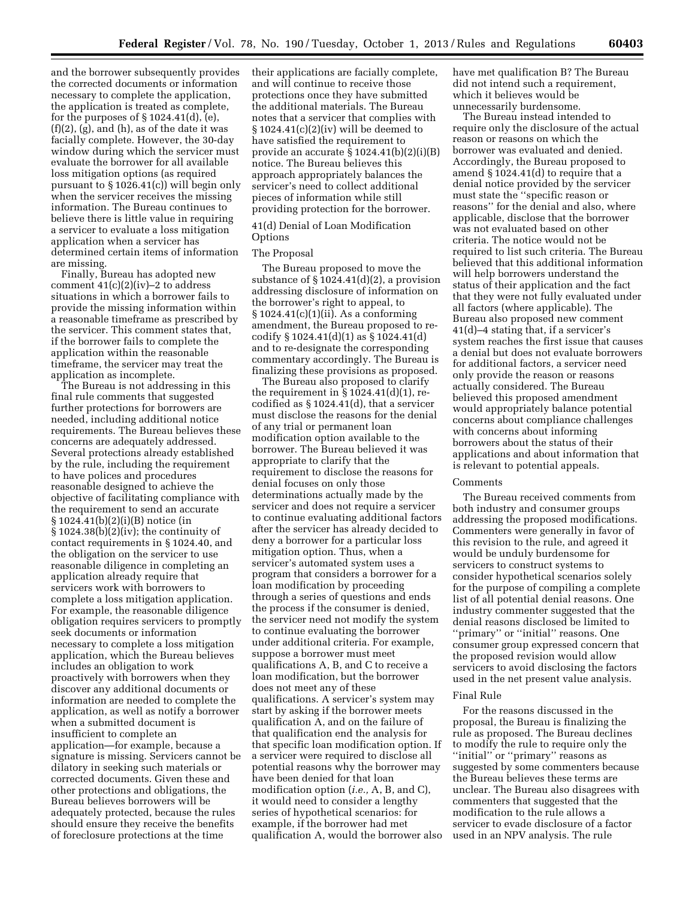and the borrower subsequently provides the corrected documents or information necessary to complete the application, the application is treated as complete, for the purposes of § 1024.41(d), (e), (f)(2), (g), and (h), as of the date it was facially complete. However, the 30-day window during which the servicer must evaluate the borrower for all available loss mitigation options (as required pursuant to § 1026.41(c)) will begin only when the servicer receives the missing information. The Bureau continues to believe there is little value in requiring a servicer to evaluate a loss mitigation application when a servicer has determined certain items of information are missing.

Finally, Bureau has adopted new comment 41(c)(2)(iv)–2 to address situations in which a borrower fails to provide the missing information within a reasonable timeframe as prescribed by the servicer. This comment states that, if the borrower fails to complete the application within the reasonable timeframe, the servicer may treat the application as incomplete.

The Bureau is not addressing in this final rule comments that suggested further protections for borrowers are needed, including additional notice requirements. The Bureau believes these concerns are adequately addressed. Several protections already established by the rule, including the requirement to have polices and procedures reasonable designed to achieve the objective of facilitating compliance with the requirement to send an accurate § 1024.41(b)(2)(i)(B) notice (in § 1024.38(b)(2)(iv); the continuity of contact requirements in § 1024.40, and the obligation on the servicer to use reasonable diligence in completing an application already require that servicers work with borrowers to complete a loss mitigation application. For example, the reasonable diligence obligation requires servicers to promptly seek documents or information necessary to complete a loss mitigation application, which the Bureau believes includes an obligation to work proactively with borrowers when they discover any additional documents or information are needed to complete the application, as well as notify a borrower when a submitted document is insufficient to complete an application—for example, because a signature is missing. Servicers cannot be dilatory in seeking such materials or corrected documents. Given these and other protections and obligations, the Bureau believes borrowers will be adequately protected, because the rules should ensure they receive the benefits of foreclosure protections at the time their applications are facially complete, and will continue to receive those protections once they have submitted the additional materials. The Bureau notes that a servicer that complies with § 1024.41(c)(2)(iv) will be deemed to have satisfied the requirement to provide an accurate § 1024.41(b)(2)(i)(B) notice. The Bureau believes this approach appropriately balances the servicer's need to collect additional pieces of information while still providing protection for the borrower.

41(d) Denial of Loan Modification Options

The Proposal

The Bureau proposed to move the substance of § 1024.41(d)(2), a provision addressing disclosure of information on the borrower's right to appeal, to § 1024.41(c)(1)(ii). As a conforming amendment, the Bureau proposed to re-codify § 1024.41(d)(1) as § 1024.41(d) and to re-designate the corresponding commentary accordingly. The Bureau is finalizing these provisions as proposed.

The Bureau also proposed to clarify the requirement in § 1024.41(d)(1), re-codified as § 1024.41(d), that a servicer must disclose the reasons for the denial of any trial or permanent loan modification option available to the borrower. The Bureau believed it was appropriate to clarify that the requirement to disclose the reasons for denial focuses on only those determinations actually made by the servicer and does not require a servicer to continue evaluating additional factors after the servicer has already decided to deny a borrower for a particular loss mitigation option. Thus, when a servicer's automated system uses a program that considers a borrower for a loan modification by proceeding through a series of questions and ends the process if the consumer is denied, the servicer need not modify the system to continue evaluating the borrower under additional criteria. For example, suppose a borrower must meet qualifications A, B, and C to receive a loan modification, but the borrower does not meet any of these qualifications. A servicer's system may start by asking if the borrower meets qualification A, and on the failure of that qualification end the analysis for that specific loan modification option. If a servicer were required to disclose all potential reasons why the borrower may have been denied for that loan modification option (*i.e.,* A, B, and C), it would need to consider a lengthy series of hypothetical scenarios: for example, if the borrower had met qualification A, would the borrower also have met qualification B? The Bureau did not intend such a requirement, which it believes would be unnecessarily burdensome.

The Bureau instead intended to require only the disclosure of the actual reason or reasons on which the borrower was evaluated and denied. Accordingly, the Bureau proposed to amend § 1024.41(d) to require that a denial notice provided by the servicer must state the "specific reason or reasons" for the denial and also, where applicable, disclose that the borrower was not evaluated based on other criteria. The notice would not be required to list such criteria. The Bureau believed that this additional information will help borrowers understand the status of their application and the fact that they were not fully evaluated under all factors (where applicable). The Bureau also proposed new comment 41(d)–4 stating that, if a servicer's system reaches the first issue that causes a denial but does not evaluate borrowers for additional factors, a servicer need only provide the reason or reasons actually considered. The Bureau believed this proposed amendment would appropriately balance potential concerns about compliance challenges with concerns about informing borrowers about the status of their applications and about information that is relevant to potential appeals.

Comments

The Bureau received comments from both industry and consumer groups addressing the proposed modifications. Commenters were generally in favor of this revision to the rule, and agreed it would be unduly burdensome for servicers to construct systems to consider hypothetical scenarios solely for the purpose of compiling a complete list of all potential denial reasons. One industry commenter suggested that the denial reasons disclosed be limited to "primary" or "initial" reasons. One consumer group expressed concern that the proposed revision would allow servicers to avoid disclosing the factors used in the net present value analysis.

Final Rule

For the reasons discussed in the proposal, the Bureau is finalizing the rule as proposed. The Bureau declines to modify the rule to require only the "initial" or "primary" reasons as suggested by some commenters because the Bureau believes these terms are unclear. The Bureau also disagrees with commenters that suggested that the modification to the rule allows a servicer to evade disclosure of a factor used in an NPV analysis. The rule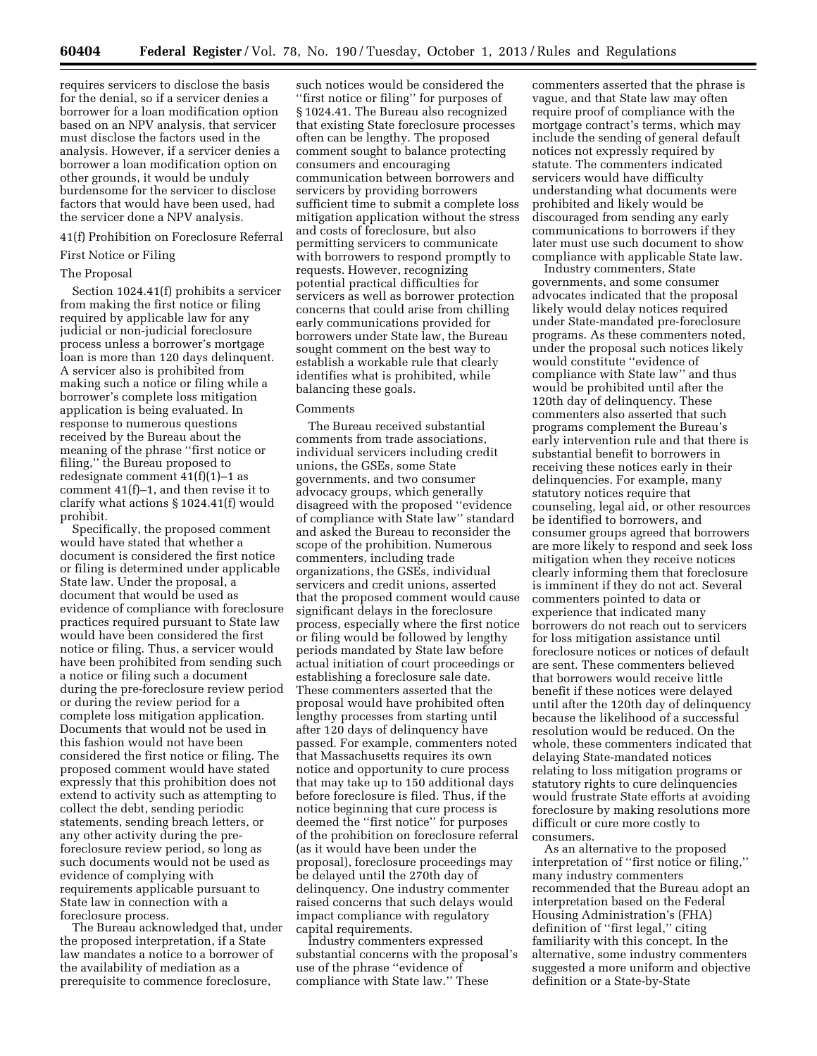requires servicers to disclose the basis for the denial, so if a servicer denies a borrower for a loan modification option based on an NPV analysis, that servicer must disclose the factors used in the analysis. However, if a servicer denies a borrower a loan modification option on other grounds, it would be unduly burdensome for the servicer to disclose factors that would have been used, had the servicer done a NPV analysis.

41(f) Prohibition on Foreclosure Referral

First Notice or Filing

The Proposal

Section 1024.41(f) prohibits a servicer from making the first notice or filing required by applicable law for any judicial or non-judicial foreclosure process unless a borrower's mortgage loan is more than 120 days delinquent. A servicer also is prohibited from making such a notice or filing while a borrower's complete loss mitigation application is being evaluated. In response to numerous questions received by the Bureau about the meaning of the phrase ''first notice or filing,'' the Bureau proposed to redesignate comment 41(f)(1)–1 as comment 41(f)–1, and then revise it to clarify what actions § 1024.41(f) would prohibit.

Specifically, the proposed comment would have stated that whether a document is considered the first notice or filing is determined under applicable State law. Under the proposal, a document that would be used as evidence of compliance with foreclosure practices required pursuant to State law would have been considered the first notice or filing. Thus, a servicer would have been prohibited from sending such a notice or filing such a document during the pre-foreclosure review period or during the review period for a complete loss mitigation application. Documents that would not be used in this fashion would not have been considered the first notice or filing. The proposed comment would have stated expressly that this prohibition does not extend to activity such as attempting to collect the debt, sending periodic statements, sending breach letters, or any other activity during the pre-foreclosure review period, so long as such documents would not be used as evidence of complying with requirements applicable pursuant to State law in connection with a foreclosure process.

The Bureau acknowledged that, under the proposed interpretation, if a State law mandates a notice to a borrower of the availability of mediation as a prerequisite to commence foreclosure, such notices would be considered the ''first notice or filing'' for purposes of § 1024.41. The Bureau also recognized that existing State foreclosure processes often can be lengthy. The proposed comment sought to balance protecting consumers and encouraging communication between borrowers and servicers by providing borrowers sufficient time to submit a complete loss mitigation application without the stress and costs of foreclosure, but also permitting servicers to communicate with borrowers to respond promptly to requests. However, recognizing potential practical difficulties for servicers as well as borrower protection concerns that could arise from chilling early communications provided for borrowers under State law, the Bureau sought comment on the best way to establish a workable rule that clearly identifies what is prohibited, while balancing these goals.

Comments

The Bureau received substantial comments from trade associations, individual servicers including credit unions, the GSEs, some State governments, and two consumer advocacy groups, which generally disagreed with the proposed ''evidence of compliance with State law'' standard and asked the Bureau to reconsider the scope of the prohibition. Numerous commenters, including trade organizations, the GSEs, individual servicers and credit unions, asserted that the proposed comment would cause significant delays in the foreclosure process, especially where the first notice or filing would be followed by lengthy periods mandated by State law before actual initiation of court proceedings or establishing a foreclosure sale date. These commenters asserted that the proposal would have prohibited often lengthy processes from starting until after 120 days of delinquency have passed. For example, commenters noted that Massachusetts requires its own notice and opportunity to cure process that may take up to 150 additional days before foreclosure is filed. Thus, if the notice beginning that cure process is deemed the ''first notice'' for purposes of the prohibition on foreclosure referral (as it would have been under the proposal), foreclosure proceedings may be delayed until the 270th day of delinquency. One industry commenter raised concerns that such delays would impact compliance with regulatory capital requirements.

Industry commenters expressed substantial concerns with the proposal's use of the phrase ''evidence of compliance with State law.'' These commenters asserted that the phrase is vague, and that State law may often require proof of compliance with the mortgage contract's terms, which may include the sending of general default notices not expressly required by statute. The commenters indicated servicers would have difficulty understanding what documents were prohibited and likely would be discouraged from sending any early communications to borrowers if they later must use such document to show compliance with applicable State law.

Industry commenters, State governments, and some consumer advocates indicated that the proposal likely would delay notices required under State-mandated pre-foreclosure programs. As these commenters noted, under the proposal such notices likely would constitute ''evidence of compliance with State law'' and thus would be prohibited until after the 120th day of delinquency. These commenters also asserted that such programs complement the Bureau's early intervention rule and that there is substantial benefit to borrowers in receiving these notices early in their delinquencies. For example, many statutory notices require that counseling, legal aid, or other resources be identified to borrowers, and consumer groups agreed that borrowers are more likely to respond and seek loss mitigation when they receive notices clearly informing them that foreclosure is imminent if they do not act. Several commenters pointed to data or experience that indicated many borrowers do not reach out to servicers for loss mitigation assistance until foreclosure notices or notices of default are sent. These commenters believed that borrowers would receive little benefit if these notices were delayed until after the 120th day of delinquency because the likelihood of a successful resolution would be reduced. On the whole, these commenters indicated that delaying State-mandated notices relating to loss mitigation programs or statutory rights to cure delinquencies would frustrate State efforts at avoiding foreclosure by making resolutions more difficult or cure more costly to consumers.

As an alternative to the proposed interpretation of ''first notice or filing,'' many industry commenters recommended that the Bureau adopt an interpretation based on the Federal Housing Administration's (FHA) definition of ''first legal,'' citing familiarity with this concept. In the alternative, some industry commenters suggested a more uniform and objective definition or a State-by-State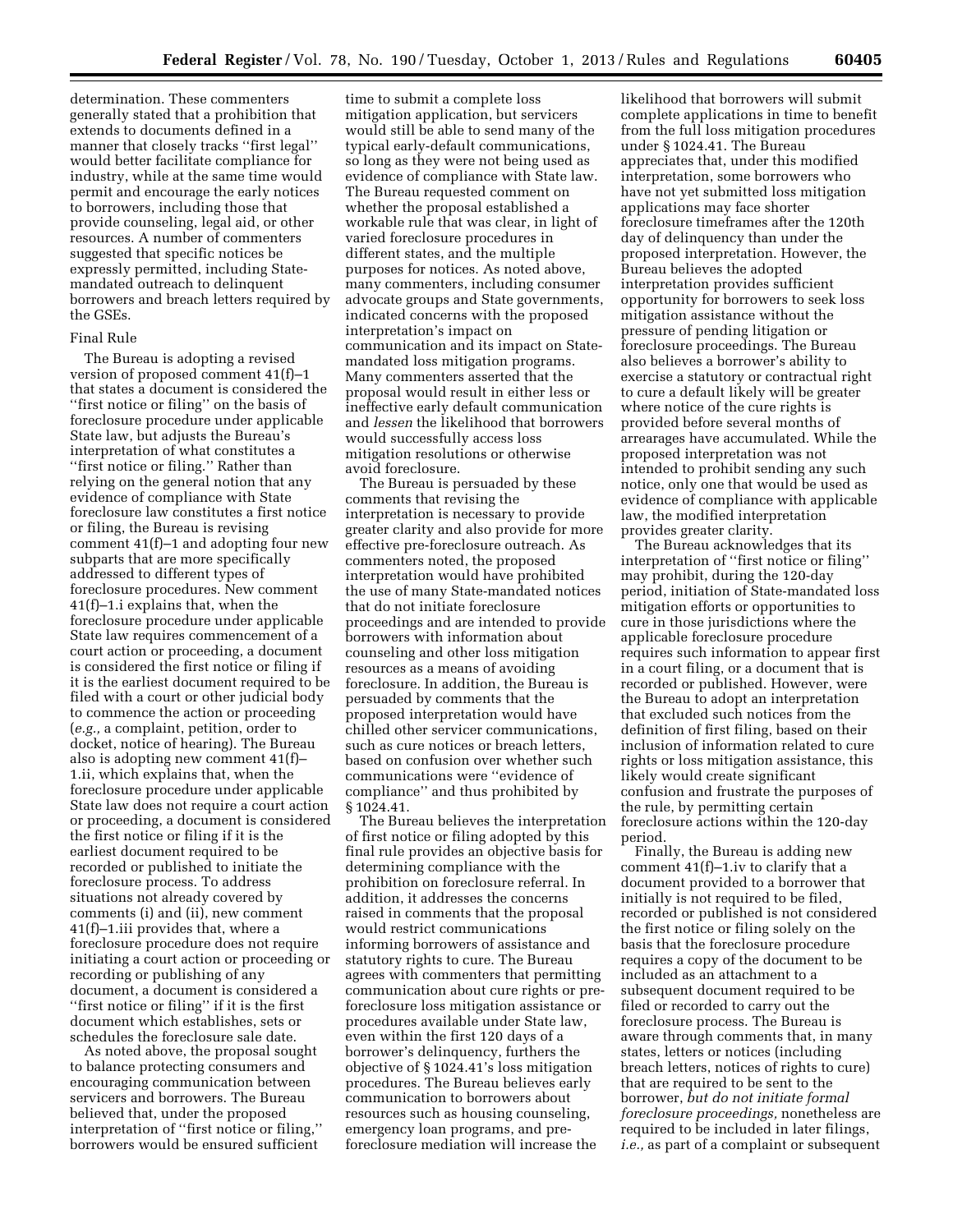determination. These commenters generally stated that a prohibition that extends to documents defined in a manner that closely tracks ''first legal'' would better facilitate compliance for industry, while at the same time would permit and encourage the early notices to borrowers, including those that provide counseling, legal aid, or other resources. A number of commenters suggested that specific notices be expressly permitted, including State-mandated outreach to delinquent borrowers and breach letters required by the GSEs.

### Final Rule

The Bureau is adopting a revised version of proposed comment 41(f)–1 that states a document is considered the ''first notice or filing'' on the basis of foreclosure procedure under applicable State law, but adjusts the Bureau's interpretation of what constitutes a ''first notice or filing.'' Rather than relying on the general notion that any evidence of compliance with State foreclosure law constitutes a first notice or filing, the Bureau is revising comment 41(f)–1 and adopting four new subparts that are more specifically addressed to different types of foreclosure procedures. New comment 41(f)–1.i explains that, when the foreclosure procedure under applicable State law requires commencement of a court action or proceeding, a document is considered the first notice or filing if it is the earliest document required to be filed with a court or other judicial body to commence the action or proceeding (*e.g.,* a complaint, petition, order to docket, notice of hearing). The Bureau also is adopting new comment 41(f)–1.ii, which explains that, when the foreclosure procedure under applicable State law does not require a court action or proceeding, a document is considered the first notice or filing if it is the earliest document required to be recorded or published to initiate the foreclosure process. To address situations not already covered by comments (i) and (ii), new comment 41(f)–1.iii provides that, where a foreclosure procedure does not require initiating a court action or proceeding or recording or publishing of any document, a document is considered a ''first notice or filing'' if it is the first document which establishes, sets or schedules the foreclosure sale date.

As noted above, the proposal sought to balance protecting consumers and encouraging communication between servicers and borrowers. The Bureau believed that, under the proposed interpretation of ''first notice or filing,'' borrowers would be ensured sufficient time to submit a complete loss mitigation application, but servicers would still be able to send many of the typical early-default communications, so long as they were not being used as evidence of compliance with State law. The Bureau requested comment on whether the proposal established a workable rule that was clear, in light of varied foreclosure procedures in different states, and the multiple purposes for notices. As noted above, many commenters, including consumer advocate groups and State governments, indicated concerns with the proposed interpretation's impact on communication and its impact on State-mandated loss mitigation programs. Many commenters asserted that the proposal would result in either less or ineffective early default communication and *lessen* the likelihood that borrowers would successfully access loss mitigation resolutions or otherwise avoid foreclosure.

The Bureau is persuaded by these comments that revising the interpretation is necessary to provide greater clarity and also provide for more effective pre-foreclosure outreach. As commenters noted, the proposed interpretation would have prohibited the use of many State-mandated notices that do not initiate foreclosure proceedings and are intended to provide borrowers with information about counseling and other loss mitigation resources as a means of avoiding foreclosure. In addition, the Bureau is persuaded by comments that the proposed interpretation would have chilled other servicer communications, such as cure notices or breach letters, based on confusion over whether such communications were ''evidence of compliance'' and thus prohibited by § 1024.41.

The Bureau believes the interpretation of first notice or filing adopted by this final rule provides an objective basis for determining compliance with the prohibition on foreclosure referral. In addition, it addresses the concerns raised in comments that the proposal would restrict communications informing borrowers of assistance and statutory rights to cure. The Bureau agrees with commenters that permitting communication about cure rights or pre-foreclosure loss mitigation assistance or procedures available under State law, even within the first 120 days of a borrower's delinquency, furthers the objective of § 1024.41's loss mitigation procedures. The Bureau believes early communication to borrowers about resources such as housing counseling, emergency loan programs, and pre-foreclosure mediation will increase the likelihood that borrowers will submit complete applications in time to benefit from the full loss mitigation procedures under § 1024.41. The Bureau appreciates that, under this modified interpretation, some borrowers who have not yet submitted loss mitigation applications may face shorter foreclosure timeframes after the 120th day of delinquency than under the proposed interpretation. However, the Bureau believes the adopted interpretation provides sufficient opportunity for borrowers to seek loss mitigation assistance without the pressure of pending litigation or foreclosure proceedings. The Bureau also believes a borrower's ability to exercise a statutory or contractual right to cure a default likely will be greater where notice of the cure rights is provided before several months of arrearages have accumulated. While the proposed interpretation was not intended to prohibit sending any such notice, only one that would be used as evidence of compliance with applicable law, the modified interpretation provides greater clarity.

The Bureau acknowledges that its interpretation of ''first notice or filing'' may prohibit, during the 120-day period, initiation of State-mandated loss mitigation efforts or opportunities to cure in those jurisdictions where the applicable foreclosure procedure requires such information to appear first in a court filing, or a document that is recorded or published. However, were the Bureau to adopt an interpretation that excluded such notices from the definition of first filing, based on their inclusion of information related to cure rights or loss mitigation assistance, this likely would create significant confusion and frustrate the purposes of the rule, by permitting certain foreclosure actions within the 120-day period.

Finally, the Bureau is adding new comment 41(f)–1.iv to clarify that a document provided to a borrower that initially is not required to be filed, recorded or published is not considered the first notice or filing solely on the basis that the foreclosure procedure requires a copy of the document to be included as an attachment to a subsequent document required to be filed or recorded to carry out the foreclosure process. The Bureau is aware through comments that, in many states, letters or notices (including breach letters, notices of rights to cure) that are required to be sent to the borrower, *but do not initiate formal foreclosure proceedings,* nonetheless are required to be included in later filings, *i.e.,* as part of a complaint or subsequent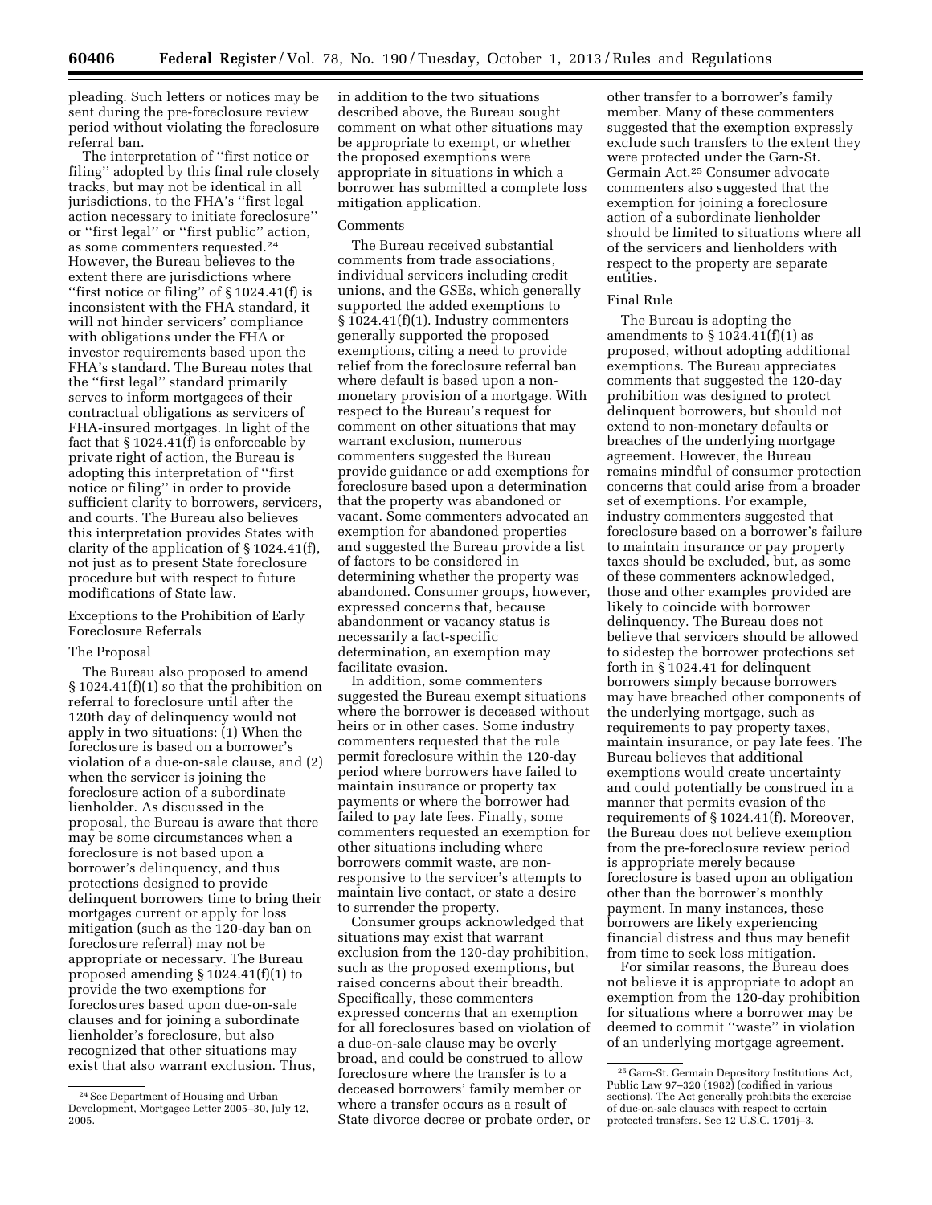pleading. Such letters or notices may be sent during the pre-foreclosure review period without violating the foreclosure referral ban.

The interpretation of ''first notice or filing'' adopted by this final rule closely tracks, but may not be identical in all jurisdictions, to the FHA's ''first legal action necessary to initiate foreclosure'' or ''first legal'' or ''first public'' action, as some commenters requested.[24] However, the Bureau believes to the extent there are jurisdictions where ''first notice or filing'' of § 1024.41(f) is inconsistent with the FHA standard, it will not hinder servicers' compliance with obligations under the FHA or investor requirements based upon the FHA's standard. The Bureau notes that the ''first legal'' standard primarily serves to inform mortgagees of their contractual obligations as servicers of FHA-insured mortgages. In light of the fact that § 1024.41(f) is enforceable by private right of action, the Bureau is adopting this interpretation of ''first notice or filing'' in order to provide sufficient clarity to borrowers, servicers, and courts. The Bureau also believes this interpretation provides States with clarity of the application of § 1024.41(f), not just as to present State foreclosure procedure but with respect to future modifications of State law.

## Exceptions to the Prohibition of Early Foreclosure Referrals

### The Proposal

The Bureau also proposed to amend § 1024.41(f)(1) so that the prohibition on referral to foreclosure until after the 120th day of delinquency would not apply in two situations: (1) When the foreclosure is based on a borrower's violation of a due-on-sale clause, and (2) when the servicer is joining the foreclosure action of a subordinate lienholder. As discussed in the proposal, the Bureau is aware that there may be some circumstances when a foreclosure is not based upon a borrower's delinquency, and thus protections designed to provide delinquent borrowers time to bring their mortgages current or apply for loss mitigation (such as the 120-day ban on foreclosure referral) may not be appropriate or necessary. The Bureau proposed amending § 1024.41(f)(1) to provide the two exemptions for foreclosures based upon due-on-sale clauses and for joining a subordinate lienholder's foreclosure, but also recognized that other situations may exist that also warrant exclusion. Thus, in addition to the two situations described above, the Bureau sought comment on what other situations may be appropriate to exempt, or whether the proposed exemptions were appropriate in situations in which a borrower has submitted a complete loss mitigation application.

### Comments

The Bureau received substantial comments from trade associations, individual servicers including credit unions, and the GSEs, which generally supported the added exemptions to § 1024.41(f)(1). Industry commenters generally supported the proposed exemptions, citing a need to provide relief from the foreclosure referral ban where default is based upon a non-monetary provision of a mortgage. With respect to the Bureau's request for comment on other situations that may warrant exclusion, numerous commenters suggested the Bureau provide guidance or add exemptions for foreclosure based upon a determination that the property was abandoned or vacant. Some commenters advocated an exemption for abandoned properties and suggested the Bureau provide a list of factors to be considered in determining whether the property was abandoned. Consumer groups, however, expressed concerns that, because abandonment or vacancy status is necessarily a fact-specific determination, an exemption may facilitate evasion.

In addition, some commenters suggested the Bureau exempt situations where the borrower is deceased without heirs or in other cases. Some industry commenters requested that the rule permit foreclosure within the 120-day period where borrowers have failed to maintain insurance or property tax payments or where the borrower had failed to pay late fees. Finally, some commenters requested an exemption for other situations including where borrowers commit waste, are non-responsive to the servicer's attempts to maintain live contact, or state a desire to surrender the property.

Consumer groups acknowledged that situations may exist that warrant exclusion from the 120-day prohibition, such as the proposed exemptions, but raised concerns about their breadth. Specifically, these commenters expressed concerns that an exemption for all foreclosures based on violation of a due-on-sale clause may be overly broad, and could be construed to allow foreclosure where the transfer is to a deceased borrowers' family member or where a transfer occurs as a result of State divorce decree or probate order, or other transfer to a borrower's family member. Many of these commenters suggested that the exemption expressly exclude such transfers to the extent they were protected under the Garn-St. Germain Act.[25] Consumer advocate commenters also suggested that the exemption for joining a foreclosure action of a subordinate lienholder should be limited to situations where all of the servicers and lienholders with respect to the property are separate entities.

### Final Rule

The Bureau is adopting the amendments to § 1024.41(f)(1) as proposed, without adopting additional exemptions. The Bureau appreciates comments that suggested the 120-day prohibition was designed to protect delinquent borrowers, but should not extend to non-monetary defaults or breaches of the underlying mortgage agreement. However, the Bureau remains mindful of consumer protection concerns that could arise from a broader set of exemptions. For example, industry commenters suggested that foreclosure based on a borrower's failure to maintain insurance or pay property taxes should be excluded, but, as some of these commenters acknowledged, those and other examples provided are likely to coincide with borrower delinquency. The Bureau does not believe that servicers should be allowed to sidestep the borrower protections set forth in § 1024.41 for delinquent borrowers simply because borrowers may have breached other components of the underlying mortgage, such as requirements to pay property taxes, maintain insurance, or pay late fees. The Bureau believes that additional exemptions would create uncertainty and could potentially be construed in a manner that permits evasion of the requirements of § 1024.41(f). Moreover, the Bureau does not believe exemption from the pre-foreclosure review period is appropriate merely because foreclosure is based upon an obligation other than the borrower's monthly payment. In many instances, these borrowers are likely experiencing financial distress and thus may benefit from time to seek loss mitigation.

For similar reasons, the Bureau does not believe it is appropriate to adopt an exemption from the 120-day prohibition for situations where a borrower may be deemed to commit ''waste'' in violation of an underlying mortgage agreement.

---

[24] See Department of Housing and Urban Development, Mortgagee Letter 2005–30, July 12, 2005.

[25] Garn-St. Germain Depository Institutions Act, Public Law 97–320 (1982) (codified in various sections). The Act generally prohibits the exercise of due-on-sale clauses with respect to certain protected transfers. See 12 U.S.C. 1701j–3.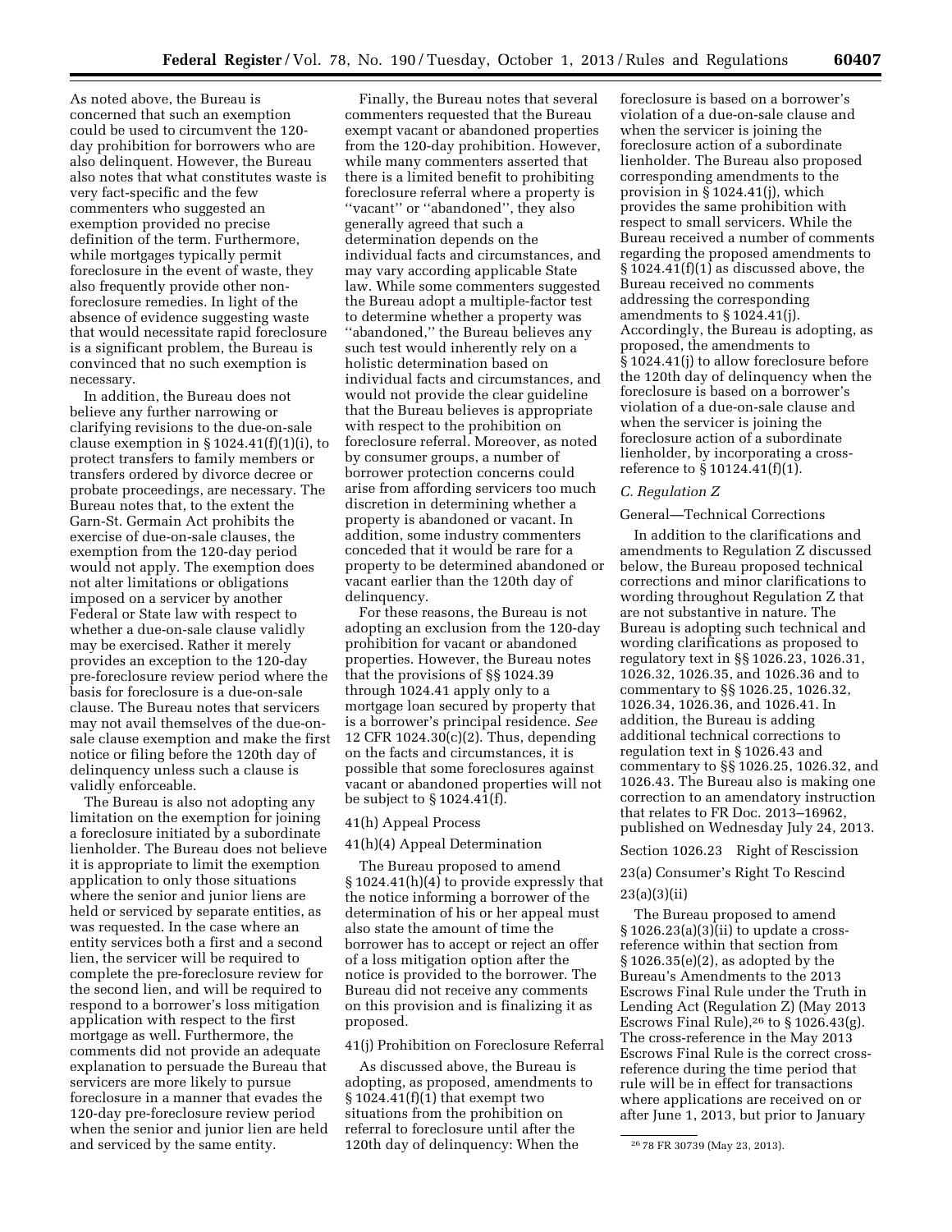As noted above, the Bureau is concerned that such an exemption could be used to circumvent the 120-day prohibition for borrowers who are also delinquent. However, the Bureau also notes that what constitutes waste is very fact-specific and the few commenters who suggested an exemption provided no precise definition of the term. Furthermore, while mortgages typically permit foreclosure in the event of waste, they also frequently provide other non-foreclosure remedies. In light of the absence of evidence suggesting waste that would necessitate rapid foreclosure is a significant problem, the Bureau is convinced that no such exemption is necessary.

In addition, the Bureau does not believe any further narrowing or clarifying revisions to the due-on-sale clause exemption in § 1024.41(f)(1)(i), to protect transfers to family members or transfers ordered by divorce decree or probate proceedings, are necessary. The Bureau notes that, to the extent the Garn-St. Germain Act prohibits the exercise of due-on-sale clauses, the exemption from the 120-day period would not apply. The exemption does not alter limitations or obligations imposed on a servicer by another Federal or State law with respect to whether a due-on-sale clause validly may be exercised. Rather it merely provides an exception to the 120-day pre-foreclosure review period where the basis for foreclosure is a due-on-sale clause. The Bureau notes that servicers may not avail themselves of the due-on-sale clause exemption and make the first notice or filing before the 120th day of delinquency unless such a clause is validly enforceable.

The Bureau is also not adopting any limitation on the exemption for joining a foreclosure initiated by a subordinate lienholder. The Bureau does not believe it is appropriate to limit the exemption application to only those situations where the senior and junior liens are held or serviced by separate entities, as was requested. In the case where an entity services both a first and a second lien, the servicer will be required to complete the pre-foreclosure review for the second lien, and will be required to respond to a borrower's loss mitigation application with respect to the first mortgage as well. Furthermore, the comments did not provide an adequate explanation to persuade the Bureau that servicers are more likely to pursue foreclosure in a manner that evades the 120-day pre-foreclosure review period when the senior and junior lien are held and serviced by the same entity.

Finally, the Bureau notes that several commenters requested that the Bureau exempt vacant or abandoned properties from the 120-day prohibition. However, while many commenters asserted that there is a limited benefit to prohibiting foreclosure referral where a property is ''vacant'' or ''abandoned'', they also generally agreed that such a determination depends on the individual facts and circumstances, and may vary according applicable State law. While some commenters suggested the Bureau adopt a multiple-factor test to determine whether a property was ''abandoned,'' the Bureau believes any such test would inherently rely on a holistic determination based on individual facts and circumstances, and would not provide the clear guideline that the Bureau believes is appropriate with respect to the prohibition on foreclosure referral. Moreover, as noted by consumer groups, a number of borrower protection concerns could arise from affording servicers too much discretion in determining whether a property is abandoned or vacant. In addition, some industry commenters conceded that it would be rare for a property to be determined abandoned or vacant earlier than the 120th day of delinquency.

For these reasons, the Bureau is not adopting an exclusion from the 120-day prohibition for vacant or abandoned properties. However, the Bureau notes that the provisions of §§ 1024.39 through 1024.41 apply only to a mortgage loan secured by property that is a borrower's principal residence. *See* 12 CFR 1024.30(c)(2). Thus, depending on the facts and circumstances, it is possible that some foreclosures against vacant or abandoned properties will not be subject to § 1024.41(f).

41(h) Appeal Process

41(h)(4) Appeal Determination

The Bureau proposed to amend § 1024.41(h)(4) to provide expressly that the notice informing a borrower of the determination of his or her appeal must also state the amount of time the borrower has to accept or reject an offer of a loss mitigation option after the notice is provided to the borrower. The Bureau did not receive any comments on this provision and is finalizing it as proposed.

41(j) Prohibition on Foreclosure Referral

As discussed above, the Bureau is adopting, as proposed, amendments to § 1024.41(f)(1) that exempt two situations from the prohibition on referral to foreclosure until after the 120th day of delinquency: When the foreclosure is based on a borrower's violation of a due-on-sale clause and when the servicer is joining the foreclosure action of a subordinate lienholder. The Bureau also proposed corresponding amendments to the provision in § 1024.41(j), which provides the same prohibition with respect to small servicers. While the Bureau received a number of comments regarding the proposed amendments to § 1024.41(f)(1) as discussed above, the Bureau received no comments addressing the corresponding amendments to § 1024.41(j). Accordingly, the Bureau is adopting, as proposed, the amendments to § 1024.41(j) to allow foreclosure before the 120th day of delinquency when the foreclosure is based on a borrower's violation of a due-on-sale clause and when the servicer is joining the foreclosure action of a subordinate lienholder, by incorporating a cross-reference to § 10124.41(f)(1).

### *C. Regulation Z*

General—Technical Corrections

In addition to the clarifications and amendments to Regulation Z discussed below, the Bureau proposed technical corrections and minor clarifications to wording throughout Regulation Z that are not substantive in nature. The Bureau is adopting such technical and wording clarifications as proposed to regulatory text in §§ 1026.23, 1026.31, 1026.32, 1026.35, and 1026.36 and to commentary to §§ 1026.25, 1026.32, 1026.34, 1026.36, and 1026.41. In addition, the Bureau is adding additional technical corrections to regulation text in § 1026.43 and commentary to §§ 1026.25, 1026.32, and 1026.43. The Bureau also is making one correction to an amendatory instruction that relates to FR Doc. 2013–16962, published on Wednesday July 24, 2013.

Section 1026.23 Right of Rescission

23(a) Consumer's Right To Rescind

23(a)(3)(ii)

The Bureau proposed to amend § 1026.23(a)(3)(ii) to update a cross-reference within that section from § 1026.35(e)(2), as adopted by the Bureau's Amendments to the 2013 Escrows Final Rule under the Truth in Lending Act (Regulation Z) (May 2013 Escrows Final Rule),[26] to § 1026.43(g). The cross-reference in the May 2013 Escrows Final Rule is the correct cross-reference during the time period that rule will be in effect for transactions where applications are received on or after June 1, 2013, but prior to January

[26] 78 FR 30739 (May 23, 2013).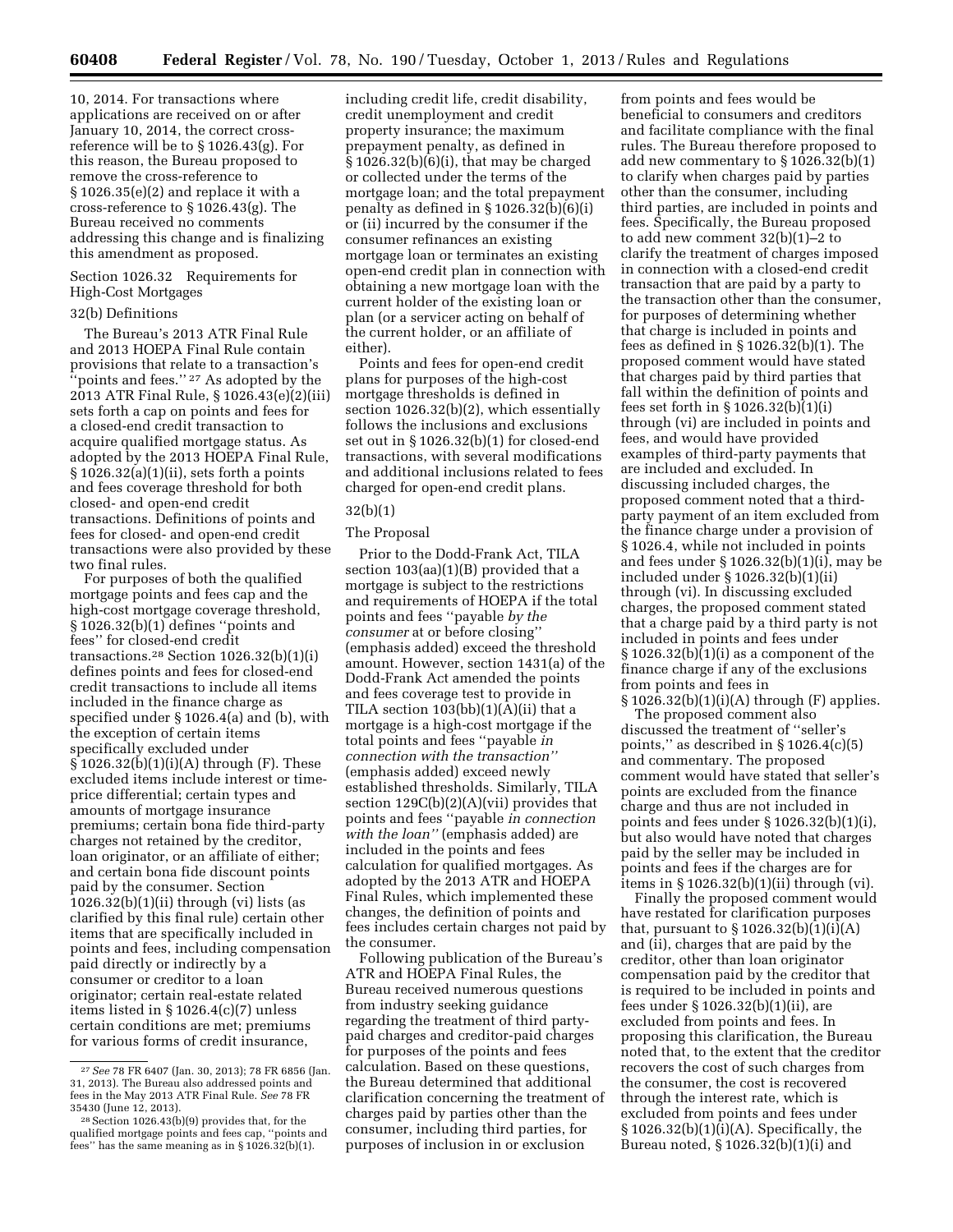10, 2014. For transactions where applications are received on or after January 10, 2014, the correct cross-reference will be to § 1026.43(g). For this reason, the Bureau proposed to remove the cross-reference to § 1026.35(e)(2) and replace it with a cross-reference to § 1026.43(g). The Bureau received no comments addressing this change and is finalizing this amendment as proposed.

Section 1026.32 Requirements for High-Cost Mortgages

32(b) Definitions

The Bureau's 2013 ATR Final Rule and 2013 HOEPA Final Rule contain provisions that relate to a transaction's ''points and fees.'' [27] As adopted by the 2013 ATR Final Rule, § 1026.43(e)(2)(iii) sets forth a cap on points and fees for a closed-end credit transaction to acquire qualified mortgage status. As adopted by the 2013 HOEPA Final Rule, § 1026.32(a)(1)(ii), sets forth a points and fees coverage threshold for both closed- and open-end credit transactions. Definitions of points and fees for closed- and open-end credit transactions were also provided by these two final rules.

For purposes of both the qualified mortgage points and fees cap and the high-cost mortgage coverage threshold, § 1026.32(b)(1) defines ''points and fees'' for closed-end credit transactions.[28] Section 1026.32(b)(1)(i) defines points and fees for closed-end credit transactions to include all items included in the finance charge as specified under § 1026.4(a) and (b), with the exception of certain items specifically excluded under § 1026.32(b)(1)(i)(A) through (F). These excluded items include interest or time-price differential; certain types and amounts of mortgage insurance premiums; certain bona fide third-party charges not retained by the creditor, loan originator, or an affiliate of either; and certain bona fide discount points paid by the consumer. Section 1026.32(b)(1)(ii) through (vi) lists (as clarified by this final rule) certain other items that are specifically included in points and fees, including compensation paid directly or indirectly by a consumer or creditor to a loan originator; certain real-estate related items listed in § 1026.4(c)(7) unless certain conditions are met; premiums for various forms of credit insurance, including credit life, credit disability, credit unemployment and credit property insurance; the maximum prepayment penalty, as defined in § 1026.32(b)(6)(i), that may be charged or collected under the terms of the mortgage loan; and the total prepayment penalty as defined in § 1026.32(b)(6)(i) or (ii) incurred by the consumer if the consumer refinances an existing mortgage loan or terminates an existing open-end credit plan in connection with obtaining a new mortgage loan with the current holder of the existing loan or plan (or a servicer acting on behalf of the current holder, or an affiliate of either).

Points and fees for open-end credit plans for purposes of the high-cost mortgage thresholds is defined in section 1026.32(b)(2), which essentially follows the inclusions and exclusions set out in § 1026.32(b)(1) for closed-end transactions, with several modifications and additional inclusions related to fees charged for open-end credit plans.

32(b)(1)

The Proposal

Prior to the Dodd-Frank Act, TILA section 103(aa)(1)(B) provided that a mortgage is subject to the restrictions and requirements of HOEPA if the total points and fees ''payable *by the consumer* at or before closing'' (emphasis added) exceed the threshold amount. However, section 1431(a) of the Dodd-Frank Act amended the points and fees coverage test to provide in TILA section 103(bb)(1)(A)(ii) that a mortgage is a high-cost mortgage if the total points and fees ''payable *in connection with the transaction''* (emphasis added) exceed newly established thresholds. Similarly, TILA section 129C(b)(2)(A)(vii) provides that points and fees ''payable *in connection with the loan''* (emphasis added) are included in the points and fees calculation for qualified mortgages. As adopted by the 2013 ATR and HOEPA Final Rules, which implemented these changes, the definition of points and fees includes certain charges not paid by the consumer.

Following publication of the Bureau's ATR and HOEPA Final Rules, the Bureau received numerous questions from industry seeking guidance regarding the treatment of third party-paid charges and creditor-paid charges for purposes of the points and fees calculation. Based on these questions, the Bureau determined that additional clarification concerning the treatment of charges paid by parties other than the consumer, including third parties, for purposes of inclusion in or exclusion from points and fees would be beneficial to consumers and creditors and facilitate compliance with the final rules. The Bureau therefore proposed to add new commentary to § 1026.32(b)(1) to clarify when charges paid by parties other than the consumer, including third parties, are included in points and fees. Specifically, the Bureau proposed to add new comment 32(b)(1)–2 to clarify the treatment of charges imposed in connection with a closed-end credit transaction that are paid by a party to the transaction other than the consumer, for purposes of determining whether that charge is included in points and fees as defined in § 1026.32(b)(1). The proposed comment would have stated that charges paid by third parties that fall within the definition of points and fees set forth in § 1026.32(b)(1)(i) through (vi) are included in points and fees, and would have provided examples of third-party payments that are included and excluded. In discussing included charges, the proposed comment noted that a third-party payment of an item excluded from the finance charge under a provision of § 1026.4, while not included in points and fees under § 1026.32(b)(1)(i), may be included under § 1026.32(b)(1)(ii) through (vi). In discussing excluded charges, the proposed comment stated that a charge paid by a third party is not included in points and fees under § 1026.32(b)(1)(i) as a component of the finance charge if any of the exclusions from points and fees in § 1026.32(b)(1)(i)(A) through (F) applies.

The proposed comment also discussed the treatment of ''seller's points,'' as described in § 1026.4(c)(5) and commentary. The proposed comment would have stated that seller's points are excluded from the finance charge and thus are not included in points and fees under § 1026.32(b)(1)(i), but also would have noted that charges paid by the seller may be included in points and fees if the charges are for items in § 1026.32(b)(1)(ii) through (vi).

Finally the proposed comment would have restated for clarification purposes that, pursuant to § 1026.32(b)(1)(i)(A) and (ii), charges that are paid by the creditor, other than loan originator compensation paid by the creditor that is required to be included in points and fees under § 1026.32(b)(1)(ii), are excluded from points and fees. In proposing this clarification, the Bureau noted that, to the extent that the creditor recovers the cost of such charges from the consumer, the cost is recovered through the interest rate, which is excluded from points and fees under § 1026.32(b)(1)(i)(A). Specifically, the Bureau noted, § 1026.32(b)(1)(i) and

[27] *See* 78 FR 6407 (Jan. 30, 2013); 78 FR 6856 (Jan. 31, 2013). The Bureau also addressed points and fees in the May 2013 ATR Final Rule. *See* 78 FR 35430 (June 12, 2013).

[28] Section 1026.43(b)(9) provides that, for the qualified mortgage points and fees cap, ''points and fees'' has the same meaning as in § 1026.32(b)(1).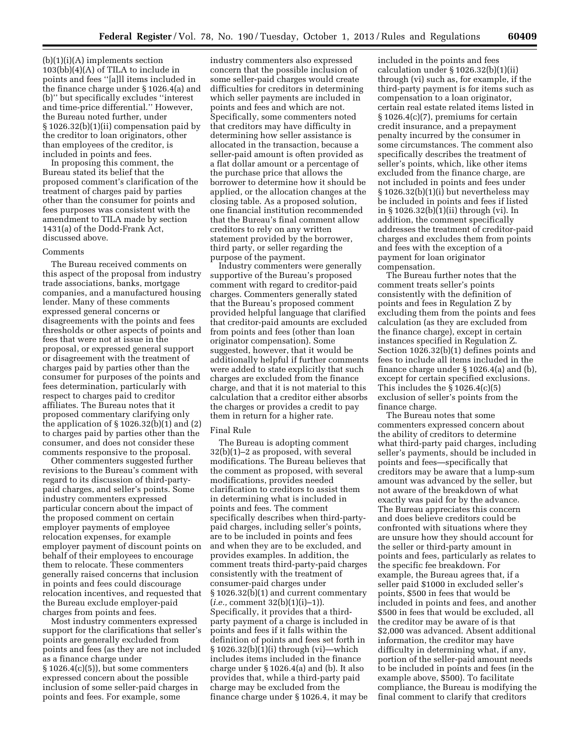(b)(1)(i)(A) implements section 103(bb)(4)(A) of TILA to include in points and fees "[a]ll items included in the finance charge under § 1026.4(a) and (b)" but specifically excludes "interest and time-price differential." However, the Bureau noted further, under § 1026.32(b)(1)(ii) compensation paid by the creditor to loan originators, other than employees of the creditor, is included in points and fees.

In proposing this comment, the Bureau stated its belief that the proposed comment's clarification of the treatment of charges paid by parties other than the consumer for points and fees purposes was consistent with the amendment to TILA made by section 1431(a) of the Dodd-Frank Act, discussed above.

Comments

The Bureau received comments on this aspect of the proposal from industry trade associations, banks, mortgage companies, and a manufactured housing lender. Many of these comments expressed general concerns or disagreements with the points and fees thresholds or other aspects of points and fees that were not at issue in the proposal, or expressed general support or disagreement with the treatment of charges paid by parties other than the consumer for purposes of the points and fees determination, particularly with respect to charges paid to creditor affiliates. The Bureau notes that it proposed commentary clarifying only the application of § 1026.32(b)(1) and (2) to charges paid by parties other than the consumer, and does not consider these comments responsive to the proposal.

Other commenters suggested further revisions to the Bureau's comment with regard to its discussion of third-party-paid charges, and seller's points. Some industry commenters expressed particular concern about the impact of the proposed comment on certain employer payments of employee relocation expenses, for example employer payment of discount points on behalf of their employees to encourage them to relocate. These commenters generally raised concerns that inclusion in points and fees could discourage relocation incentives, and requested that the Bureau exclude employer-paid charges from points and fees.

Most industry commenters expressed support for the clarifications that seller's points are generally excluded from points and fees (as they are not included as a finance charge under § 1026.4(c)(5)), but some commenters expressed concern about the possible inclusion of some seller-paid charges in points and fees. For example, some industry commenters also expressed concern that the possible inclusion of some seller-paid charges would create difficulties for creditors in determining which seller payments are included in points and fees and which are not. Specifically, some commenters noted that creditors may have difficulty in determining how seller assistance is allocated in the transaction, because a seller-paid amount is often provided as a flat dollar amount or a percentage of the purchase price that allows the borrower to determine how it should be applied, or the allocation changes at the closing table. As a proposed solution, one financial institution recommended that the Bureau's final comment allow creditors to rely on any written statement provided by the borrower, third party, or seller regarding the purpose of the payment.

Industry commenters were generally supportive of the Bureau's proposed comment with regard to creditor-paid charges. Commenters generally stated that the Bureau's proposed comment provided helpful language that clarified that creditor-paid amounts are excluded from points and fees (other than loan originator compensation). Some suggested, however, that it would be additionally helpful if further comments were added to state explicitly that such charges are excluded from the finance charge, and that it is not material to this calculation that a creditor either absorbs the charges or provides a credit to pay them in return for a higher rate.

Final Rule

The Bureau is adopting comment 32(b)(1)–2 as proposed, with several modifications. The Bureau believes that the comment as proposed, with several modifications, provides needed clarification to creditors to assist them in determining what is included in points and fees. The comment specifically describes when third-party-paid charges, including seller's points, are to be included in points and fees and when they are to be excluded, and provides examples. In addition, the comment treats third-party-paid charges consistently with the treatment of consumer-paid charges under § 1026.32(b)(1) and current commentary (*i.e.,* comment 32(b)(1)(i)–1)). Specifically, it provides that a third-party payment of a charge is included in points and fees if it falls within the definition of points and fees set forth in § 1026.32(b)(1)(i) through (vi)—which includes items included in the finance charge under § 1026.4(a) and (b). It also provides that, while a third-party paid charge may be excluded from the finance charge under § 1026.4, it may be included in the points and fees calculation under § 1026.32(b)(1)(ii) through (vi) such as, for example, if the third-party payment is for items such as compensation to a loan originator, certain real estate related items listed in § 1026.4(c)(7), premiums for certain credit insurance, and a prepayment penalty incurred by the consumer in some circumstances. The comment also specifically describes the treatment of seller's points, which, like other items excluded from the finance charge, are not included in points and fees under § 1026.32(b)(1)(i) but nevertheless may be included in points and fees if listed in § 1026.32(b)(1)(ii) through (vi). In addition, the comment specifically addresses the treatment of creditor-paid charges and excludes them from points and fees with the exception of a payment for loan originator compensation.

The Bureau further notes that the comment treats seller's points consistently with the definition of points and fees in Regulation Z by excluding them from the points and fees calculation (as they are excluded from the finance charge), except in certain instances specified in Regulation Z. Section 1026.32(b)(1) defines points and fees to include all items included in the finance charge under § 1026.4(a) and (b), except for certain specified exclusions. This includes the § 1026.4(c)(5) exclusion of seller's points from the finance charge.

The Bureau notes that some commenters expressed concern about the ability of creditors to determine what third-party paid charges, including seller's payments, should be included in points and fees—specifically that creditors may be aware that a lump-sum amount was advanced by the seller, but not aware of the breakdown of what exactly was paid for by the advance. The Bureau appreciates this concern and does believe creditors could be confronted with situations where they are unsure how they should account for the seller or third-party amount in points and fees, particularly as relates to the specific fee breakdown. For example, the Bureau agrees that, if a seller paid $1000 in excluded seller's points, $500 in fees that would be included in points and fees, and another $500 in fees that would be excluded, all the creditor may be aware of is that $2,000 was advanced. Absent additional information, the creditor may have difficulty in determining what, if any, portion of the seller-paid amount needs to be included in points and fees (in the example above, $500). To facilitate compliance, the Bureau is modifying the final comment to clarify that creditors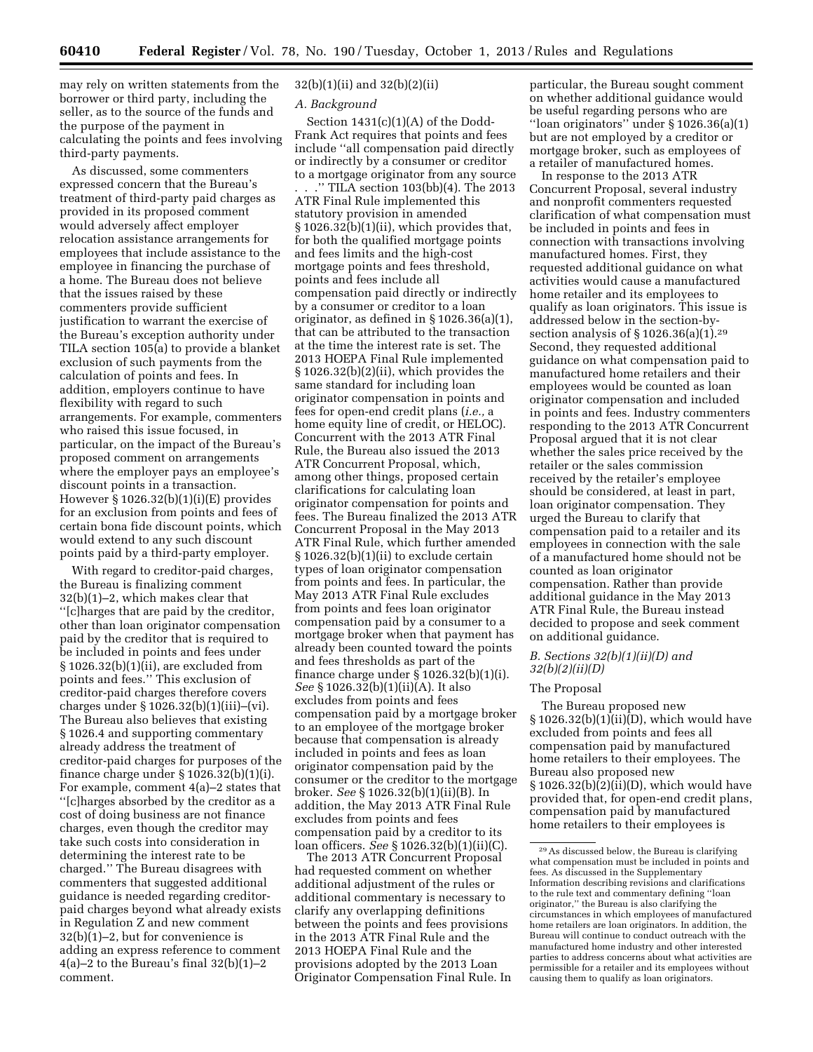may rely on written statements from the borrower or third party, including the seller, as to the source of the funds and the purpose of the payment in calculating the points and fees involving third-party payments.

As discussed, some commenters expressed concern that the Bureau's treatment of third-party paid charges as provided in its proposed comment would adversely affect employer relocation assistance arrangements for employees that include assistance to the employee in financing the purchase of a home. The Bureau does not believe that the issues raised by these commenters provide sufficient justification to warrant the exercise of the Bureau's exception authority under TILA section 105(a) to provide a blanket exclusion of such payments from the calculation of points and fees. In addition, employers continue to have flexibility with regard to such arrangements. For example, commenters who raised this issue focused, in particular, on the impact of the Bureau's proposed comment on arrangements where the employer pays an employee's discount points in a transaction. However § 1026.32(b)(1)(i)(E) provides for an exclusion from points and fees of certain bona fide discount points, which would extend to any such discount points paid by a third-party employer.

With regard to creditor-paid charges, the Bureau is finalizing comment 32(b)(1)–2, which makes clear that ''[c]harges that are paid by the creditor, other than loan originator compensation paid by the creditor that is required to be included in points and fees under § 1026.32(b)(1)(ii), are excluded from points and fees.'' This exclusion of creditor-paid charges therefore covers charges under § 1026.32(b)(1)(iii)–(vi). The Bureau also believes that existing § 1026.4 and supporting commentary already address the treatment of creditor-paid charges for purposes of the finance charge under § 1026.32(b)(1)(i). For example, comment 4(a)–2 states that ''[c]harges absorbed by the creditor as a cost of doing business are not finance charges, even though the creditor may take such costs into consideration in determining the interest rate to be charged.'' The Bureau disagrees with commenters that suggested additional guidance is needed regarding creditor-paid charges beyond what already exists in Regulation Z and new comment 32(b)(1)–2, but for convenience is adding an express reference to comment 4(a)–2 to the Bureau's final 32(b)(1)–2 comment.

32(b)(1)(ii) and 32(b)(2)(ii)

*A. Background*

Section 1431(c)(1)(A) of the Dodd-Frank Act requires that points and fees include ''all compensation paid directly or indirectly by a consumer or creditor to a mortgage originator from any source . . .'' TILA section 103(bb)(4). The 2013 ATR Final Rule implemented this statutory provision in amended § 1026.32(b)(1)(ii), which provides that, for both the qualified mortgage points and fees limits and the high-cost mortgage points and fees threshold, points and fees include all compensation paid directly or indirectly by a consumer or creditor to a loan originator, as defined in § 1026.36(a)(1), that can be attributed to the transaction at the time the interest rate is set. The 2013 HOEPA Final Rule implemented § 1026.32(b)(2)(ii), which provides the same standard for including loan originator compensation in points and fees for open-end credit plans (*i.e.,* a home equity line of credit, or HELOC). Concurrent with the 2013 ATR Final Rule, the Bureau also issued the 2013 ATR Concurrent Proposal, which, among other things, proposed certain clarifications for calculating loan originator compensation for points and fees. The Bureau finalized the 2013 ATR Concurrent Proposal in the May 2013 ATR Final Rule, which further amended § 1026.32(b)(1)(ii) to exclude certain types of loan originator compensation from points and fees. In particular, the May 2013 ATR Final Rule excludes from points and fees loan originator compensation paid by a consumer to a mortgage broker when that payment has already been counted toward the points and fees thresholds as part of the finance charge under § 1026.32(b)(1)(i). *See* § 1026.32(b)(1)(ii)(A). It also excludes from points and fees compensation paid by a mortgage broker to an employee of the mortgage broker because that compensation is already included in points and fees as loan originator compensation paid by the consumer or the creditor to the mortgage broker. *See* § 1026.32(b)(1)(ii)(B). In addition, the May 2013 ATR Final Rule excludes from points and fees compensation paid by a creditor to its loan officers. *See* § 1026.32(b)(1)(ii)(C).

The 2013 ATR Concurrent Proposal had requested comment on whether additional adjustment of the rules or additional commentary is necessary to clarify any overlapping definitions between the points and fees provisions in the 2013 ATR Final Rule and the 2013 HOEPA Final Rule and the provisions adopted by the 2013 Loan Originator Compensation Final Rule. In particular, the Bureau sought comment on whether additional guidance would be useful regarding persons who are ''loan originators'' under § 1026.36(a)(1) but are not employed by a creditor or mortgage broker, such as employees of a retailer of manufactured homes.

In response to the 2013 ATR Concurrent Proposal, several industry and nonprofit commenters requested clarification of what compensation must be included in points and fees in connection with transactions involving manufactured homes. First, they requested additional guidance on what activities would cause a manufactured home retailer and its employees to qualify as loan originators. This issue is addressed below in the section-by-section analysis of § 1026.36(a)(1).[29] Second, they requested additional guidance on what compensation paid to manufactured home retailers and their employees would be counted as loan originator compensation and included in points and fees. Industry commenters responding to the 2013 ATR Concurrent Proposal argued that it is not clear whether the sales price received by the retailer or the sales commission received by the retailer's employee should be considered, at least in part, loan originator compensation. They urged the Bureau to clarify that compensation paid to a retailer and its employees in connection with the sale of a manufactured home should not be counted as loan originator compensation. Rather than provide additional guidance in the May 2013 ATR Final Rule, the Bureau instead decided to propose and seek comment on additional guidance.

*B. Sections 32(b)(1)(ii)(D) and 32(b)(2)(ii)(D)*

The Proposal

The Bureau proposed new § 1026.32(b)(1)(ii)(D), which would have excluded from points and fees all compensation paid by manufactured home retailers to their employees. The Bureau also proposed new § 1026.32(b)(2)(ii)(D), which would have provided that, for open-end credit plans, compensation paid by manufactured home retailers to their employees is

[29] As discussed below, the Bureau is clarifying what compensation must be included in points and fees. As discussed in the Supplementary Information describing revisions and clarifications to the rule text and commentary defining ''loan originator,'' the Bureau is also clarifying the circumstances in which employees of manufactured home retailers are loan originators. In addition, the Bureau will continue to conduct outreach with the manufactured home industry and other interested parties to address concerns about what activities are permissible for a retailer and its employees without causing them to qualify as loan originators.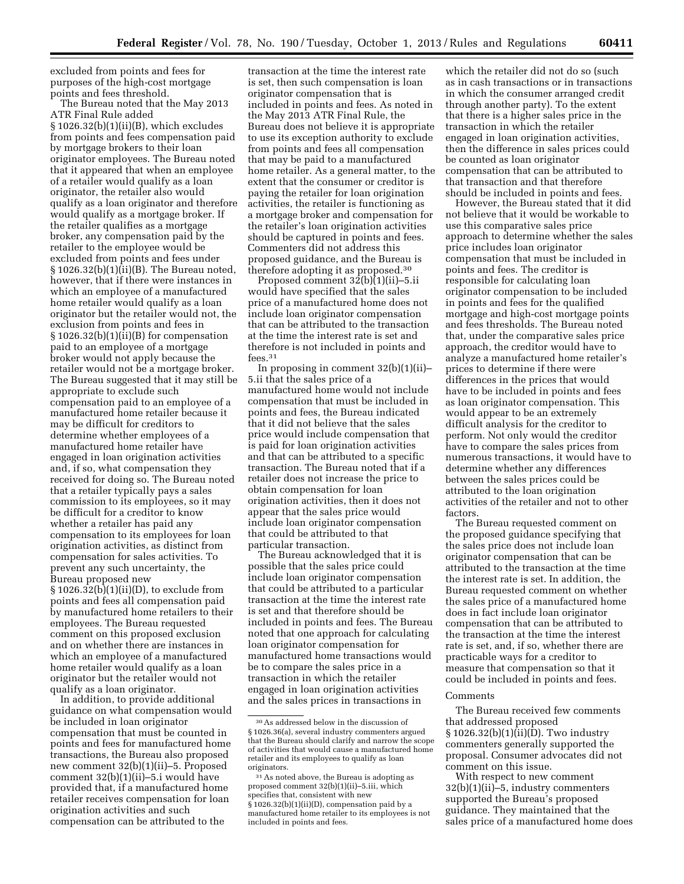excluded from points and fees for purposes of the high-cost mortgage points and fees threshold.

The Bureau noted that the May 2013 ATR Final Rule added § 1026.32(b)(1)(ii)(B), which excludes from points and fees compensation paid by mortgage brokers to their loan originator employees. The Bureau noted that it appeared that when an employee of a retailer would qualify as a loan originator, the retailer also would qualify as a loan originator and therefore would qualify as a mortgage broker. If the retailer qualifies as a mortgage broker, any compensation paid by the retailer to the employee would be excluded from points and fees under § 1026.32(b)(1)(ii)(B). The Bureau noted, however, that if there were instances in which an employee of a manufactured home retailer would qualify as a loan originator but the retailer would not, the exclusion from points and fees in § 1026.32(b)(1)(ii)(B) for compensation paid to an employee of a mortgage broker would not apply because the retailer would not be a mortgage broker. The Bureau suggested that it may still be appropriate to exclude such compensation paid to an employee of a manufactured home retailer because it may be difficult for creditors to determine whether employees of a manufactured home retailer have engaged in loan origination activities and, if so, what compensation they received for doing so. The Bureau noted that a retailer typically pays a sales commission to its employees, so it may be difficult for a creditor to know whether a retailer has paid any compensation to its employees for loan origination activities, as distinct from compensation for sales activities. To prevent any such uncertainty, the Bureau proposed new § 1026.32(b)(1)(ii)(D), to exclude from points and fees all compensation paid by manufactured home retailers to their employees. The Bureau requested comment on this proposed exclusion and on whether there are instances in which an employee of a manufactured home retailer would qualify as a loan originator but the retailer would not qualify as a loan originator.

In addition, to provide additional guidance on what compensation would be included in loan originator compensation that must be counted in points and fees for manufactured home transactions, the Bureau also proposed new comment 32(b)(1)(ii)–5. Proposed comment 32(b)(1)(ii)–5.i would have provided that, if a manufactured home retailer receives compensation for loan origination activities and such compensation can be attributed to the transaction at the time the interest rate is set, then such compensation is loan originator compensation that is included in points and fees. As noted in the May 2013 ATR Final Rule, the Bureau does not believe it is appropriate to use its exception authority to exclude from points and fees all compensation that may be paid to a manufactured home retailer. As a general matter, to the extent that the consumer or creditor is paying the retailer for loan origination activities, the retailer is functioning as a mortgage broker and compensation for the retailer's loan origination activities should be captured in points and fees. Commenters did not address this proposed guidance, and the Bureau is therefore adopting it as proposed.[30]

Proposed comment 32(b)(1)(ii)–5.ii would have specified that the sales price of a manufactured home does not include loan originator compensation that can be attributed to the transaction at the time the interest rate is set and therefore is not included in points and fees.[31]

In proposing in comment 32(b)(1)(ii)–5.ii that the sales price of a manufactured home would not include compensation that must be included in points and fees, the Bureau indicated that it did not believe that the sales price would include compensation that is paid for loan origination activities and that can be attributed to a specific transaction. The Bureau noted that if a retailer does not increase the price to obtain compensation for loan origination activities, then it does not appear that the sales price would include loan originator compensation that could be attributed to that particular transaction.

The Bureau acknowledged that it is possible that the sales price could include loan originator compensation that could be attributed to a particular transaction at the time the interest rate is set and that therefore should be included in points and fees. The Bureau noted that one approach for calculating loan originator compensation for manufactured home transactions would be to compare the sales price in a transaction in which the retailer engaged in loan origination activities and the sales prices in transactions in which the retailer did not do so (such as in cash transactions or in transactions in which the consumer arranged credit through another party). To the extent that there is a higher sales price in the transaction in which the retailer engaged in loan origination activities, then the difference in sales prices could be counted as loan originator compensation that can be attributed to that transaction and that therefore should be included in points and fees.

However, the Bureau stated that it did not believe that it would be workable to use this comparative sales price approach to determine whether the sales price includes loan originator compensation that must be included in points and fees. The creditor is responsible for calculating loan originator compensation to be included in points and fees for the qualified mortgage and high-cost mortgage points and fees thresholds. The Bureau noted that, under the comparative sales price approach, the creditor would have to analyze a manufactured home retailer's prices to determine if there were differences in the prices that would have to be included in points and fees as loan originator compensation. This would appear to be an extremely difficult analysis for the creditor to perform. Not only would the creditor have to compare the sales prices from numerous transactions, it would have to determine whether any differences between the sales prices could be attributed to the loan origination activities of the retailer and not to other factors.

The Bureau requested comment on the proposed guidance specifying that the sales price does not include loan originator compensation that can be attributed to the transaction at the time the interest rate is set. In addition, the Bureau requested comment on whether the sales price of a manufactured home does in fact include loan originator compensation that can be attributed to the transaction at the time the interest rate is set, and, if so, whether there are practicable ways for a creditor to measure that compensation so that it could be included in points and fees.

### Comments

The Bureau received few comments that addressed proposed § 1026.32(b)(1)(ii)(D). Two industry commenters generally supported the proposal. Consumer advocates did not comment on this issue.

With respect to new comment 32(b)(1)(ii)–5, industry commenters supported the Bureau's proposed guidance. They maintained that the sales price of a manufactured home does

---

[30] As addressed below in the discussion of § 1026.36(a), several industry commenters argued that the Bureau should clarify and narrow the scope of activities that would cause a manufactured home retailer and its employees to qualify as loan originators.

[31] As noted above, the Bureau is adopting as proposed comment 32(b)(1)(ii)–5.iii, which specifies that, consistent with new § 1026.32(b)(1)(ii)(D), compensation paid by a manufactured home retailer to its employees is not included in points and fees.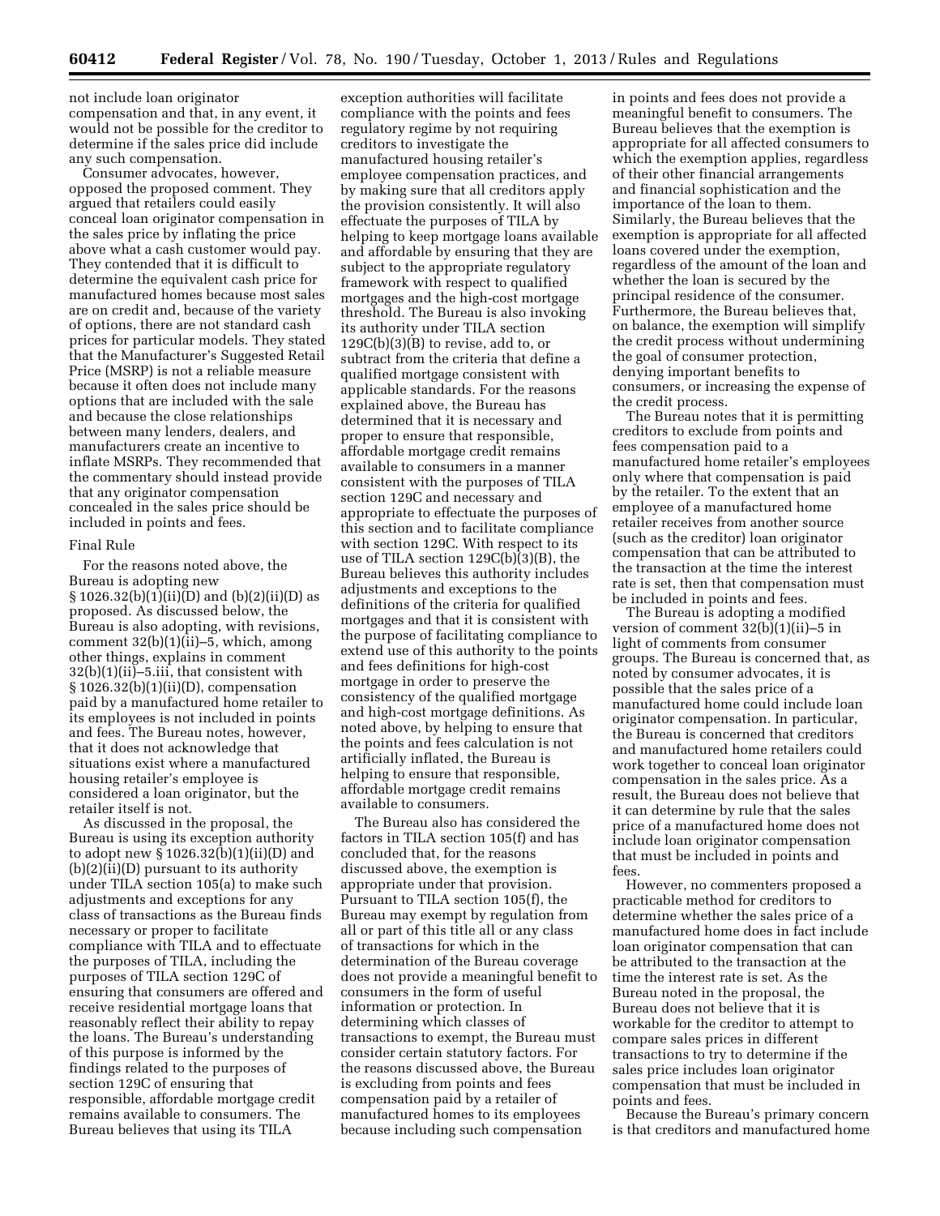not include loan originator compensation and that, in any event, it would not be possible for the creditor to determine if the sales price did include any such compensation.

Consumer advocates, however, opposed the proposed comment. They argued that retailers could easily conceal loan originator compensation in the sales price by inflating the price above what a cash customer would pay. They contended that it is difficult to determine the equivalent cash price for manufactured homes because most sales are on credit and, because of the variety of options, there are not standard cash prices for particular models. They stated that the Manufacturer's Suggested Retail Price (MSRP) is not a reliable measure because it often does not include many options that are included with the sale and because the close relationships between many lenders, dealers, and manufacturers create an incentive to inflate MSRPs. They recommended that the commentary should instead provide that any originator compensation concealed in the sales price should be included in points and fees.

Final Rule

For the reasons noted above, the Bureau is adopting new § 1026.32(b)(1)(ii)(D) and (b)(2)(ii)(D) as proposed. As discussed below, the Bureau is also adopting, with revisions, comment 32(b)(1)(ii)–5, which, among other things, explains in comment 32(b)(1)(ii)–5.iii, that consistent with § 1026.32(b)(1)(ii)(D), compensation paid by a manufactured home retailer to its employees is not included in points and fees. The Bureau notes, however, that it does not acknowledge that situations exist where a manufactured housing retailer's employee is considered a loan originator, but the retailer itself is not.

As discussed in the proposal, the Bureau is using its exception authority to adopt new § 1026.32(b)(1)(ii)(D) and (b)(2)(ii)(D) pursuant to its authority under TILA section 105(a) to make such adjustments and exceptions for any class of transactions as the Bureau finds necessary or proper to facilitate compliance with TILA and to effectuate the purposes of TILA, including the purposes of TILA section 129C of ensuring that consumers are offered and receive residential mortgage loans that reasonably reflect their ability to repay the loans. The Bureau's understanding of this purpose is informed by the findings related to the purposes of section 129C of ensuring that responsible, affordable mortgage credit remains available to consumers. The Bureau believes that using its TILA exception authorities will facilitate compliance with the points and fees regulatory regime by not requiring creditors to investigate the manufactured housing retailer's employee compensation practices, and by making sure that all creditors apply the provision consistently. It will also effectuate the purposes of TILA by helping to keep mortgage loans available and affordable by ensuring that they are subject to the appropriate regulatory framework with respect to qualified mortgages and the high-cost mortgage threshold. The Bureau is also invoking its authority under TILA section 129C(b)(3)(B) to revise, add to, or subtract from the criteria that define a qualified mortgage consistent with applicable standards. For the reasons explained above, the Bureau has determined that it is necessary and proper to ensure that responsible, affordable mortgage credit remains available to consumers in a manner consistent with the purposes of TILA section 129C and necessary and appropriate to effectuate the purposes of this section and to facilitate compliance with section 129C. With respect to its use of TILA section 129C(b)(3)(B), the Bureau believes this authority includes adjustments and exceptions to the definitions of the criteria for qualified mortgages and that it is consistent with the purpose of facilitating compliance to extend use of this authority to the points and fees definitions for high-cost mortgage in order to preserve the consistency of the qualified mortgage and high-cost mortgage definitions. As noted above, by helping to ensure that the points and fees calculation is not artificially inflated, the Bureau is helping to ensure that responsible, affordable mortgage credit remains available to consumers.

The Bureau also has considered the factors in TILA section 105(f) and has concluded that, for the reasons discussed above, the exemption is appropriate under that provision. Pursuant to TILA section 105(f), the Bureau may exempt by regulation from all or part of this title all or any class of transactions for which in the determination of the Bureau coverage does not provide a meaningful benefit to consumers in the form of useful information or protection. In determining which classes of transactions to exempt, the Bureau must consider certain statutory factors. For the reasons discussed above, the Bureau is excluding from points and fees compensation paid by a retailer of manufactured homes to its employees because including such compensation in points and fees does not provide a meaningful benefit to consumers. The Bureau believes that the exemption is appropriate for all affected consumers to which the exemption applies, regardless of their other financial arrangements and financial sophistication and the importance of the loan to them. Similarly, the Bureau believes that the exemption is appropriate for all affected loans covered under the exemption, regardless of the amount of the loan and whether the loan is secured by the principal residence of the consumer. Furthermore, the Bureau believes that, on balance, the exemption will simplify the credit process without undermining the goal of consumer protection, denying important benefits to consumers, or increasing the expense of the credit process.

The Bureau notes that it is permitting creditors to exclude from points and fees compensation paid to a manufactured home retailer's employees only where that compensation is paid by the retailer. To the extent that an employee of a manufactured home retailer receives from another source (such as the creditor) loan originator compensation that can be attributed to the transaction at the time the interest rate is set, then that compensation must be included in points and fees.

The Bureau is adopting a modified version of comment 32(b)(1)(ii)–5 in light of comments from consumer groups. The Bureau is concerned that, as noted by consumer advocates, it is possible that the sales price of a manufactured home could include loan originator compensation. In particular, the Bureau is concerned that creditors and manufactured home retailers could work together to conceal loan originator compensation in the sales price. As a result, the Bureau does not believe that it can determine by rule that the sales price of a manufactured home does not include loan originator compensation that must be included in points and fees.

However, no commenters proposed a practicable method for creditors to determine whether the sales price of a manufactured home does in fact include loan originator compensation that can be attributed to the transaction at the time the interest rate is set. As the Bureau noted in the proposal, the Bureau does not believe that it is workable for the creditor to attempt to compare sales prices in different transactions to try to determine if the sales price includes loan originator compensation that must be included in points and fees.

Because the Bureau's primary concern is that creditors and manufactured home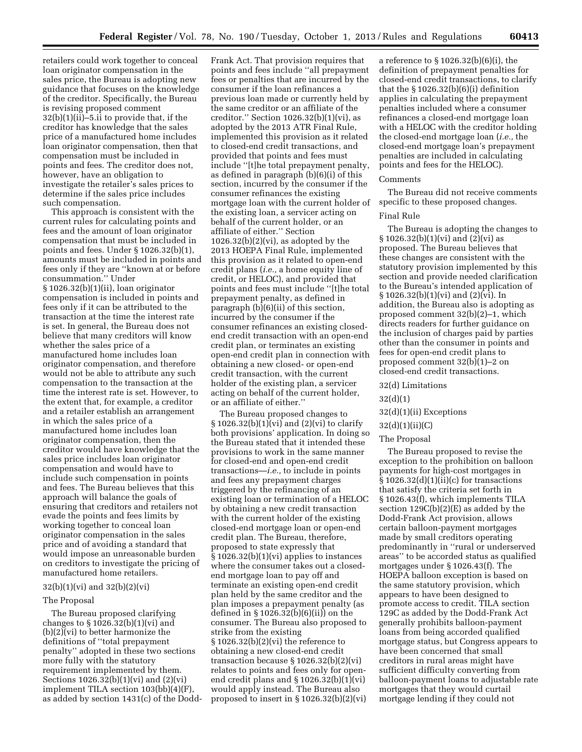retailers could work together to conceal loan originator compensation in the sales price, the Bureau is adopting new guidance that focuses on the knowledge of the creditor. Specifically, the Bureau is revising proposed comment 32(b)(1)(ii)–5.ii to provide that, if the creditor has knowledge that the sales price of a manufactured home includes loan originator compensation, then that compensation must be included in points and fees. The creditor does not, however, have an obligation to investigate the retailer's sales prices to determine if the sales price includes such compensation.

This approach is consistent with the current rules for calculating points and fees and the amount of loan originator compensation that must be included in points and fees. Under § 1026.32(b)(1), amounts must be included in points and fees only if they are ''known at or before consummation.'' Under § 1026.32(b)(1)(ii), loan originator compensation is included in points and fees only if it can be attributed to the transaction at the time the interest rate is set. In general, the Bureau does not believe that many creditors will know whether the sales price of a manufactured home includes loan originator compensation, and therefore would not be able to attribute any such compensation to the transaction at the time the interest rate is set. However, to the extent that, for example, a creditor and a retailer establish an arrangement in which the sales price of a manufactured home includes loan originator compensation, then the creditor would have knowledge that the sales price includes loan originator compensation and would have to include such compensation in points and fees. The Bureau believes that this approach will balance the goals of ensuring that creditors and retailers not evade the points and fees limits by working together to conceal loan originator compensation in the sales price and of avoiding a standard that would impose an unreasonable burden on creditors to investigate the pricing of manufactured home retailers.

32(b)(1)(vi) and 32(b)(2)(vi)

The Proposal

The Bureau proposed clarifying changes to § 1026.32(b)(1)(vi) and (b)(2)(vi) to better harmonize the definitions of ''total prepayment penalty'' adopted in these two sections more fully with the statutory requirement implemented by them. Sections 1026.32(b)(1)(vi) and (2)(vi) implement TILA section 103(bb)(4)(F), as added by section 1431(c) of the Dodd-Frank Act. That provision requires that points and fees include ''all prepayment fees or penalties that are incurred by the consumer if the loan refinances a previous loan made or currently held by the same creditor or an affiliate of the creditor.'' Section 1026.32(b)(1)(vi), as adopted by the 2013 ATR Final Rule, implemented this provision as it related to closed-end credit transactions, and provided that points and fees must include ''[t]he total prepayment penalty, as defined in paragraph (b)(6)(i) of this section, incurred by the consumer if the consumer refinances the existing mortgage loan with the current holder of the existing loan, a servicer acting on behalf of the current holder, or an affiliate of either.'' Section 1026.32(b)(2)(vi), as adopted by the 2013 HOEPA Final Rule, implemented this provision as it related to open-end credit plans (*i.e.,* a home equity line of credit, or HELOC), and provided that points and fees must include ''[t]he total prepayment penalty, as defined in paragraph (b)(6)(ii) of this section, incurred by the consumer if the consumer refinances an existing closed-end credit transaction with an open-end credit plan, or terminates an existing open-end credit plan in connection with obtaining a new closed- or open-end credit transaction, with the current holder of the existing plan, a servicer acting on behalf of the current holder, or an affiliate of either.''

The Bureau proposed changes to § 1026.32(b)(1)(vi) and (2)(vi) to clarify both provisions' application. In doing so the Bureau stated that it intended these provisions to work in the same manner for closed-end and open-end credit transactions—*i.e.,* to include in points and fees any prepayment charges triggered by the refinancing of an existing loan or termination of a HELOC by obtaining a new credit transaction with the current holder of the existing closed-end mortgage loan or open-end credit plan. The Bureau, therefore, proposed to state expressly that § 1026.32(b)(1)(vi) applies to instances where the consumer takes out a closed-end mortgage loan to pay off and terminate an existing open-end credit plan held by the same creditor and the plan imposes a prepayment penalty (as defined in § 1026.32(b)(6)(ii)) on the consumer. The Bureau also proposed to strike from the existing § 1026.32(b)(2)(vi) the reference to obtaining a new closed-end credit transaction because § 1026.32(b)(2)(vi) relates to points and fees only for open-end credit plans and § 1026.32(b)(1)(vi) would apply instead. The Bureau also proposed to insert in § 1026.32(b)(2)(vi) a reference to § 1026.32(b)(6)(i), the definition of prepayment penalties for closed-end credit transactions, to clarify that the § 1026.32(b)(6)(i) definition applies in calculating the prepayment penalties included where a consumer refinances a closed-end mortgage loan with a HELOC with the creditor holding the closed-end mortgage loan (*i.e.,* the closed-end mortgage loan's prepayment penalties are included in calculating points and fees for the HELOC).

Comments

The Bureau did not receive comments specific to these proposed changes.

Final Rule

The Bureau is adopting the changes to § 1026.32(b)(1)(vi) and (2)(vi) as proposed. The Bureau believes that these changes are consistent with the statutory provision implemented by this section and provide needed clarification to the Bureau's intended application of § 1026.32(b)(1)(vi) and (2)(vi). In addition, the Bureau also is adopting as proposed comment 32(b)(2)–1, which directs readers for further guidance on the inclusion of charges paid by parties other than the consumer in points and fees for open-end credit plans to proposed comment 32(b)(1)–2 on closed-end credit transactions.

32(d) Limitations

32(d)(1)

32(d)(1)(ii) Exceptions

32(d)(1)(ii)(C)

The Proposal

The Bureau proposed to revise the exception to the prohibition on balloon payments for high-cost mortgages in § 1026.32(d)(1)(ii)(c) for transactions that satisfy the criteria set forth in § 1026.43(f), which implements TILA section 129C(b)(2)(E) as added by the Dodd-Frank Act provision, allows certain balloon-payment mortgages made by small creditors operating predominantly in ''rural or underserved areas'' to be accorded status as qualified mortgages under § 1026.43(f). The HOEPA balloon exception is based on the same statutory provision, which appears to have been designed to promote access to credit. TILA section 129C as added by the Dodd-Frank Act generally prohibits balloon-payment loans from being accorded qualified mortgage status, but Congress appears to have been concerned that small creditors in rural areas might have sufficient difficulty converting from balloon-payment loans to adjustable rate mortgages that they would curtail mortgage lending if they could not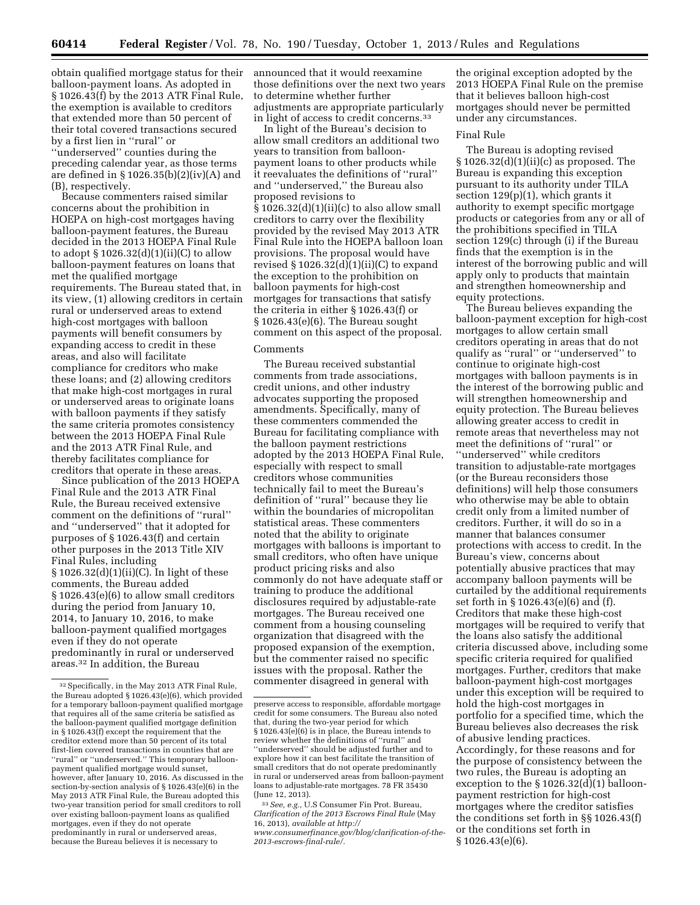obtain qualified mortgage status for their balloon-payment loans. As adopted in § 1026.43(f) by the 2013 ATR Final Rule, the exemption is available to creditors that extended more than 50 percent of their total covered transactions secured by a first lien in ''rural'' or ''underserved'' counties during the preceding calendar year, as those terms are defined in § 1026.35(b)(2)(iv)(A) and (B), respectively.

Because commenters raised similar concerns about the prohibition in HOEPA on high-cost mortgages having balloon-payment features, the Bureau decided in the 2013 HOEPA Final Rule to adopt § 1026.32(d)(1)(ii)(C) to allow balloon-payment features on loans that met the qualified mortgage requirements. The Bureau stated that, in its view, (1) allowing creditors in certain rural or underserved areas to extend high-cost mortgages with balloon payments will benefit consumers by expanding access to credit in these areas, and also will facilitate compliance for creditors who make these loans; and (2) allowing creditors that make high-cost mortgages in rural or underserved areas to originate loans with balloon payments if they satisfy the same criteria promotes consistency between the 2013 HOEPA Final Rule and the 2013 ATR Final Rule, and thereby facilitates compliance for creditors that operate in these areas.

Since publication of the 2013 HOEPA Final Rule and the 2013 ATR Final Rule, the Bureau received extensive comment on the definitions of ''rural'' and ''underserved'' that it adopted for purposes of § 1026.43(f) and certain other purposes in the 2013 Title XIV Final Rules, including § 1026.32(d)(1)(ii)(C). In light of these comments, the Bureau added § 1026.43(e)(6) to allow small creditors during the period from January 10, 2014, to January 10, 2016, to make balloon-payment qualified mortgages even if they do not operate predominantly in rural or underserved areas.[32] In addition, the Bureau announced that it would reexamine those definitions over the next two years to determine whether further adjustments are appropriate particularly in light of access to credit concerns.[33]

In light of the Bureau's decision to allow small creditors an additional two years to transition from balloon-payment loans to other products while it reevaluates the definitions of ''rural'' and ''underserved,'' the Bureau also proposed revisions to § 1026.32(d)(1)(ii)(c) to also allow small creditors to carry over the flexibility provided by the revised May 2013 ATR Final Rule into the HOEPA balloon loan provisions. The proposal would have revised § 1026.32(d)(1)(ii)(C) to expand the exception to the prohibition on balloon payments for high-cost mortgages for transactions that satisfy the criteria in either § 1026.43(f) or § 1026.43(e)(6). The Bureau sought comment on this aspect of the proposal.

Comments

The Bureau received substantial comments from trade associations, credit unions, and other industry advocates supporting the proposed amendments. Specifically, many of these commenters commended the Bureau for facilitating compliance with the balloon payment restrictions adopted by the 2013 HOEPA Final Rule, especially with respect to small creditors whose communities technically fail to meet the Bureau's definition of ''rural'' because they lie within the boundaries of micropolitan statistical areas. These commenters noted that the ability to originate mortgages with balloons is important to small creditors, who often have unique product pricing risks and also commonly do not have adequate staff or training to produce the additional disclosures required by adjustable-rate mortgages. The Bureau received one comment from a housing counseling organization that disagreed with the proposed expansion of the exemption, but the commenter raised no specific issues with the proposal. Rather the commenter disagreed in general with the original exception adopted by the 2013 HOEPA Final Rule on the premise that it believes balloon high-cost mortgages should never be permitted under any circumstances.

Final Rule

The Bureau is adopting revised § 1026.32(d)(1)(ii)(c) as proposed. The Bureau is expanding this exception pursuant to its authority under TILA section 129(p)(1), which grants it authority to exempt specific mortgage products or categories from any or all of the prohibitions specified in TILA section 129(c) through (i) if the Bureau finds that the exemption is in the interest of the borrowing public and will apply only to products that maintain and strengthen homeownership and equity protections.

The Bureau believes expanding the balloon-payment exception for high-cost mortgages to allow certain small creditors operating in areas that do not qualify as ''rural'' or ''underserved'' to continue to originate high-cost mortgages with balloon payments is in the interest of the borrowing public and will strengthen homeownership and equity protection. The Bureau believes allowing greater access to credit in remote areas that nevertheless may not meet the definitions of ''rural'' or ''underserved'' while creditors transition to adjustable-rate mortgages (or the Bureau reconsiders those definitions) will help those consumers who otherwise may be able to obtain credit only from a limited number of creditors. Further, it will do so in a manner that balances consumer protections with access to credit. In the Bureau's view, concerns about potentially abusive practices that may accompany balloon payments will be curtailed by the additional requirements set forth in § 1026.43(e)(6) and (f). Creditors that make these high-cost mortgages will be required to verify that the loans also satisfy the additional criteria discussed above, including some specific criteria required for qualified mortgages. Further, creditors that make balloon-payment high-cost mortgages under this exception will be required to hold the high-cost mortgages in portfolio for a specified time, which the Bureau believes also decreases the risk of abusive lending practices. Accordingly, for these reasons and for the purpose of consistency between the two rules, the Bureau is adopting an exception to the § 1026.32(d)(1) balloon-payment restriction for high-cost mortgages where the creditor satisfies the conditions set forth in §§ 1026.43(f) or the conditions set forth in § 1026.43(e)(6).

---

[32] Specifically, in the May 2013 ATR Final Rule, the Bureau adopted § 1026.43(e)(6), which provided for a temporary balloon-payment qualified mortgage that requires all of the same criteria be satisfied as the balloon-payment qualified mortgage definition in § 1026.43(f) except the requirement that the creditor extend more than 50 percent of its total first-lien covered transactions in counties that are ''rural'' or ''underserved.'' This temporary balloon-payment qualified mortgage would sunset, however, after January 10, 2016. As discussed in the section-by-section analysis of § 1026.43(e)(6) in the May 2013 ATR Final Rule, the Bureau adopted this two-year transition period for small creditors to roll over existing balloon-payment loans as qualified mortgages, even if they do not operate predominantly in rural or underserved areas, because the Bureau believes it is necessary to preserve access to responsible, affordable mortgage credit for some consumers. The Bureau also noted that, during the two-year period for which § 1026.43(e)(6) is in place, the Bureau intends to review whether the definitions of ''rural'' and ''underserved'' should be adjusted further and to explore how it can best facilitate the transition of small creditors that do not operate predominantly in rural or underserved areas from balloon-payment loans to adjustable-rate mortgages. 78 FR 35430 (June 12, 2013).

[33] *See, e.g.,* U.S Consumer Fin Prot. Bureau, *Clarification of the 2013 Escrows Final Rule* (May 16, 2013), *available at http://www.consumerfinance.gov/blog/clarification-of-the-2013-escrows-final-rule/.*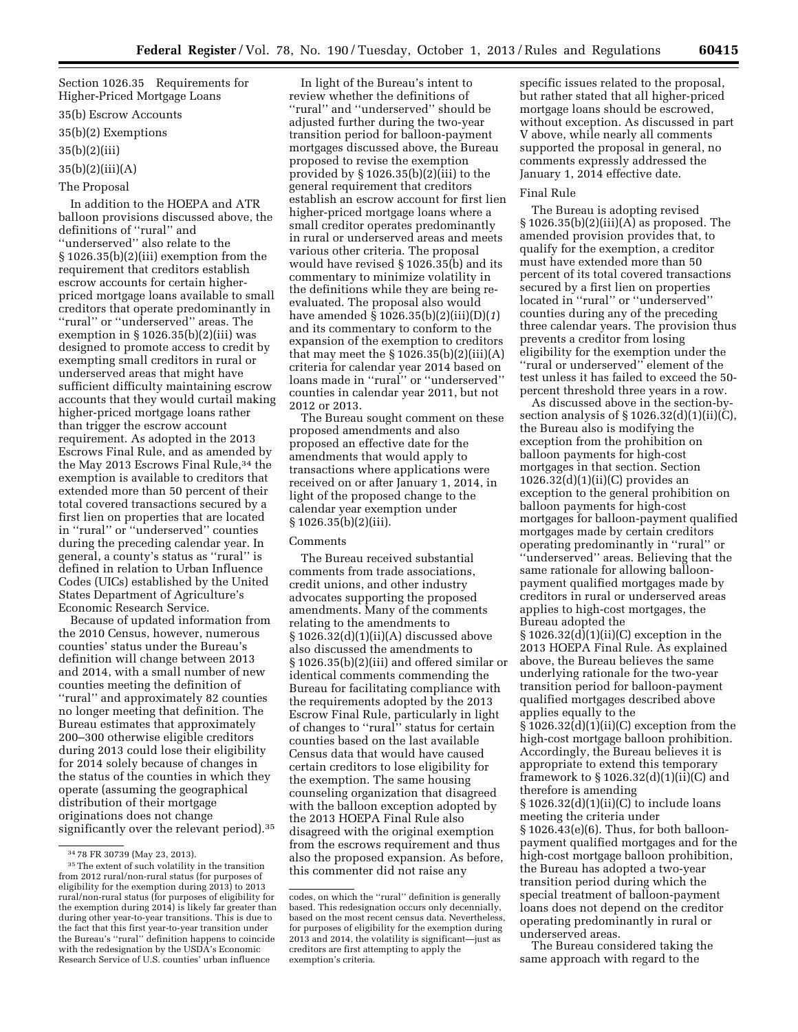Section 1026.35 Requirements for Higher-Priced Mortgage Loans

35(b) Escrow Accounts

35(b)(2) Exemptions

35(b)(2)(iii)

35(b)(2)(iii)(A)

The Proposal

In addition to the HOEPA and ATR balloon provisions discussed above, the definitions of ''rural'' and ''underserved'' also relate to the § 1026.35(b)(2)(iii) exemption from the requirement that creditors establish escrow accounts for certain higher-priced mortgage loans available to small creditors that operate predominantly in ''rural'' or ''underserved'' areas. The exemption in § 1026.35(b)(2)(iii) was designed to promote access to credit by exempting small creditors in rural or underserved areas that might have sufficient difficulty maintaining escrow accounts that they would curtail making higher-priced mortgage loans rather than trigger the escrow account requirement. As adopted in the 2013 Escrows Final Rule, and as amended by the May 2013 Escrows Final Rule,[34] the exemption is available to creditors that extended more than 50 percent of their total covered transactions secured by a first lien on properties that are located in ''rural'' or ''underserved'' counties during the preceding calendar year. In general, a county's status as ''rural'' is defined in relation to Urban Influence Codes (UICs) established by the United States Department of Agriculture's Economic Research Service.

Because of updated information from the 2010 Census, however, numerous counties' status under the Bureau's definition will change between 2013 and 2014, with a small number of new counties meeting the definition of ''rural'' and approximately 82 counties no longer meeting that definition. The Bureau estimates that approximately 200–300 otherwise eligible creditors during 2013 could lose their eligibility for 2014 solely because of changes in the status of the counties in which they operate (assuming the geographical distribution of their mortgage originations does not change significantly over the relevant period).[35]

In light of the Bureau's intent to review whether the definitions of ''rural'' and ''underserved'' should be adjusted further during the two-year transition period for balloon-payment mortgages discussed above, the Bureau proposed to revise the exemption provided by § 1026.35(b)(2)(iii) to the general requirement that creditors establish an escrow account for first lien higher-priced mortgage loans where a small creditor operates predominantly in rural or underserved areas and meets various other criteria. The proposal would have revised § 1026.35(b) and its commentary to minimize volatility in the definitions while they are being re-evaluated. The proposal also would have amended § 1026.35(b)(2)(iii)(D)(*1*) and its commentary to conform to the expansion of the exemption to creditors that may meet the § 1026.35(b)(2)(iii)(A) criteria for calendar year 2014 based on loans made in ''rural'' or ''underserved'' counties in calendar year 2011, but not 2012 or 2013.

The Bureau sought comment on these proposed amendments and also proposed an effective date for the amendments that would apply to transactions where applications were received on or after January 1, 2014, in light of the proposed change to the calendar year exemption under § 1026.35(b)(2)(iii).

Comments

The Bureau received substantial comments from trade associations, credit unions, and other industry advocates supporting the proposed amendments. Many of the comments relating to the amendments to § 1026.32(d)(1)(ii)(A) discussed above also discussed the amendments to § 1026.35(b)(2)(iii) and offered similar or identical comments commending the Bureau for facilitating compliance with the requirements adopted by the 2013 Escrow Final Rule, particularly in light of changes to ''rural'' status for certain counties based on the last available Census data that would have caused certain creditors to lose eligibility for the exemption. The same housing counseling organization that disagreed with the balloon exception adopted by the 2013 HOEPA Final Rule also disagreed with the original exemption from the escrows requirement and thus also the proposed expansion. As before, this commenter did not raise any specific issues related to the proposal, but rather stated that all higher-priced mortgage loans should be escrowed, without exception. As discussed in part V above, while nearly all comments supported the proposal in general, no comments expressly addressed the January 1, 2014 effective date.

Final Rule

The Bureau is adopting revised § 1026.35(b)(2)(iii)(A) as proposed. The amended provision provides that, to qualify for the exemption, a creditor must have extended more than 50 percent of its total covered transactions secured by a first lien on properties located in ''rural'' or ''underserved'' counties during any of the preceding three calendar years. The provision thus prevents a creditor from losing eligibility for the exemption under the ''rural or underserved'' element of the test unless it has failed to exceed the 50-percent threshold three years in a row.

As discussed above in the section-by-section analysis of § 1026.32(d)(1)(ii)(C), the Bureau also is modifying the exception from the prohibition on balloon payments for high-cost mortgages in that section. Section 1026.32(d)(1)(ii)(C) provides an exception to the general prohibition on balloon payments for high-cost mortgages for balloon-payment qualified mortgages made by certain creditors operating predominantly in ''rural'' or ''underserved'' areas. Believing that the same rationale for allowing balloon-payment qualified mortgages made by creditors in rural or underserved areas applies to high-cost mortgages, the Bureau adopted the § 1026.32(d)(1)(ii)(C) exception in the 2013 HOEPA Final Rule. As explained above, the Bureau believes the same underlying rationale for the two-year transition period for balloon-payment qualified mortgages described above applies equally to the § 1026.32(d)(1)(ii)(C) exception from the high-cost mortgage balloon prohibition. Accordingly, the Bureau believes it is appropriate to extend this temporary framework to § 1026.32(d)(1)(ii)(C) and therefore is amending § 1026.32(d)(1)(ii)(C) to include loans meeting the criteria under § 1026.43(e)(6). Thus, for both balloon-payment qualified mortgages and for the high-cost mortgage balloon prohibition, the Bureau has adopted a two-year transition period during which the special treatment of balloon-payment loans does not depend on the creditor operating predominantly in rural or underserved areas.

The Bureau considered taking the same approach with regard to the

---

[34] 78 FR 30739 (May 23, 2013).

[35] The extent of such volatility in the transition from 2012 rural/non-rural status (for purposes of eligibility for the exemption during 2013) to 2013 rural/non-rural status (for purposes of eligibility for the exemption during 2014) is likely far greater than during other year-to-year transitions. This is due to the fact that this first year-to-year transition under the Bureau's ''rural'' definition happens to coincide with the redesignation by the USDA's Economic Research Service of U.S. counties' urban influence codes, on which the ''rural'' definition is generally based. This redesignation occurs only decennially, based on the most recent census data. Nevertheless, for purposes of eligibility for the exemption during 2013 and 2014, the volatility is significant—just as creditors are first attempting to apply the exemption's criteria.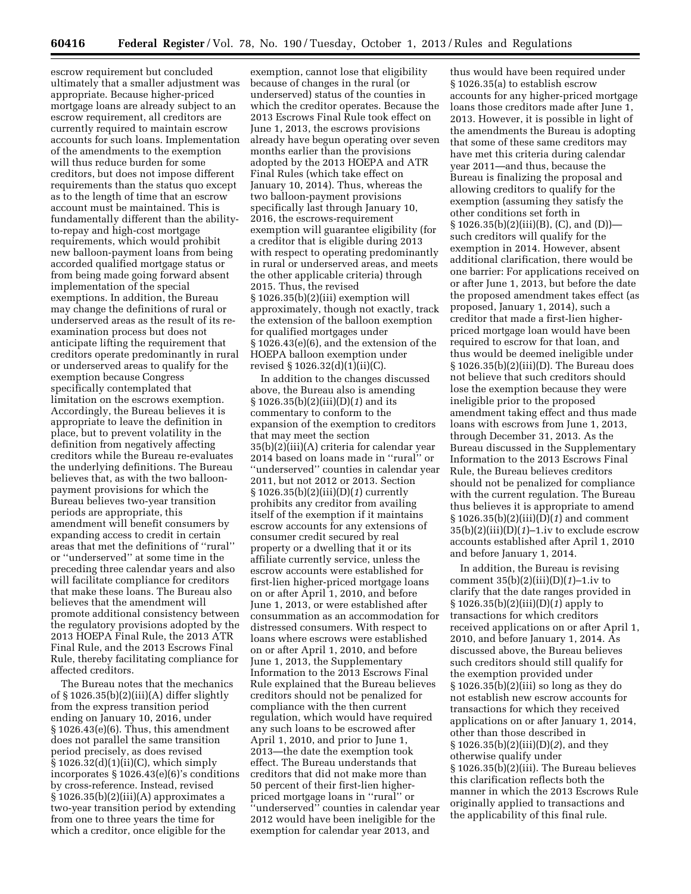escrow requirement but concluded ultimately that a smaller adjustment was appropriate. Because higher-priced mortgage loans are already subject to an escrow requirement, all creditors are currently required to maintain escrow accounts for such loans. Implementation of the amendments to the exemption will thus reduce burden for some creditors, but does not impose different requirements than the status quo except as to the length of time that an escrow account must be maintained. This is fundamentally different than the ability-to-repay and high-cost mortgage requirements, which would prohibit new balloon-payment loans from being accorded qualified mortgage status or from being made going forward absent implementation of the special exemptions. In addition, the Bureau may change the definitions of rural or underserved areas as the result of its re-examination process but does not anticipate lifting the requirement that creditors operate predominantly in rural or underserved areas to qualify for the exemption because Congress specifically contemplated that limitation on the escrows exemption. Accordingly, the Bureau believes it is appropriate to leave the definition in place, but to prevent volatility in the definition from negatively affecting creditors while the Bureau re-evaluates the underlying definitions. The Bureau believes that, as with the two balloon-payment provisions for which the Bureau believes two-year transition periods are appropriate, this amendment will benefit consumers by expanding access to credit in certain areas that met the definitions of ''rural'' or ''underserved'' at some time in the preceding three calendar years and also will facilitate compliance for creditors that make these loans. The Bureau also believes that the amendment will promote additional consistency between the regulatory provisions adopted by the 2013 HOEPA Final Rule, the 2013 ATR Final Rule, and the 2013 Escrows Final Rule, thereby facilitating compliance for affected creditors.

The Bureau notes that the mechanics of § 1026.35(b)(2)(iii)(A) differ slightly from the express transition period ending on January 10, 2016, under § 1026.43(e)(6). Thus, this amendment does not parallel the same transition period precisely, as does revised § 1026.32(d)(1)(ii)(C), which simply incorporates § 1026.43(e)(6)'s conditions by cross-reference. Instead, revised § 1026.35(b)(2)(iii)(A) approximates a two-year transition period by extending from one to three years the time for which a creditor, once eligible for the exemption, cannot lose that eligibility because of changes in the rural (or underserved) status of the counties in which the creditor operates. Because the 2013 Escrows Final Rule took effect on June 1, 2013, the escrows provisions already have begun operating over seven months earlier than the provisions adopted by the 2013 HOEPA and ATR Final Rules (which take effect on January 10, 2014). Thus, whereas the two balloon-payment provisions specifically last through January 10, 2016, the escrows-requirement exemption will guarantee eligibility (for a creditor that is eligible during 2013 with respect to operating predominantly in rural or underserved areas, and meets the other applicable criteria) through 2015. Thus, the revised § 1026.35(b)(2)(iii) exemption will approximately, though not exactly, track the extension of the balloon exemption for qualified mortgages under § 1026.43(e)(6), and the extension of the HOEPA balloon exemption under revised § 1026.32(d)(1)(ii)(C).

In addition to the changes discussed above, the Bureau also is amending § 1026.35(b)(2)(iii)(D)(*1*) and its commentary to conform to the expansion of the exemption to creditors that may meet the section 35(b)(2)(iii)(A) criteria for calendar year 2014 based on loans made in ''rural'' or ''underserved'' counties in calendar year 2011, but not 2012 or 2013. Section § 1026.35(b)(2)(iii)(D)(*1*) currently prohibits any creditor from availing itself of the exemption if it maintains escrow accounts for any extensions of consumer credit secured by real property or a dwelling that it or its affiliate currently service, unless the escrow accounts were established for first-lien higher-priced mortgage loans on or after April 1, 2010, and before June 1, 2013, or were established after consummation as an accommodation for distressed consumers. With respect to loans where escrows were established on or after April 1, 2010, and before June 1, 2013, the Supplementary Information to the 2013 Escrows Final Rule explained that the Bureau believes creditors should not be penalized for compliance with the then current regulation, which would have required any such loans to be escrowed after April 1, 2010, and prior to June 1, 2013—the date the exemption took effect. The Bureau understands that creditors that did not make more than 50 percent of their first-lien higher-priced mortgage loans in ''rural'' or ''underserved'' counties in calendar year 2012 would have been ineligible for the exemption for calendar year 2013, and thus would have been required under § 1026.35(a) to establish escrow accounts for any higher-priced mortgage loans those creditors made after June 1, 2013. However, it is possible in light of the amendments the Bureau is adopting that some of these same creditors may have met this criteria during calendar year 2011—and thus, because the Bureau is finalizing the proposal and allowing creditors to qualify for the exemption (assuming they satisfy the other conditions set forth in § 1026.35(b)(2)(iii)(B), (C), and (D))—such creditors will qualify for the exemption in 2014. However, absent additional clarification, there would be one barrier: For applications received on or after June 1, 2013, but before the date the proposed amendment takes effect (as proposed, January 1, 2014), such a creditor that made a first-lien higher-priced mortgage loan would have been required to escrow for that loan, and thus would be deemed ineligible under § 1026.35(b)(2)(iii)(D). The Bureau does not believe that such creditors should lose the exemption because they were ineligible prior to the proposed amendment taking effect and thus made loans with escrows from June 1, 2013, through December 31, 2013. As the Bureau discussed in the Supplementary Information to the 2013 Escrows Final Rule, the Bureau believes creditors should not be penalized for compliance with the current regulation. The Bureau thus believes it is appropriate to amend § 1026.35(b)(2)(iii)(D)(*1*) and comment 35(b)(2)(iii)(D)(*1*)–1.iv to exclude escrow accounts established after April 1, 2010 and before January 1, 2014.

In addition, the Bureau is revising comment 35(b)(2)(iii)(D)(*1*)–1.iv to clarify that the date ranges provided in § 1026.35(b)(2)(iii)(D)(*1*) apply to transactions for which creditors received applications on or after April 1, 2010, and before January 1, 2014. As discussed above, the Bureau believes such creditors should still qualify for the exemption provided under § 1026.35(b)(2)(iii) so long as they do not establish new escrow accounts for transactions for which they received applications on or after January 1, 2014, other than those described in § 1026.35(b)(2)(iii)(D)(*2*), and they otherwise qualify under § 1026.35(b)(2)(iii). The Bureau believes this clarification reflects both the manner in which the 2013 Escrows Rule originally applied to transactions and the applicability of this final rule.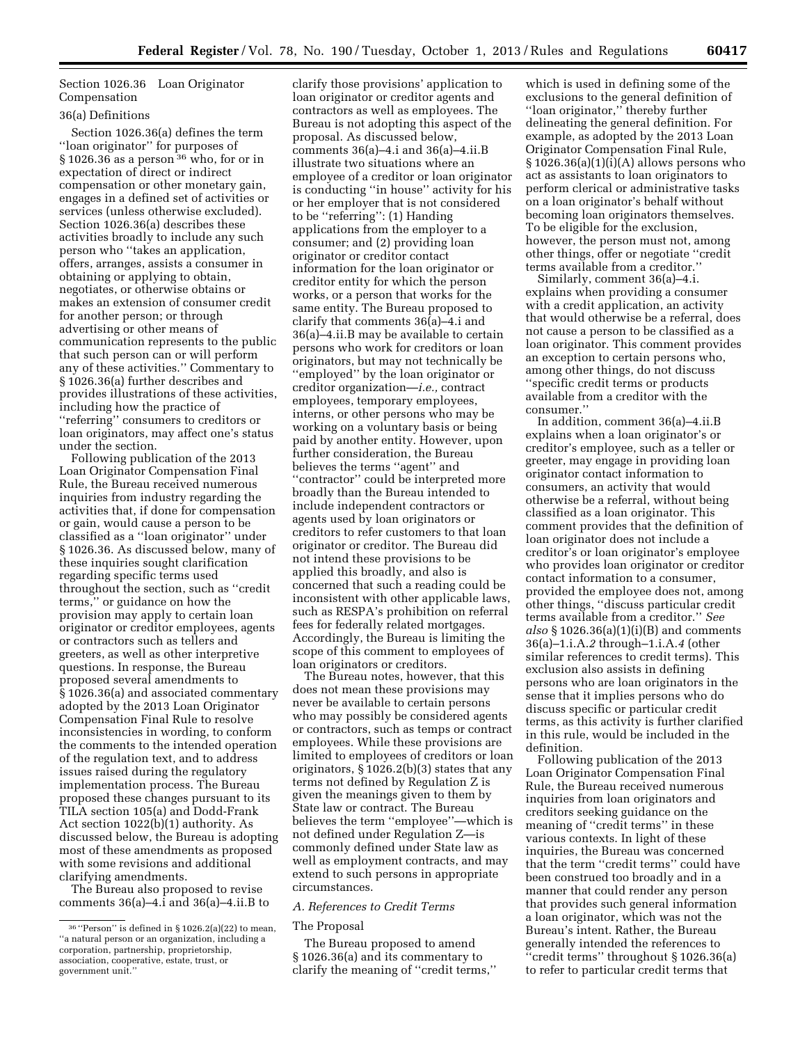## Section 1026.36 Loan Originator Compensation

### 36(a) Definitions

Section 1026.36(a) defines the term ''loan originator'' for purposes of § 1026.36 as a person[36] who, for or in expectation of direct or indirect compensation or other monetary gain, engages in a defined set of activities or services (unless otherwise excluded). Section 1026.36(a) describes these activities broadly to include any such person who ''takes an application, offers, arranges, assists a consumer in obtaining or applying to obtain, negotiates, or otherwise obtains or makes an extension of consumer credit for another person; or through advertising or other means of communication represents to the public that such person can or will perform any of these activities.'' Commentary to § 1026.36(a) further describes and provides illustrations of these activities, including how the practice of ''referring'' consumers to creditors or loan originators, may affect one's status under the section.

Following publication of the 2013 Loan Originator Compensation Final Rule, the Bureau received numerous inquiries from industry regarding the activities that, if done for compensation or gain, would cause a person to be classified as a ''loan originator'' under § 1026.36. As discussed below, many of these inquiries sought clarification regarding specific terms used throughout the section, such as ''credit terms,'' or guidance on how the provision may apply to certain loan originator or creditor employees, agents or contractors such as tellers and greeters, as well as other interpretive questions. In response, the Bureau proposed several amendments to § 1026.36(a) and associated commentary adopted by the 2013 Loan Originator Compensation Final Rule to resolve inconsistencies in wording, to conform the comments to the intended operation of the regulation text, and to address issues raised during the regulatory implementation process. The Bureau proposed these changes pursuant to its TILA section 105(a) and Dodd-Frank Act section 1022(b)(1) authority. As discussed below, the Bureau is adopting most of these amendments as proposed with some revisions and additional clarifying amendments.

The Bureau also proposed to revise comments 36(a)–4.i and 36(a)–4.ii.B to clarify those provisions' application to loan originator or creditor agents and contractors as well as employees. The Bureau is not adopting this aspect of the proposal. As discussed below, comments 36(a)–4.i and 36(a)–4.ii.B illustrate two situations where an employee of a creditor or loan originator is conducting ''in house'' activity for his or her employer that is not considered to be ''referring'': (1) Handing applications from the employer to a consumer; and (2) providing loan originator or creditor contact information for the loan originator or creditor entity for which the person works, or a person that works for the same entity. The Bureau proposed to clarify that comments 36(a)–4.i and 36(a)–4.ii.B may be available to certain persons who work for creditors or loan originators, but may not technically be ''employed'' by the loan originator or creditor organization—*i.e.,* contract employees, temporary employees, interns, or other persons who may be working on a voluntary basis or being paid by another entity. However, upon further consideration, the Bureau believes the terms ''agent'' and ''contractor'' could be interpreted more broadly than the Bureau intended to include independent contractors or agents used by loan originators or creditors to refer customers to that loan originator or creditor. The Bureau did not intend these provisions to be applied this broadly, and also is concerned that such a reading could be inconsistent with other applicable laws, such as RESPA's prohibition on referral fees for federally related mortgages. Accordingly, the Bureau is limiting the scope of this comment to employees of loan originators or creditors.

The Bureau notes, however, that this does not mean these provisions may never be available to certain persons who may possibly be considered agents or contractors, such as temps or contract employees. While these provisions are limited to employees of creditors or loan originators, § 1026.2(b)(3) states that any terms not defined by Regulation Z is given the meanings given to them by State law or contract. The Bureau believes the term ''employee''—which is not defined under Regulation Z—is commonly defined under State law as well as employment contracts, and may extend to such persons in appropriate circumstances.

#### *A. References to Credit Terms*

The Proposal

The Bureau proposed to amend § 1026.36(a) and its commentary to clarify the meaning of ''credit terms,'' which is used in defining some of the exclusions to the general definition of ''loan originator,'' thereby further delineating the general definition. For example, as adopted by the 2013 Loan Originator Compensation Final Rule, § 1026.36(a)(1)(i)(A) allows persons who act as assistants to loan originators to perform clerical or administrative tasks on a loan originator's behalf without becoming loan originators themselves. To be eligible for the exclusion, however, the person must not, among other things, offer or negotiate ''credit terms available from a creditor.''

Similarly, comment 36(a)–4.i. explains when providing a consumer with a credit application, an activity that would otherwise be a referral, does not cause a person to be classified as a loan originator. This comment provides an exception to certain persons who, among other things, do not discuss ''specific credit terms or products available from a creditor with the consumer.''

In addition, comment 36(a)–4.ii.B explains when a loan originator's or creditor's employee, such as a teller or greeter, may engage in providing loan originator contact information to consumers, an activity that would otherwise be a referral, without being classified as a loan originator. This comment provides that the definition of loan originator does not include a creditor's or loan originator's employee who provides loan originator or creditor contact information to a consumer, provided the employee does not, among other things, ''discuss particular credit terms available from a creditor.'' *See also* § 1026.36(a)(1)(i)(B) and comments 36(a)–1.i.A.*2* through–1.i.A.*4* (other similar references to credit terms). This exclusion also assists in defining persons who are loan originators in the sense that it implies persons who do discuss specific or particular credit terms, as this activity is further clarified in this rule, would be included in the definition.

Following publication of the 2013 Loan Originator Compensation Final Rule, the Bureau received numerous inquiries from loan originators and creditors seeking guidance on the meaning of ''credit terms'' in these various contexts. In light of these inquiries, the Bureau was concerned that the term ''credit terms'' could have been construed too broadly and in a manner that could render any person that provides such general information a loan originator, which was not the Bureau's intent. Rather, the Bureau generally intended the references to ''credit terms'' throughout § 1026.36(a) to refer to particular credit terms that

[36] ''Person'' is defined in § 1026.2(a)(22) to mean, ''a natural person or an organization, including a corporation, partnership, proprietorship, association, cooperative, estate, trust, or government unit.''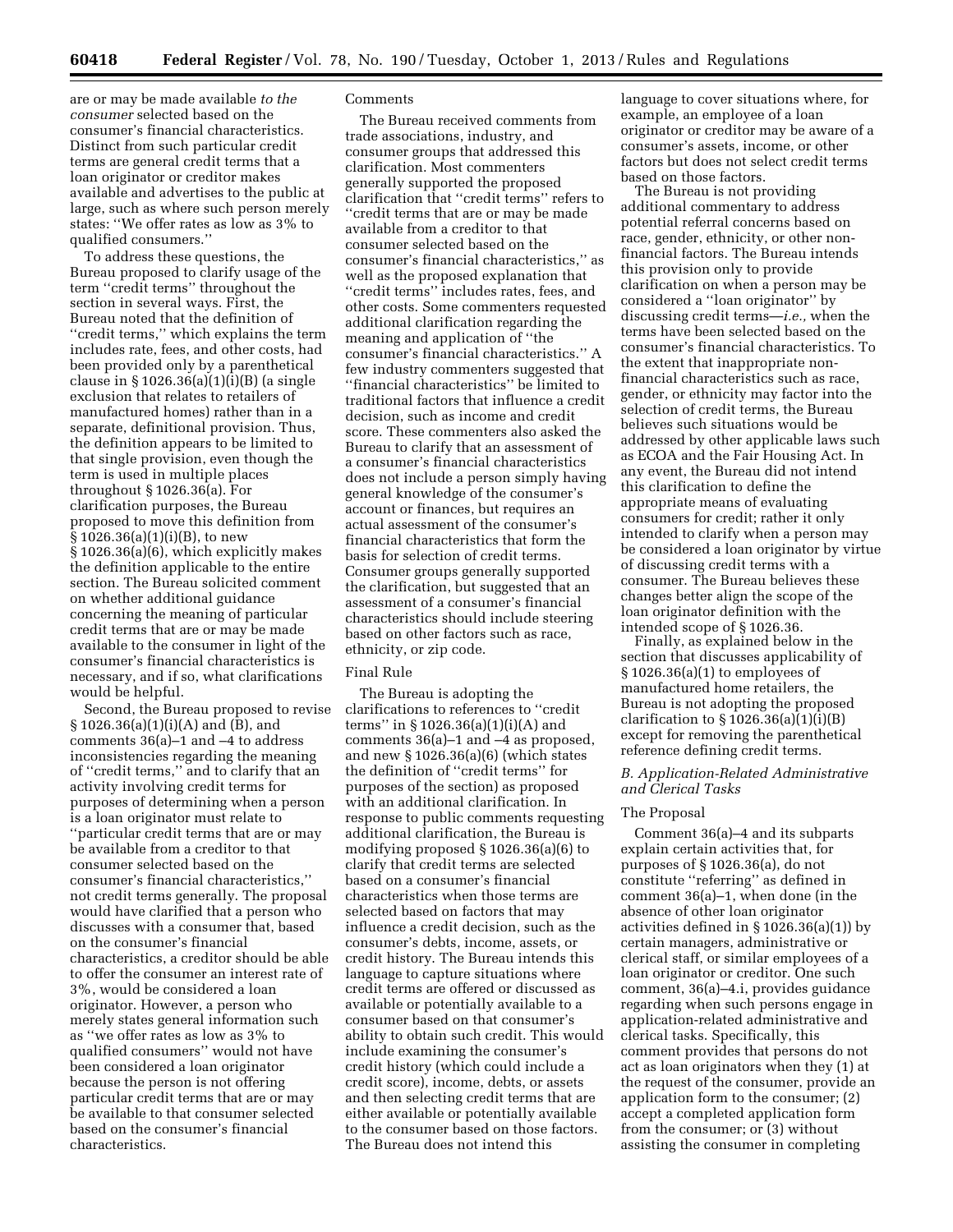are or may be made available *to the consumer* selected based on the consumer's financial characteristics. Distinct from such particular credit terms are general credit terms that a loan originator or creditor makes available and advertises to the public at large, such as where such person merely states: ''We offer rates as low as 3% to qualified consumers.''

To address these questions, the Bureau proposed to clarify usage of the term ''credit terms'' throughout the section in several ways. First, the Bureau noted that the definition of ''credit terms,'' which explains the term includes rate, fees, and other costs, had been provided only by a parenthetical clause in § 1026.36(a)(1)(i)(B) (a single exclusion that relates to retailers of manufactured homes) rather than in a separate, definitional provision. Thus, the definition appears to be limited to that single provision, even though the term is used in multiple places throughout § 1026.36(a). For clarification purposes, the Bureau proposed to move this definition from § 1026.36(a)(1)(i)(B), to new § 1026.36(a)(6), which explicitly makes the definition applicable to the entire section. The Bureau solicited comment on whether additional guidance concerning the meaning of particular credit terms that are or may be made available to the consumer in light of the consumer's financial characteristics is necessary, and if so, what clarifications would be helpful.

Second, the Bureau proposed to revise § 1026.36(a)(1)(i)(A) and (B), and comments 36(a)–1 and –4 to address inconsistencies regarding the meaning of ''credit terms,'' and to clarify that an activity involving credit terms for purposes of determining when a person is a loan originator must relate to ''particular credit terms that are or may be available from a creditor to that consumer selected based on the consumer's financial characteristics,'' not credit terms generally. The proposal would have clarified that a person who discusses with a consumer that, based on the consumer's financial characteristics, a creditor should be able to offer the consumer an interest rate of 3%, would be considered a loan originator. However, a person who merely states general information such as ''we offer rates as low as 3% to qualified consumers'' would not have been considered a loan originator because the person is not offering particular credit terms that are or may be available to that consumer selected based on the consumer's financial characteristics.

Comments

The Bureau received comments from trade associations, industry, and consumer groups that addressed this clarification. Most commenters generally supported the proposed clarification that ''credit terms'' refers to ''credit terms that are or may be made available from a creditor to that consumer selected based on the consumer's financial characteristics,'' as well as the proposed explanation that ''credit terms'' includes rates, fees, and other costs. Some commenters requested additional clarification regarding the meaning and application of ''the consumer's financial characteristics.'' A few industry commenters suggested that ''financial characteristics'' be limited to traditional factors that influence a credit decision, such as income and credit score. These commenters also asked the Bureau to clarify that an assessment of a consumer's financial characteristics does not include a person simply having general knowledge of the consumer's account or finances, but requires an actual assessment of the consumer's financial characteristics that form the basis for selection of credit terms. Consumer groups generally supported the clarification, but suggested that an assessment of a consumer's financial characteristics should include steering based on other factors such as race, ethnicity, or zip code.

Final Rule

The Bureau is adopting the clarifications to references to ''credit terms'' in § 1026.36(a)(1)(i)(A) and comments 36(a)–1 and –4 as proposed, and new § 1026.36(a)(6) (which states the definition of ''credit terms'' for purposes of the section) as proposed with an additional clarification. In response to public comments requesting additional clarification, the Bureau is modifying proposed § 1026.36(a)(6) to clarify that credit terms are selected based on a consumer's financial characteristics when those terms are selected based on factors that may influence a credit decision, such as the consumer's debts, income, assets, or credit history. The Bureau intends this language to capture situations where credit terms are offered or discussed as available or potentially available to a consumer based on that consumer's ability to obtain such credit. This would include examining the consumer's credit history (which could include a credit score), income, debts, or assets and then selecting credit terms that are either available or potentially available to the consumer based on those factors. The Bureau does not intend this language to cover situations where, for example, an employee of a loan originator or creditor may be aware of a consumer's assets, income, or other factors but does not select credit terms based on those factors.

The Bureau is not providing additional commentary to address potential referral concerns based on race, gender, ethnicity, or other non-financial factors. The Bureau intends this provision only to provide clarification on when a person may be considered a ''loan originator'' by discussing credit terms—*i.e.,* when the terms have been selected based on the consumer's financial characteristics. To the extent that inappropriate non-financial characteristics such as race, gender, or ethnicity may factor into the selection of credit terms, the Bureau believes such situations would be addressed by other applicable laws such as ECOA and the Fair Housing Act. In any event, the Bureau did not intend this clarification to define the appropriate means of evaluating consumers for credit; rather it only intended to clarify when a person may be considered a loan originator by virtue of discussing credit terms with a consumer. The Bureau believes these changes better align the scope of the loan originator definition with the intended scope of § 1026.36.

Finally, as explained below in the section that discusses applicability of § 1026.36(a)(1) to employees of manufactured home retailers, the Bureau is not adopting the proposed clarification to § 1026.36(a)(1)(i)(B) except for removing the parenthetical reference defining credit terms.

### *B. Application-Related Administrative and Clerical Tasks*

The Proposal

Comment 36(a)–4 and its subparts explain certain activities that, for purposes of § 1026.36(a), do not constitute ''referring'' as defined in comment 36(a)–1, when done (in the absence of other loan originator activities defined in § 1026.36(a)(1)) by certain managers, administrative or clerical staff, or similar employees of a loan originator or creditor. One such comment, 36(a)–4.i, provides guidance regarding when such persons engage in application-related administrative and clerical tasks. Specifically, this comment provides that persons do not act as loan originators when they (1) at the request of the consumer, provide an application form to the consumer; (2) accept a completed application form from the consumer; or (3) without assisting the consumer in completing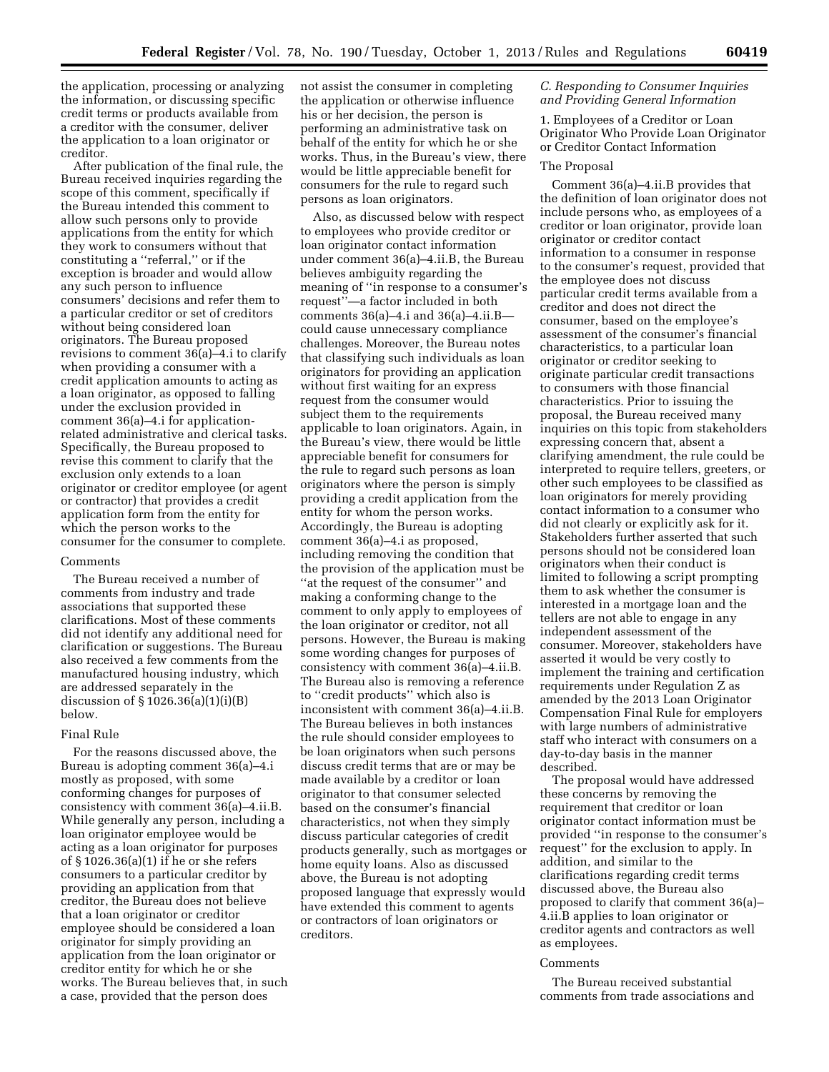the application, processing or analyzing the information, or discussing specific credit terms or products available from a creditor with the consumer, deliver the application to a loan originator or creditor.

After publication of the final rule, the Bureau received inquiries regarding the scope of this comment, specifically if the Bureau intended this comment to allow such persons only to provide applications from the entity for which they work to consumers without that constituting a ''referral,'' or if the exception is broader and would allow any such person to influence consumers' decisions and refer them to a particular creditor or set of creditors without being considered loan originators. The Bureau proposed revisions to comment 36(a)–4.i to clarify when providing a consumer with a credit application amounts to acting as a loan originator, as opposed to falling under the exclusion provided in comment 36(a)–4.i for application-related administrative and clerical tasks. Specifically, the Bureau proposed to revise this comment to clarify that the exclusion only extends to a loan originator or creditor employee (or agent or contractor) that provides a credit application form from the entity for which the person works to the consumer for the consumer to complete.

Comments

The Bureau received a number of comments from industry and trade associations that supported these clarifications. Most of these comments did not identify any additional need for clarification or suggestions. The Bureau also received a few comments from the manufactured housing industry, which are addressed separately in the discussion of § 1026.36(a)(1)(i)(B) below.

Final Rule

For the reasons discussed above, the Bureau is adopting comment 36(a)–4.i mostly as proposed, with some conforming changes for purposes of consistency with comment 36(a)–4.ii.B. While generally any person, including a loan originator employee would be acting as a loan originator for purposes of § 1026.36(a)(1) if he or she refers consumers to a particular creditor by providing an application from that creditor, the Bureau does not believe that a loan originator or creditor employee should be considered a loan originator for simply providing an application from the loan originator or creditor entity for which he or she works. The Bureau believes that, in such a case, provided that the person does not assist the consumer in completing the application or otherwise influence his or her decision, the person is performing an administrative task on behalf of the entity for which he or she works. Thus, in the Bureau's view, there would be little appreciable benefit for consumers for the rule to regard such persons as loan originators.

Also, as discussed below with respect to employees who provide creditor or loan originator contact information under comment 36(a)–4.ii.B, the Bureau believes ambiguity regarding the meaning of ''in response to a consumer's request''—a factor included in both comments 36(a)–4.i and 36(a)–4.ii.B—could cause unnecessary compliance challenges. Moreover, the Bureau notes that classifying such individuals as loan originators for providing an application without first waiting for an express request from the consumer would subject them to the requirements applicable to loan originators. Again, in the Bureau's view, there would be little appreciable benefit for consumers for the rule to regard such persons as loan originators where the person is simply providing a credit application from the entity for whom the person works. Accordingly, the Bureau is adopting comment 36(a)–4.i as proposed, including removing the condition that the provision of the application must be ''at the request of the consumer'' and making a conforming change to the comment to only apply to employees of the loan originator or creditor, not all persons. However, the Bureau is making some wording changes for purposes of consistency with comment 36(a)–4.ii.B. The Bureau also is removing a reference to ''credit products'' which also is inconsistent with comment 36(a)–4.ii.B. The Bureau believes in both instances the rule should consider employees to be loan originators when such persons discuss credit terms that are or may be made available by a creditor or loan originator to that consumer selected based on the consumer's financial characteristics, not when they simply discuss particular categories of credit products generally, such as mortgages or home equity loans. Also as discussed above, the Bureau is not adopting proposed language that expressly would have extended this comment to agents or contractors of loan originators or creditors.

### *C. Responding to Consumer Inquiries and Providing General Information*

1. Employees of a Creditor or Loan Originator Who Provide Loan Originator or Creditor Contact Information

The Proposal

Comment 36(a)–4.ii.B provides that the definition of loan originator does not include persons who, as employees of a creditor or loan originator, provide loan originator or creditor contact information to a consumer in response to the consumer's request, provided that the employee does not discuss particular credit terms available from a creditor and does not direct the consumer, based on the employee's assessment of the consumer's financial characteristics, to a particular loan originator or creditor seeking to originate particular credit transactions to consumers with those financial characteristics. Prior to issuing the proposal, the Bureau received many inquiries on this topic from stakeholders expressing concern that, absent a clarifying amendment, the rule could be interpreted to require tellers, greeters, or other such employees to be classified as loan originators for merely providing contact information to a consumer who did not clearly or explicitly ask for it. Stakeholders further asserted that such persons should not be considered loan originators when their conduct is limited to following a script prompting them to ask whether the consumer is interested in a mortgage loan and the tellers are not able to engage in any independent assessment of the consumer. Moreover, stakeholders have asserted it would be very costly to implement the training and certification requirements under Regulation Z as amended by the 2013 Loan Originator Compensation Final Rule for employers with large numbers of administrative staff who interact with consumers on a day-to-day basis in the manner described.

The proposal would have addressed these concerns by removing the requirement that creditor or loan originator contact information must be provided ''in response to the consumer's request'' for the exclusion to apply. In addition, and similar to the clarifications regarding credit terms discussed above, the Bureau also proposed to clarify that comment 36(a)–4.ii.B applies to loan originator or creditor agents and contractors as well as employees.

Comments

The Bureau received substantial comments from trade associations and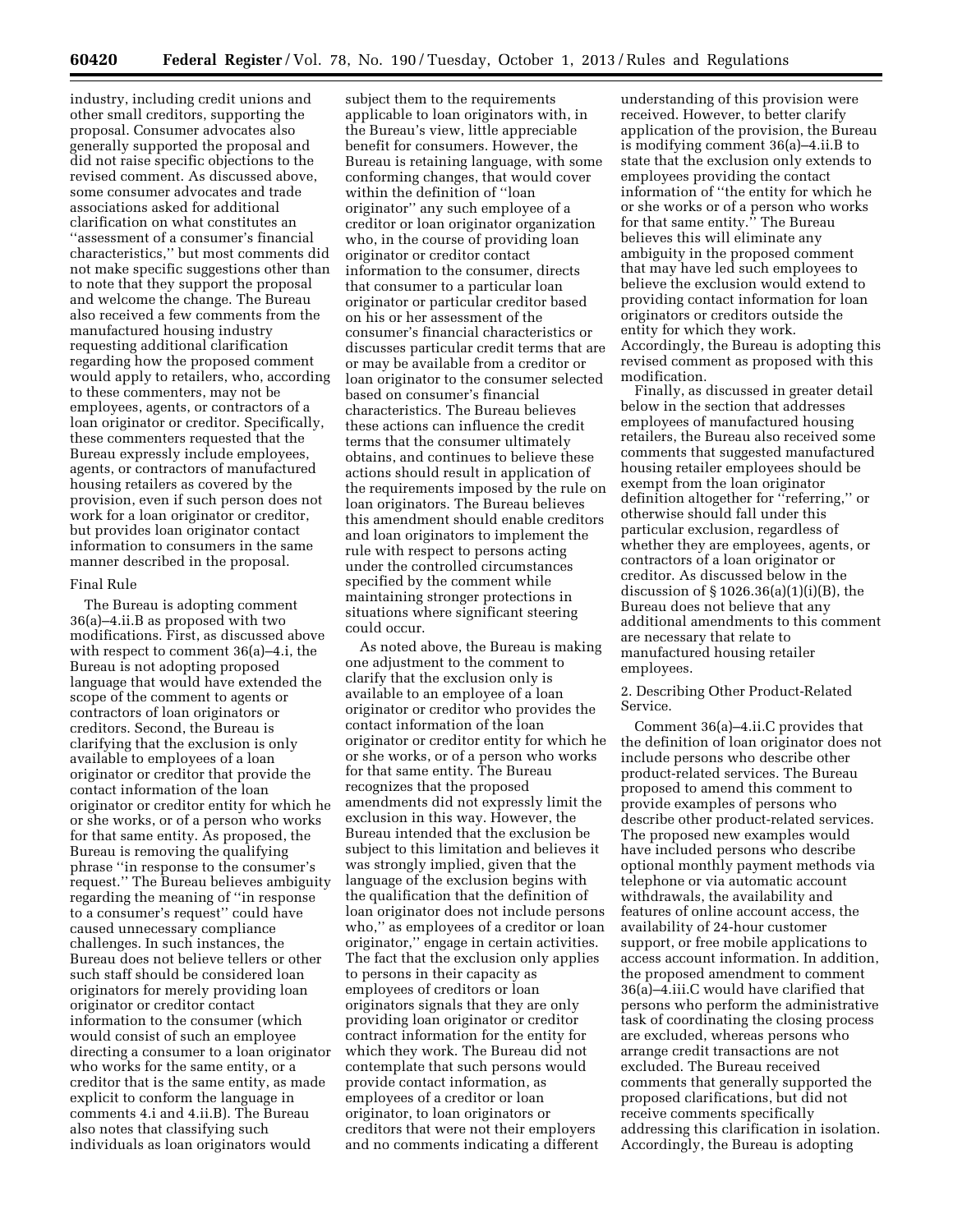industry, including credit unions and other small creditors, supporting the proposal. Consumer advocates also generally supported the proposal and did not raise specific objections to the revised comment. As discussed above, some consumer advocates and trade associations asked for additional clarification on what constitutes an ''assessment of a consumer's financial characteristics,'' but most comments did not make specific suggestions other than to note that they support the proposal and welcome the change. The Bureau also received a few comments from the manufactured housing industry requesting additional clarification regarding how the proposed comment would apply to retailers, who, according to these commenters, may not be employees, agents, or contractors of a loan originator or creditor. Specifically, these commenters requested that the Bureau expressly include employees, agents, or contractors of manufactured housing retailers as covered by the provision, even if such person does not work for a loan originator or creditor, but provides loan originator contact information to consumers in the same manner described in the proposal.

Final Rule

The Bureau is adopting comment 36(a)–4.ii.B as proposed with two modifications. First, as discussed above with respect to comment 36(a)–4.i, the Bureau is not adopting proposed language that would have extended the scope of the comment to agents or contractors of loan originators or creditors. Second, the Bureau is clarifying that the exclusion is only available to employees of a loan originator or creditor that provide the contact information of the loan originator or creditor entity for which he or she works, or of a person who works for that same entity. As proposed, the Bureau is removing the qualifying phrase ''in response to the consumer's request.'' The Bureau believes ambiguity regarding the meaning of ''in response to a consumer's request'' could have caused unnecessary compliance challenges. In such instances, the Bureau does not believe tellers or other such staff should be considered loan originators for merely providing loan originator or creditor contact information to the consumer (which would consist of such an employee directing a consumer to a loan originator who works for the same entity, or a creditor that is the same entity, as made explicit to conform the language in comments 4.i and 4.ii.B). The Bureau also notes that classifying such individuals as loan originators would subject them to the requirements applicable to loan originators with, in the Bureau's view, little appreciable benefit for consumers. However, the Bureau is retaining language, with some conforming changes, that would cover within the definition of ''loan originator'' any such employee of a creditor or loan originator organization who, in the course of providing loan originator or creditor contact information to the consumer, directs that consumer to a particular loan originator or particular creditor based on his or her assessment of the consumer's financial characteristics or discusses particular credit terms that are or may be available from a creditor or loan originator to the consumer selected based on consumer's financial characteristics. The Bureau believes these actions can influence the credit terms that the consumer ultimately obtains, and continues to believe these actions should result in application of the requirements imposed by the rule on loan originators. The Bureau believes this amendment should enable creditors and loan originators to implement the rule with respect to persons acting under the controlled circumstances specified by the comment while maintaining stronger protections in situations where significant steering could occur.

As noted above, the Bureau is making one adjustment to the comment to clarify that the exclusion only is available to an employee of a loan originator or creditor who provides the contact information of the loan originator or creditor entity for which he or she works, or of a person who works for that same entity. The Bureau recognizes that the proposed amendments did not expressly limit the exclusion in this way. However, the Bureau intended that the exclusion be subject to this limitation and believes it was strongly implied, given that the language of the exclusion begins with the qualification that the definition of loan originator does not include persons who,'' as employees of a creditor or loan originator,'' engage in certain activities. The fact that the exclusion only applies to persons in their capacity as employees of creditors or loan originators signals that they are only providing loan originator or creditor contract information for the entity for which they work. The Bureau did not contemplate that such persons would provide contact information, as employees of a creditor or loan originator, to loan originators or creditors that were not their employers and no comments indicating a different understanding of this provision were received. However, to better clarify application of the provision, the Bureau is modifying comment 36(a)–4.ii.B to state that the exclusion only extends to employees providing the contact information of ''the entity for which he or she works or of a person who works for that same entity.'' The Bureau believes this will eliminate any ambiguity in the proposed comment that may have led such employees to believe the exclusion would extend to providing contact information for loan originators or creditors outside the entity for which they work. Accordingly, the Bureau is adopting this revised comment as proposed with this modification.

Finally, as discussed in greater detail below in the section that addresses employees of manufactured housing retailers, the Bureau also received some comments that suggested manufactured housing retailer employees should be exempt from the loan originator definition altogether for ''referring,'' or otherwise should fall under this particular exclusion, regardless of whether they are employees, agents, or contractors of a loan originator or creditor. As discussed below in the discussion of § 1026.36(a)(1)(i)(B), the Bureau does not believe that any additional amendments to this comment are necessary that relate to manufactured housing retailer employees.

2. Describing Other Product-Related Service.

Comment 36(a)–4.ii.C provides that the definition of loan originator does not include persons who describe other product-related services. The Bureau proposed to amend this comment to provide examples of persons who describe other product-related services. The proposed new examples would have included persons who describe optional monthly payment methods via telephone or via automatic account withdrawals, the availability and features of online account access, the availability of 24-hour customer support, or free mobile applications to access account information. In addition, the proposed amendment to comment 36(a)–4.iii.C would have clarified that persons who perform the administrative task of coordinating the closing process are excluded, whereas persons who arrange credit transactions are not excluded. The Bureau received comments that generally supported the proposed clarifications, but did not receive comments specifically addressing this clarification in isolation. Accordingly, the Bureau is adopting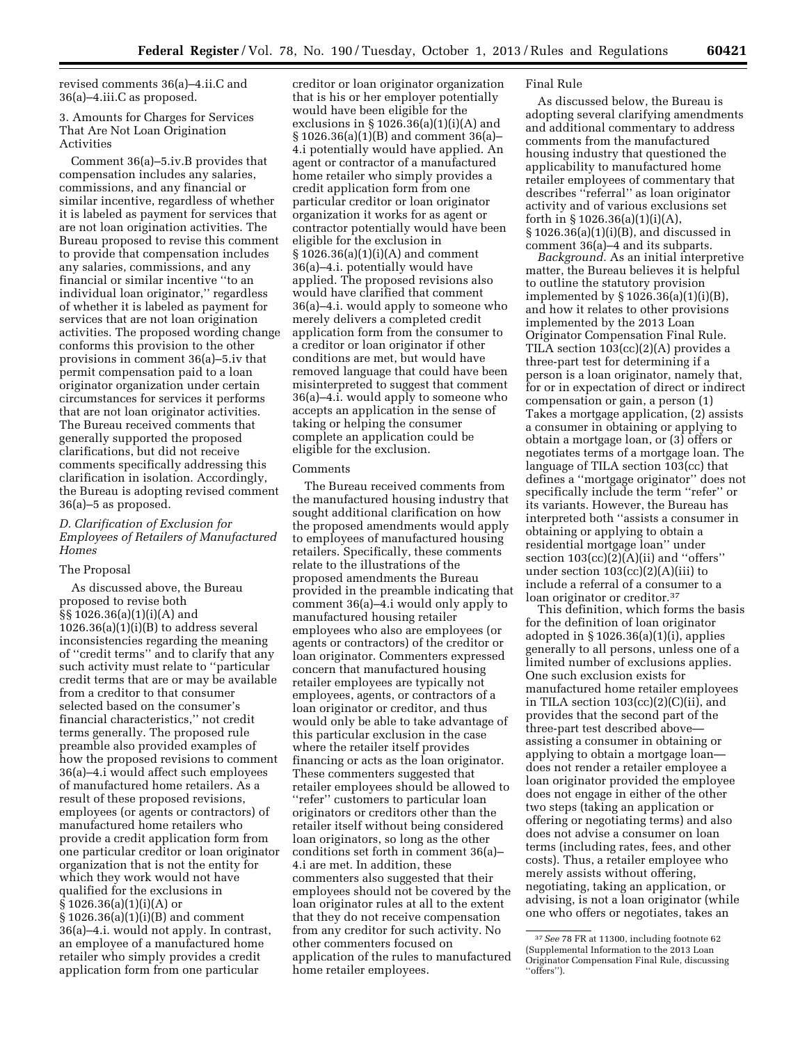revised comments 36(a)–4.ii.C and 36(a)–4.iii.C as proposed.

3. Amounts for Charges for Services That Are Not Loan Origination Activities

Comment 36(a)–5.iv.B provides that compensation includes any salaries, commissions, and any financial or similar incentive, regardless of whether it is labeled as payment for services that are not loan origination activities. The Bureau proposed to revise this comment to provide that compensation includes any salaries, commissions, and any financial or similar incentive ''to an individual loan originator,'' regardless of whether it is labeled as payment for services that are not loan origination activities. The proposed wording change conforms this provision to the other provisions in comment 36(a)–5.iv that permit compensation paid to a loan originator organization under certain circumstances for services it performs that are not loan originator activities. The Bureau received comments that generally supported the proposed clarifications, but did not receive comments specifically addressing this clarification in isolation. Accordingly, the Bureau is adopting revised comment 36(a)–5 as proposed.

*D. Clarification of Exclusion for Employees of Retailers of Manufactured Homes*

The Proposal

As discussed above, the Bureau proposed to revise both §§ 1026.36(a)(1)(i)(A) and 1026.36(a)(1)(i)(B) to address several inconsistencies regarding the meaning of ''credit terms'' and to clarify that any such activity must relate to ''particular credit terms that are or may be available from a creditor to that consumer selected based on the consumer's financial characteristics,'' not credit terms generally. The proposed rule preamble also provided examples of how the proposed revisions to comment 36(a)–4.i would affect such employees of manufactured home retailers. As a result of these proposed revisions, employees (or agents or contractors) of manufactured home retailers who provide a credit application form from one particular creditor or loan originator organization that is not the entity for which they work would not have qualified for the exclusions in § 1026.36(a)(1)(i)(A) or § 1026.36(a)(1)(i)(B) and comment 36(a)–4.i. would not apply. In contrast, an employee of a manufactured home retailer who simply provides a credit application form from one particular creditor or loan originator organization that is his or her employer potentially would have been eligible for the exclusions in § 1026.36(a)(1)(i)(A) and § 1026.36(a)(1)(B) and comment 36(a)–4.i potentially would have applied. An agent or contractor of a manufactured home retailer who simply provides a credit application form from one particular creditor or loan originator organization it works for as agent or contractor potentially would have been eligible for the exclusion in § 1026.36(a)(1)(i)(A) and comment 36(a)–4.i. potentially would have applied. The proposed revisions also would have clarified that comment 36(a)–4.i. would apply to someone who merely delivers a completed credit application form from the consumer to a creditor or loan originator if other conditions are met, but would have removed language that could have been misinterpreted to suggest that comment 36(a)–4.i. would apply to someone who accepts an application in the sense of taking or helping the consumer complete an application could be eligible for the exclusion.

Comments

The Bureau received comments from the manufactured housing industry that sought additional clarification on how the proposed amendments would apply to employees of manufactured housing retailers. Specifically, these comments relate to the illustrations of the proposed amendments the Bureau provided in the preamble indicating that comment 36(a)–4.i would only apply to manufactured housing retailer employees who also are employees (or agents or contractors) of the creditor or loan originator. Commenters expressed concern that manufactured housing retailer employees are typically not employees, agents, or contractors of a loan originator or creditor, and thus would only be able to take advantage of this particular exclusion in the case where the retailer itself provides financing or acts as the loan originator. These commenters suggested that retailer employees should be allowed to ''refer'' customers to particular loan originators or creditors other than the retailer itself without being considered loan originators, so long as the other conditions set forth in comment 36(a)–4.i are met. In addition, these commenters also suggested that their employees should not be covered by the loan originator rules at all to the extent that they do not receive compensation from any creditor for such activity. No other commenters focused on application of the rules to manufactured home retailer employees.

Final Rule

As discussed below, the Bureau is adopting several clarifying amendments and additional commentary to address comments from the manufactured housing industry that questioned the applicability to manufactured home retailer employees of commentary that describes ''referral'' as loan originator activity and of various exclusions set forth in § 1026.36(a)(1)(i)(A), § 1026.36(a)(1)(i)(B), and discussed in comment 36(a)–4 and its subparts.

*Background.* As an initial interpretive matter, the Bureau believes it is helpful to outline the statutory provision implemented by § 1026.36(a)(1)(i)(B), and how it relates to other provisions implemented by the 2013 Loan Originator Compensation Final Rule. TILA section 103(cc)(2)(A) provides a three-part test for determining if a person is a loan originator, namely that, for or in expectation of direct or indirect compensation or gain, a person (1) Takes a mortgage application, (2) assists a consumer in obtaining or applying to obtain a mortgage loan, or (3) offers or negotiates terms of a mortgage loan. The language of TILA section 103(cc) that defines a ''mortgage originator'' does not specifically include the term ''refer'' or its variants. However, the Bureau has interpreted both ''assists a consumer in obtaining or applying to obtain a residential mortgage loan'' under section 103(cc)(2)(A)(ii) and ''offers'' under section 103(cc)(2)(A)(iii) to include a referral of a consumer to a loan originator or creditor.[37]

This definition, which forms the basis for the definition of loan originator adopted in § 1026.36(a)(1)(i), applies generally to all persons, unless one of a limited number of exclusions applies. One such exclusion exists for manufactured home retailer employees in TILA section 103(cc)(2)(C)(ii), and provides that the second part of the three-part test described above—assisting a consumer in obtaining or applying to obtain a mortgage loan—does not render a retailer employee a loan originator provided the employee does not engage in either of the other two steps (taking an application or offering or negotiating terms) and also does not advise a consumer on loan terms (including rates, fees, and other costs). Thus, a retailer employee who merely assists without offering, negotiating, taking an application, or advising, is not a loan originator (while one who offers or negotiates, takes an

[37] *See* 78 FR at 11300, including footnote 62 (Supplemental Information to the 2013 Loan Originator Compensation Final Rule, discussing ''offers'').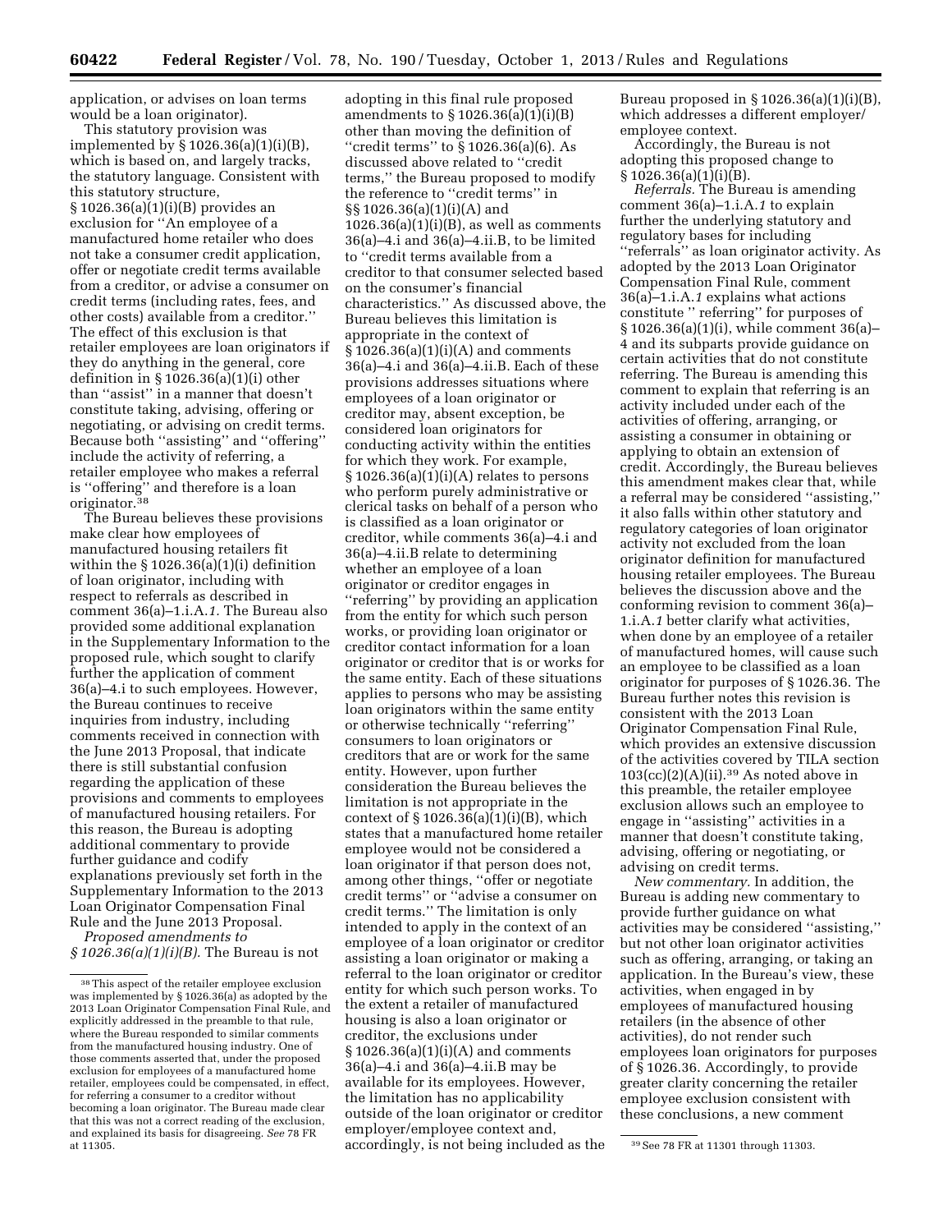application, or advises on loan terms would be a loan originator).

This statutory provision was implemented by § 1026.36(a)(1)(i)(B), which is based on, and largely tracks, the statutory language. Consistent with this statutory structure, § 1026.36(a)(1)(i)(B) provides an exclusion for "An employee of a manufactured home retailer who does not take a consumer credit application, offer or negotiate credit terms available from a creditor, or advise a consumer on credit terms (including rates, fees, and other costs) available from a creditor." The effect of this exclusion is that retailer employees are loan originators if they do anything in the general, core definition in § 1026.36(a)(1)(i) other than "assist" in a manner that doesn't constitute taking, advising, offering or negotiating, or advising on credit terms. Because both "assisting" and "offering" include the activity of referring, a retailer employee who makes a referral is "offering" and therefore is a loan originator.[38]

The Bureau believes these provisions make clear how employees of manufactured housing retailers fit within the § 1026.36(a)(1)(i) definition of loan originator, including with respect to referrals as described in comment 36(a)–1.i.A.*1*. The Bureau also provided some additional explanation in the Supplementary Information to the proposed rule, which sought to clarify further the application of comment 36(a)–4.i to such employees. However, the Bureau continues to receive inquiries from industry, including comments received in connection with the June 2013 Proposal, that indicate there is still substantial confusion regarding the application of these provisions and comments to employees of manufactured housing retailers. For this reason, the Bureau is adopting additional commentary to provide further guidance and codify explanations previously set forth in the Supplementary Information to the 2013 Loan Originator Compensation Final Rule and the June 2013 Proposal.

*Proposed amendments to § 1026.36(a)(1)(i)(B).* The Bureau is not adopting in this final rule proposed amendments to § 1026.36(a)(1)(i)(B) other than moving the definition of "credit terms" to § 1026.36(a)(6). As discussed above related to "credit terms," the Bureau proposed to modify the reference to "credit terms" in §§ 1026.36(a)(1)(i)(A) and 1026.36(a)(1)(i)(B), as well as comments 36(a)–4.i and 36(a)–4.ii.B, to be limited to "credit terms available from a creditor to that consumer selected based on the consumer's financial characteristics." As discussed above, the Bureau believes this limitation is appropriate in the context of § 1026.36(a)(1)(i)(A) and comments 36(a)–4.i and 36(a)–4.ii.B. Each of these provisions addresses situations where employees of a loan originator or creditor may, absent exception, be considered loan originators for conducting activity within the entities for which they work. For example, § 1026.36(a)(1)(i)(A) relates to persons who perform purely administrative or clerical tasks on behalf of a person who is classified as a loan originator or creditor, while comments 36(a)–4.i and 36(a)–4.ii.B relate to determining whether an employee of a loan originator or creditor engages in "referring" by providing an application from the entity for which such person works, or providing loan originator or creditor contact information for a loan originator or creditor that is or works for the same entity. Each of these situations applies to persons who may be assisting loan originators within the same entity or otherwise technically "referring" consumers to loan originators or creditors that are or work for the same entity. However, upon further consideration the Bureau believes the limitation is not appropriate in the context of § 1026.36(a)(1)(i)(B), which states that a manufactured home retailer employee would not be considered a loan originator if that person does not, among other things, "offer or negotiate credit terms" or "advise a consumer on credit terms." The limitation is only intended to apply in the context of an employee of a loan originator or creditor assisting a loan originator or making a referral to the loan originator or creditor entity for which such person works. To the extent a retailer of manufactured housing is also a loan originator or creditor, the exclusions under § 1026.36(a)(1)(i)(A) and comments 36(a)–4.i and 36(a)–4.ii.B may be available for its employees. However, the limitation has no applicability outside of the loan originator or creditor employer/employee context and, accordingly, is not being included as the Bureau proposed in § 1026.36(a)(1)(i)(B), which addresses a different employer/employee context.

Accordingly, the Bureau is not adopting this proposed change to § 1026.36(a)(1)(i)(B).

*Referrals.* The Bureau is amending comment 36(a)–1.i.A.*1* to explain further the underlying statutory and regulatory bases for including "referrals" as loan originator activity. As adopted by the 2013 Loan Originator Compensation Final Rule, comment 36(a)–1.i.A.*1* explains what actions constitute " referring" for purposes of § 1026.36(a)(1)(i), while comment 36(a)–4 and its subparts provide guidance on certain activities that do not constitute referring. The Bureau is amending this comment to explain that referring is an activity included under each of the activities of offering, arranging, or assisting a consumer in obtaining or applying to obtain an extension of credit. Accordingly, the Bureau believes this amendment makes clear that, while a referral may be considered "assisting," it also falls within other statutory and regulatory categories of loan originator activity not excluded from the loan originator definition for manufactured housing retailer employees. The Bureau believes the discussion above and the conforming revision to comment 36(a)–1.i.A.*1* better clarify what activities, when done by an employee of a retailer of manufactured homes, will cause such an employee to be classified as a loan originator for purposes of § 1026.36. The Bureau further notes this revision is consistent with the 2013 Loan Originator Compensation Final Rule, which provides an extensive discussion of the activities covered by TILA section 103(cc)(2)(A)(ii).[39] As noted above in this preamble, the retailer employee exclusion allows such an employee to engage in "assisting" activities in a manner that doesn't constitute taking, advising, offering or negotiating, or advising on credit terms.

*New commentary.* In addition, the Bureau is adding new commentary to provide further guidance on what activities may be considered "assisting," but not other loan originator activities such as offering, arranging, or taking an application. In the Bureau's view, these activities, when engaged in by employees of manufactured housing retailers (in the absence of other activities), do not render such employees loan originators for purposes of § 1026.36. Accordingly, to provide greater clarity concerning the retailer employee exclusion consistent with these conclusions, a new comment

---

[38] This aspect of the retailer employee exclusion was implemented by § 1026.36(a) as adopted by the 2013 Loan Originator Compensation Final Rule, and explicitly addressed in the preamble to that rule, where the Bureau responded to similar comments from the manufactured housing industry. One of those comments asserted that, under the proposed exclusion for employees of a manufactured home retailer, employees could be compensated, in effect, for referring a consumer to a creditor without becoming a loan originator. The Bureau made clear that this was not a correct reading of the exclusion, and explained its basis for disagreeing. *See* 78 FR at 11305.

[39] See 78 FR at 11301 through 11303.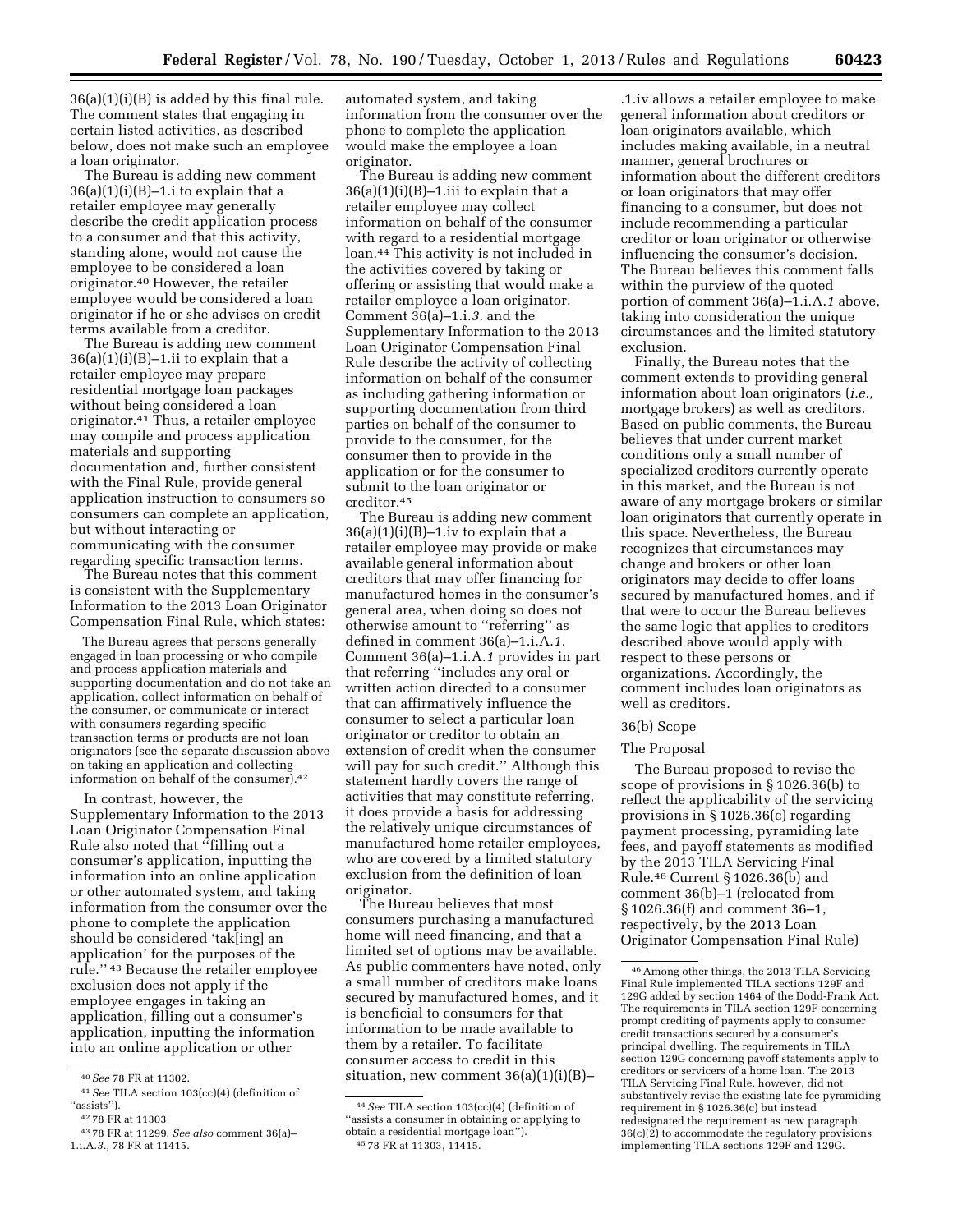36(a)(1)(i)(B) is added by this final rule. The comment states that engaging in certain listed activities, as described below, does not make such an employee a loan originator.

The Bureau is adding new comment 36(a)(1)(i)(B)–1.i to explain that a retailer employee may generally describe the credit application process to a consumer and that this activity, standing alone, would not cause the employee to be considered a loan originator.[40] However, the retailer employee would be considered a loan originator if he or she advises on credit terms available from a creditor.

The Bureau is adding new comment 36(a)(1)(i)(B)–1.ii to explain that a retailer employee may prepare residential mortgage loan packages without being considered a loan originator.[41] Thus, a retailer employee may compile and process application materials and supporting documentation and, further consistent with the Final Rule, provide general application instruction to consumers so consumers can complete an application, but without interacting or communicating with the consumer regarding specific transaction terms.

The Bureau notes that this comment is consistent with the Supplementary Information to the 2013 Loan Originator Compensation Final Rule, which states:

> The Bureau agrees that persons generally engaged in loan processing or who compile and process application materials and supporting documentation and do not take an application, collect information on behalf of the consumer, or communicate or interact with consumers regarding specific transaction terms or products are not loan originators (see the separate discussion above on taking an application and collecting information on behalf of the consumer).[42]

In contrast, however, the Supplementary Information to the 2013 Loan Originator Compensation Final Rule also noted that ''filling out a consumer's application, inputting the information into an online application or other automated system, and taking information from the consumer over the phone to complete the application should be considered 'tak[ing] an application' for the purposes of the rule.''[43] Because the retailer employee exclusion does not apply if the employee engages in taking an application, filling out a consumer's application, inputting the information into an online application or other automated system, and taking information from the consumer over the phone to complete the application would make the employee a loan originator.

The Bureau is adding new comment 36(a)(1)(i)(B)–1.iii to explain that a retailer employee may collect information on behalf of the consumer with regard to a residential mortgage loan.[44] This activity is not included in the activities covered by taking or offering or assisting that would make a retailer employee a loan originator. Comment 36(a)–1.i.*3.* and the Supplementary Information to the 2013 Loan Originator Compensation Final Rule describe the activity of collecting information on behalf of the consumer as including gathering information or supporting documentation from third parties on behalf of the consumer to provide to the consumer, for the consumer then to provide in the application or for the consumer to submit to the loan originator or creditor.[45]

The Bureau is adding new comment 36(a)(1)(i)(B)–1.iv to explain that a retailer employee may provide or make available general information about creditors that may offer financing for manufactured homes in the consumer's general area, when doing so does not otherwise amount to ''referring'' as defined in comment 36(a)–1.i.A.*1*. Comment 36(a)–1.i.A.*1* provides in part that referring ''includes any oral or written action directed to a consumer that can affirmatively influence the consumer to select a particular loan originator or creditor to obtain an extension of credit when the consumer will pay for such credit.'' Although this statement hardly covers the range of activities that may constitute referring, it does provide a basis for addressing the relatively unique circumstances of manufactured home retailer employees, who are covered by a limited statutory exclusion from the definition of loan originator.

The Bureau believes that most consumers purchasing a manufactured home will need financing, and that a limited set of options may be available. As public commenters have noted, only a small number of creditors make loans secured by manufactured homes, and it is beneficial to consumers for that information to be made available to them by a retailer. To facilitate consumer access to credit in this situation, new comment 36(a)(1)(i)(B)–.1.iv allows a retailer employee to make general information about creditors or loan originators available, which includes making available, in a neutral manner, general brochures or information about the different creditors or loan originators that may offer financing to a consumer, but does not include recommending a particular creditor or loan originator or otherwise influencing the consumer's decision. The Bureau believes this comment falls within the purview of the quoted portion of comment 36(a)–1.i.A.*1* above, taking into consideration the unique circumstances and the limited statutory exclusion.

Finally, the Bureau notes that the comment extends to providing general information about loan originators (*i.e.,* mortgage brokers) as well as creditors. Based on public comments, the Bureau believes that under current market conditions only a small number of specialized creditors currently operate in this market, and the Bureau is not aware of any mortgage brokers or similar loan originators that currently operate in this space. Nevertheless, the Bureau recognizes that circumstances may change and brokers or other loan originators may decide to offer loans secured by manufactured homes, and if that were to occur the Bureau believes the same logic that applies to creditors described above would apply with respect to these persons or organizations. Accordingly, the comment includes loan originators as well as creditors.

### 36(b) Scope

#### The Proposal

The Bureau proposed to revise the scope of provisions in § 1026.36(b) to reflect the applicability of the servicing provisions in § 1026.36(c) regarding payment processing, pyramiding late fees, and payoff statements as modified by the 2013 TILA Servicing Final Rule.[46] Current § 1026.36(b) and comment 36(b)–1 (relocated from § 1026.36(f) and comment 36–1, respectively, by the 2013 Loan Originator Compensation Final Rule)

---

[40] *See* 78 FR at 11302.

[41] *See* TILA section 103(cc)(4) (definition of ''assists'').

[42] 78 FR at 11303

[43] 78 FR at 11299. *See also* comment 36(a)–1.i.A.*3.*, 78 FR at 11415.

[44] *See* TILA section 103(cc)(4) (definition of ''assists a consumer in obtaining or applying to obtain a residential mortgage loan'').

[45] 78 FR at 11303, 11415.

[46] Among other things, the 2013 TILA Servicing Final Rule implemented TILA sections 129F and 129G added by section 1464 of the Dodd-Frank Act. The requirements in TILA section 129F concerning prompt crediting of payments apply to consumer credit transactions secured by a consumer's principal dwelling. The requirements in TILA section 129G concerning payoff statements apply to creditors or servicers of a home loan. The 2013 TILA Servicing Final Rule, however, did not substantively revise the existing late fee pyramiding requirement in § 1026.36(c) but instead redesignated the requirement as new paragraph 36(c)(2) to accommodate the regulatory provisions implementing TILA sections 129F and 129G.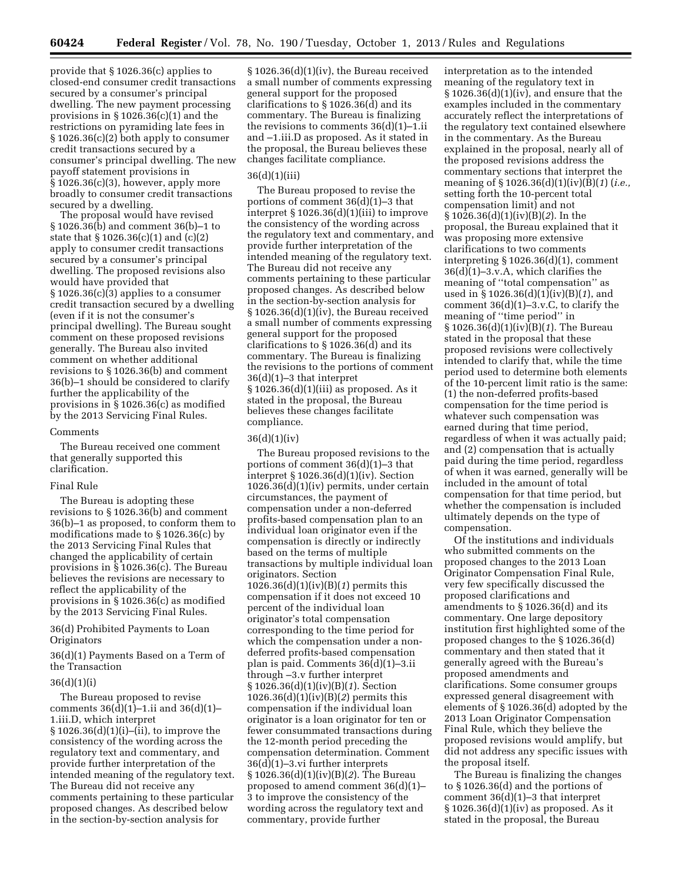provide that § 1026.36(c) applies to closed-end consumer credit transactions secured by a consumer's principal dwelling. The new payment processing provisions in § 1026.36(c)(1) and the restrictions on pyramiding late fees in § 1026.36(c)(2) both apply to consumer credit transactions secured by a consumer's principal dwelling. The new payoff statement provisions in § 1026.36(c)(3), however, apply more broadly to consumer credit transactions secured by a dwelling.

The proposal would have revised § 1026.36(b) and comment 36(b)–1 to state that § 1026.36(c)(1) and (c)(2) apply to consumer credit transactions secured by a consumer's principal dwelling. The proposed revisions also would have provided that § 1026.36(c)(3) applies to a consumer credit transaction secured by a dwelling (even if it is not the consumer's principal dwelling). The Bureau sought comment on these proposed revisions generally. The Bureau also invited comment on whether additional revisions to § 1026.36(b) and comment 36(b)–1 should be considered to clarify further the applicability of the provisions in § 1026.36(c) as modified by the 2013 Servicing Final Rules.

#### Comments

The Bureau received one comment that generally supported this clarification.

#### Final Rule

The Bureau is adopting these revisions to § 1026.36(b) and comment 36(b)–1 as proposed, to conform them to modifications made to § 1026.36(c) by the 2013 Servicing Final Rules that changed the applicability of certain provisions in § 1026.36(c). The Bureau believes the revisions are necessary to reflect the applicability of the provisions in § 1026.36(c) as modified by the 2013 Servicing Final Rules.

### 36(d) Prohibited Payments to Loan Originators

### 36(d)(1) Payments Based on a Term of the Transaction

### 36(d)(1)(i)

The Bureau proposed to revise comments 36(d)(1)–1.ii and 36(d)(1)–1.iii.D, which interpret § 1026.36(d)(1)(i)–(ii), to improve the consistency of the wording across the regulatory text and commentary, and provide further interpretation of the intended meaning of the regulatory text. The Bureau did not receive any comments pertaining to these particular proposed changes. As described below in the section-by-section analysis for § 1026.36(d)(1)(iv), the Bureau received a small number of comments expressing general support for the proposed clarifications to § 1026.36(d) and its commentary. The Bureau is finalizing the revisions to comments 36(d)(1)–1.ii and –1.iii.D as proposed. As it stated in the proposal, the Bureau believes these changes facilitate compliance.

### 36(d)(1)(iii)

The Bureau proposed to revise the portions of comment 36(d)(1)–3 that interpret § 1026.36(d)(1)(iii) to improve the consistency of the wording across the regulatory text and commentary, and provide further interpretation of the intended meaning of the regulatory text. The Bureau did not receive any comments pertaining to these particular proposed changes. As described below in the section-by-section analysis for § 1026.36(d)(1)(iv), the Bureau received a small number of comments expressing general support for the proposed clarifications to § 1026.36(d) and its commentary. The Bureau is finalizing the revisions to the portions of comment 36(d)(1)–3 that interpret § 1026.36(d)(1)(iii) as proposed. As it stated in the proposal, the Bureau believes these changes facilitate compliance.

### 36(d)(1)(iv)

The Bureau proposed revisions to the portions of comment 36(d)(1)–3 that interpret § 1026.36(d)(1)(iv). Section 1026.36(d)(1)(iv) permits, under certain circumstances, the payment of compensation under a non-deferred profits-based compensation plan to an individual loan originator even if the compensation is directly or indirectly based on the terms of multiple transactions by multiple individual loan originators. Section 1026.36(d)(1)(iv)(B)(*1*) permits this compensation if it does not exceed 10 percent of the individual loan originator's total compensation corresponding to the time period for which the compensation under a non-deferred profits-based compensation plan is paid. Comments 36(d)(1)–3.ii through –3.v further interpret § 1026.36(d)(1)(iv)(B)(*1*). Section 1026.36(d)(1)(iv)(B)(*2*) permits this compensation if the individual loan originator is a loan originator for ten or fewer consummated transactions during the 12-month period preceding the compensation determination. Comment 36(d)(1)–3.vi further interprets § 1026.36(d)(1)(iv)(B)(*2*). The Bureau proposed to amend comment 36(d)(1)–3 to improve the consistency of the wording across the regulatory text and commentary, provide further interpretation as to the intended meaning of the regulatory text in § 1026.36(d)(1)(iv), and ensure that the examples included in the commentary accurately reflect the interpretations of the regulatory text contained elsewhere in the commentary. As the Bureau explained in the proposal, nearly all of the proposed revisions address the commentary sections that interpret the meaning of § 1026.36(d)(1)(iv)(B)(*1*) (*i.e.,* setting forth the 10-percent total compensation limit) and not § 1026.36(d)(1)(iv)(B)(*2*). In the proposal, the Bureau explained that it was proposing more extensive clarifications to two comments interpreting § 1026.36(d)(1), comment 36(d)(1)–3.v.A, which clarifies the meaning of "total compensation" as used in § 1026.36(d)(1)(iv)(B)(*1*), and comment 36(d)(1)–3.v.C, to clarify the meaning of "time period" in § 1026.36(d)(1)(iv)(B)(*1*). The Bureau stated in the proposal that these proposed revisions were collectively intended to clarify that, while the time period used to determine both elements of the 10-percent limit ratio is the same: (1) the non-deferred profits-based compensation for the time period is whatever such compensation was earned during that time period, regardless of when it was actually paid; and (2) compensation that is actually paid during the time period, regardless of when it was earned, generally will be included in the amount of total compensation for that time period, but whether the compensation is included ultimately depends on the type of compensation.

Of the institutions and individuals who submitted comments on the proposed changes to the 2013 Loan Originator Compensation Final Rule, very few specifically discussed the proposed clarifications and amendments to § 1026.36(d) and its commentary. One large depository institution first highlighted some of the proposed changes to the § 1026.36(d) commentary and then stated that it generally agreed with the Bureau's proposed amendments and clarifications. Some consumer groups expressed general disagreement with elements of § 1026.36(d) adopted by the 2013 Loan Originator Compensation Final Rule, which they believe the proposed revisions would amplify, but did not address any specific issues with the proposal itself.

The Bureau is finalizing the changes to § 1026.36(d) and the portions of comment 36(d)(1)–3 that interpret § 1026.36(d)(1)(iv) as proposed. As it stated in the proposal, the Bureau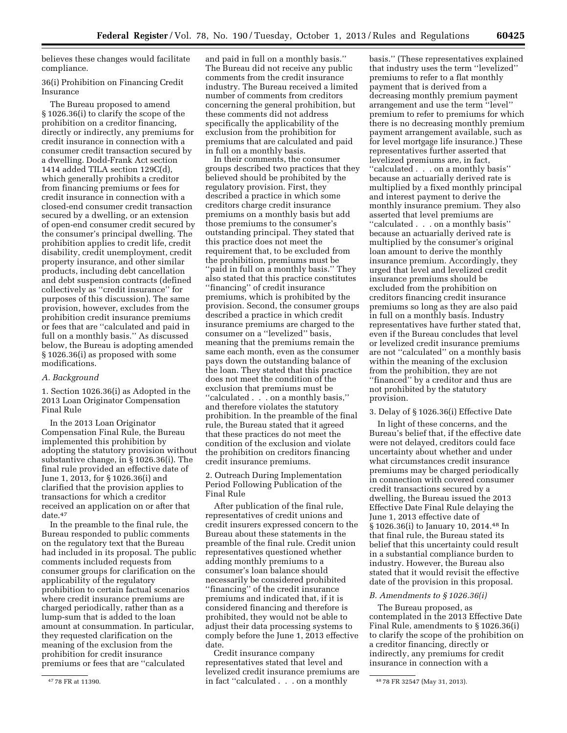believes these changes would facilitate compliance.

36(i) Prohibition on Financing Credit Insurance

The Bureau proposed to amend § 1026.36(i) to clarify the scope of the prohibition on a creditor financing, directly or indirectly, any premiums for credit insurance in connection with a consumer credit transaction secured by a dwelling. Dodd-Frank Act section 1414 added TILA section 129C(d), which generally prohibits a creditor from financing premiums or fees for credit insurance in connection with a closed-end consumer credit transaction secured by a dwelling, or an extension of open-end consumer credit secured by the consumer's principal dwelling. The prohibition applies to credit life, credit disability, credit unemployment, credit property insurance, and other similar products, including debt cancellation and debt suspension contracts (defined collectively as "credit insurance" for purposes of this discussion). The same provision, however, excludes from the prohibition credit insurance premiums or fees that are "calculated and paid in full on a monthly basis." As discussed below, the Bureau is adopting amended § 1026.36(i) as proposed with some modifications.

*A. Background*

1. Section 1026.36(i) as Adopted in the 2013 Loan Originator Compensation Final Rule

In the 2013 Loan Originator Compensation Final Rule, the Bureau implemented this prohibition by adopting the statutory provision without substantive change, in § 1026.36(i). The final rule provided an effective date of June 1, 2013, for § 1026.36(i) and clarified that the provision applies to transactions for which a creditor received an application on or after that date.[47]

In the preamble to the final rule, the Bureau responded to public comments on the regulatory text that the Bureau had included in its proposal. The public comments included requests from consumer groups for clarification on the applicability of the regulatory prohibition to certain factual scenarios where credit insurance premiums are charged periodically, rather than as a lump-sum that is added to the loan amount at consummation. In particular, they requested clarification on the meaning of the exclusion from the prohibition for credit insurance premiums or fees that are "calculated and paid in full on a monthly basis." The Bureau did not receive any public comments from the credit insurance industry. The Bureau received a limited number of comments from creditors concerning the general prohibition, but these comments did not address specifically the applicability of the exclusion from the prohibition for premiums that are calculated and paid in full on a monthly basis.

In their comments, the consumer groups described two practices that they believed should be prohibited by the regulatory provision. First, they described a practice in which some creditors charge credit insurance premiums on a monthly basis but add those premiums to the consumer's outstanding principal. They stated that this practice does not meet the requirement that, to be excluded from the prohibition, premiums must be "paid in full on a monthly basis." They also stated that this practice constitutes "financing" of credit insurance premiums, which is prohibited by the provision. Second, the consumer groups described a practice in which credit insurance premiums are charged to the consumer on a "levelized" basis, meaning that the premiums remain the same each month, even as the consumer pays down the outstanding balance of the loan. They stated that this practice does not meet the condition of the exclusion that premiums must be "calculated . . . on a monthly basis," and therefore violates the statutory prohibition. In the preamble of the final rule, the Bureau stated that it agreed that these practices do not meet the condition of the exclusion and violate the prohibition on creditors financing credit insurance premiums.

2. Outreach During Implementation Period Following Publication of the Final Rule

After publication of the final rule, representatives of credit unions and credit insurers expressed concern to the Bureau about these statements in the preamble of the final rule. Credit union representatives questioned whether adding monthly premiums to a consumer's loan balance should necessarily be considered prohibited "financing" of the credit insurance premiums and indicated that, if it is considered financing and therefore is prohibited, they would not be able to adjust their data processing systems to comply before the June 1, 2013 effective date.

Credit insurance company representatives stated that level and levelized credit insurance premiums are in fact "calculated . . . on a monthly basis." (These representatives explained that industry uses the term "levelized" premiums to refer to a flat monthly payment that is derived from a decreasing monthly premium payment arrangement and use the term "level" premium to refer to premiums for which there is no decreasing monthly premium payment arrangement available, such as for level mortgage life insurance.) These representatives further asserted that levelized premiums are, in fact, "calculated . . . on a monthly basis" because an actuarially derived rate is multiplied by a fixed monthly principal and interest payment to derive the monthly insurance premium. They also asserted that level premiums are "calculated . . . on a monthly basis" because an actuarially derived rate is multiplied by the consumer's original loan amount to derive the monthly insurance premium. Accordingly, they urged that level and levelized credit insurance premiums should be excluded from the prohibition on creditors financing credit insurance premiums so long as they are also paid in full on a monthly basis. Industry representatives have further stated that, even if the Bureau concludes that level or levelized credit insurance premiums are not "calculated" on a monthly basis within the meaning of the exclusion from the prohibition, they are not "financed" by a creditor and thus are not prohibited by the statutory provision.

3. Delay of § 1026.36(i) Effective Date

In light of these concerns, and the Bureau's belief that, if the effective date were not delayed, creditors could face uncertainty about whether and under what circumstances credit insurance premiums may be charged periodically in connection with covered consumer credit transactions secured by a dwelling, the Bureau issued the 2013 Effective Date Final Rule delaying the June 1, 2013 effective date of § 1026.36(i) to January 10, 2014.[48] In that final rule, the Bureau stated its belief that this uncertainty could result in a substantial compliance burden to industry. However, the Bureau also stated that it would revisit the effective date of the provision in this proposal.

*B. Amendments to § 1026.36(i)*

The Bureau proposed, as contemplated in the 2013 Effective Date Final Rule, amendments to § 1026.36(i) to clarify the scope of the prohibition on a creditor financing, directly or indirectly, any premiums for credit insurance in connection with a

---

[47] 78 FR at 11390.

[48] 78 FR 32547 (May 31, 2013).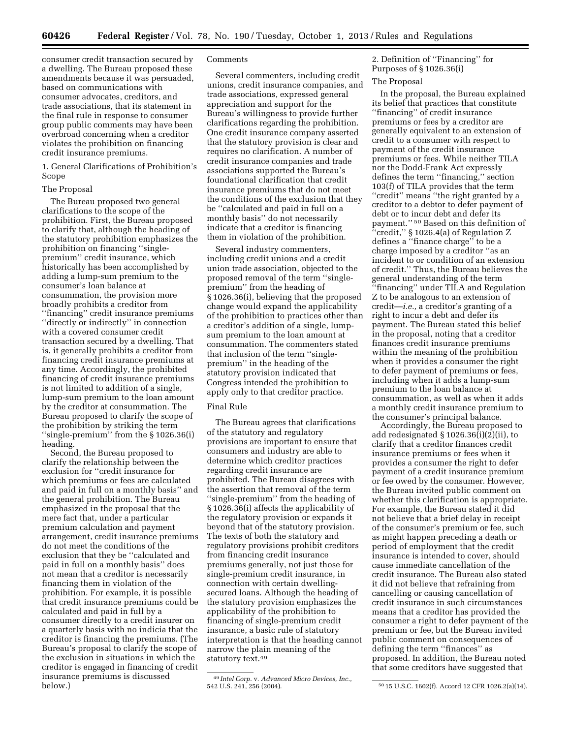consumer credit transaction secured by a dwelling. The Bureau proposed these amendments because it was persuaded, based on communications with consumer advocates, creditors, and trade associations, that its statement in the final rule in response to consumer group public comments may have been overbroad concerning when a creditor violates the prohibition on financing credit insurance premiums.

1. General Clarifications of Prohibition's Scope

The Proposal

The Bureau proposed two general clarifications to the scope of the prohibition. First, the Bureau proposed to clarify that, although the heading of the statutory prohibition emphasizes the prohibition on financing ''single-premium'' credit insurance, which historically has been accomplished by adding a lump-sum premium to the consumer's loan balance at consummation, the provision more broadly prohibits a creditor from ''financing'' credit insurance premiums ''directly or indirectly'' in connection with a covered consumer credit transaction secured by a dwelling. That is, it generally prohibits a creditor from financing credit insurance premiums at any time. Accordingly, the prohibited financing of credit insurance premiums is not limited to addition of a single, lump-sum premium to the loan amount by the creditor at consummation. The Bureau proposed to clarify the scope of the prohibition by striking the term ''single-premium'' from the § 1026.36(i) heading.

Second, the Bureau proposed to clarify the relationship between the exclusion for ''credit insurance for which premiums or fees are calculated and paid in full on a monthly basis'' and the general prohibition. The Bureau emphasized in the proposal that the mere fact that, under a particular premium calculation and payment arrangement, credit insurance premiums do not meet the conditions of the exclusion that they be ''calculated and paid in full on a monthly basis'' does not mean that a creditor is necessarily financing them in violation of the prohibition. For example, it is possible that credit insurance premiums could be calculated and paid in full by a consumer directly to a credit insurer on a quarterly basis with no indicia that the creditor is financing the premiums. (The Bureau's proposal to clarify the scope of the exclusion in situations in which the creditor is engaged in financing of credit insurance premiums is discussed below.)

Comments

Several commenters, including credit unions, credit insurance companies, and trade associations, expressed general appreciation and support for the Bureau's willingness to provide further clarifications regarding the prohibition. One credit insurance company asserted that the statutory provision is clear and requires no clarification. A number of credit insurance companies and trade associations supported the Bureau's foundational clarification that credit insurance premiums that do not meet the conditions of the exclusion that they be ''calculated and paid in full on a monthly basis'' do not necessarily indicate that a creditor is financing them in violation of the prohibition.

Several industry commenters, including credit unions and a credit union trade association, objected to the proposed removal of the term ''single-premium'' from the heading of § 1026.36(i), believing that the proposed change would expand the applicability of the prohibition to practices other than a creditor's addition of a single, lump-sum premium to the loan amount at consummation. The commenters stated that inclusion of the term ''single-premium'' in the heading of the statutory provision indicated that Congress intended the prohibition to apply only to that creditor practice.

Final Rule

The Bureau agrees that clarifications of the statutory and regulatory provisions are important to ensure that consumers and industry are able to determine which creditor practices regarding credit insurance are prohibited. The Bureau disagrees with the assertion that removal of the term ''single-premium'' from the heading of § 1026.36(i) affects the applicability of the regulatory provision or expands it beyond that of the statutory provision. The texts of both the statutory and regulatory provisions prohibit creditors from financing credit insurance premiums generally, not just those for single-premium credit insurance, in connection with certain dwelling-secured loans. Although the heading of the statutory provision emphasizes the applicability of the prohibition to financing of single-premium credit insurance, a basic rule of statutory interpretation is that the heading cannot narrow the plain meaning of the statutory text.[49]

2. Definition of ''Financing'' for Purposes of § 1026.36(i)

The Proposal

In the proposal, the Bureau explained its belief that practices that constitute ''financing'' of credit insurance premiums or fees by a creditor are generally equivalent to an extension of credit to a consumer with respect to payment of the credit insurance premiums or fees. While neither TILA nor the Dodd-Frank Act expressly defines the term ''financing,'' section 103(f) of TILA provides that the term ''credit'' means ''the right granted by a creditor to a debtor to defer payment of debt or to incur debt and defer its payment.''[50] Based on this definition of ''credit,'' § 1026.4(a) of Regulation Z defines a ''finance charge'' to be a charge imposed by a creditor ''as an incident to or condition of an extension of credit.'' Thus, the Bureau believes the general understanding of the term ''financing'' under TILA and Regulation Z to be analogous to an extension of credit—*i.e.,* a creditor's granting of a right to incur a debt and defer its payment. The Bureau stated this belief in the proposal, noting that a creditor finances credit insurance premiums within the meaning of the prohibition when it provides a consumer the right to defer payment of premiums or fees, including when it adds a lump-sum premium to the loan balance at consummation, as well as when it adds a monthly credit insurance premium to the consumer's principal balance.

Accordingly, the Bureau proposed to add redesignated § 1026.36(i)(2)(ii), to clarify that a creditor finances credit insurance premiums or fees when it provides a consumer the right to defer payment of a credit insurance premium or fee owed by the consumer. However, the Bureau invited public comment on whether this clarification is appropriate. For example, the Bureau stated it did not believe that a brief delay in receipt of the consumer's premium or fee, such as might happen preceding a death or period of employment that the credit insurance is intended to cover, should cause immediate cancellation of the credit insurance. The Bureau also stated it did not believe that refraining from cancelling or causing cancellation of credit insurance in such circumstances means that a creditor has provided the consumer a right to defer payment of the premium or fee, but the Bureau invited public comment on consequences of defining the term ''finances'' as proposed. In addition, the Bureau noted that some creditors have suggested that

[49] *Intel Corp.* v. *Advanced Micro Devices, Inc.,* 542 U.S. 241, 256 (2004).

[50] 15 U.S.C. 1602(f). Accord 12 CFR 1026.2(a)(14).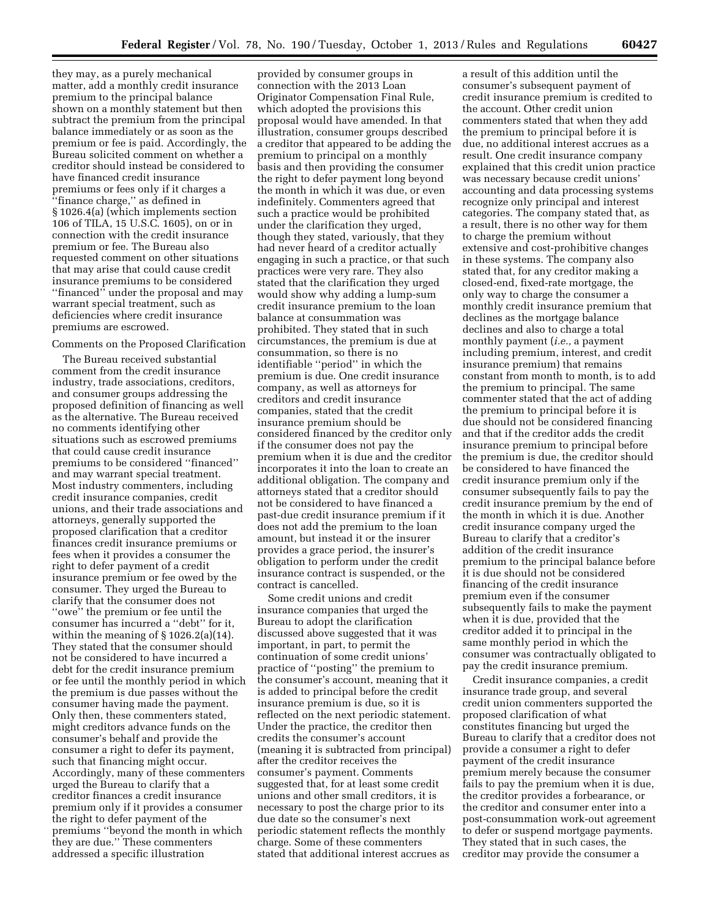they may, as a purely mechanical matter, add a monthly credit insurance premium to the principal balance shown on a monthly statement but then subtract the premium from the principal balance immediately or as soon as the premium or fee is paid. Accordingly, the Bureau solicited comment on whether a creditor should instead be considered to have financed credit insurance premiums or fees only if it charges a ''finance charge,'' as defined in § 1026.4(a) (which implements section 106 of TILA, 15 U.S.C. 1605), on or in connection with the credit insurance premium or fee. The Bureau also requested comment on other situations that may arise that could cause credit insurance premiums to be considered ''financed'' under the proposal and may warrant special treatment, such as deficiencies where credit insurance premiums are escrowed.

Comments on the Proposed Clarification

The Bureau received substantial comment from the credit insurance industry, trade associations, creditors, and consumer groups addressing the proposed definition of financing as well as the alternative. The Bureau received no comments identifying other situations such as escrowed premiums that could cause credit insurance premiums to be considered ''financed'' and may warrant special treatment. Most industry commenters, including credit insurance companies, credit unions, and their trade associations and attorneys, generally supported the proposed clarification that a creditor finances credit insurance premiums or fees when it provides a consumer the right to defer payment of a credit insurance premium or fee owed by the consumer. They urged the Bureau to clarify that the consumer does not ''owe'' the premium or fee until the consumer has incurred a ''debt'' for it, within the meaning of § 1026.2(a)(14). They stated that the consumer should not be considered to have incurred a debt for the credit insurance premium or fee until the monthly period in which the premium is due passes without the consumer having made the payment. Only then, these commenters stated, might creditors advance funds on the consumer's behalf and provide the consumer a right to defer its payment, such that financing might occur. Accordingly, many of these commenters urged the Bureau to clarify that a creditor finances a credit insurance premium only if it provides a consumer the right to defer payment of the premiums ''beyond the month in which they are due.'' These commenters addressed a specific illustration provided by consumer groups in connection with the 2013 Loan Originator Compensation Final Rule, which adopted the provisions this proposal would have amended. In that illustration, consumer groups described a creditor that appeared to be adding the premium to principal on a monthly basis and then providing the consumer the right to defer payment long beyond the month in which it was due, or even indefinitely. Commenters agreed that such a practice would be prohibited under the clarification they urged, though they stated, variously, that they had never heard of a creditor actually engaging in such a practice, or that such practices were very rare. They also stated that the clarification they urged would show why adding a lump-sum credit insurance premium to the loan balance at consummation was prohibited. They stated that in such circumstances, the premium is due at consummation, so there is no identifiable ''period'' in which the premium is due. One credit insurance company, as well as attorneys for creditors and credit insurance companies, stated that the credit insurance premium should be considered financed by the creditor only if the consumer does not pay the premium when it is due and the creditor incorporates it into the loan to create an additional obligation. The company and attorneys stated that a creditor should not be considered to have financed a past-due credit insurance premium if it does not add the premium to the loan amount, but instead it or the insurer provides a grace period, the insurer's obligation to perform under the credit insurance contract is suspended, or the contract is cancelled.

Some credit unions and credit insurance companies that urged the Bureau to adopt the clarification discussed above suggested that it was important, in part, to permit the continuation of some credit unions' practice of ''posting'' the premium to the consumer's account, meaning that it is added to principal before the credit insurance premium is due, so it is reflected on the next periodic statement. Under the practice, the creditor then credits the consumer's account (meaning it is subtracted from principal) after the creditor receives the consumer's payment. Comments suggested that, for at least some credit unions and other small creditors, it is necessary to post the charge prior to its due date so the consumer's next periodic statement reflects the monthly charge. Some of these commenters stated that additional interest accrues as a result of this addition until the consumer's subsequent payment of credit insurance premium is credited to the account. Other credit union commenters stated that when they add the premium to principal before it is due, no additional interest accrues as a result. One credit insurance company explained that this credit union practice was necessary because credit unions' accounting and data processing systems recognize only principal and interest categories. The company stated that, as a result, there is no other way for them to charge the premium without extensive and cost-prohibitive changes in these systems. The company also stated that, for any creditor making a closed-end, fixed-rate mortgage, the only way to charge the consumer a monthly credit insurance premium that declines as the mortgage balance declines and also to charge a total monthly payment (*i.e.,* a payment including premium, interest, and credit insurance premium) that remains constant from month to month, is to add the premium to principal. The same commenter stated that the act of adding the premium to principal before it is due should not be considered financing and that if the creditor adds the credit insurance premium to principal before the premium is due, the creditor should be considered to have financed the credit insurance premium only if the consumer subsequently fails to pay the credit insurance premium by the end of the month in which it is due. Another credit insurance company urged the Bureau to clarify that a creditor's addition of the credit insurance premium to the principal balance before it is due should not be considered financing of the credit insurance premium even if the consumer subsequently fails to make the payment when it is due, provided that the creditor added it to principal in the same monthly period in which the consumer was contractually obligated to pay the credit insurance premium.

Credit insurance companies, a credit insurance trade group, and several credit union commenters supported the proposed clarification of what constitutes financing but urged the Bureau to clarify that a creditor does not provide a consumer a right to defer payment of the credit insurance premium merely because the consumer fails to pay the premium when it is due, the creditor provides a forbearance, or the creditor and consumer enter into a post-consummation work-out agreement to defer or suspend mortgage payments. They stated that in such cases, the creditor may provide the consumer a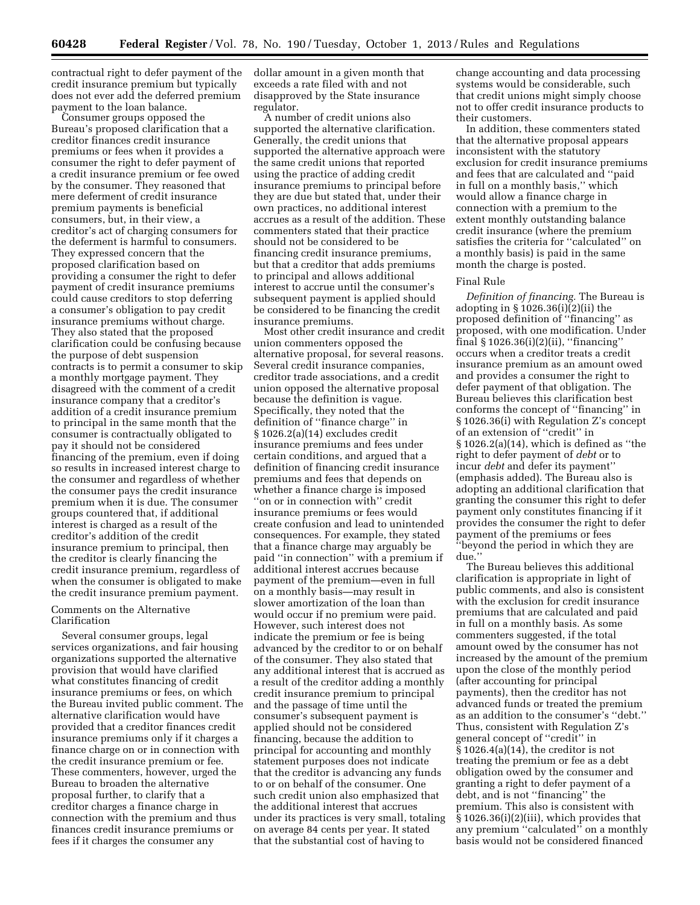contractual right to defer payment of the credit insurance premium but typically does not ever add the deferred premium payment to the loan balance.

Consumer groups opposed the Bureau's proposed clarification that a creditor finances credit insurance premiums or fees when it provides a consumer the right to defer payment of a credit insurance premium or fee owed by the consumer. They reasoned that mere deferment of credit insurance premium payments is beneficial consumers, but, in their view, a creditor's act of charging consumers for the deferment is harmful to consumers. They expressed concern that the proposed clarification based on providing a consumer the right to defer payment of credit insurance premiums could cause creditors to stop deferring a consumer's obligation to pay credit insurance premiums without charge. They also stated that the proposed clarification could be confusing because the purpose of debt suspension contracts is to permit a consumer to skip a monthly mortgage payment. They disagreed with the comment of a credit insurance company that a creditor's addition of a credit insurance premium to principal in the same month that the consumer is contractually obligated to pay it should not be considered financing of the premium, even if doing so results in increased interest charge to the consumer and regardless of whether the consumer pays the credit insurance premium when it is due. The consumer groups countered that, if additional interest is charged as a result of the creditor's addition of the credit insurance premium to principal, then the creditor is clearly financing the credit insurance premium, regardless of when the consumer is obligated to make the credit insurance premium payment.

Comments on the Alternative Clarification

Several consumer groups, legal services organizations, and fair housing organizations supported the alternative provision that would have clarified what constitutes financing of credit insurance premiums or fees, on which the Bureau invited public comment. The alternative clarification would have provided that a creditor finances credit insurance premiums only if it charges a finance charge on or in connection with the credit insurance premium or fee. These commenters, however, urged the Bureau to broaden the alternative proposal further, to clarify that a creditor charges a finance charge in connection with the premium and thus finances credit insurance premiums or fees if it charges the consumer any dollar amount in a given month that exceeds a rate filed with and not disapproved by the State insurance regulator.

A number of credit unions also supported the alternative clarification. Generally, the credit unions that supported the alternative approach were the same credit unions that reported using the practice of adding credit insurance premiums to principal before they are due but stated that, under their own practices, no additional interest accrues as a result of the addition. These commenters stated that their practice should not be considered to be financing credit insurance premiums, but that a creditor that adds premiums to principal and allows additional interest to accrue until the consumer's subsequent payment is applied should be considered to be financing the credit insurance premiums.

Most other credit insurance and credit union commenters opposed the alternative proposal, for several reasons. Several credit insurance companies, creditor trade associations, and a credit union opposed the alternative proposal because the definition is vague. Specifically, they noted that the definition of "finance charge" in § 1026.2(a)(14) excludes credit insurance premiums and fees under certain conditions, and argued that a definition of financing credit insurance premiums and fees that depends on whether a finance charge is imposed "on or in connection with" credit insurance premiums or fees would create confusion and lead to unintended consequences. For example, they stated that a finance charge may arguably be paid "in connection" with a premium if additional interest accrues because payment of the premium—even in full on a monthly basis—may result in slower amortization of the loan than would occur if no premium were paid. However, such interest does not indicate the premium or fee is being advanced by the creditor to or on behalf of the consumer. They also stated that any additional interest that is accrued as a result of the creditor adding a monthly credit insurance premium to principal and the passage of time until the consumer's subsequent payment is applied should not be considered financing, because the addition to principal for accounting and monthly statement purposes does not indicate that the creditor is advancing any funds to or on behalf of the consumer. One such credit union also emphasized that the additional interest that accrues under its practices is very small, totaling on average 84 cents per year. It stated that the substantial cost of having to change accounting and data processing systems would be considerable, such that credit unions might simply choose not to offer credit insurance products to their customers.

In addition, these commenters stated that the alternative proposal appears inconsistent with the statutory exclusion for credit insurance premiums and fees that are calculated and "paid in full on a monthly basis," which would allow a finance charge in connection with a premium to the extent monthly outstanding balance credit insurance (where the premium satisfies the criteria for "calculated" on a monthly basis) is paid in the same month the charge is posted.

Final Rule

*Definition of financing.* The Bureau is adopting in § 1026.36(i)(2)(ii) the proposed definition of "financing" as proposed, with one modification. Under final § 1026.36(i)(2)(ii), "financing" occurs when a creditor treats a credit insurance premium as an amount owed and provides a consumer the right to defer payment of that obligation. The Bureau believes this clarification best conforms the concept of "financing" in § 1026.36(i) with Regulation Z's concept of an extension of "credit" in § 1026.2(a)(14), which is defined as "the right to defer payment of *debt* or to incur *debt* and defer its payment" (emphasis added). The Bureau also is adopting an additional clarification that granting the consumer this right to defer payment only constitutes financing if it provides the consumer the right to defer payment of the premiums or fees "beyond the period in which they are due."

The Bureau believes this additional clarification is appropriate in light of public comments, and also is consistent with the exclusion for credit insurance premiums that are calculated and paid in full on a monthly basis. As some commenters suggested, if the total amount owed by the consumer has not increased by the amount of the premium upon the close of the monthly period (after accounting for principal payments), then the creditor has not advanced funds or treated the premium as an addition to the consumer's "debt." Thus, consistent with Regulation Z's general concept of "credit" in § 1026.4(a)(14), the creditor is not treating the premium or fee as a debt obligation owed by the consumer and granting a right to defer payment of a debt, and is not "financing" the premium. This also is consistent with § 1026.36(i)(2)(iii), which provides that any premium "calculated" on a monthly basis would not be considered financed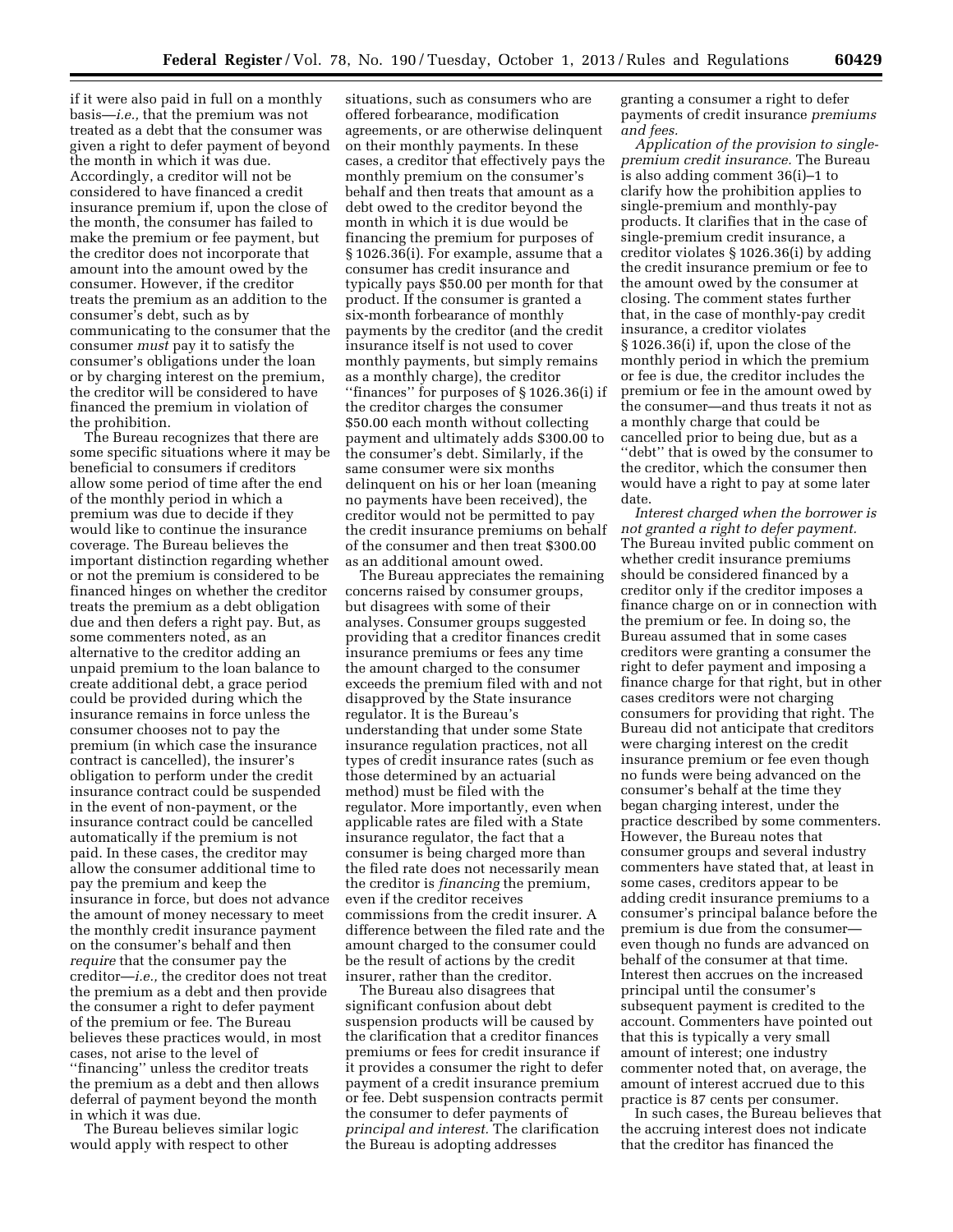if it were also paid in full on a monthly basis—*i.e.,* that the premium was not treated as a debt that the consumer was given a right to defer payment of beyond the month in which it was due. Accordingly, a creditor will not be considered to have financed a credit insurance premium if, upon the close of the month, the consumer has failed to make the premium or fee payment, but the creditor does not incorporate that amount into the amount owed by the consumer. However, if the creditor treats the premium as an addition to the consumer's debt, such as by communicating to the consumer that the consumer *must* pay it to satisfy the consumer's obligations under the loan or by charging interest on the premium, the creditor will be considered to have financed the premium in violation of the prohibition.

The Bureau recognizes that there are some specific situations where it may be beneficial to consumers if creditors allow some period of time after the end of the monthly period in which a premium was due to decide if they would like to continue the insurance coverage. The Bureau believes the important distinction regarding whether or not the premium is considered to be financed hinges on whether the creditor treats the premium as a debt obligation due and then defers a right pay. But, as some commenters noted, as an alternative to the creditor adding an unpaid premium to the loan balance to create additional debt, a grace period could be provided during which the insurance remains in force unless the consumer chooses not to pay the premium (in which case the insurance contract is cancelled), the insurer's obligation to perform under the credit insurance contract could be suspended in the event of non-payment, or the insurance contract could be cancelled automatically if the premium is not paid. In these cases, the creditor may allow the consumer additional time to pay the premium and keep the insurance in force, but does not advance the amount of money necessary to meet the monthly credit insurance payment on the consumer's behalf and then *require* that the consumer pay the creditor—*i.e.,* the creditor does not treat the premium as a debt and then provide the consumer a right to defer payment of the premium or fee. The Bureau believes these practices would, in most cases, not arise to the level of ''financing'' unless the creditor treats the premium as a debt and then allows deferral of payment beyond the month in which it was due.

The Bureau believes similar logic would apply with respect to other situations, such as consumers who are offered forbearance, modification agreements, or are otherwise delinquent on their monthly payments. In these cases, a creditor that effectively pays the monthly premium on the consumer's behalf and then treats that amount as a debt owed to the creditor beyond the month in which it is due would be financing the premium for purposes of § 1026.36(i). For example, assume that a consumer has credit insurance and typically pays $50.00 per month for that product. If the consumer is granted a six-month forbearance of monthly payments by the creditor (and the credit insurance itself is not used to cover monthly payments, but simply remains as a monthly charge), the creditor ''finances'' for purposes of § 1026.36(i) if the creditor charges the consumer $50.00 each month without collecting payment and ultimately adds $300.00 to the consumer's debt. Similarly, if the same consumer were six months delinquent on his or her loan (meaning no payments have been received), the creditor would not be permitted to pay the credit insurance premiums on behalf of the consumer and then treat $300.00 as an additional amount owed.

The Bureau appreciates the remaining concerns raised by consumer groups, but disagrees with some of their analyses. Consumer groups suggested providing that a creditor finances credit insurance premiums or fees any time the amount charged to the consumer exceeds the premium filed with and not disapproved by the State insurance regulator. It is the Bureau's understanding that under some State insurance regulation practices, not all types of credit insurance rates (such as those determined by an actuarial method) must be filed with the regulator. More importantly, even when applicable rates are filed with a State insurance regulator, the fact that a consumer is being charged more than the filed rate does not necessarily mean the creditor is *financing* the premium, even if the creditor receives commissions from the credit insurer. A difference between the filed rate and the amount charged to the consumer could be the result of actions by the credit insurer, rather than the creditor.

The Bureau also disagrees that significant confusion about debt suspension products will be caused by the clarification that a creditor finances premiums or fees for credit insurance if it provides a consumer the right to defer payment of a credit insurance premium or fee. Debt suspension contracts permit the consumer to defer payments of *principal and interest.* The clarification the Bureau is adopting addresses granting a consumer a right to defer payments of credit insurance *premiums and fees.*

*Application of the provision to single-premium credit insurance.* The Bureau is also adding comment 36(i)–1 to clarify how the prohibition applies to single-premium and monthly-pay products. It clarifies that in the case of single-premium credit insurance, a creditor violates § 1026.36(i) by adding the credit insurance premium or fee to the amount owed by the consumer at closing. The comment states further that, in the case of monthly-pay credit insurance, a creditor violates § 1026.36(i) if, upon the close of the monthly period in which the premium or fee is due, the creditor includes the premium or fee in the amount owed by the consumer—and thus treats it not as a monthly charge that could be cancelled prior to being due, but as a ''debt'' that is owed by the consumer to the creditor, which the consumer then would have a right to pay at some later date.

*Interest charged when the borrower is not granted a right to defer payment.* The Bureau invited public comment on whether credit insurance premiums should be considered financed by a creditor only if the creditor imposes a finance charge on or in connection with the premium or fee. In doing so, the Bureau assumed that in some cases creditors were granting a consumer the right to defer payment and imposing a finance charge for that right, but in other cases creditors were not charging consumers for providing that right. The Bureau did not anticipate that creditors were charging interest on the credit insurance premium or fee even though no funds were being advanced on the consumer's behalf at the time they began charging interest, under the practice described by some commenters. However, the Bureau notes that consumer groups and several industry commenters have stated that, at least in some cases, creditors appear to be adding credit insurance premiums to a consumer's principal balance before the premium is due from the consumer—even though no funds are advanced on behalf of the consumer at that time. Interest then accrues on the increased principal until the consumer's subsequent payment is credited to the account. Commenters have pointed out that this is typically a very small amount of interest; one industry commenter noted that, on average, the amount of interest accrued due to this practice is 87 cents per consumer.

In such cases, the Bureau believes that the accruing interest does not indicate that the creditor has financed the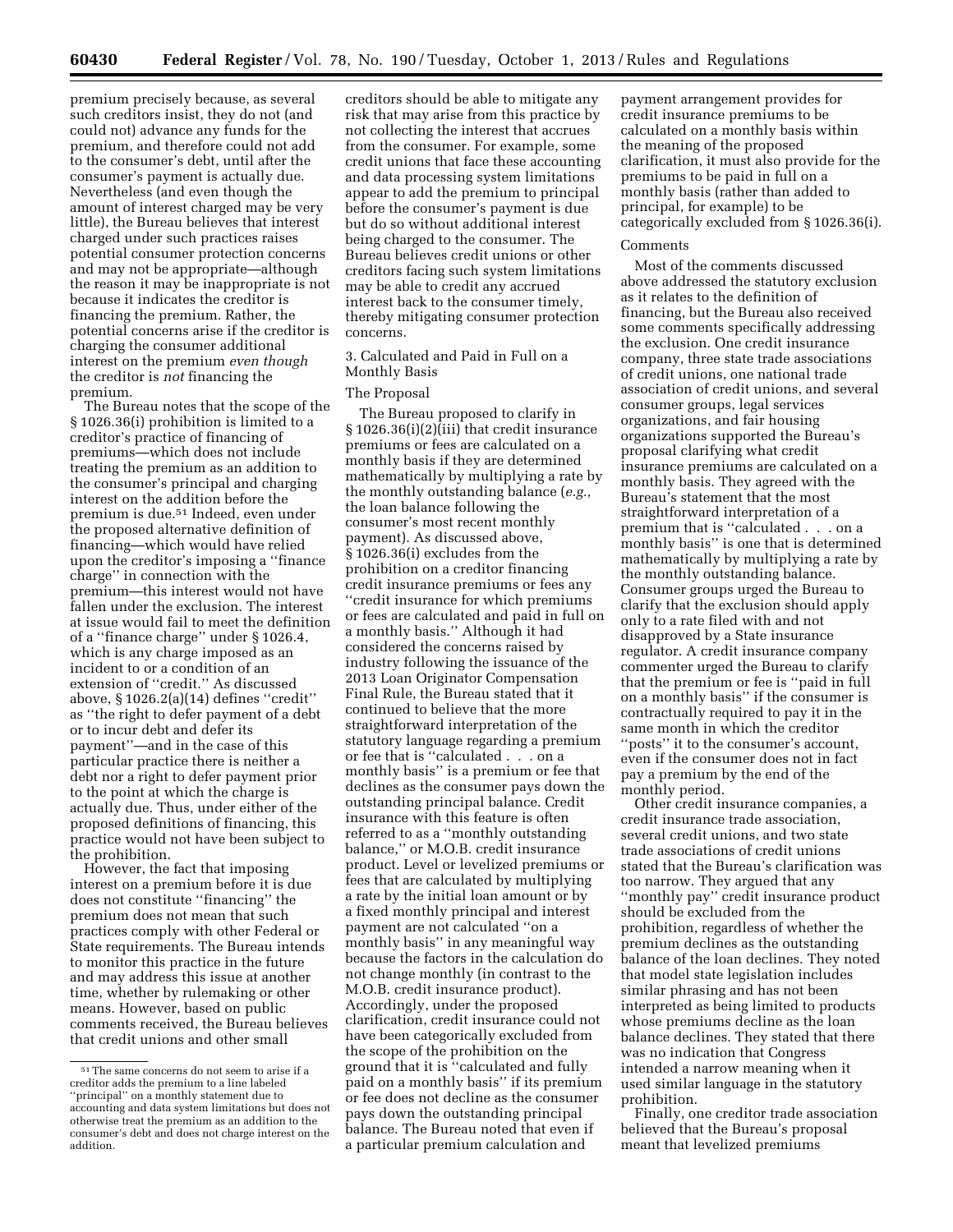premium precisely because, as several such creditors insist, they do not (and could not) advance any funds for the premium, and therefore could not add to the consumer's debt, until after the consumer's payment is actually due. Nevertheless (and even though the amount of interest charged may be very little), the Bureau believes that interest charged under such practices raises potential consumer protection concerns and may not be appropriate—although the reason it may be inappropriate is not because it indicates the creditor is financing the premium. Rather, the potential concerns arise if the creditor is charging the consumer additional interest on the premium *even though* the creditor is *not* financing the premium.

The Bureau notes that the scope of the § 1026.36(i) prohibition is limited to a creditor's practice of financing of premiums—which does not include treating the premium as an addition to the consumer's principal and charging interest on the addition before the premium is due.[51] Indeed, even under the proposed alternative definition of financing—which would have relied upon the creditor's imposing a ''finance charge'' in connection with the premium—this interest would not have fallen under the exclusion. The interest at issue would fail to meet the definition of a ''finance charge'' under § 1026.4, which is any charge imposed as an incident to or a condition of an extension of ''credit.'' As discussed above, § 1026.2(a)(14) defines ''credit'' as ''the right to defer payment of a debt or to incur debt and defer its payment''—and in the case of this particular practice there is neither a debt nor a right to defer payment prior to the point at which the charge is actually due. Thus, under either of the proposed definitions of financing, this practice would not have been subject to the prohibition.

However, the fact that imposing interest on a premium before it is due does not constitute ''financing'' the premium does not mean that such practices comply with other Federal or State requirements. The Bureau intends to monitor this practice in the future and may address this issue at another time, whether by rulemaking or other means. However, based on public comments received, the Bureau believes that credit unions and other small creditors should be able to mitigate any risk that may arise from this practice by not collecting the interest that accrues from the consumer. For example, some credit unions that face these accounting and data processing system limitations appear to add the premium to principal before the consumer's payment is due but do so without additional interest being charged to the consumer. The Bureau believes credit unions or other creditors facing such system limitations may be able to credit any accrued interest back to the consumer timely, thereby mitigating consumer protection concerns.

[51] The same concerns do not seem to arise if a creditor adds the premium to a line labeled ''principal'' on a monthly statement due to accounting and data system limitations but does not otherwise treat the premium as an addition to the consumer's debt and does not charge interest on the addition.

3. Calculated and Paid in Full on a Monthly Basis

The Proposal

The Bureau proposed to clarify in § 1026.36(i)(2)(iii) that credit insurance premiums or fees are calculated on a monthly basis if they are determined mathematically by multiplying a rate by the monthly outstanding balance (*e.g.,* the loan balance following the consumer's most recent monthly payment). As discussed above, § 1026.36(i) excludes from the prohibition on a creditor financing credit insurance premiums or fees any ''credit insurance for which premiums or fees are calculated and paid in full on a monthly basis.'' Although it had considered the concerns raised by industry following the issuance of the 2013 Loan Originator Compensation Final Rule, the Bureau stated that it continued to believe that the more straightforward interpretation of the statutory language regarding a premium or fee that is ''calculated . . . on a monthly basis'' is a premium or fee that declines as the consumer pays down the outstanding principal balance. Credit insurance with this feature is often referred to as a ''monthly outstanding balance,'' or M.O.B. credit insurance product. Level or levelized premiums or fees that are calculated by multiplying a rate by the initial loan amount or by a fixed monthly principal and interest payment are not calculated ''on a monthly basis'' in any meaningful way because the factors in the calculation do not change monthly (in contrast to the M.O.B. credit insurance product). Accordingly, under the proposed clarification, credit insurance could not have been categorically excluded from the scope of the prohibition on the ground that it is ''calculated and fully paid on a monthly basis'' if its premium or fee does not decline as the consumer pays down the outstanding principal balance. The Bureau noted that even if a particular premium calculation and payment arrangement provides for credit insurance premiums to be calculated on a monthly basis within the meaning of the proposed clarification, it must also provide for the premiums to be paid in full on a monthly basis (rather than added to principal, for example) to be categorically excluded from § 1026.36(i).

Comments

Most of the comments discussed above addressed the statutory exclusion as it relates to the definition of financing, but the Bureau also received some comments specifically addressing the exclusion. One credit insurance company, three state trade associations of credit unions, one national trade association of credit unions, and several consumer groups, legal services organizations, and fair housing organizations supported the Bureau's proposal clarifying what credit insurance premiums are calculated on a monthly basis. They agreed with the Bureau's statement that the most straightforward interpretation of a premium that is ''calculated . . . on a monthly basis'' is one that is determined mathematically by multiplying a rate by the monthly outstanding balance. Consumer groups urged the Bureau to clarify that the exclusion should apply only to a rate filed with and not disapproved by a State insurance regulator. A credit insurance company commenter urged the Bureau to clarify that the premium or fee is ''paid in full on a monthly basis'' if the consumer is contractually required to pay it in the same month in which the creditor ''posts'' it to the consumer's account, even if the consumer does not in fact pay a premium by the end of the monthly period.

Other credit insurance companies, a credit insurance trade association, several credit unions, and two state trade associations of credit unions stated that the Bureau's clarification was too narrow. They argued that any ''monthly pay'' credit insurance product should be excluded from the prohibition, regardless of whether the premium declines as the outstanding balance of the loan declines. They noted that model state legislation includes similar phrasing and has not been interpreted as being limited to products whose premiums decline as the loan balance declines. They stated that there was no indication that Congress intended a narrow meaning when it used similar language in the statutory prohibition.

Finally, one creditor trade association believed that the Bureau's proposal meant that levelized premiums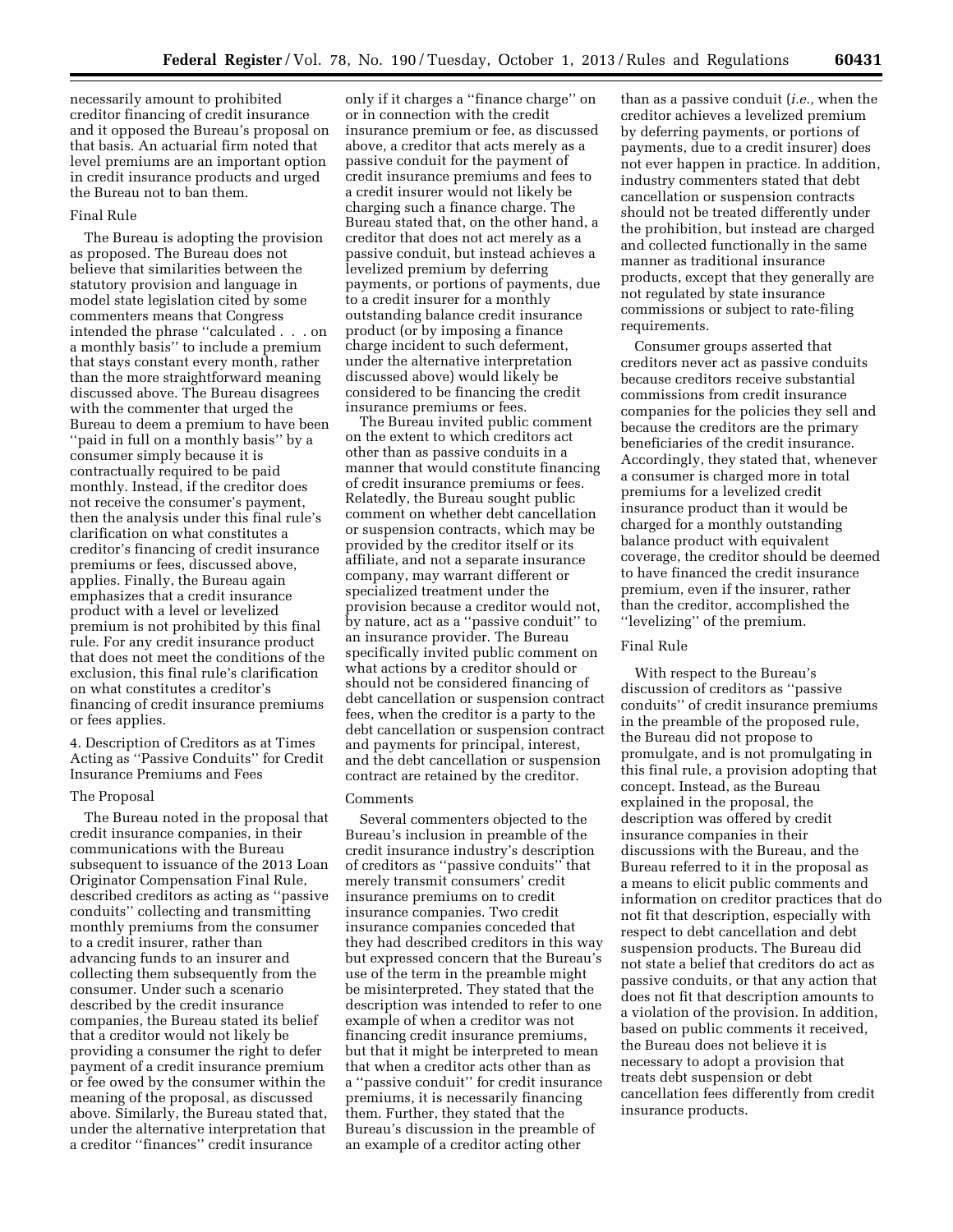necessarily amount to prohibited creditor financing of credit insurance and it opposed the Bureau's proposal on that basis. An actuarial firm noted that level premiums are an important option in credit insurance products and urged the Bureau not to ban them.

#### Final Rule

The Bureau is adopting the provision as proposed. The Bureau does not believe that similarities between the statutory provision and language in model state legislation cited by some commenters means that Congress intended the phrase ''calculated . . . on a monthly basis'' to include a premium that stays constant every month, rather than the more straightforward meaning discussed above. The Bureau disagrees with the commenter that urged the Bureau to deem a premium to have been ''paid in full on a monthly basis'' by a consumer simply because it is contractually required to be paid monthly. Instead, if the creditor does not receive the consumer's payment, then the analysis under this final rule's clarification on what constitutes a creditor's financing of credit insurance premiums or fees, discussed above, applies. Finally, the Bureau again emphasizes that a credit insurance product with a level or levelized premium is not prohibited by this final rule. For any credit insurance product that does not meet the conditions of the exclusion, this final rule's clarification on what constitutes a creditor's financing of credit insurance premiums or fees applies.

### 4. Description of Creditors as at Times Acting as ''Passive Conduits'' for Credit Insurance Premiums and Fees

#### The Proposal

The Bureau noted in the proposal that credit insurance companies, in their communications with the Bureau subsequent to issuance of the 2013 Loan Originator Compensation Final Rule, described creditors as acting as ''passive conduits'' collecting and transmitting monthly premiums from the consumer to a credit insurer, rather than advancing funds to an insurer and collecting them subsequently from the consumer. Under such a scenario described by the credit insurance companies, the Bureau stated its belief that a creditor would not likely be providing a consumer the right to defer payment of a credit insurance premium or fee owed by the consumer within the meaning of the proposal, as discussed above. Similarly, the Bureau stated that, under the alternative interpretation that a creditor ''finances'' credit insurance only if it charges a ''finance charge'' on or in connection with the credit insurance premium or fee, as discussed above, a creditor that acts merely as a passive conduit for the payment of credit insurance premiums and fees to a credit insurer would not likely be charging such a finance charge. The Bureau stated that, on the other hand, a creditor that does not act merely as a passive conduit, but instead achieves a levelized premium by deferring payments, or portions of payments, due to a credit insurer for a monthly outstanding balance credit insurance product (or by imposing a finance charge incident to such deferment, under the alternative interpretation discussed above) would likely be considered to be financing the credit insurance premiums or fees.

The Bureau invited public comment on the extent to which creditors act other than as passive conduits in a manner that would constitute financing of credit insurance premiums or fees. Relatedly, the Bureau sought public comment on whether debt cancellation or suspension contracts, which may be provided by the creditor itself or its affiliate, and not a separate insurance company, may warrant different or specialized treatment under the provision because a creditor would not, by nature, act as a ''passive conduit'' to an insurance provider. The Bureau specifically invited public comment on what actions by a creditor should or should not be considered financing of debt cancellation or suspension contract fees, when the creditor is a party to the debt cancellation or suspension contract and payments for principal, interest, and the debt cancellation or suspension contract are retained by the creditor.

#### Comments

Several commenters objected to the Bureau's inclusion in preamble of the credit insurance industry's description of creditors as ''passive conduits'' that merely transmit consumers' credit insurance premiums on to credit insurance companies. Two credit insurance companies conceded that they had described creditors in this way but expressed concern that the Bureau's use of the term in the preamble might be misinterpreted. They stated that the description was intended to refer to one example of when a creditor was not financing credit insurance premiums, but that it might be interpreted to mean that when a creditor acts other than as a ''passive conduit'' for credit insurance premiums, it is necessarily financing them. Further, they stated that the Bureau's discussion in the preamble of an example of a creditor acting other than as a passive conduit (*i.e.,* when the creditor achieves a levelized premium by deferring payments, or portions of payments, due to a credit insurer) does not ever happen in practice. In addition, industry commenters stated that debt cancellation or suspension contracts should not be treated differently under the prohibition, but instead are charged and collected functionally in the same manner as traditional insurance products, except that they generally are not regulated by state insurance commissions or subject to rate-filing requirements.

Consumer groups asserted that creditors never act as passive conduits because creditors receive substantial commissions from credit insurance companies for the policies they sell and because the creditors are the primary beneficiaries of the credit insurance. Accordingly, they stated that, whenever a consumer is charged more in total premiums for a levelized credit insurance product than it would be charged for a monthly outstanding balance product with equivalent coverage, the creditor should be deemed to have financed the credit insurance premium, even if the insurer, rather than the creditor, accomplished the ''levelizing'' of the premium.

#### Final Rule

With respect to the Bureau's discussion of creditors as ''passive conduits'' of credit insurance premiums in the preamble of the proposed rule, the Bureau did not propose to promulgate, and is not promulgating in this final rule, a provision adopting that concept. Instead, as the Bureau explained in the proposal, the description was offered by credit insurance companies in their discussions with the Bureau, and the Bureau referred to it in the proposal as a means to elicit public comments and information on creditor practices that do not fit that description, especially with respect to debt cancellation and debt suspension products. The Bureau did not state a belief that creditors do act as passive conduits, or that any action that does not fit that description amounts to a violation of the provision. In addition, based on public comments it received, the Bureau does not believe it is necessary to adopt a provision that treats debt suspension or debt cancellation fees differently from credit insurance products.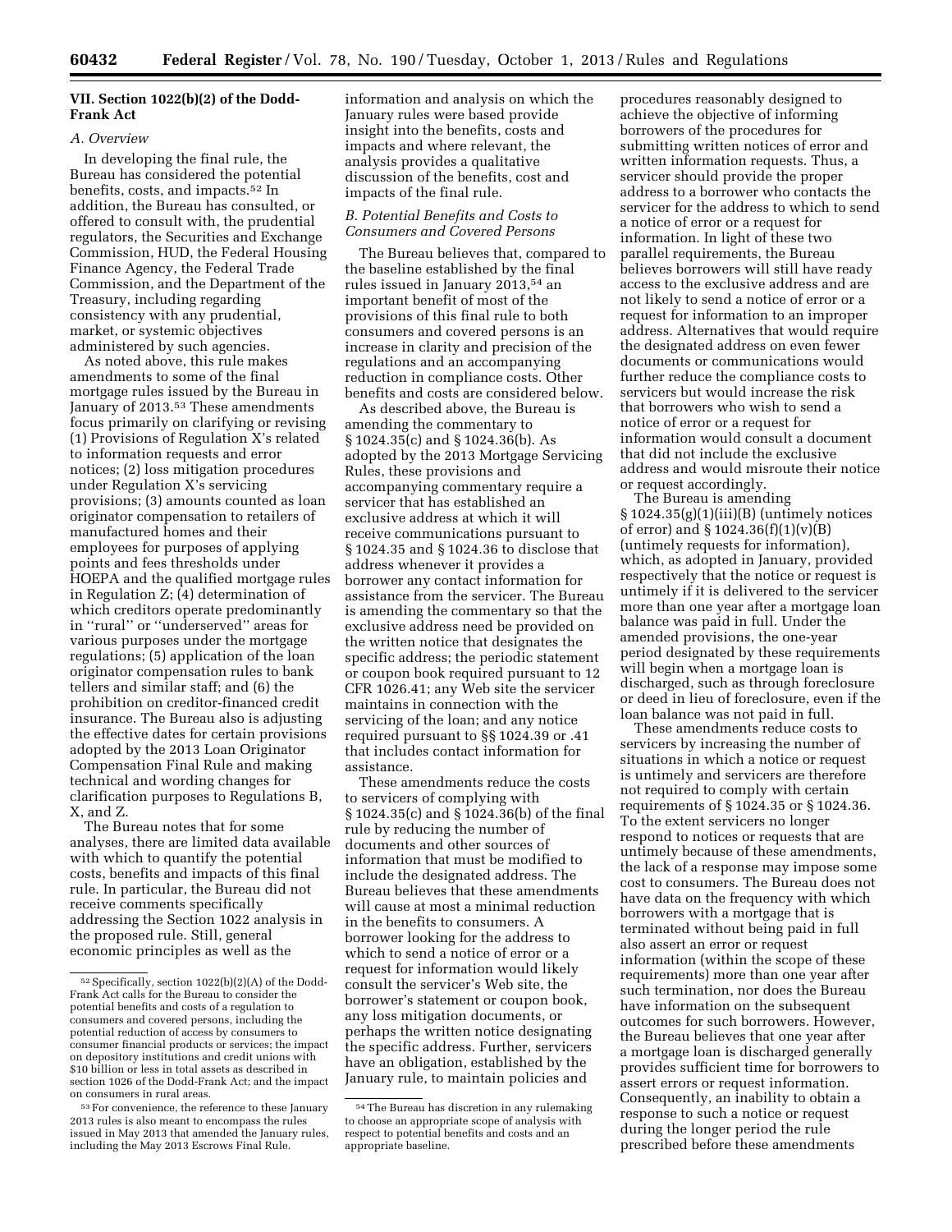## VII. Section 1022(b)(2) of the Dodd-Frank Act

### *A. Overview*

In developing the final rule, the Bureau has considered the potential benefits, costs, and impacts.[52] In addition, the Bureau has consulted, or offered to consult with, the prudential regulators, the Securities and Exchange Commission, HUD, the Federal Housing Finance Agency, the Federal Trade Commission, and the Department of the Treasury, including regarding consistency with any prudential, market, or systemic objectives administered by such agencies.

As noted above, this rule makes amendments to some of the final mortgage rules issued by the Bureau in January of 2013.[53] These amendments focus primarily on clarifying or revising (1) Provisions of Regulation X's related to information requests and error notices; (2) loss mitigation procedures under Regulation X's servicing provisions; (3) amounts counted as loan originator compensation to retailers of manufactured homes and their employees for purposes of applying points and fees thresholds under HOEPA and the qualified mortgage rules in Regulation Z; (4) determination of which creditors operate predominantly in ''rural'' or ''underserved'' areas for various purposes under the mortgage regulations; (5) application of the loan originator compensation rules to bank tellers and similar staff; and (6) the prohibition on creditor-financed credit insurance. The Bureau also is adjusting the effective dates for certain provisions adopted by the 2013 Loan Originator Compensation Final Rule and making technical and wording changes for clarification purposes to Regulations B, X, and Z.

The Bureau notes that for some analyses, there are limited data available with which to quantify the potential costs, benefits and impacts of this final rule. In particular, the Bureau did not receive comments specifically addressing the Section 1022 analysis in the proposed rule. Still, general economic principles as well as the information and analysis on which the January rules were based provide insight into the benefits, costs and impacts and where relevant, the analysis provides a qualitative discussion of the benefits, cost and impacts of the final rule.

### *B. Potential Benefits and Costs to Consumers and Covered Persons*

The Bureau believes that, compared to the baseline established by the final rules issued in January 2013,[54] an important benefit of most of the provisions of this final rule to both consumers and covered persons is an increase in clarity and precision of the regulations and an accompanying reduction in compliance costs. Other benefits and costs are considered below.

As described above, the Bureau is amending the commentary to § 1024.35(c) and § 1024.36(b). As adopted by the 2013 Mortgage Servicing Rules, these provisions and accompanying commentary require a servicer that has established an exclusive address at which it will receive communications pursuant to § 1024.35 and § 1024.36 to disclose that address whenever it provides a borrower any contact information for assistance from the servicer. The Bureau is amending the commentary so that the exclusive address need be provided on the written notice that designates the specific address; the periodic statement or coupon book required pursuant to 12 CFR 1026.41; any Web site the servicer maintains in connection with the servicing of the loan; and any notice required pursuant to §§ 1024.39 or .41 that includes contact information for assistance.

These amendments reduce the costs to servicers of complying with § 1024.35(c) and § 1024.36(b) of the final rule by reducing the number of documents and other sources of information that must be modified to include the designated address. The Bureau believes that these amendments will cause at most a minimal reduction in the benefits to consumers. A borrower looking for the address to which to send a notice of error or a request for information would likely consult the servicer's Web site, the borrower's statement or coupon book, any loss mitigation documents, or perhaps the written notice designating the specific address. Further, servicers have an obligation, established by the January rule, to maintain policies and procedures reasonably designed to achieve the objective of informing borrowers of the procedures for submitting written notices of error and written information requests. Thus, a servicer should provide the proper address to a borrower who contacts the servicer for the address to which to send a notice of error or a request for information. In light of these two parallel requirements, the Bureau believes borrowers will still have ready access to the exclusive address and are not likely to send a notice of error or a request for information to an improper address. Alternatives that would require the designated address on even fewer documents or communications would further reduce the compliance costs to servicers but would increase the risk that borrowers who wish to send a notice of error or a request for information would consult a document that did not include the exclusive address and would misroute their notice or request accordingly.

The Bureau is amending § 1024.35(g)(1)(iii)(B) (untimely notices of error) and § 1024.36(f)(1)(v)(B) (untimely requests for information), which, as adopted in January, provided respectively that the notice or request is untimely if it is delivered to the servicer more than one year after a mortgage loan balance was paid in full. Under the amended provisions, the one-year period designated by these requirements will begin when a mortgage loan is discharged, such as through foreclosure or deed in lieu of foreclosure, even if the loan balance was not paid in full.

These amendments reduce costs to servicers by increasing the number of situations in which a notice or request is untimely and servicers are therefore not required to comply with certain requirements of § 1024.35 or § 1024.36. To the extent servicers no longer respond to notices or requests that are untimely because of these amendments, the lack of a response may impose some cost to consumers. The Bureau does not have data on the frequency with which borrowers with a mortgage that is terminated without being paid in full also assert an error or request information (within the scope of these requirements) more than one year after such termination, nor does the Bureau have information on the subsequent outcomes for such borrowers. However, the Bureau believes that one year after a mortgage loan is discharged generally provides sufficient time for borrowers to assert errors or request information. Consequently, an inability to obtain a response to such a notice or request during the longer period the rule prescribed before these amendments

---

[52] Specifically, section 1022(b)(2)(A) of the Dodd-Frank Act calls for the Bureau to consider the potential benefits and costs of a regulation to consumers and covered persons, including the potential reduction of access by consumers to consumer financial products or services; the impact on depository institutions and credit unions with $10 billion or less in total assets as described in section 1026 of the Dodd-Frank Act; and the impact on consumers in rural areas.

[53] For convenience, the reference to these January 2013 rules is also meant to encompass the rules issued in May 2013 that amended the January rules, including the May 2013 Escrows Final Rule.

[54] The Bureau has discretion in any rulemaking to choose an appropriate scope of analysis with respect to potential benefits and costs and an appropriate baseline.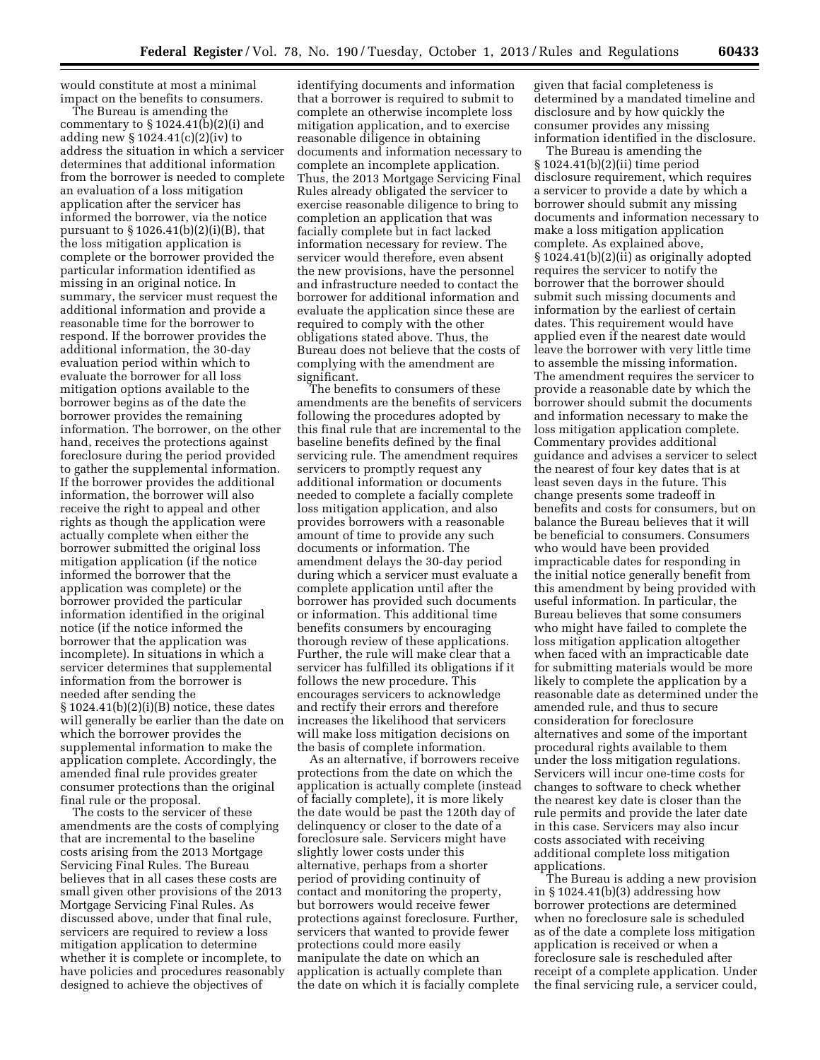would constitute at most a minimal impact on the benefits to consumers.

The Bureau is amending the commentary to § 1024.41(b)(2)(i) and adding new § 1024.41(c)(2)(iv) to address the situation in which a servicer determines that additional information from the borrower is needed to complete an evaluation of a loss mitigation application after the servicer has informed the borrower, via the notice pursuant to § 1026.41(b)(2)(i)(B), that the loss mitigation application is complete or the borrower provided the particular information identified as missing in an original notice. In summary, the servicer must request the additional information and provide a reasonable time for the borrower to respond. If the borrower provides the additional information, the 30-day evaluation period within which to evaluate the borrower for all loss mitigation options available to the borrower begins as of the date the borrower provides the remaining information. The borrower, on the other hand, receives the protections against foreclosure during the period provided to gather the supplemental information. If the borrower provides the additional information, the borrower will also receive the right to appeal and other rights as though the application were actually complete when either the borrower submitted the original loss mitigation application (if the notice informed the borrower that the application was complete) or the borrower provided the particular information identified in the original notice (if the notice informed the borrower that the application was incomplete). In situations in which a servicer determines that supplemental information from the borrower is needed after sending the § 1024.41(b)(2)(i)(B) notice, these dates will generally be earlier than the date on which the borrower provides the supplemental information to make the application complete. Accordingly, the amended final rule provides greater consumer protections than the original final rule or the proposal.

The costs to the servicer of these amendments are the costs of complying that are incremental to the baseline costs arising from the 2013 Mortgage Servicing Final Rules. The Bureau believes that in all cases these costs are small given other provisions of the 2013 Mortgage Servicing Final Rules. As discussed above, under that final rule, servicers are required to review a loss mitigation application to determine whether it is complete or incomplete, to have policies and procedures reasonably designed to achieve the objectives of identifying documents and information that a borrower is required to submit to complete an otherwise incomplete loss mitigation application, and to exercise reasonable diligence in obtaining documents and information necessary to complete an incomplete application. Thus, the 2013 Mortgage Servicing Final Rules already obligated the servicer to exercise reasonable diligence to bring to completion an application that was facially complete but in fact lacked information necessary for review. The servicer would therefore, even absent the new provisions, have the personnel and infrastructure needed to contact the borrower for additional information and evaluate the application since these are required to comply with the other obligations stated above. Thus, the Bureau does not believe that the costs of complying with the amendment are significant.

The benefits to consumers of these amendments are the benefits of servicers following the procedures adopted by this final rule that are incremental to the baseline benefits defined by the final servicing rule. The amendment requires servicers to promptly request any additional information or documents needed to complete a facially complete loss mitigation application, and also provides borrowers with a reasonable amount of time to provide any such documents or information. The amendment delays the 30-day period during which a servicer must evaluate a complete application until after the borrower has provided such documents or information. This additional time benefits consumers by encouraging thorough review of these applications. Further, the rule will make clear that a servicer has fulfilled its obligations if it follows the new procedure. This encourages servicers to acknowledge and rectify their errors and therefore increases the likelihood that servicers will make loss mitigation decisions on the basis of complete information.

As an alternative, if borrowers receive protections from the date on which the application is actually complete (instead of facially complete), it is more likely the date would be past the 120th day of delinquency or closer to the date of a foreclosure sale. Servicers might have slightly lower costs under this alternative, perhaps from a shorter period of providing continuity of contact and monitoring the property, but borrowers would receive fewer protections against foreclosure. Further, servicers that wanted to provide fewer protections could more easily manipulate the date on which an application is actually complete than the date on which it is facially complete given that facial completeness is determined by a mandated timeline and disclosure and by how quickly the consumer provides any missing information identified in the disclosure.

The Bureau is amending the § 1024.41(b)(2)(ii) time period disclosure requirement, which requires a servicer to provide a date by which a borrower should submit any missing documents and information necessary to make a loss mitigation application complete. As explained above, § 1024.41(b)(2)(ii) as originally adopted requires the servicer to notify the borrower that the borrower should submit such missing documents and information by the earliest of certain dates. This requirement would have applied even if the nearest date would leave the borrower with very little time to assemble the missing information. The amendment requires the servicer to provide a reasonable date by which the borrower should submit the documents and information necessary to make the loss mitigation application complete. Commentary provides additional guidance and advises a servicer to select the nearest of four key dates that is at least seven days in the future. This change presents some tradeoff in benefits and costs for consumers, but on balance the Bureau believes that it will be beneficial to consumers. Consumers who would have been provided impracticable dates for responding in the initial notice generally benefit from this amendment by being provided with useful information. In particular, the Bureau believes that some consumers who might have failed to complete the loss mitigation application altogether when faced with an impracticable date for submitting materials would be more likely to complete the application by a reasonable date as determined under the amended rule, and thus to secure consideration for foreclosure alternatives and some of the important procedural rights available to them under the loss mitigation regulations. Servicers will incur one-time costs for changes to software to check whether the nearest key date is closer than the rule permits and provide the later date in this case. Servicers may also incur costs associated with receiving additional complete loss mitigation applications.

The Bureau is adding a new provision in § 1024.41(b)(3) addressing how borrower protections are determined when no foreclosure sale is scheduled as of the date a complete loss mitigation application is received or when a foreclosure sale is rescheduled after receipt of a complete application. Under the final servicing rule, a servicer could,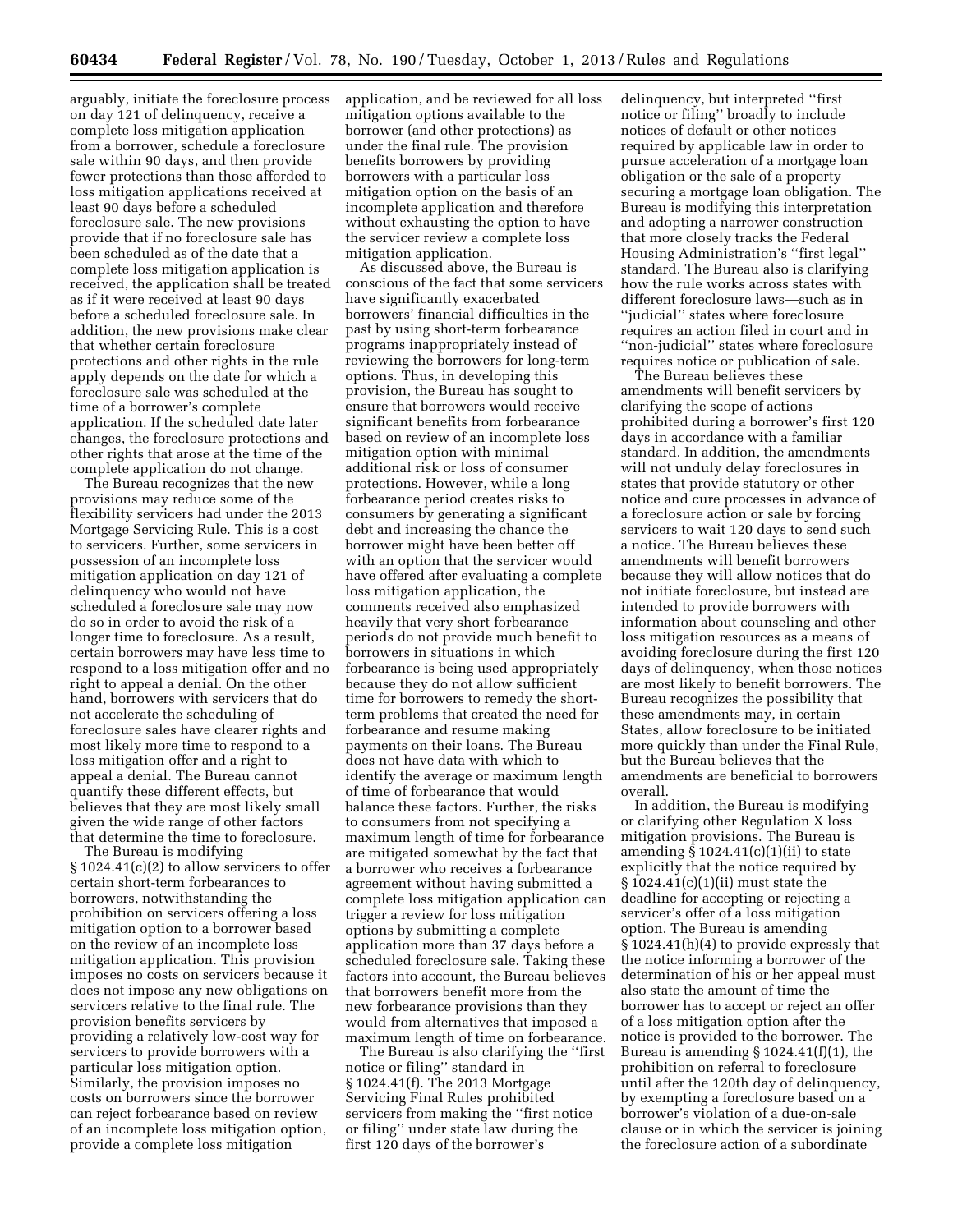arguably, initiate the foreclosure process on day 121 of delinquency, receive a complete loss mitigation application from a borrower, schedule a foreclosure sale within 90 days, and then provide fewer protections than those afforded to loss mitigation applications received at least 90 days before a scheduled foreclosure sale. The new provisions provide that if no foreclosure sale has been scheduled as of the date that a complete loss mitigation application is received, the application shall be treated as if it were received at least 90 days before a scheduled foreclosure sale. In addition, the new provisions make clear that whether certain foreclosure protections and other rights in the rule apply depends on the date for which a foreclosure sale was scheduled at the time of a borrower's complete application. If the scheduled date later changes, the foreclosure protections and other rights that arose at the time of the complete application do not change.

The Bureau recognizes that the new provisions may reduce some of the flexibility servicers had under the 2013 Mortgage Servicing Rule. This is a cost to servicers. Further, some servicers in possession of an incomplete loss mitigation application on day 121 of delinquency who would not have scheduled a foreclosure sale may now do so in order to avoid the risk of a longer time to foreclosure. As a result, certain borrowers may have less time to respond to a loss mitigation offer and no right to appeal a denial. On the other hand, borrowers with servicers that do not accelerate the scheduling of foreclosure sales have clearer rights and most likely more time to respond to a loss mitigation offer and a right to appeal a denial. The Bureau cannot quantify these different effects, but believes that they are most likely small given the wide range of other factors that determine the time to foreclosure.

The Bureau is modifying § 1024.41(c)(2) to allow servicers to offer certain short-term forbearances to borrowers, notwithstanding the prohibition on servicers offering a loss mitigation option to a borrower based on the review of an incomplete loss mitigation application. This provision imposes no costs on servicers because it does not impose any new obligations on servicers relative to the final rule. The provision benefits servicers by providing a relatively low-cost way for servicers to provide borrowers with a particular loss mitigation option. Similarly, the provision imposes no costs on borrowers since the borrower can reject forbearance based on review of an incomplete loss mitigation option, provide a complete loss mitigation application, and be reviewed for all loss mitigation options available to the borrower (and other protections) as under the final rule. The provision benefits borrowers by providing borrowers with a particular loss mitigation option on the basis of an incomplete application and therefore without exhausting the option to have the servicer review a complete loss mitigation application.

As discussed above, the Bureau is conscious of the fact that some servicers have significantly exacerbated borrowers' financial difficulties in the past by using short-term forbearance programs inappropriately instead of reviewing the borrowers for long-term options. Thus, in developing this provision, the Bureau has sought to ensure that borrowers would receive significant benefits from forbearance based on review of an incomplete loss mitigation option with minimal additional risk or loss of consumer protections. However, while a long forbearance period creates risks to consumers by generating a significant debt and increasing the chance the borrower might have been better off with an option that the servicer would have offered after evaluating a complete loss mitigation application, the comments received also emphasized heavily that very short forbearance periods do not provide much benefit to borrowers in situations in which forbearance is being used appropriately because they do not allow sufficient time for borrowers to remedy the short-term problems that created the need for forbearance and resume making payments on their loans. The Bureau does not have data with which to identify the average or maximum length of time of forbearance that would balance these factors. Further, the risks to consumers from not specifying a maximum length of time for forbearance are mitigated somewhat by the fact that a borrower who receives a forbearance agreement without having submitted a complete loss mitigation application can trigger a review for loss mitigation options by submitting a complete application more than 37 days before a scheduled foreclosure sale. Taking these factors into account, the Bureau believes that borrowers benefit more from the new forbearance provisions than they would from alternatives that imposed a maximum length of time on forbearance.

The Bureau is also clarifying the "first notice or filing" standard in § 1024.41(f). The 2013 Mortgage Servicing Final Rules prohibited servicers from making the "first notice or filing" under state law during the first 120 days of the borrower's delinquency, but interpreted "first notice or filing" broadly to include notices of default or other notices required by applicable law in order to pursue acceleration of a mortgage loan obligation or the sale of a property securing a mortgage loan obligation. The Bureau is modifying this interpretation and adopting a narrower construction that more closely tracks the Federal Housing Administration's "first legal" standard. The Bureau also is clarifying how the rule works across states with different foreclosure laws—such as in "judicial" states where foreclosure requires an action filed in court and in "non-judicial" states where foreclosure requires notice or publication of sale.

The Bureau believes these amendments will benefit servicers by clarifying the scope of actions prohibited during a borrower's first 120 days in accordance with a familiar standard. In addition, the amendments will not unduly delay foreclosures in states that provide statutory or other notice and cure processes in advance of a foreclosure action or sale by forcing servicers to wait 120 days to send such a notice. The Bureau believes these amendments will benefit borrowers because they will allow notices that do not initiate foreclosure, but instead are intended to provide borrowers with information about counseling and other loss mitigation resources as a means of avoiding foreclosure during the first 120 days of delinquency, when those notices are most likely to benefit borrowers. The Bureau recognizes the possibility that these amendments may, in certain States, allow foreclosure to be initiated more quickly than under the Final Rule, but the Bureau believes that the amendments are beneficial to borrowers overall.

In addition, the Bureau is modifying or clarifying other Regulation X loss mitigation provisions. The Bureau is amending § 1024.41(c)(1)(ii) to state explicitly that the notice required by § 1024.41(c)(1)(ii) must state the deadline for accepting or rejecting a servicer's offer of a loss mitigation option. The Bureau is amending § 1024.41(h)(4) to provide expressly that the notice informing a borrower of the determination of his or her appeal must also state the amount of time the borrower has to accept or reject an offer of a loss mitigation option after the notice is provided to the borrower. The Bureau is amending § 1024.41(f)(1), the prohibition on referral to foreclosure until after the 120th day of delinquency, by exempting a foreclosure based on a borrower's violation of a due-on-sale clause or in which the servicer is joining the foreclosure action of a subordinate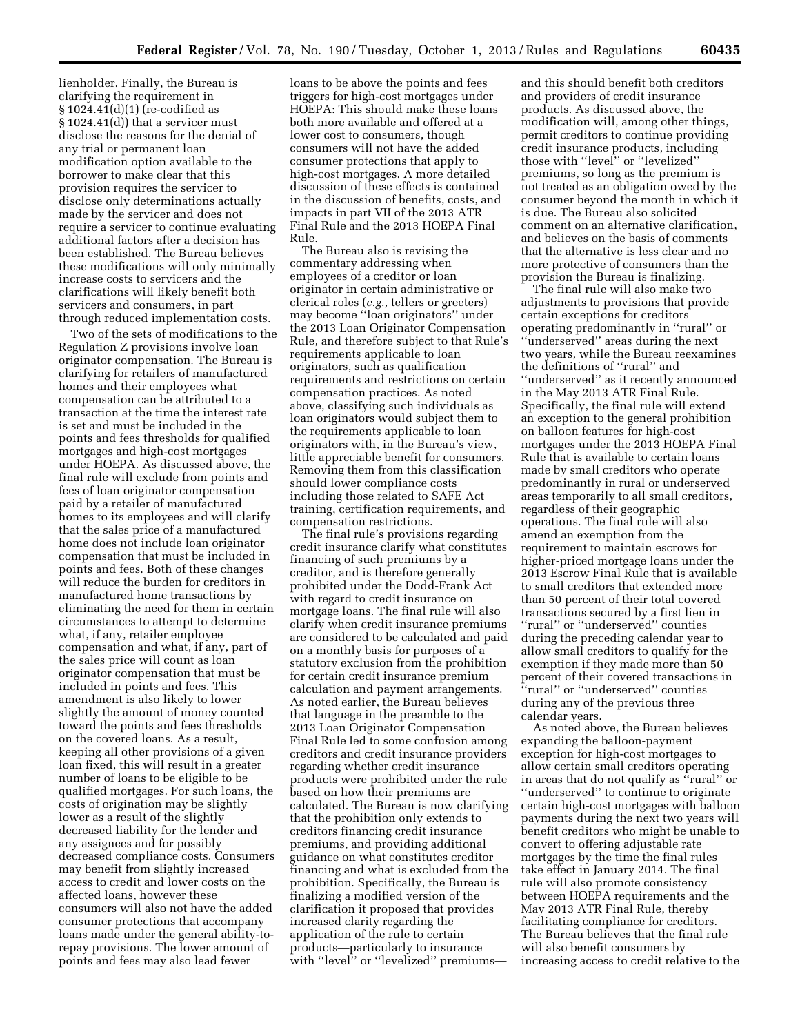lienholder. Finally, the Bureau is clarifying the requirement in § 1024.41(d)(1) (re-codified as § 1024.41(d)) that a servicer must disclose the reasons for the denial of any trial or permanent loan modification option available to the borrower to make clear that this provision requires the servicer to disclose only determinations actually made by the servicer and does not require a servicer to continue evaluating additional factors after a decision has been established. The Bureau believes these modifications will only minimally increase costs to servicers and the clarifications will likely benefit both servicers and consumers, in part through reduced implementation costs.

Two of the sets of modifications to the Regulation Z provisions involve loan originator compensation. The Bureau is clarifying for retailers of manufactured homes and their employees what compensation can be attributed to a transaction at the time the interest rate is set and must be included in the points and fees thresholds for qualified mortgages and high-cost mortgages under HOEPA. As discussed above, the final rule will exclude from points and fees of loan originator compensation paid by a retailer of manufactured homes to its employees and will clarify that the sales price of a manufactured home does not include loan originator compensation that must be included in points and fees. Both of these changes will reduce the burden for creditors in manufactured home transactions by eliminating the need for them in certain circumstances to attempt to determine what, if any, retailer employee compensation and what, if any, part of the sales price will count as loan originator compensation that must be included in points and fees. This amendment is also likely to lower slightly the amount of money counted toward the points and fees thresholds on the covered loans. As a result, keeping all other provisions of a given loan fixed, this will result in a greater number of loans to be eligible to be qualified mortgages. For such loans, the costs of origination may be slightly lower as a result of the slightly decreased liability for the lender and any assignees and for possibly decreased compliance costs. Consumers may benefit from slightly increased access to credit and lower costs on the affected loans, however these consumers will also not have the added consumer protections that accompany loans made under the general ability-to-repay provisions. The lower amount of points and fees may also lead fewer loans to be above the points and fees triggers for high-cost mortgages under HOEPA: This should make these loans both more available and offered at a lower cost to consumers, though consumers will not have the added consumer protections that apply to high-cost mortgages. A more detailed discussion of these effects is contained in the discussion of benefits, costs, and impacts in part VII of the 2013 ATR Final Rule and the 2013 HOEPA Final Rule.

The Bureau also is revising the commentary addressing when employees of a creditor or loan originator in certain administrative or clerical roles (*e.g.,* tellers or greeters) may become ''loan originators'' under the 2013 Loan Originator Compensation Rule, and therefore subject to that Rule's requirements applicable to loan originators, such as qualification requirements and restrictions on certain compensation practices. As noted above, classifying such individuals as loan originators would subject them to the requirements applicable to loan originators with, in the Bureau's view, little appreciable benefit for consumers. Removing them from this classification should lower compliance costs including those related to SAFE Act training, certification requirements, and compensation restrictions.

The final rule's provisions regarding credit insurance clarify what constitutes financing of such premiums by a creditor, and is therefore generally prohibited under the Dodd-Frank Act with regard to credit insurance on mortgage loans. The final rule will also clarify when credit insurance premiums are considered to be calculated and paid on a monthly basis for purposes of a statutory exclusion from the prohibition for certain credit insurance premium calculation and payment arrangements. As noted earlier, the Bureau believes that language in the preamble to the 2013 Loan Originator Compensation Final Rule led to some confusion among creditors and credit insurance providers regarding whether credit insurance products were prohibited under the rule based on how their premiums are calculated. The Bureau is now clarifying that the prohibition only extends to creditors financing credit insurance premiums, and providing additional guidance on what constitutes creditor financing and what is excluded from the prohibition. Specifically, the Bureau is finalizing a modified version of the clarification it proposed that provides increased clarity regarding the application of the rule to certain products—particularly to insurance with ''level'' or ''levelized'' premiums—and this should benefit both creditors and providers of credit insurance products. As discussed above, the modification will, among other things, permit creditors to continue providing credit insurance products, including those with ''level'' or ''levelized'' premiums, so long as the premium is not treated as an obligation owed by the consumer beyond the month in which it is due. The Bureau also solicited comment on an alternative clarification, and believes on the basis of comments that the alternative is less clear and no more protective of consumers than the provision the Bureau is finalizing.

The final rule will also make two adjustments to provisions that provide certain exceptions for creditors operating predominantly in ''rural'' or ''underserved'' areas during the next two years, while the Bureau reexamines the definitions of ''rural'' and ''underserved'' as it recently announced in the May 2013 ATR Final Rule. Specifically, the final rule will extend an exception to the general prohibition on balloon features for high-cost mortgages under the 2013 HOEPA Final Rule that is available to certain loans made by small creditors who operate predominantly in rural or underserved areas temporarily to all small creditors, regardless of their geographic operations. The final rule will also amend an exemption from the requirement to maintain escrows for higher-priced mortgage loans under the 2013 Escrow Final Rule that is available to small creditors that extended more than 50 percent of their total covered transactions secured by a first lien in ''rural'' or ''underserved'' counties during the preceding calendar year to allow small creditors to qualify for the exemption if they made more than 50 percent of their covered transactions in ''rural'' or ''underserved'' counties during any of the previous three calendar years.

As noted above, the Bureau believes expanding the balloon-payment exception for high-cost mortgages to allow certain small creditors operating in areas that do not qualify as ''rural'' or ''underserved'' to continue to originate certain high-cost mortgages with balloon payments during the next two years will benefit creditors who might be unable to convert to offering adjustable rate mortgages by the time the final rules take effect in January 2014. The final rule will also promote consistency between HOEPA requirements and the May 2013 ATR Final Rule, thereby facilitating compliance for creditors. The Bureau believes that the final rule will also benefit consumers by increasing access to credit relative to the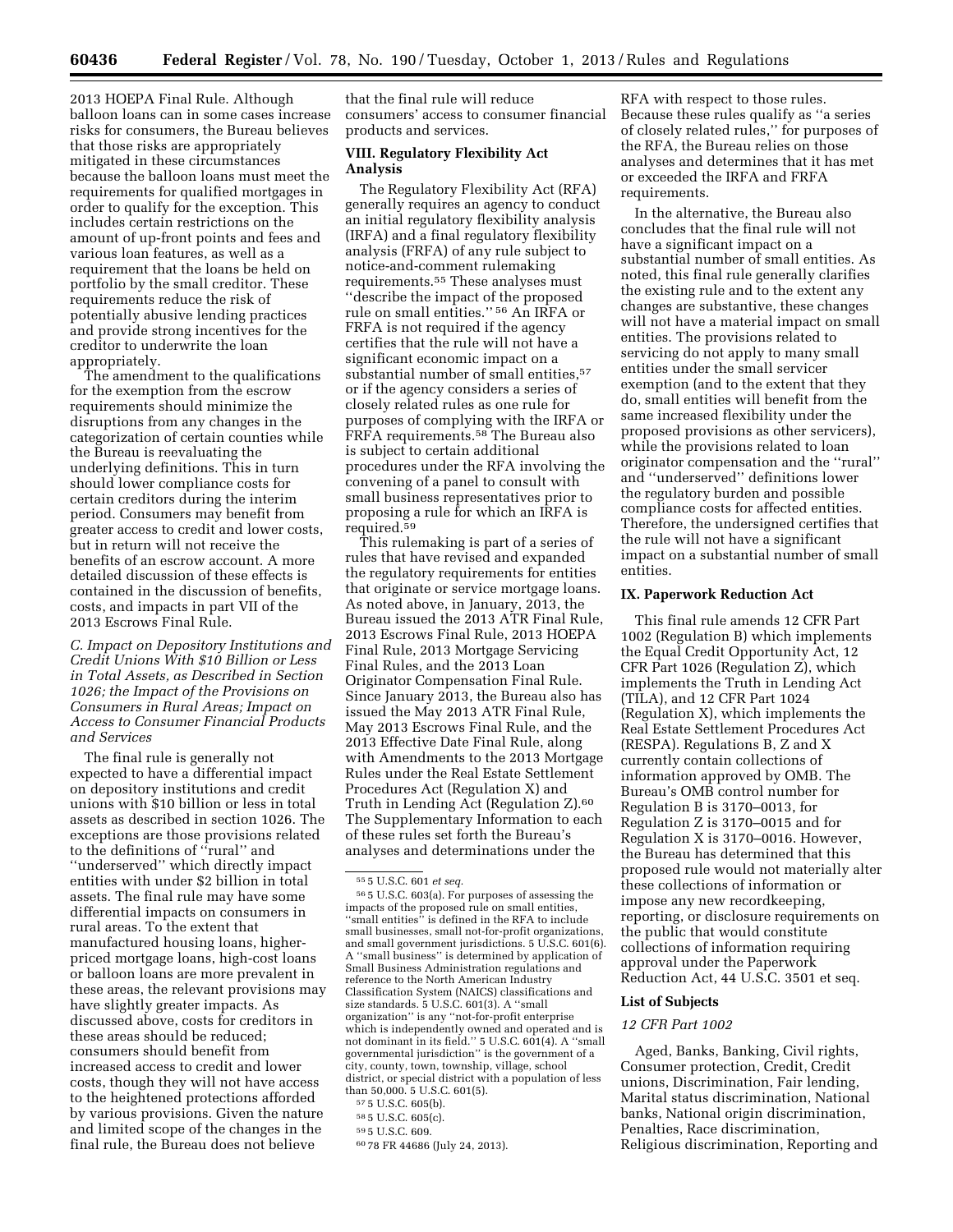2013 HOEPA Final Rule. Although balloon loans can in some cases increase risks for consumers, the Bureau believes that those risks are appropriately mitigated in these circumstances because the balloon loans must meet the requirements for qualified mortgages in order to qualify for the exception. This includes certain restrictions on the amount of up-front points and fees and various loan features, as well as a requirement that the loans be held on portfolio by the small creditor. These requirements reduce the risk of potentially abusive lending practices and provide strong incentives for the creditor to underwrite the loan appropriately.

The amendment to the qualifications for the exemption from the escrow requirements should minimize the disruptions from any changes in the categorization of certain counties while the Bureau is reevaluating the underlying definitions. This in turn should lower compliance costs for certain creditors during the interim period. Consumers may benefit from greater access to credit and lower costs, but in return will not receive the benefits of an escrow account. A more detailed discussion of these effects is contained in the discussion of benefits, costs, and impacts in part VII of the 2013 Escrows Final Rule.

### *C. Impact on Depository Institutions and Credit Unions With $10 Billion or Less in Total Assets, as Described in Section 1026; the Impact of the Provisions on Consumers in Rural Areas; Impact on Access to Consumer Financial Products and Services*

The final rule is generally not expected to have a differential impact on depository institutions and credit unions with $10 billion or less in total assets as described in section 1026. The exceptions are those provisions related to the definitions of ''rural'' and ''underserved'' which directly impact entities with under $2 billion in total assets. The final rule may have some differential impacts on consumers in rural areas. To the extent that manufactured housing loans, higher-priced mortgage loans, high-cost loans or balloon loans are more prevalent in these areas, the relevant provisions may have slightly greater impacts. As discussed above, costs for creditors in these areas should be reduced; consumers should benefit from increased access to credit and lower costs, though they will not have access to the heightened protections afforded by various provisions. Given the nature and limited scope of the changes in the final rule, the Bureau does not believe that the final rule will reduce consumers' access to consumer financial products and services.

## VIII. Regulatory Flexibility Act Analysis

The Regulatory Flexibility Act (RFA) generally requires an agency to conduct an initial regulatory flexibility analysis (IRFA) and a final regulatory flexibility analysis (FRFA) of any rule subject to notice-and-comment rulemaking requirements.[55] These analyses must ''describe the impact of the proposed rule on small entities.''[56] An IRFA or FRFA is not required if the agency certifies that the rule will not have a significant economic impact on a substantial number of small entities,[57] or if the agency considers a series of closely related rules as one rule for purposes of complying with the IRFA or FRFA requirements.[58] The Bureau also is subject to certain additional procedures under the RFA involving the convening of a panel to consult with small business representatives prior to proposing a rule for which an IRFA is required.[59]

This rulemaking is part of a series of rules that have revised and expanded the regulatory requirements for entities that originate or service mortgage loans. As noted above, in January, 2013, the Bureau issued the 2013 ATR Final Rule, 2013 Escrows Final Rule, 2013 HOEPA Final Rule, 2013 Mortgage Servicing Final Rules, and the 2013 Loan Originator Compensation Final Rule. Since January 2013, the Bureau also has issued the May 2013 ATR Final Rule, May 2013 Escrows Final Rule, and the 2013 Effective Date Final Rule, along with Amendments to the 2013 Mortgage Rules under the Real Estate Settlement Procedures Act (Regulation X) and Truth in Lending Act (Regulation Z).[60] The Supplementary Information to each of these rules set forth the Bureau's analyses and determinations under the RFA with respect to those rules. Because these rules qualify as ''a series of closely related rules,'' for purposes of the RFA, the Bureau relies on those analyses and determines that it has met or exceeded the IRFA and FRFA requirements.

In the alternative, the Bureau also concludes that the final rule will not have a significant impact on a substantial number of small entities. As noted, this final rule generally clarifies the existing rule and to the extent any changes are substantive, these changes will not have a material impact on small entities. The provisions related to servicing do not apply to many small entities under the small servicer exemption (and to the extent that they do, small entities will benefit from the same increased flexibility under the proposed provisions as other servicers), while the provisions related to loan originator compensation and the ''rural'' and ''underserved'' definitions lower the regulatory burden and possible compliance costs for affected entities. Therefore, the undersigned certifies that the rule will not have a significant impact on a substantial number of small entities.

## IX. Paperwork Reduction Act

This final rule amends 12 CFR Part 1002 (Regulation B) which implements the Equal Credit Opportunity Act, 12 CFR Part 1026 (Regulation Z), which implements the Truth in Lending Act (TILA), and 12 CFR Part 1024 (Regulation X), which implements the Real Estate Settlement Procedures Act (RESPA). Regulations B, Z and X currently contain collections of information approved by OMB. The Bureau's OMB control number for Regulation B is 3170–0013, for Regulation Z is 3170–0015 and for Regulation X is 3170–0016. However, the Bureau has determined that this proposed rule would not materially alter these collections of information or impose any new recordkeeping, reporting, or disclosure requirements on the public that would constitute collections of information requiring approval under the Paperwork Reduction Act, 44 U.S.C. 3501 et seq.

## List of Subjects

### *12 CFR Part 1002*

Aged, Banks, Banking, Civil rights, Consumer protection, Credit, Credit unions, Discrimination, Fair lending, Marital status discrimination, National banks, National origin discrimination, Penalties, Race discrimination, Religious discrimination, Reporting and

---

[55] 5 U.S.C. 601 *et seq.*

[56] 5 U.S.C. 603(a). For purposes of assessing the impacts of the proposed rule on small entities, ''small entities'' is defined in the RFA to include small businesses, small not-for-profit organizations, and small government jurisdictions. 5 U.S.C. 601(6). A ''small business'' is determined by application of Small Business Administration regulations and reference to the North American Industry Classification System (NAICS) classifications and size standards. 5 U.S.C. 601(3). A ''small organization'' is any ''not-for-profit enterprise which is independently owned and operated and is not dominant in its field.'' 5 U.S.C. 601(4). A ''small governmental jurisdiction'' is the government of a city, county, town, township, village, school district, or special district with a population of less than 50,000. 5 U.S.C. 601(5).

[57] 5 U.S.C. 605(b).

[58] 5 U.S.C. 605(c).

[59] 5 U.S.C. 609.

[60] 78 FR 44686 (July 24, 2013).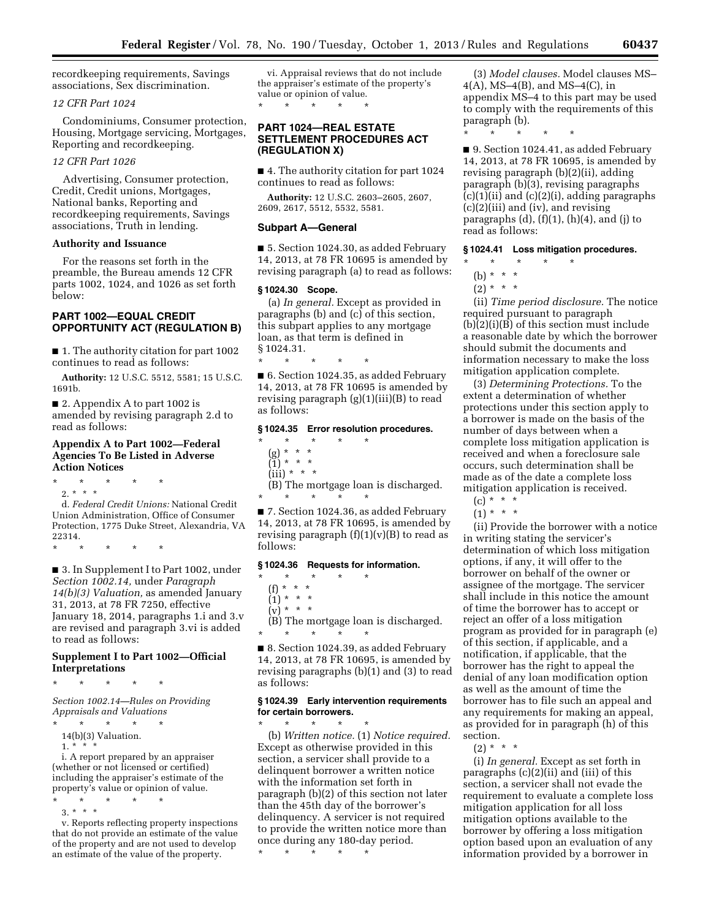recordkeeping requirements, Savings associations, Sex discrimination.

*12 CFR Part 1024*

Condominiums, Consumer protection, Housing, Mortgage servicing, Mortgages, Reporting and recordkeeping.

*12 CFR Part 1026*

Advertising, Consumer protection, Credit, Credit unions, Mortgages, National banks, Reporting and recordkeeping requirements, Savings associations, Truth in lending.

**Authority and Issuance**

For the reasons set forth in the preamble, the Bureau amends 12 CFR parts 1002, 1024, and 1026 as set forth below:

## PART 1002—EQUAL CREDIT OPPORTUNITY ACT (REGULATION B)

■ 1. The authority citation for part 1002 continues to read as follows:

**Authority:** 12 U.S.C. 5512, 5581; 15 U.S.C. 1691b.

■ 2. Appendix A to part 1002 is amended by revising paragraph 2.d to read as follows:

### Appendix A to Part 1002—Federal Agencies To Be Listed in Adverse Action Notices

\* \* \* \* \*

2. \* \* \*

d. *Federal Credit Unions:* National Credit Union Administration, Office of Consumer Protection, 1775 Duke Street, Alexandria, VA 22314.

\* \* \* \* \*

■ 3. In Supplement I to Part 1002, under *Section 1002.14,* under *Paragraph 14(b)(3) Valuation,* as amended January 31, 2013, at 78 FR 7250, effective January 18, 2014, paragraphs 1.i and 3.v are revised and paragraph 3.vi is added to read as follows:

### Supplement I to Part 1002—Official Interpretations

\* \* \* \* \*

*Section 1002.14—Rules on Providing Appraisals and Valuations*

\* \* \* \* \*

14(b)(3) Valuation.

1. \* \* \*

i. A report prepared by an appraiser (whether or not licensed or certified) including the appraiser's estimate of the property's value or opinion of value.

\* \* \* \* \*

3. \* \* \*

v. Reports reflecting property inspections that do not provide an estimate of the value of the property and are not used to develop an estimate of the value of the property.

vi. Appraisal reviews that do not include the appraiser's estimate of the property's value or opinion of value.

\* \* \* \* \*

## PART 1024—REAL ESTATE SETTLEMENT PROCEDURES ACT (REGULATION X)

■ 4. The authority citation for part 1024 continues to read as follows:

**Authority:** 12 U.S.C. 2603–2605, 2607, 2609, 2617, 5512, 5532, 5581.

### Subpart A—General

■ 5. Section 1024.30, as added February 14, 2013, at 78 FR 10695 is amended by revising paragraph (a) to read as follows:

#### § 1024.30 Scope.

(a) *In general.* Except as provided in paragraphs (b) and (c) of this section, this subpart applies to any mortgage loan, as that term is defined in § 1024.31.

\* \* \* \* \*

■ 6. Section 1024.35, as added February 14, 2013, at 78 FR 10695 is amended by revising paragraph (g)(1)(iii)(B) to read as follows:

#### § 1024.35 Error resolution procedures.

\* \* \* \* \*

(g) \* \* \*

(1) \* \* \*

(iii) \* \* \*

(B) The mortgage loan is discharged.

\* \* \* \* \*

■ 7. Section 1024.36, as added February 14, 2013, at 78 FR 10695, is amended by revising paragraph (f)(1)(v)(B) to read as follows:

#### § 1024.36 Requests for information.

\* \* \* \* \*

(f) \* \* \*

(1) \* \* \*

(v) \* \* \*

(B) The mortgage loan is discharged.

\* \* \* \* \*

■ 8. Section 1024.39, as added February 14, 2013, at 78 FR 10695, is amended by revising paragraphs (b)(1) and (3) to read as follows:

#### § 1024.39 Early intervention requirements for certain borrowers.

\* \* \* \* \*

(b) *Written notice.* (1) *Notice required.* Except as otherwise provided in this section, a servicer shall provide to a delinquent borrower a written notice with the information set forth in paragraph (b)(2) of this section not later than the 45th day of the borrower's delinquency. A servicer is not required to provide the written notice more than once during any 180-day period.

\* \* \* \* \*

(3) *Model clauses.* Model clauses MS–4(A), MS–4(B), and MS–4(C), in appendix MS–4 to this part may be used to comply with the requirements of this paragraph (b).

\* \* \* \* \*

■ 9. Section 1024.41, as added February 14, 2013, at 78 FR 10695, is amended by revising paragraph (b)(2)(ii), adding paragraph (b)(3), revising paragraphs (c)(1)(ii) and (c)(2)(i), adding paragraphs (c)(2)(iii) and (iv), and revising paragraphs (d), (f)(1), (h)(4), and (j) to read as follows:

#### § 1024.41 Loss mitigation procedures.

\* \* \* \* \*

(b) \* \* \*

(2) \* \* \*

(ii) *Time period disclosure.* The notice required pursuant to paragraph (b)(2)(i)(B) of this section must include a reasonable date by which the borrower should submit the documents and information necessary to make the loss mitigation application complete.

(3) *Determining Protections.* To the extent a determination of whether protections under this section apply to a borrower is made on the basis of the number of days between when a complete loss mitigation application is received and when a foreclosure sale occurs, such determination shall be made as of the date a complete loss mitigation application is received.

(c) \* \* \*

(1) \* \* \*

(ii) Provide the borrower with a notice in writing stating the servicer's determination of which loss mitigation options, if any, it will offer to the borrower on behalf of the owner or assignee of the mortgage. The servicer shall include in this notice the amount of time the borrower has to accept or reject an offer of a loss mitigation program as provided for in paragraph (e) of this section, if applicable, and a notification, if applicable, that the borrower has the right to appeal the denial of any loan modification option as well as the amount of time the borrower has to file such an appeal and any requirements for making an appeal, as provided for in paragraph (h) of this section.

(2) \* \* \*

(i) *In general.* Except as set forth in paragraphs (c)(2)(ii) and (iii) of this section, a servicer shall not evade the requirement to evaluate a complete loss mitigation application for all loss mitigation options available to the borrower by offering a loss mitigation option based upon an evaluation of any information provided by a borrower in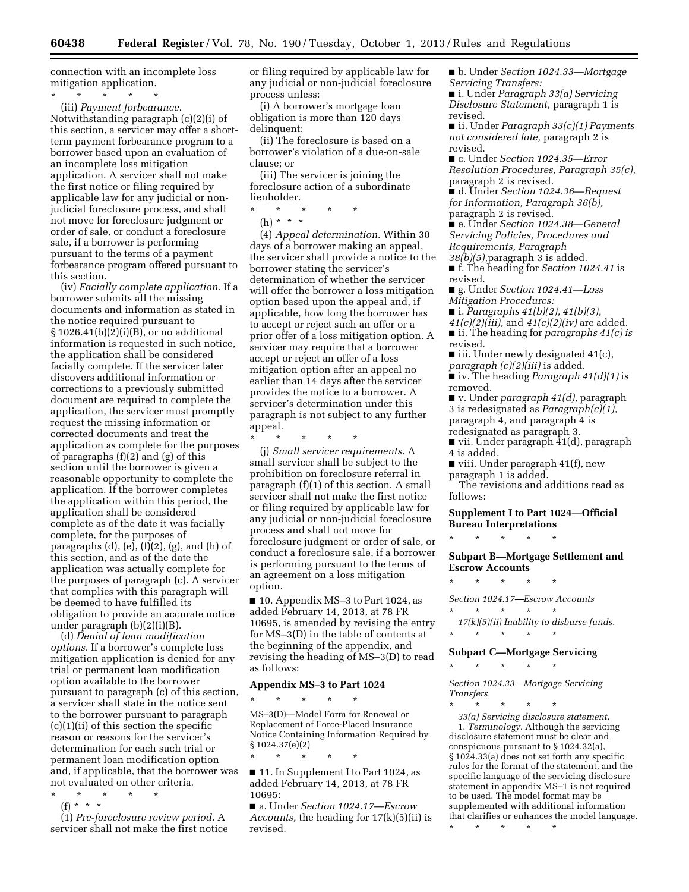connection with an incomplete loss mitigation application.

\* \* \* \* \*

(iii) *Payment forbearance.* Notwithstanding paragraph (c)(2)(i) of this section, a servicer may offer a short-term payment forbearance program to a borrower based upon an evaluation of an incomplete loss mitigation application. A servicer shall not make the first notice or filing required by applicable law for any judicial or non-judicial foreclosure process, and shall not move for foreclosure judgment or order of sale, or conduct a foreclosure sale, if a borrower is performing pursuant to the terms of a payment forbearance program offered pursuant to this section.

(iv) *Facially complete application.* If a borrower submits all the missing documents and information as stated in the notice required pursuant to § 1026.41(b)(2)(i)(B), or no additional information is requested in such notice, the application shall be considered facially complete. If the servicer later discovers additional information or corrections to a previously submitted document are required to complete the application, the servicer must promptly request the missing information or corrected documents and treat the application as complete for the purposes of paragraphs (f)(2) and (g) of this section until the borrower is given a reasonable opportunity to complete the application. If the borrower completes the application within this period, the application shall be considered complete as of the date it was facially complete, for the purposes of paragraphs (d), (e), (f)(2), (g), and (h) of this section, and as of the date the application was actually complete for the purposes of paragraph (c). A servicer that complies with this paragraph will be deemed to have fulfilled its obligation to provide an accurate notice under paragraph (b)(2)(i)(B).

(d) *Denial of loan modification options.* If a borrower's complete loss mitigation application is denied for any trial or permanent loan modification option available to the borrower pursuant to paragraph (c) of this section, a servicer shall state in the notice sent to the borrower pursuant to paragraph (c)(1)(ii) of this section the specific reason or reasons for the servicer's determination for each such trial or permanent loan modification option and, if applicable, that the borrower was not evaluated on other criteria.

\* \* \* \* \*

(f) \* \* \*

(1) *Pre-foreclosure review period.* A servicer shall not make the first notice or filing required by applicable law for any judicial or non-judicial foreclosure process unless:

(i) A borrower's mortgage loan obligation is more than 120 days delinquent;

(ii) The foreclosure is based on a borrower's violation of a due-on-sale clause; or

(iii) The servicer is joining the foreclosure action of a subordinate lienholder.

\* \* \* \* \*

(h) \* \* \*

(4) *Appeal determination.* Within 30 days of a borrower making an appeal, the servicer shall provide a notice to the borrower stating the servicer's determination of whether the servicer will offer the borrower a loss mitigation option based upon the appeal and, if applicable, how long the borrower has to accept or reject such an offer or a prior offer of a loss mitigation option. A servicer may require that a borrower accept or reject an offer of a loss mitigation option after an appeal no earlier than 14 days after the servicer provides the notice to a borrower. A servicer's determination under this paragraph is not subject to any further appeal.

\* \* \* \* \*

(j) *Small servicer requirements.* A small servicer shall be subject to the prohibition on foreclosure referral in paragraph (f)(1) of this section. A small servicer shall not make the first notice or filing required by applicable law for any judicial or non-judicial foreclosure process and shall not move for foreclosure judgment or order of sale, or conduct a foreclosure sale, if a borrower is performing pursuant to the terms of an agreement on a loss mitigation option.

■ 10. Appendix MS–3 to Part 1024, as added February 14, 2013, at 78 FR 10695, is amended by revising the entry for MS–3(D) in the table of contents at the beginning of the appendix, and revising the heading of MS–3(D) to read as follows:

## Appendix MS–3 to Part 1024

\* \* \* \* \*

MS–3(D)—Model Form for Renewal or Replacement of Force-Placed Insurance Notice Containing Information Required by § 1024.37(e)(2)

\* \* \* \* \*

■ 11. In Supplement I to Part 1024, as added February 14, 2013, at 78 FR 10695:

■ a. Under *Section 1024.17—Escrow Accounts,* the heading for 17(k)(5)(ii) is revised.

■ b. Under *Section 1024.33—Mortgage Servicing Transfers:*

■ i. Under *Paragraph 33(a) Servicing Disclosure Statement,* paragraph 1 is revised.

■ ii. Under *Paragraph 33(c)(1) Payments not considered late,* paragraph 2 is revised.

■ c. Under *Section 1024.35—Error Resolution Procedures, Paragraph 35(c),* paragraph 2 is revised.

■ d. Under *Section 1024.36—Request for Information, Paragraph 36(b),* paragraph 2 is revised.

■ e. Under *Section 1024.38—General Servicing Policies, Procedures and Requirements, Paragraph 38(b)(5),*paragraph 3 is added.

■ f. The heading for *Section 1024.41* is revised.

■ g. Under *Section 1024.41—Loss Mitigation Procedures:*

■ i. *Paragraphs 41(b)(2), 41(b)(3), 41(c)(2)(iii),* and *41(c)(2)(iv)* are added.

■ ii. The heading for *paragraphs 41(c) is* revised.

■ iii. Under newly designated 41(c), *paragraph (c)(2)(iii)* is added.

■ iv. The heading *Paragraph 41(d)(1)* is removed.

■ v. Under *paragraph 41(d),* paragraph 3 is redesignated as *Paragraph(c)(1),* paragraph 4, and paragraph 4 is redesignated as paragraph 3.

■ vii. Under paragraph 41(d), paragraph 4 is added.

■ viii. Under paragraph 41(f), new paragraph 1 is added.

The revisions and additions read as follows:

## Supplement I to Part 1024—Official Bureau Interpretations

\* \* \* \* \*

## Subpart B—Mortgage Settlement and Escrow Accounts

\* \* \* \* \*

*Section 1024.17—Escrow Accounts*

\* \* \* \* \*

*17(k)(5)(ii) Inability to disburse funds.*

\* \* \* \* \*

## Subpart C—Mortgage Servicing

\* \* \* \* \*

*Section 1024.33—Mortgage Servicing Transfers*

\* \* \* \* \*

*33(a) Servicing disclosure statement.*

1. *Terminology.* Although the servicing disclosure statement must be clear and conspicuous pursuant to § 1024.32(a), § 1024.33(a) does not set forth any specific rules for the format of the statement, and the specific language of the servicing disclosure statement in appendix MS–1 is not required to be used. The model format may be supplemented with additional information that clarifies or enhances the model language.

\* \* \* \* \*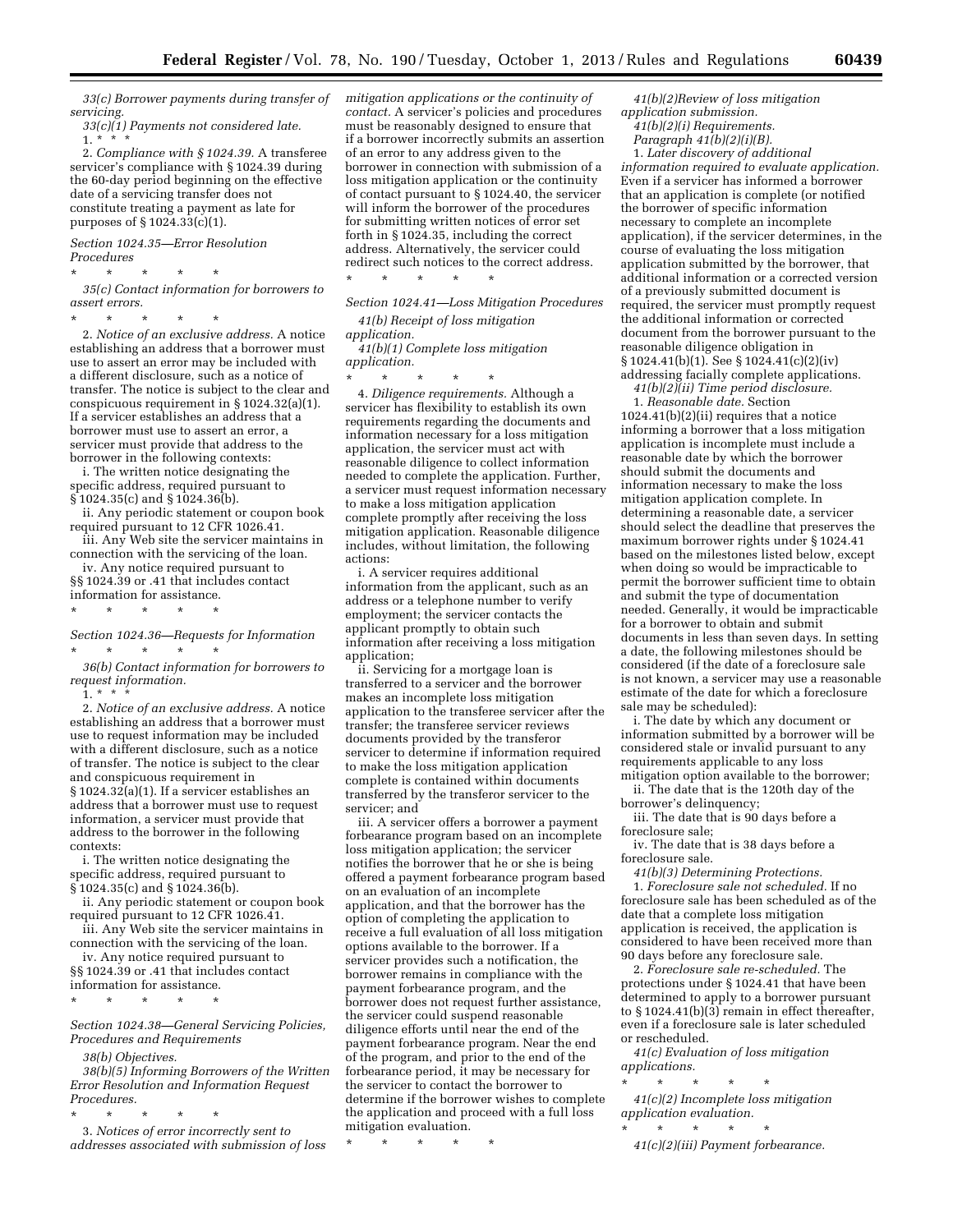*33(c) Borrower payments during transfer of servicing.*

*33(c)(1) Payments not considered late.*

1. * * *

2. *Compliance with § 1024.39.* A transferee servicer's compliance with § 1024.39 during the 60-day period beginning on the effective date of a servicing transfer does not constitute treating a payment as late for purposes of § 1024.33(c)(1).

*Section 1024.35—Error Resolution Procedures*

\* \* \* \* \*

*35(c) Contact information for borrowers to assert errors.*

\* \* \* \* \*

2. *Notice of an exclusive address.* A notice establishing an address that a borrower must use to assert an error may be included with a different disclosure, such as a notice of transfer. The notice is subject to the clear and conspicuous requirement in § 1024.32(a)(1). If a servicer establishes an address that a borrower must use to assert an error, a servicer must provide that address to the borrower in the following contexts:

i. The written notice designating the specific address, required pursuant to § 1024.35(c) and § 1024.36(b).

ii. Any periodic statement or coupon book required pursuant to 12 CFR 1026.41.

iii. Any Web site the servicer maintains in connection with the servicing of the loan.

iv. Any notice required pursuant to §§ 1024.39 or .41 that includes contact information for assistance.

\* \* \* \* \*

*Section 1024.36—Requests for Information*

\* \* \* \* \*

*36(b) Contact information for borrowers to request information.*

1. * * *

2. *Notice of an exclusive address.* A notice establishing an address that a borrower must use to request information may be included with a different disclosure, such as a notice of transfer. The notice is subject to the clear and conspicuous requirement in § 1024.32(a)(1). If a servicer establishes an address that a borrower must use to request information, a servicer must provide that address to the borrower in the following contexts:

i. The written notice designating the specific address, required pursuant to § 1024.35(c) and § 1024.36(b).

ii. Any periodic statement or coupon book required pursuant to 12 CFR 1026.41.

iii. Any Web site the servicer maintains in connection with the servicing of the loan.

iv. Any notice required pursuant to §§ 1024.39 or .41 that includes contact information for assistance.

\* \* \* \* \*

*Section 1024.38—General Servicing Policies, Procedures and Requirements*

*38(b) Objectives.*

*38(b)(5) Informing Borrowers of the Written Error Resolution and Information Request Procedures.*

\* \* \* \* \*

3. *Notices of error incorrectly sent to addresses associated with submission of loss mitigation applications or the continuity of contact.* A servicer's policies and procedures must be reasonably designed to ensure that if a borrower incorrectly submits an assertion of an error to any address given to the borrower in connection with submission of a loss mitigation application or the continuity of contact pursuant to § 1024.40, the servicer will inform the borrower of the procedures for submitting written notices of error set forth in § 1024.35, including the correct address. Alternatively, the servicer could redirect such notices to the correct address.

\* \* \* \* \*

*Section 1024.41—Loss Mitigation Procedures*

*41(b) Receipt of loss mitigation application.*

*41(b)(1) Complete loss mitigation application.*

\* \* \* \* \*

4. *Diligence requirements.* Although a servicer has flexibility to establish its own requirements regarding the documents and information necessary for a loss mitigation application, the servicer must act with reasonable diligence to collect information needed to complete the application. Further, a servicer must request information necessary to make a loss mitigation application complete promptly after receiving the loss mitigation application. Reasonable diligence includes, without limitation, the following actions:

i. A servicer requires additional information from the applicant, such as an address or a telephone number to verify employment; the servicer contacts the applicant promptly to obtain such information after receiving a loss mitigation application;

ii. Servicing for a mortgage loan is transferred to a servicer and the borrower makes an incomplete loss mitigation application to the transferee servicer after the transfer; the transferee servicer reviews documents provided by the transferor servicer to determine if information required to make the loss mitigation application complete is contained within documents transferred by the transferor servicer to the servicer; and

iii. A servicer offers a borrower a payment forbearance program based on an incomplete loss mitigation application; the servicer notifies the borrower that he or she is being offered a payment forbearance program based on an evaluation of an incomplete application, and that the borrower has the option of completing the application to receive a full evaluation of all loss mitigation options available to the borrower. If a servicer provides such a notification, the borrower remains in compliance with the payment forbearance program, and the borrower does not request further assistance, the servicer could suspend reasonable diligence efforts until near the end of the payment forbearance program. Near the end of the program, and prior to the end of the forbearance period, it may be necessary for the servicer to contact the borrower to determine if the borrower wishes to complete the application and proceed with a full loss mitigation evaluation.

\* \* \* \* \*

*41(b)(2)Review of loss mitigation application submission.*

*41(b)(2)(i) Requirements.*

*Paragraph 41(b)(2)(i)(B).*

1. *Later discovery of additional information required to evaluate application.* Even if a servicer has informed a borrower that an application is complete (or notified the borrower of specific information necessary to complete an incomplete application), if the servicer determines, in the course of evaluating the loss mitigation application submitted by the borrower, that additional information or a corrected version of a previously submitted document is required, the servicer must promptly request the additional information or corrected document from the borrower pursuant to the reasonable diligence obligation in § 1024.41(b)(1). See § 1024.41(c)(2)(iv) addressing facially complete applications.

*41(b)(2)(ii) Time period disclosure.*

1. *Reasonable date.* Section 1024.41(b)(2)(ii) requires that a notice informing a borrower that a loss mitigation application is incomplete must include a reasonable date by which the borrower should submit the documents and information necessary to make the loss mitigation application complete. In determining a reasonable date, a servicer should select the deadline that preserves the maximum borrower rights under § 1024.41 based on the milestones listed below, except when doing so would be impracticable to permit the borrower sufficient time to obtain and submit the type of documentation needed. Generally, it would be impracticable for a borrower to obtain and submit documents in less than seven days. In setting a date, the following milestones should be considered (if the date of a foreclosure sale is not known, a servicer may use a reasonable estimate of the date for which a foreclosure sale may be scheduled):

i. The date by which any document or information submitted by a borrower will be considered stale or invalid pursuant to any requirements applicable to any loss mitigation option available to the borrower;

ii. The date that is the 120th day of the borrower's delinquency;

iii. The date that is 90 days before a foreclosure sale;

iv. The date that is 38 days before a foreclosure sale.

*41(b)(3) Determining Protections.*

1. *Foreclosure sale not scheduled.* If no foreclosure sale has been scheduled as of the date that a complete loss mitigation application is received, the application is considered to have been received more than 90 days before any foreclosure sale.

2. *Foreclosure sale re-scheduled.* The protections under § 1024.41 that have been determined to apply to a borrower pursuant to § 1024.41(b)(3) remain in effect thereafter, even if a foreclosure sale is later scheduled or rescheduled.

*41(c) Evaluation of loss mitigation applications.*

\* \* \* \* \*

*41(c)(2) Incomplete loss mitigation application evaluation.*

\* \* \* \* \*

*41(c)(2)(iii) Payment forbearance.*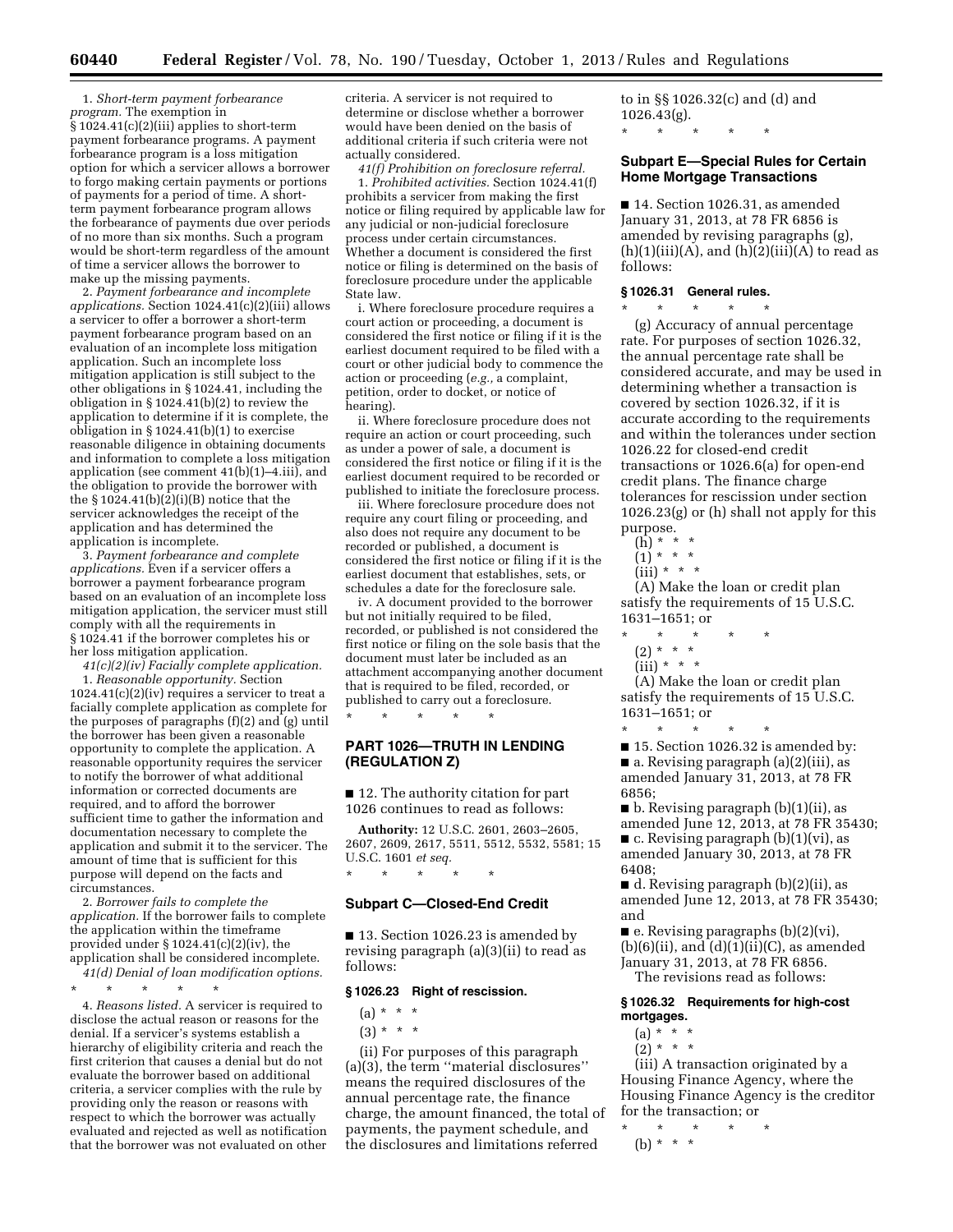1. *Short-term payment forbearance program.* The exemption in § 1024.41(c)(2)(iii) applies to short-term payment forbearance programs. A payment forbearance program is a loss mitigation option for which a servicer allows a borrower to forgo making certain payments or portions of payments for a period of time. A short-term payment forbearance program allows the forbearance of payments due over periods of no more than six months. Such a program would be short-term regardless of the amount of time a servicer allows the borrower to make up the missing payments.

2. *Payment forbearance and incomplete applications.* Section 1024.41(c)(2)(iii) allows a servicer to offer a borrower a short-term payment forbearance program based on an evaluation of an incomplete loss mitigation application. Such an incomplete loss mitigation application is still subject to the other obligations in § 1024.41, including the obligation in § 1024.41(b)(2) to review the application to determine if it is complete, the obligation in § 1024.41(b)(1) to exercise reasonable diligence in obtaining documents and information to complete a loss mitigation application (see comment 41(b)(1)–4.iii), and the obligation to provide the borrower with the § 1024.41(b)(2)(i)(B) notice that the servicer acknowledges the receipt of the application and has determined the application is incomplete.

3. *Payment forbearance and complete applications.* Even if a servicer offers a borrower a payment forbearance program based on an evaluation of an incomplete loss mitigation application, the servicer must still comply with all the requirements in § 1024.41 if the borrower completes his or her loss mitigation application.

*41(c)(2)(iv) Facially complete application.*

1. *Reasonable opportunity.* Section 1024.41(c)(2)(iv) requires a servicer to treat a facially complete application as complete for the purposes of paragraphs (f)(2) and (g) until the borrower has been given a reasonable opportunity to complete the application. A reasonable opportunity requires the servicer to notify the borrower of what additional information or corrected documents are required, and to afford the borrower sufficient time to gather the information and documentation necessary to complete the application and submit it to the servicer. The amount of time that is sufficient for this purpose will depend on the facts and circumstances.

2. *Borrower fails to complete the application.* If the borrower fails to complete the application within the timeframe provided under § 1024.41(c)(2)(iv), the application shall be considered incomplete.

*41(d) Denial of loan modification options.*

\* \* \* \* \*

4. *Reasons listed.* A servicer is required to disclose the actual reason or reasons for the denial. If a servicer's systems establish a hierarchy of eligibility criteria and reach the first criterion that causes a denial but do not evaluate the borrower based on additional criteria, a servicer complies with the rule by providing only the reason or reasons with respect to which the borrower was actually evaluated and rejected as well as notification that the borrower was not evaluated on other criteria. A servicer is not required to determine or disclose whether a borrower would have been denied on the basis of additional criteria if such criteria were not actually considered.

*41(f) Prohibition on foreclosure referral.*

1. *Prohibited activities.* Section 1024.41(f) prohibits a servicer from making the first notice or filing required by applicable law for any judicial or non-judicial foreclosure process under certain circumstances. Whether a document is considered the first notice or filing is determined on the basis of foreclosure procedure under the applicable State law.

i. Where foreclosure procedure requires a court action or proceeding, a document is considered the first notice or filing if it is the earliest document required to be filed with a court or other judicial body to commence the action or proceeding (*e.g.,* a complaint, petition, order to docket, or notice of hearing).

ii. Where foreclosure procedure does not require an action or court proceeding, such as under a power of sale, a document is considered the first notice or filing if it is the earliest document required to be recorded or published to initiate the foreclosure process.

iii. Where foreclosure procedure does not require any court filing or proceeding, and also does not require any document to be recorded or published, a document is considered the first notice or filing if it is the earliest document that establishes, sets, or schedules a date for the foreclosure sale.

iv. A document provided to the borrower but not initially required to be filed, recorded, or published is not considered the first notice or filing on the sole basis that the document must later be included as an attachment accompanying another document that is required to be filed, recorded, or published to carry out a foreclosure.

\* \* \* \* \*

## PART 1026—TRUTH IN LENDING (REGULATION Z)

■ 12. The authority citation for part 1026 continues to read as follows:

**Authority:** 12 U.S.C. 2601, 2603–2605, 2607, 2609, 2617, 5511, 5512, 5532, 5581; 15 U.S.C. 1601 *et seq.*

\* \* \* \* \*

### Subpart C—Closed-End Credit

■ 13. Section 1026.23 is amended by revising paragraph (a)(3)(ii) to read as follows:

#### § 1026.23 Right of rescission.

(a) \* \* \*

(3) \* \* \*

(ii) For purposes of this paragraph (a)(3), the term ''material disclosures'' means the required disclosures of the annual percentage rate, the finance charge, the amount financed, the total of payments, the payment schedule, and the disclosures and limitations referred to in §§ 1026.32(c) and (d) and 1026.43(g).

\* \* \* \* \*

### Subpart E—Special Rules for Certain Home Mortgage Transactions

■ 14. Section 1026.31, as amended January 31, 2013, at 78 FR 6856 is amended by revising paragraphs (g), (h)(1)(iii)(A), and (h)(2)(iii)(A) to read as follows:

#### § 1026.31 General rules.

\* \* \* \* \*

(g) Accuracy of annual percentage rate. For purposes of section 1026.32, the annual percentage rate shall be considered accurate, and may be used in determining whether a transaction is covered by section 1026.32, if it is accurate according to the requirements and within the tolerances under section 1026.22 for closed-end credit transactions or 1026.6(a) for open-end credit plans. The finance charge tolerances for rescission under section 1026.23(g) or (h) shall not apply for this purpose.

(h) \* \* \*

(1) \* \* \*

(iii) \* \* \*

(A) Make the loan or credit plan satisfy the requirements of 15 U.S.C. 1631–1651; or

\* \* \* \* \*

(2) \* \* \*

(iii) \* \* \*

(A) Make the loan or credit plan satisfy the requirements of 15 U.S.C. 1631–1651; or

\* \* \* \* \*

■ 15. Section 1026.32 is amended by:

■ a. Revising paragraph (a)(2)(iii), as amended January 31, 2013, at 78 FR 6856;

■ b. Revising paragraph (b)(1)(ii), as amended June 12, 2013, at 78 FR 35430;

■ c. Revising paragraph (b)(1)(vi), as amended January 30, 2013, at 78 FR 6408;

■ d. Revising paragraph (b)(2)(ii), as amended June 12, 2013, at 78 FR 35430; and

■ e. Revising paragraphs (b)(2)(vi), (b)(6)(ii), and (d)(1)(ii)(C), as amended January 31, 2013, at 78 FR 6856.

The revisions read as follows:

#### § 1026.32 Requirements for high-cost mortgages.

(a) \* \* \*

(2) \* \* \*

(iii) A transaction originated by a Housing Finance Agency, where the Housing Finance Agency is the creditor for the transaction; or

\* \* \* \* \*

(b) \* \* \*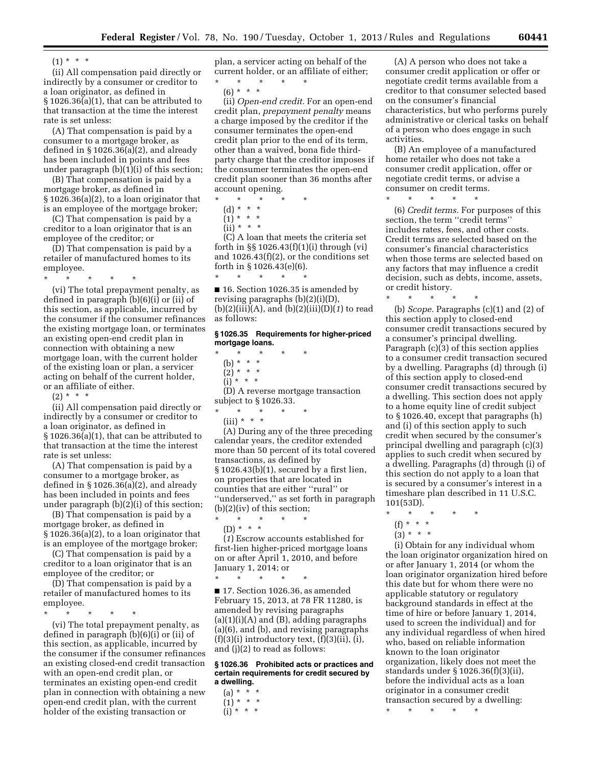(1) * * *

(ii) All compensation paid directly or indirectly by a consumer or creditor to a loan originator, as defined in § 1026.36(a)(1), that can be attributed to that transaction at the time the interest rate is set unless:

(A) That compensation is paid by a consumer to a mortgage broker, as defined in § 1026.36(a)(2), and already has been included in points and fees under paragraph (b)(1)(i) of this section;

(B) That compensation is paid by a mortgage broker, as defined in § 1026.36(a)(2), to a loan originator that is an employee of the mortgage broker;

(C) That compensation is paid by a creditor to a loan originator that is an employee of the creditor; or

(D) That compensation is paid by a retailer of manufactured homes to its employee.

\* \* \* \* \*

(vi) The total prepayment penalty, as defined in paragraph (b)(6)(i) or (ii) of this section, as applicable, incurred by the consumer if the consumer refinances the existing mortgage loan, or terminates an existing open-end credit plan in connection with obtaining a new mortgage loan, with the current holder of the existing loan or plan, a servicer acting on behalf of the current holder, or an affiliate of either.

(2) * * *

(ii) All compensation paid directly or indirectly by a consumer or creditor to a loan originator, as defined in § 1026.36(a)(1), that can be attributed to that transaction at the time the interest rate is set unless:

(A) That compensation is paid by a consumer to a mortgage broker, as defined in § 1026.36(a)(2), and already has been included in points and fees under paragraph (b)(2)(i) of this section;

(B) That compensation is paid by a mortgage broker, as defined in § 1026.36(a)(2), to a loan originator that is an employee of the mortgage broker;

(C) That compensation is paid by a creditor to a loan originator that is an employee of the creditor; or

(D) That compensation is paid by a retailer of manufactured homes to its employee.

\* \* \* \* \*

(vi) The total prepayment penalty, as defined in paragraph (b)(6)(i) or (ii) of this section, as applicable, incurred by the consumer if the consumer refinances an existing closed-end credit transaction with an open-end credit plan, or terminates an existing open-end credit plan in connection with obtaining a new open-end credit plan, with the current holder of the existing transaction or plan, a servicer acting on behalf of the current holder, or an affiliate of either;

\* \* \* \* \*

(6) * * *

(ii) *Open-end credit.* For an open-end credit plan, *prepayment penalty* means a charge imposed by the creditor if the consumer terminates the open-end credit plan prior to the end of its term, other than a waived, bona fide third-party charge that the creditor imposes if the consumer terminates the open-end credit plan sooner than 36 months after account opening.

\* \* \* \* \*

(d) * * *

(1) * * *

(ii) * * *

(C) A loan that meets the criteria set forth in §§ 1026.43(f)(1)(i) through (vi) and 1026.43(f)(2), or the conditions set forth in § 1026.43(e)(6).

\* \* \* \* \*

■ 16. Section 1026.35 is amended by revising paragraphs (b)(2)(i)(D), (b)(2)(iii)(A), and (b)(2)(iii)(D)(*1*) to read as follows:

**§ 1026.35 Requirements for higher-priced mortgage loans.**

\* \* \* \* \*

(b) * * *

(2) * * *

(i) * * *

(D) A reverse mortgage transaction subject to § 1026.33.

\* \* \* \* \*

(iii) * * *

(A) During any of the three preceding calendar years, the creditor extended more than 50 percent of its total covered transactions, as defined by § 1026.43(b)(1), secured by a first lien, on properties that are located in counties that are either ''rural'' or ''underserved,'' as set forth in paragraph (b)(2)(iv) of this section;

\* \* \* \* \*

(D) * * *

(*1*) Escrow accounts established for first-lien higher-priced mortgage loans on or after April 1, 2010, and before January 1, 2014; or

\* \* \* \* \*

■ 17. Section 1026.36, as amended February 15, 2013, at 78 FR 11280, is amended by revising paragraphs (a)(1)(i)(A) and (B), adding paragraphs (a)(6), and (b), and revising paragraphs (f)(3)(i) introductory text, (f)(3)(ii), (i), and (j)(2) to read as follows:

**§ 1026.36 Prohibited acts or practices and certain requirements for credit secured by a dwelling.**

(a) * * *

(1) * * *

(i) * * *

(A) A person who does not take a consumer credit application or offer or negotiate credit terms available from a creditor to that consumer selected based on the consumer's financial characteristics, but who performs purely administrative or clerical tasks on behalf of a person who does engage in such activities.

(B) An employee of a manufactured home retailer who does not take a consumer credit application, offer or negotiate credit terms, or advise a consumer on credit terms.

\* \* \* \* \*

(6) *Credit terms.* For purposes of this section, the term ''credit terms'' includes rates, fees, and other costs. Credit terms are selected based on the consumer's financial characteristics when those terms are selected based on any factors that may influence a credit decision, such as debts, income, assets, or credit history.

\* \* \* \* \*

(b) *Scope.* Paragraphs (c)(1) and (2) of this section apply to closed-end consumer credit transactions secured by a consumer's principal dwelling. Paragraph (c)(3) of this section applies to a consumer credit transaction secured by a dwelling. Paragraphs (d) through (i) of this section apply to closed-end consumer credit transactions secured by a dwelling. This section does not apply to a home equity line of credit subject to § 1026.40, except that paragraphs (h) and (i) of this section apply to such credit when secured by the consumer's principal dwelling and paragraph (c)(3) applies to such credit when secured by a dwelling. Paragraphs (d) through (i) of this section do not apply to a loan that is secured by a consumer's interest in a timeshare plan described in 11 U.S.C. 101(53D).

\* \* \* \* \*

(f) * * *

(3) * * *

(i) Obtain for any individual whom the loan originator organization hired on or after January 1, 2014 (or whom the loan originator organization hired before this date but for whom there were no applicable statutory or regulatory background standards in effect at the time of hire or before January 1, 2014, used to screen the individual) and for any individual regardless of when hired who, based on reliable information known to the loan originator organization, likely does not meet the standards under § 1026.36(f)(3)(ii), before the individual acts as a loan originator in a consumer credit transaction secured by a dwelling:

\* \* \* \* \*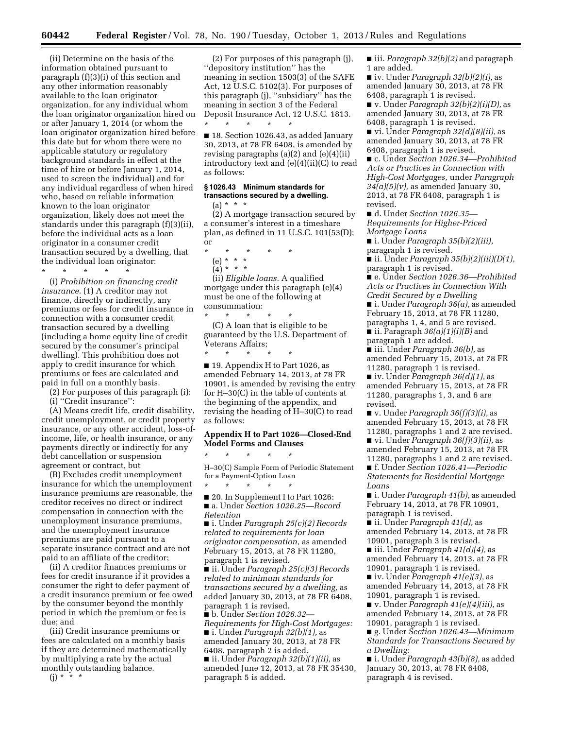(ii) Determine on the basis of the information obtained pursuant to paragraph (f)(3)(i) of this section and any other information reasonably available to the loan originator organization, for any individual whom the loan originator organization hired on or after January 1, 2014 (or whom the loan originator organization hired before this date but for whom there were no applicable statutory or regulatory background standards in effect at the time of hire or before January 1, 2014, used to screen the individual) and for any individual regardless of when hired who, based on reliable information known to the loan originator organization, likely does not meet the standards under this paragraph (f)(3)(ii), before the individual acts as a loan originator in a consumer credit transaction secured by a dwelling, that the individual loan originator:

\* \* \* \* \*

(i) *Prohibition on financing credit insurance.* (1) A creditor may not finance, directly or indirectly, any premiums or fees for credit insurance in connection with a consumer credit transaction secured by a dwelling (including a home equity line of credit secured by the consumer's principal dwelling). This prohibition does not apply to credit insurance for which premiums or fees are calculated and paid in full on a monthly basis.

(2) For purposes of this paragraph (i):

(i) ''Credit insurance'':

(A) Means credit life, credit disability, credit unemployment, or credit property insurance, or any other accident, loss-of-income, life, or health insurance, or any payments directly or indirectly for any debt cancellation or suspension agreement or contract, but

(B) Excludes credit unemployment insurance for which the unemployment insurance premiums are reasonable, the creditor receives no direct or indirect compensation in connection with the unemployment insurance premiums, and the unemployment insurance premiums are paid pursuant to a separate insurance contract and are not paid to an affiliate of the creditor;

(ii) A creditor finances premiums or fees for credit insurance if it provides a consumer the right to defer payment of a credit insurance premium or fee owed by the consumer beyond the monthly period in which the premium or fee is due; and

(iii) Credit insurance premiums or fees are calculated on a monthly basis if they are determined mathematically by multiplying a rate by the actual monthly outstanding balance.

(j) \* \* \*

(2) For purposes of this paragraph (j), ''depository institution'' has the meaning in section 1503(3) of the SAFE Act, 12 U.S.C. 5102(3). For purposes of this paragraph (j), ''subsidiary'' has the meaning in section 3 of the Federal Deposit Insurance Act, 12 U.S.C. 1813.

\* \* \* \* \*

■ 18. Section 1026.43, as added January 30, 2013, at 78 FR 6408, is amended by revising paragraphs (a)(2) and (e)(4)(ii) introductory text and (e)(4)(ii)(C) to read as follows:

**§ 1026.43 Minimum standards for transactions secured by a dwelling.**

(a) \* \* \*

(2) A mortgage transaction secured by a consumer's interest in a timeshare plan, as defined in 11 U.S.C. 101(53D); or

\* \* \* \* \*

(e) \* \* \*

(4) \* \* \*

(ii) *Eligible loans.* A qualified mortgage under this paragraph (e)(4) must be one of the following at consummation:

\* \* \* \* \*

(C) A loan that is eligible to be guaranteed by the U.S. Department of Veterans Affairs;

\* \* \* \* \*

■ 19. Appendix H to Part 1026, as amended February 14, 2013, at 78 FR 10901, is amended by revising the entry for H–30(C) in the table of contents at the beginning of the appendix, and revising the heading of H–30(C) to read as follows:

**Appendix H to Part 1026—Closed-End Model Forms and Clauses**

\* \* \* \* \*

H–30(C) Sample Form of Periodic Statement for a Payment-Option Loan

\* \* \* \* \*

■ 20. In Supplement I to Part 1026:

■ a. Under *Section 1026.25—Record Retention*

■ i. Under *Paragraph 25(c)(2) Records related to requirements for loan originator compensation,* as amended February 15, 2013, at 78 FR 11280, paragraph 1 is revised.

■ ii. Under *Paragraph 25(c)(3) Records related to minimum standards for transactions secured by a dwelling,* as added January 30, 2013, at 78 FR 6408, paragraph 1 is revised.

■ b. Under *Section 1026.32—Requirements for High-Cost Mortgages:*

■ i. Under *Paragraph 32(b)(1),* as amended January 30, 2013, at 78 FR 6408, paragraph 2 is added.

■ ii. Under *Paragraph 32(b)(1)(ii),* as amended June 12, 2013, at 78 FR 35430, paragraph 5 is added.

■ iii. *Paragraph 32(b)(2)* and paragraph 1 are added.

■ iv. Under *Paragraph 32(b)(2)(i),* as amended January 30, 2013, at 78 FR 6408, paragraph 1 is revised.

■ v. Under *Paragraph 32(b)(2)(i)(D),* as amended January 30, 2013, at 78 FR 6408, paragraph 1 is revised.

■ vi. Under *Paragraph 32(d)(8)(ii),* as amended January 30, 2013, at 78 FR 6408, paragraph 1 is revised.

■ c. Under *Section 1026.34—Prohibited Acts or Practices in Connection with High-Cost Mortgages,* under *Paragraph 34(a)(5)(v),* as amended January 30, 2013, at 78 FR 6408, paragraph 1 is revised.

■ d. Under *Section 1026.35—Requirements for Higher-Priced Mortgage Loans*

■ i. Under *Paragraph 35(b)(2)(iii),* paragraph 1 is revised.

■ ii. Under *Paragraph 35(b)(2)(iii)(D(1),* paragraph 1 is revised.

■ e. Under *Section 1026.36—Prohibited Acts or Practices in Connection With Credit Secured by a Dwelling*

■ i. Under *Paragraph 36(a),* as amended February 15, 2013, at 78 FR 11280, paragraphs 1, 4, and 5 are revised.

■ ii. Paragraph *36(a)(1)(i)(B)* and paragraph 1 are added.

■ iii. Under *Paragraph 36(b),* as amended February 15, 2013, at 78 FR 11280, paragraph 1 is revised.

■ iv. Under *Paragraph 36(d)(1),* as amended February 15, 2013, at 78 FR 11280, paragraphs 1, 3, and 6 are revised.

■ v. Under *Paragraph 36(f)(3)(i),* as amended February 15, 2013, at 78 FR 11280, paragraphs 1 and 2 are revised.

■ vi. Under *Paragraph 36(f)(3)(ii),* as amended February 15, 2013, at 78 FR 11280, paragraphs 1 and 2 are revised.

■ f. Under *Section 1026.41—Periodic Statements for Residential Mortgage Loans*

■ i. Under *Paragraph 41(b),* as amended February 14, 2013, at 78 FR 10901, paragraph 1 is revised.

■ ii. Under *Paragraph 41(d),* as amended February 14, 2013, at 78 FR 10901, paragraph 3 is revised.

■ iii. Under *Paragraph 41(d)(4),* as amended February 14, 2013, at 78 FR 10901, paragraph 1 is revised.

■ iv. Under *Paragraph 41(e)(3),* as amended February 14, 2013, at 78 FR 10901, paragraph 1 is revised.

■ v. Under *Paragraph 41(e)(4)(iii),* as amended February 14, 2013, at 78 FR 10901, paragraph 1 is revised.

■ g. Under *Section 1026.43—Minimum Standards for Transactions Secured by a Dwelling:*

■ i. Under *Paragraph 43(b)(8),* as added January 30, 2013, at 78 FR 6408, paragraph 4 is revised.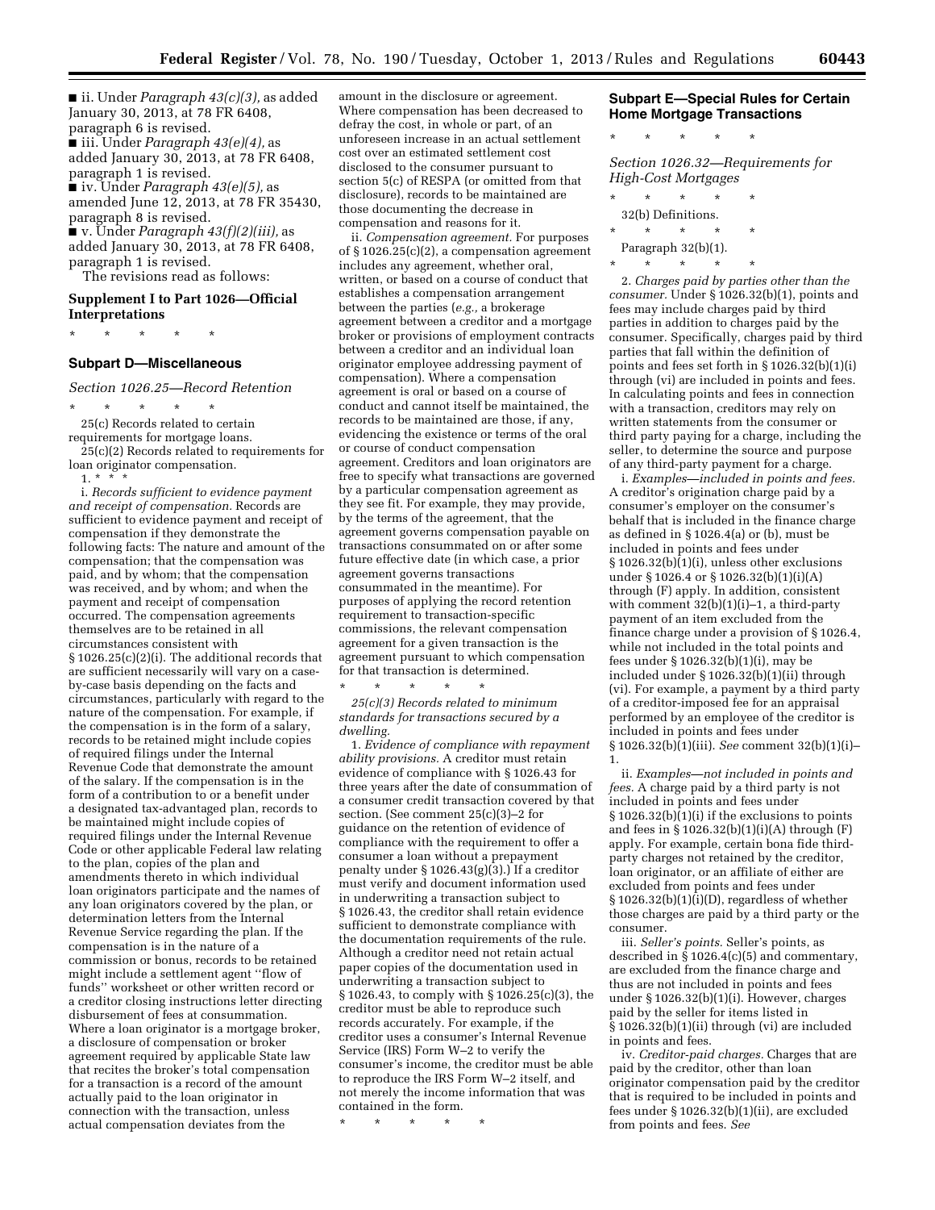■ ii. Under *Paragraph 43(c)(3),* as added January 30, 2013, at 78 FR 6408, paragraph 6 is revised.

■ iii. Under *Paragraph 43(e)(4),* as added January 30, 2013, at 78 FR 6408, paragraph 1 is revised.

■ iv. Under *Paragraph 43(e)(5),* as amended June 12, 2013, at 78 FR 35430, paragraph 8 is revised.

■ v. Under *Paragraph 43(f)(2)(iii),* as added January 30, 2013, at 78 FR 6408, paragraph 1 is revised.

The revisions read as follows:

## Supplement I to Part 1026—Official Interpretations

\* \* \* \* \*

### Subpart D—Miscellaneous

*Section 1026.25—Record Retention*

\* \* \* \* \*

25(c) Records related to certain requirements for mortgage loans.

25(c)(2) Records related to requirements for loan originator compensation.

1. \* \* \*

i. *Records sufficient to evidence payment and receipt of compensation.* Records are sufficient to evidence payment and receipt of compensation if they demonstrate the following facts: The nature and amount of the compensation; that the compensation was paid, and by whom; that the compensation was received, and by whom; and when the payment and receipt of compensation occurred. The compensation agreements themselves are to be retained in all circumstances consistent with § 1026.25(c)(2)(i). The additional records that are sufficient necessarily will vary on a case-by-case basis depending on the facts and circumstances, particularly with regard to the nature of the compensation. For example, if the compensation is in the form of a salary, records to be retained might include copies of required filings under the Internal Revenue Code that demonstrate the amount of the salary. If the compensation is in the form of a contribution to or a benefit under a designated tax-advantaged plan, records to be maintained might include copies of required filings under the Internal Revenue Code or other applicable Federal law relating to the plan, copies of the plan and amendments thereto in which individual loan originators participate and the names of any loan originators covered by the plan, or determination letters from the Internal Revenue Service regarding the plan. If the compensation is in the nature of a commission or bonus, records to be retained might include a settlement agent "flow of funds" worksheet or other written record or a creditor closing instructions letter directing disbursement of fees at consummation. Where a loan originator is a mortgage broker, a disclosure of compensation or broker agreement required by applicable State law that recites the broker's total compensation for a transaction is a record of the amount actually paid to the loan originator in connection with the transaction, unless actual compensation deviates from the amount in the disclosure or agreement. Where compensation has been decreased to defray the cost, in whole or part, of an unforeseen increase in an actual settlement cost over an estimated settlement cost disclosed to the consumer pursuant to section 5(c) of RESPA (or omitted from that disclosure), records to be maintained are those documenting the decrease in compensation and reasons for it.

ii. *Compensation agreement.* For purposes of § 1026.25(c)(2), a compensation agreement includes any agreement, whether oral, written, or based on a course of conduct that establishes a compensation arrangement between the parties (*e.g.,* a brokerage agreement between a creditor and a mortgage broker or provisions of employment contracts between a creditor and an individual loan originator employee addressing payment of compensation). Where a compensation agreement is oral or based on a course of conduct and cannot itself be maintained, the records to be maintained are those, if any, evidencing the existence or terms of the oral or course of conduct compensation agreement. Creditors and loan originators are free to specify what transactions are governed by a particular compensation agreement as they see fit. For example, they may provide, by the terms of the agreement, that the agreement governs compensation payable on transactions consummated on or after some future effective date (in which case, a prior agreement governs transactions consummated in the meantime). For purposes of applying the record retention requirement to transaction-specific commissions, the relevant compensation agreement for a given transaction is the agreement pursuant to which compensation for that transaction is determined.

\* \* \* \* \*

*25(c)(3) Records related to minimum standards for transactions secured by a dwelling.*

1. *Evidence of compliance with repayment ability provisions.* A creditor must retain evidence of compliance with § 1026.43 for three years after the date of consummation of a consumer credit transaction covered by that section. (See comment 25(c)(3)–2 for guidance on the retention of evidence of compliance with the requirement to offer a consumer a loan without a prepayment penalty under § 1026.43(g)(3).) If a creditor must verify and document information used in underwriting a transaction subject to § 1026.43, the creditor shall retain evidence sufficient to demonstrate compliance with the documentation requirements of the rule. Although a creditor need not retain actual paper copies of the documentation used in underwriting a transaction subject to § 1026.43, to comply with § 1026.25(c)(3), the creditor must be able to reproduce such records accurately. For example, if the creditor uses a consumer's Internal Revenue Service (IRS) Form W–2 to verify the consumer's income, the creditor must be able to reproduce the IRS Form W–2 itself, and not merely the income information that was contained in the form.

\* \* \* \* \*

### Subpart E—Special Rules for Certain Home Mortgage Transactions

\* \* \* \* \*

*Section 1026.32—Requirements for High-Cost Mortgages*

\* \* \* \* \*

32(b) Definitions.

\* \* \* \* \*

Paragraph 32(b)(1).

\* \* \* \* \*

2. *Charges paid by parties other than the consumer.* Under § 1026.32(b)(1), points and fees may include charges paid by third parties in addition to charges paid by the consumer. Specifically, charges paid by third parties that fall within the definition of points and fees set forth in § 1026.32(b)(1)(i) through (vi) are included in points and fees. In calculating points and fees in connection with a transaction, creditors may rely on written statements from the consumer or third party paying for a charge, including the seller, to determine the source and purpose of any third-party payment for a charge.

i. *Examples—included in points and fees.* A creditor's origination charge paid by a consumer's employer on the consumer's behalf that is included in the finance charge as defined in § 1026.4(a) or (b), must be included in points and fees under § 1026.32(b)(1)(i), unless other exclusions under § 1026.4 or § 1026.32(b)(1)(i)(A) through (F) apply. In addition, consistent with comment 32(b)(1)(i)–1, a third-party payment of an item excluded from the finance charge under a provision of § 1026.4, while not included in the total points and fees under § 1026.32(b)(1)(i), may be included under § 1026.32(b)(1)(ii) through (vi). For example, a payment by a third party of a creditor-imposed fee for an appraisal performed by an employee of the creditor is included in points and fees under § 1026.32(b)(1)(iii). *See* comment 32(b)(1)(i)–1.

ii. *Examples—not included in points and fees.* A charge paid by a third party is not included in points and fees under § 1026.32(b)(1)(i) if the exclusions to points and fees in § 1026.32(b)(1)(i)(A) through (F) apply. For example, certain bona fide third-party charges not retained by the creditor, loan originator, or an affiliate of either are excluded from points and fees under § 1026.32(b)(1)(i)(D), regardless of whether those charges are paid by a third party or the consumer.

iii. *Seller's points.* Seller's points, as described in § 1026.4(c)(5) and commentary, are excluded from the finance charge and thus are not included in points and fees under § 1026.32(b)(1)(i). However, charges paid by the seller for items listed in § 1026.32(b)(1)(ii) through (vi) are included in points and fees.

iv. *Creditor-paid charges.* Charges that are paid by the creditor, other than loan originator compensation paid by the creditor that is required to be included in points and fees under § 1026.32(b)(1)(ii), are excluded from points and fees. *See*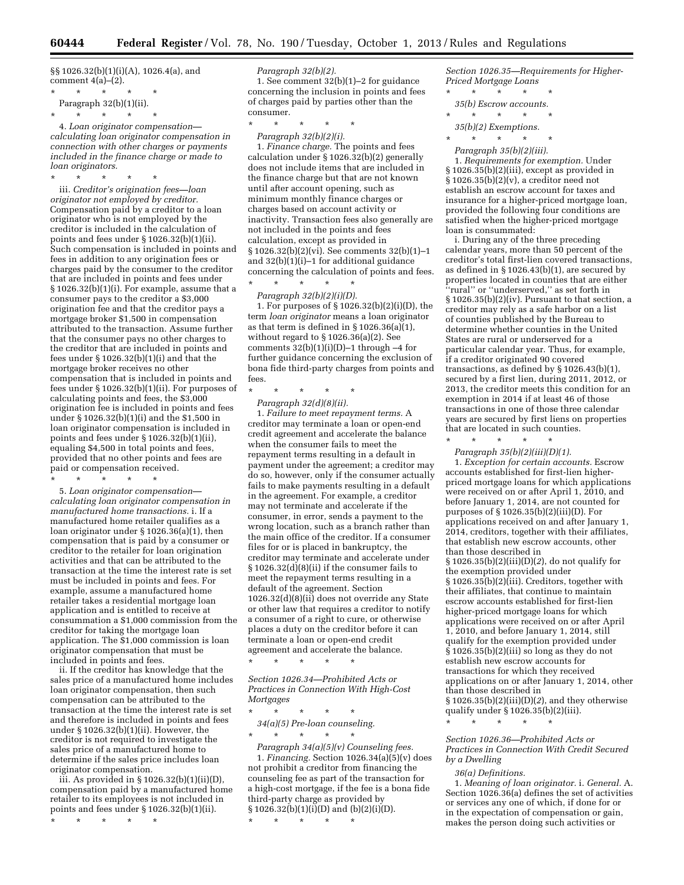§§ 1026.32(b)(1)(i)(A), 1026.4(a), and comment 4(a)–(2).

\* \* \* \* \*

Paragraph 32(b)(1)(ii).

\* \* \* \* \*

4. *Loan originator compensation—calculating loan originator compensation in connection with other charges or payments included in the finance charge or made to loan originators.*

\* \* \* \* \*

iii. *Creditor's origination fees—loan originator not employed by creditor.* Compensation paid by a creditor to a loan originator who is not employed by the creditor is included in the calculation of points and fees under § 1026.32(b)(1)(ii). Such compensation is included in points and fees in addition to any origination fees or charges paid by the consumer to the creditor that are included in points and fees under § 1026.32(b)(1)(i). For example, assume that a consumer pays to the creditor a $3,000 origination fee and that the creditor pays a mortgage broker $1,500 in compensation attributed to the transaction. Assume further that the consumer pays no other charges to the creditor that are included in points and fees under § 1026.32(b)(1)(i) and that the mortgage broker receives no other compensation that is included in points and fees under § 1026.32(b)(1)(ii). For purposes of calculating points and fees, the $3,000 origination fee is included in points and fees under § 1026.32(b)(1)(i) and the $1,500 in loan originator compensation is included in points and fees under § 1026.32(b)(1)(ii), equaling $4,500 in total points and fees, provided that no other points and fees are paid or compensation received.

\* \* \* \* \*

5. *Loan originator compensation—calculating loan originator compensation in manufactured home transactions.* i. If a manufactured home retailer qualifies as a loan originator under § 1026.36(a)(1), then compensation that is paid by a consumer or creditor to the retailer for loan origination activities and that can be attributed to the transaction at the time the interest rate is set must be included in points and fees. For example, assume a manufactured home retailer takes a residential mortgage loan application and is entitled to receive at consummation a $1,000 commission from the creditor for taking the mortgage loan application. The $1,000 commission is loan originator compensation that must be included in points and fees.

ii. If the creditor has knowledge that the sales price of a manufactured home includes loan originator compensation, then such compensation can be attributed to the transaction at the time the interest rate is set and therefore is included in points and fees under § 1026.32(b)(1)(ii). However, the creditor is not required to investigate the sales price of a manufactured home to determine if the sales price includes loan originator compensation.

iii. As provided in § 1026.32(b)(1)(ii)(D), compensation paid by a manufactured home retailer to its employees is not included in points and fees under § 1026.32(b)(1)(ii).

\* \* \* \* \*

*Paragraph 32(b)(2).*

1. See comment 32(b)(1)–2 for guidance concerning the inclusion in points and fees of charges paid by parties other than the consumer.

\* \* \* \* \*

*Paragraph 32(b)(2)(i).*

1. *Finance charge.* The points and fees calculation under § 1026.32(b)(2) generally does not include items that are included in the finance charge but that are not known until after account opening, such as minimum monthly finance charges or charges based on account activity or inactivity. Transaction fees also generally are not included in the points and fees calculation, except as provided in § 1026.32(b)(2)(vi). See comments 32(b)(1)–1 and 32(b)(1)(i)–1 for additional guidance concerning the calculation of points and fees.

\* \* \* \* \*

*Paragraph 32(b)(2)(i)(D).*

1. For purposes of § 1026.32(b)(2)(i)(D), the term *loan originator* means a loan originator as that term is defined in § 1026.36(a)(1), without regard to § 1026.36(a)(2). See comments 32(b)(1)(i)(D)–1 through –4 for further guidance concerning the exclusion of bona fide third-party charges from points and fees.

\* \* \* \* \*

*Paragraph 32(d)(8)(ii).*

1. *Failure to meet repayment terms.* A creditor may terminate a loan or open-end credit agreement and accelerate the balance when the consumer fails to meet the repayment terms resulting in a default in payment under the agreement; a creditor may do so, however, only if the consumer actually fails to make payments resulting in a default in the agreement. For example, a creditor may not terminate and accelerate if the consumer, in error, sends a payment to the wrong location, such as a branch rather than the main office of the creditor. If a consumer files for or is placed in bankruptcy, the creditor may terminate and accelerate under § 1026.32(d)(8)(ii) if the consumer fails to meet the repayment terms resulting in a default of the agreement. Section 1026.32(d)(8)(ii) does not override any State or other law that requires a creditor to notify a consumer of a right to cure, or otherwise places a duty on the creditor before it can terminate a loan or open-end credit agreement and accelerate the balance.

\* \* \* \* \*

*Section 1026.34—Prohibited Acts or Practices in Connection With High-Cost Mortgages*

\* \* \* \* \*

*34(a)(5) Pre-loan counseling.*

\* \* \* \* \*

*Paragraph 34(a)(5)(v) Counseling fees.*

1. *Financing.* Section 1026.34(a)(5)(v) does not prohibit a creditor from financing the counseling fee as part of the transaction for a high-cost mortgage, if the fee is a bona fide third-party charge as provided by § 1026.32(b)(1)(i)(D) and (b)(2)(i)(D).

\* \* \* \* \*

*Section 1026.35—Requirements for Higher-Priced Mortgage Loans*

\* \* \* \* \*

*35(b) Escrow accounts.*

\* \* \* \* \*

*35(b)(2) Exemptions.*

\* \* \* \* \*

*Paragraph 35(b)(2)(iii).*

1. *Requirements for exemption.* Under § 1026.35(b)(2)(iii), except as provided in § 1026.35(b)(2)(v), a creditor need not establish an escrow account for taxes and insurance for a higher-priced mortgage loan, provided the following four conditions are satisfied when the higher-priced mortgage loan is consummated:

i. During any of the three preceding calendar years, more than 50 percent of the creditor's total first-lien covered transactions, as defined in § 1026.43(b)(1), are secured by properties located in counties that are either ''rural'' or ''underserved,'' as set forth in § 1026.35(b)(2)(iv). Pursuant to that section, a creditor may rely as a safe harbor on a list of counties published by the Bureau to determine whether counties in the United States are rural or underserved for a particular calendar year. Thus, for example, if a creditor originated 90 covered transactions, as defined by § 1026.43(b)(1), secured by a first lien, during 2011, 2012, or 2013, the creditor meets this condition for an exemption in 2014 if at least 46 of those transactions in one of those three calendar years are secured by first liens on properties that are located in such counties.

\* \* \* \* \*

*Paragraph 35(b)(2)(iii)(D)(1).*

1. *Exception for certain accounts.* Escrow accounts established for first-lien higher-priced mortgage loans for which applications were received on or after April 1, 2010, and before January 1, 2014, are not counted for purposes of § 1026.35(b)(2)(iii)(D). For applications received on and after January 1, 2014, creditors, together with their affiliates, that establish new escrow accounts, other than those described in § 1026.35(b)(2)(iii)(D)(*2*), do not qualify for the exemption provided under § 1026.35(b)(2)(iii). Creditors, together with their affiliates, that continue to maintain escrow accounts established for first-lien higher-priced mortgage loans for which applications were received on or after April 1, 2010, and before January 1, 2014, still qualify for the exemption provided under § 1026.35(b)(2)(iii) so long as they do not establish new escrow accounts for transactions for which they received applications on or after January 1, 2014, other than those described in § 1026.35(b)(2)(iii)(D)(*2*), and they otherwise qualify under § 1026.35(b)(2)(iii).

\* \* \* \* \*

*Section 1026.36—Prohibited Acts or Practices in Connection With Credit Secured by a Dwelling*

*36(a) Definitions.*

1. *Meaning of loan originator.* i. *General.* A. Section 1026.36(a) defines the set of activities or services any one of which, if done for or in the expectation of compensation or gain, makes the person doing such activities or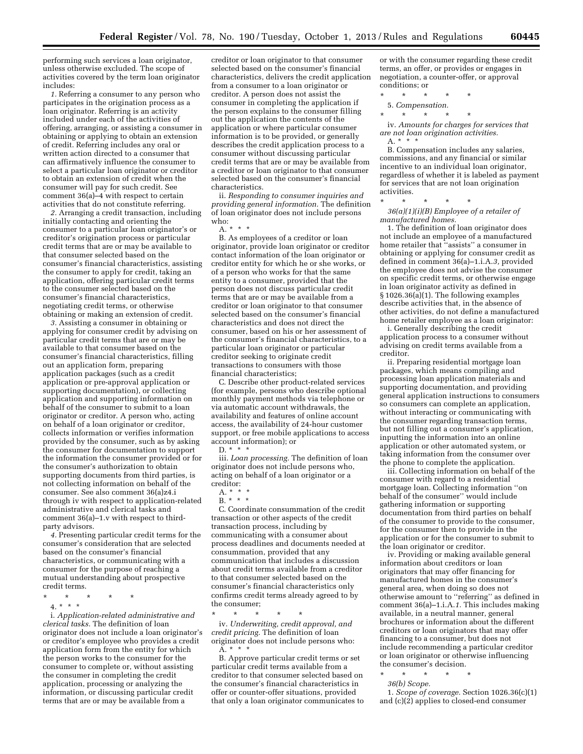performing such services a loan originator, unless otherwise excluded. The scope of activities covered by the term loan originator includes:

*1.* Referring a consumer to any person who participates in the origination process as a loan originator. Referring is an activity included under each of the activities of offering, arranging, or assisting a consumer in obtaining or applying to obtain an extension of credit. Referring includes any oral or written action directed to a consumer that can affirmatively influence the consumer to select a particular loan originator or creditor to obtain an extension of credit when the consumer will pay for such credit. See comment 36(a)–4 with respect to certain activities that do not constitute referring.

*2.* Arranging a credit transaction, including initially contacting and orienting the consumer to a particular loan originator's or creditor's origination process or particular credit terms that are or may be available to that consumer selected based on the consumer's financial characteristics, assisting the consumer to apply for credit, taking an application, offering particular credit terms to the consumer selected based on the consumer's financial characteristics, negotiating credit terms, or otherwise obtaining or making an extension of credit.

*3.* Assisting a consumer in obtaining or applying for consumer credit by advising on particular credit terms that are or may be available to that consumer based on the consumer's financial characteristics, filling out an application form, preparing application packages (such as a credit application or pre-approval application or supporting documentation), or collecting application and supporting information on behalf of the consumer to submit to a loan originator or creditor. A person who, acting on behalf of a loan originator or creditor, collects information or verifies information provided by the consumer, such as by asking the consumer for documentation to support the information the consumer provided or for the consumer's authorization to obtain supporting documents from third parties, is not collecting information on behalf of the consumer. See also comment 36(a)z4.i through iv with respect to application-related administrative and clerical tasks and comment 36(a)–1.v with respect to third-party advisors.

*4.* Presenting particular credit terms for the consumer's consideration that are selected based on the consumer's financial characteristics, or communicating with a consumer for the purpose of reaching a mutual understanding about prospective credit terms.

\* \* \* \* \*

4. \* \* \*

i. *Application-related administrative and clerical tasks.* The definition of loan originator does not include a loan originator's or creditor's employee who provides a credit application form from the entity for which the person works to the consumer for the consumer to complete or, without assisting the consumer in completing the credit application, processing or analyzing the information, or discussing particular credit terms that are or may be available from a creditor or loan originator to that consumer selected based on the consumer's financial characteristics, delivers the credit application from a consumer to a loan originator or creditor. A person does not assist the consumer in completing the application if the person explains to the consumer filling out the application the contents of the application or where particular consumer information is to be provided, or generally describes the credit application process to a consumer without discussing particular credit terms that are or may be available from a creditor or loan originator to that consumer selected based on the consumer's financial characteristics.

ii. *Responding to consumer inquiries and providing general information.* The definition of loan originator does not include persons who:

A. \* \* \*

B. As employees of a creditor or loan originator, provide loan originator or creditor contact information of the loan originator or creditor entity for which he or she works, or of a person who works for that the same entity to a consumer, provided that the person does not discuss particular credit terms that are or may be available from a creditor or loan originator to that consumer selected based on the consumer's financial characteristics and does not direct the consumer, based on his or her assessment of the consumer's financial characteristics, to a particular loan originator or particular creditor seeking to originate credit transactions to consumers with those financial characteristics;

C. Describe other product-related services (for example, persons who describe optional monthly payment methods via telephone or via automatic account withdrawals, the availability and features of online account access, the availability of 24-hour customer support, or free mobile applications to access account information); or

D. \* \* \*

iii. *Loan processing.* The definition of loan originator does not include persons who, acting on behalf of a loan originator or a creditor:

A. \* \* \*

B. \* \* \*

C. Coordinate consummation of the credit transaction or other aspects of the credit transaction process, including by communicating with a consumer about process deadlines and documents needed at consummation, provided that any communication that includes a discussion about credit terms available from a creditor to that consumer selected based on the consumer's financial characteristics only confirms credit terms already agreed to by the consumer;

\* \* \* \* \*

iv. *Underwriting, credit approval, and credit pricing.* The definition of loan originator does not include persons who:

A. \* \* \*

B. Approve particular credit terms or set particular credit terms available from a creditor to that consumer selected based on the consumer's financial characteristics in offer or counter-offer situations, provided that only a loan originator communicates to or with the consumer regarding these credit terms, an offer, or provides or engages in negotiation, a counter-offer, or approval conditions; or

\* \* \* \* \*

5. *Compensation.*

\* \* \* \* \*

iv. *Amounts for charges for services that are not loan origination activities.*

A. \* \* \*

B. Compensation includes any salaries, commissions, and any financial or similar incentive to an individual loan originator, regardless of whether it is labeled as payment for services that are not loan origination activities.

\* \* \* \* \*

*36(a)(1)(i)(B) Employee of a retailer of manufactured homes.*

1. The definition of loan originator does not include an employee of a manufactured home retailer that ''assists'' a consumer in obtaining or applying for consumer credit as defined in comment 36(a)–1.i.A.*3,* provided the employee does not advise the consumer on specific credit terms, or otherwise engage in loan originator activity as defined in § 1026.36(a)(1). The following examples describe activities that, in the absence of other activities, do not define a manufactured home retailer employee as a loan originator:

i. Generally describing the credit application process to a consumer without advising on credit terms available from a creditor.

ii. Preparing residential mortgage loan packages, which means compiling and processing loan application materials and supporting documentation, and providing general application instructions to consumers so consumers can complete an application, without interacting or communicating with the consumer regarding transaction terms, but not filling out a consumer's application, inputting the information into an online application or other automated system, or taking information from the consumer over the phone to complete the application.

iii. Collecting information on behalf of the consumer with regard to a residential mortgage loan. Collecting information ''on behalf of the consumer'' would include gathering information or supporting documentation from third parties on behalf of the consumer to provide to the consumer, for the consumer then to provide in the application or for the consumer to submit to the loan originator or creditor.

iv. Providing or making available general information about creditors or loan originators that may offer financing for manufactured homes in the consumer's general area, when doing so does not otherwise amount to ''referring'' as defined in comment 36(a)–1.i.A.*1.* This includes making available, in a neutral manner, general brochures or information about the different creditors or loan originators that may offer financing to a consumer, but does not include recommending a particular creditor or loan originator or otherwise influencing the consumer's decision.

\* \* \* \* \*

*36(b) Scope.*

1. *Scope of coverage.* Section 1026.36(c)(1) and (c)(2) applies to closed-end consumer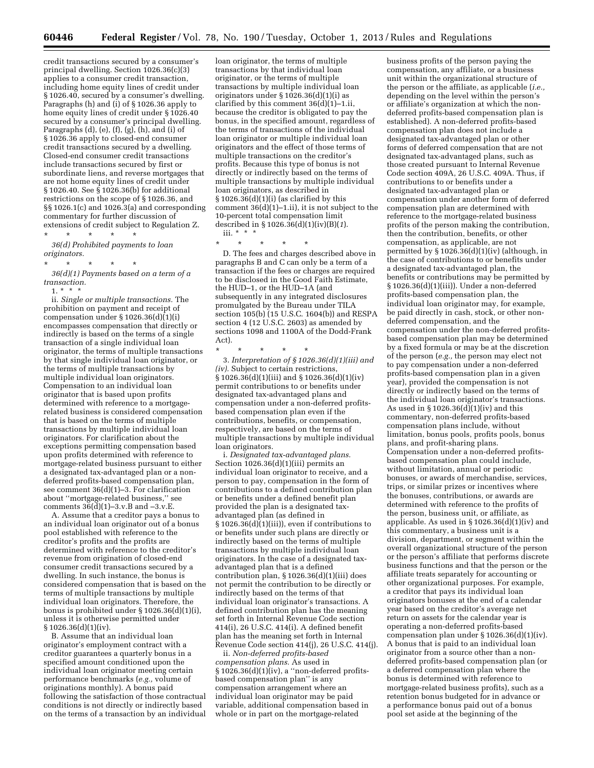credit transactions secured by a consumer's principal dwelling. Section 1026.36(c)(3) applies to a consumer credit transaction, including home equity lines of credit under § 1026.40, secured by a consumer's dwelling. Paragraphs (h) and (i) of § 1026.36 apply to home equity lines of credit under § 1026.40 secured by a consumer's principal dwelling. Paragraphs (d), (e), (f), (g), (h), and (i) of § 1026.36 apply to closed-end consumer credit transactions secured by a dwelling. Closed-end consumer credit transactions include transactions secured by first or subordinate liens, and reverse mortgages that are not home equity lines of credit under § 1026.40. See § 1026.36(b) for additional restrictions on the scope of § 1026.36, and §§ 1026.1(c) and 1026.3(a) and corresponding commentary for further discussion of extensions of credit subject to Regulation Z.

\* \* \* \* \*

*36(d) Prohibited payments to loan originators.*

\* \* \* \* \*

*36(d)(1) Payments based on a term of a transaction.*

1. \* \* \*

ii. *Single or multiple transactions.* The prohibition on payment and receipt of compensation under § 1026.36(d)(1)(i) encompasses compensation that directly or indirectly is based on the terms of a single transaction of a single individual loan originator, the terms of multiple transactions by that single individual loan originator, or the terms of multiple transactions by multiple individual loan originators. Compensation to an individual loan originator that is based upon profits determined with reference to a mortgage-related business is considered compensation that is based on the terms of multiple transactions by multiple individual loan originators. For clarification about the exceptions permitting compensation based upon profits determined with reference to mortgage-related business pursuant to either a designated tax-advantaged plan or a non-deferred profits-based compensation plan, see comment 36(d)(1)–3. For clarification about "mortgage-related business," see comments 36(d)(1)–3.v.B and –3.v.E.

A. Assume that a creditor pays a bonus to an individual loan originator out of a bonus pool established with reference to the creditor's profits and the profits are determined with reference to the creditor's revenue from origination of closed-end consumer credit transactions secured by a dwelling. In such instance, the bonus is considered compensation that is based on the terms of multiple transactions by multiple individual loan originators. Therefore, the bonus is prohibited under § 1026.36(d)(1)(i), unless it is otherwise permitted under § 1026.36(d)(1)(iv).

B. Assume that an individual loan originator's employment contract with a creditor guarantees a quarterly bonus in a specified amount conditioned upon the individual loan originator meeting certain performance benchmarks (*e.g.,* volume of originations monthly). A bonus paid following the satisfaction of those contractual conditions is not directly or indirectly based on the terms of a transaction by an individual loan originator, the terms of multiple transactions by that individual loan originator, or the terms of multiple transactions by multiple individual loan originators under § 1026.36(d)(1)(i) as clarified by this comment 36(d)(1)–1.ii, because the creditor is obligated to pay the bonus, in the specified amount, regardless of the terms of transactions of the individual loan originator or multiple individual loan originators and the effect of those terms of multiple transactions on the creditor's profits. Because this type of bonus is not directly or indirectly based on the terms of multiple transactions by multiple individual loan originators, as described in § 1026.36(d)(1)(i) (as clarified by this comment 36(d)(1)–1.ii), it is not subject to the 10-percent total compensation limit described in § 1026.36(d)(1)(iv)(B)(*1*).

iii. \* \* \*

\* \* \* \* \*

D. The fees and charges described above in paragraphs B and C can only be a term of a transaction if the fees or charges are required to be disclosed in the Good Faith Estimate, the HUD–1, or the HUD–1A (and subsequently in any integrated disclosures promulgated by the Bureau under TILA section 105(b) (15 U.S.C. 1604(b)) and RESPA section 4 (12 U.S.C. 2603) as amended by sections 1098 and 1100A of the Dodd-Frank Act).

\* \* \* \* \*

3. *Interpretation of § 1026.36(d)(1)(iii) and (iv).* Subject to certain restrictions, § 1026.36(d)(1)(iii) and § 1026.36(d)(1)(iv) permit contributions to or benefits under designated tax-advantaged plans and compensation under a non-deferred profits-based compensation plan even if the contributions, benefits, or compensation, respectively, are based on the terms of multiple transactions by multiple individual loan originators.

i. *Designated tax-advantaged plans.* Section 1026.36(d)(1)(iii) permits an individual loan originator to receive, and a person to pay, compensation in the form of contributions to a defined contribution plan or benefits under a defined benefit plan provided the plan is a designated tax-advantaged plan (as defined in § 1026.36(d)(1)(iii)), even if contributions to or benefits under such plans are directly or indirectly based on the terms of multiple transactions by multiple individual loan originators. In the case of a designated tax-advantaged plan that is a defined contribution plan, § 1026.36(d)(1)(iii) does not permit the contribution to be directly or indirectly based on the terms of that individual loan originator's transactions. A defined contribution plan has the meaning set forth in Internal Revenue Code section 414(i), 26 U.S.C. 414(i). A defined benefit plan has the meaning set forth in Internal Revenue Code section 414(j), 26 U.S.C. 414(j).

ii. *Non-deferred profits-based compensation plans.* As used in § 1026.36(d)(1)(iv), a "non-deferred profits-based compensation plan" is any compensation arrangement where an individual loan originator may be paid variable, additional compensation based in whole or in part on the mortgage-related business profits of the person paying the compensation, any affiliate, or a business unit within the organizational structure of the person or the affiliate, as applicable (*i.e.,* depending on the level within the person's or affiliate's organization at which the non-deferred profits-based compensation plan is established). A non-deferred profits-based compensation plan does not include a designated tax-advantaged plan or other forms of deferred compensation that are not designated tax-advantaged plans, such as those created pursuant to Internal Revenue Code section 409A, 26 U.S.C. 409A. Thus, if contributions to or benefits under a designated tax-advantaged plan or compensation under another form of deferred compensation plan are determined with reference to the mortgage-related business profits of the person making the contribution, then the contribution, benefits, or other compensation, as applicable, are not permitted by § 1026.36(d)(1)(iv) (although, in the case of contributions to or benefits under a designated tax-advantaged plan, the benefits or contributions may be permitted by § 1026.36(d)(1)(iii)). Under a non-deferred profits-based compensation plan, the individual loan originator may, for example, be paid directly in cash, stock, or other non-deferred compensation, and the compensation under the non-deferred profits-based compensation plan may be determined by a fixed formula or may be at the discretion of the person (*e.g.,* the person may elect not to pay compensation under a non-deferred profits-based compensation plan in a given year), provided the compensation is not directly or indirectly based on the terms of the individual loan originator's transactions. As used in § 1026.36(d)(1)(iv) and this commentary, non-deferred profits-based compensation plans include, without limitation, bonus pools, profits pools, bonus plans, and profit-sharing plans. Compensation under a non-deferred profits-based compensation plan could include, without limitation, annual or periodic bonuses, or awards of merchandise, services, trips, or similar prizes or incentives where the bonuses, contributions, or awards are determined with reference to the profits of the person, business unit, or affiliate, as applicable. As used in § 1026.36(d)(1)(iv) and this commentary, a business unit is a division, department, or segment within the overall organizational structure of the person or the person's affiliate that performs discrete business functions and that the person or the affiliate treats separately for accounting or other organizational purposes. For example, a creditor that pays its individual loan originators bonuses at the end of a calendar year based on the creditor's average net return on assets for the calendar year is operating a non-deferred profits-based compensation plan under § 1026.36(d)(1)(iv). A bonus that is paid to an individual loan originator from a source other than a non-deferred profits-based compensation plan (or a deferred compensation plan where the bonus is determined with reference to mortgage-related business profits), such as a retention bonus budgeted for in advance or a performance bonus paid out of a bonus pool set aside at the beginning of the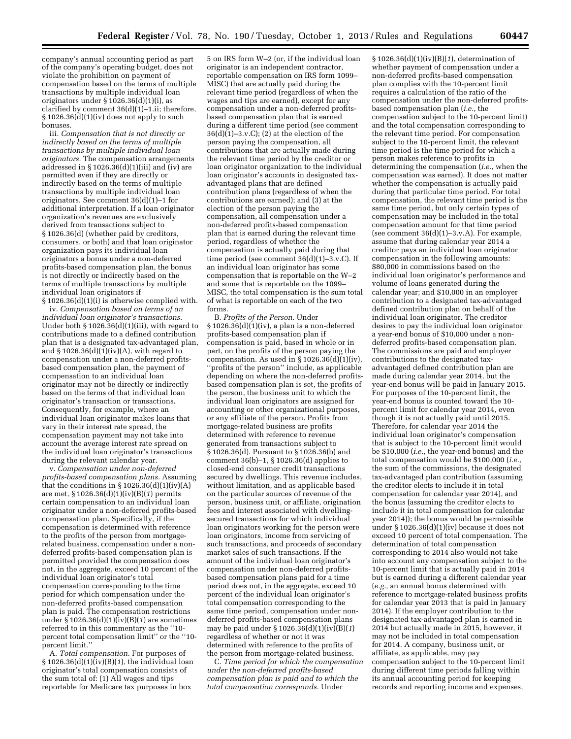company's annual accounting period as part of the company's operating budget, does not violate the prohibition on payment of compensation based on the terms of multiple transactions by multiple individual loan originators under § 1026.36(d)(1)(i), as clarified by comment 36(d)(1)–1.ii; therefore, § 1026.36(d)(1)(iv) does not apply to such bonuses.

iii. *Compensation that is not directly or indirectly based on the terms of multiple transactions by multiple individual loan originators.* The compensation arrangements addressed in § 1026.36(d)(1)(iii) and (iv) are permitted even if they are directly or indirectly based on the terms of multiple transactions by multiple individual loan originators. See comment 36(d)(1)–1 for additional interpretation. If a loan originator organization's revenues are exclusively derived from transactions subject to § 1026.36(d) (whether paid by creditors, consumers, or both) and that loan originator organization pays its individual loan originators a bonus under a non-deferred profits-based compensation plan, the bonus is not directly or indirectly based on the terms of multiple transactions by multiple individual loan originators if § 1026.36(d)(1)(i) is otherwise complied with.

iv. *Compensation based on terms of an individual loan originator's transactions.* Under both § 1026.36(d)(1)(iii), with regard to contributions made to a defined contribution plan that is a designated tax-advantaged plan, and § 1026.36(d)(1)(iv)(A), with regard to compensation under a non-deferred profits-based compensation plan, the payment of compensation to an individual loan originator may not be directly or indirectly based on the terms of that individual loan originator's transaction or transactions. Consequently, for example, where an individual loan originator makes loans that vary in their interest rate spread, the compensation payment may not take into account the average interest rate spread on the individual loan originator's transactions during the relevant calendar year.

v. *Compensation under non-deferred profits-based compensation plans.* Assuming that the conditions in § 1026.36(d)(1)(iv)(A) are met, § 1026.36(d)(1)(iv)(B)(*1*) permits certain compensation to an individual loan originator under a non-deferred profits-based compensation plan. Specifically, if the compensation is determined with reference to the profits of the person from mortgage-related business, compensation under a non-deferred profits-based compensation plan is permitted provided the compensation does not, in the aggregate, exceed 10 percent of the individual loan originator's total compensation corresponding to the time period for which compensation under the non-deferred profits-based compensation plan is paid. The compensation restrictions under § 1026.36(d)(1)(iv)(B)(*1*) are sometimes referred to in this commentary as the "10-percent total compensation limit" or the "10-percent limit."

A. *Total compensation.* For purposes of § 1026.36(d)(1)(iv)(B)(*1*), the individual loan originator's total compensation consists of the sum total of: (1) All wages and tips reportable for Medicare tax purposes in box 5 on IRS form W–2 (or, if the individual loan originator is an independent contractor, reportable compensation on IRS form 1099–MISC) that are actually paid during the relevant time period (regardless of when the wages and tips are earned), except for any compensation under a non-deferred profits-based compensation plan that is earned during a different time period (see comment 36(d)(1)–3.v.C); (2) at the election of the person paying the compensation, all contributions that are actually made during the relevant time period by the creditor or loan originator organization to the individual loan originator's accounts in designated tax-advantaged plans that are defined contribution plans (regardless of when the contributions are earned); and (3) at the election of the person paying the compensation, all compensation under a non-deferred profits-based compensation plan that is earned during the relevant time period, regardless of whether the compensation is actually paid during that time period (see comment 36(d)(1)–3.v.C). If an individual loan originator has some compensation that is reportable on the W–2 and some that is reportable on the 1099–MISC, the total compensation is the sum total of what is reportable on each of the two forms.

B. *Profits of the Person.* Under § 1026.36(d)(1)(iv), a plan is a non-deferred profits-based compensation plan if compensation is paid, based in whole or in part, on the profits of the person paying the compensation. As used in § 1026.36(d)(1)(iv), "profits of the person" include, as applicable depending on where the non-deferred profits-based compensation plan is set, the profits of the person, the business unit to which the individual loan originators are assigned for accounting or other organizational purposes, or any affiliate of the person. Profits from mortgage-related business are profits determined with reference to revenue generated from transactions subject to § 1026.36(d). Pursuant to § 1026.36(b) and comment 36(b)–1, § 1026.36(d) applies to closed-end consumer credit transactions secured by dwellings. This revenue includes, without limitation, and as applicable based on the particular sources of revenue of the person, business unit, or affiliate, origination fees and interest associated with dwelling-secured transactions for which individual loan originators working for the person were loan originators, income from servicing of such transactions, and proceeds of secondary market sales of such transactions. If the amount of the individual loan originator's compensation under non-deferred profits-based compensation plans paid for a time period does not, in the aggregate, exceed 10 percent of the individual loan originator's total compensation corresponding to the same time period, compensation under non-deferred profits-based compensation plans may be paid under § 1026.36(d)(1)(iv)(B)(*1*) regardless of whether or not it was determined with reference to the profits of the person from mortgage-related business.

C. *Time period for which the compensation under the non-deferred profits-based compensation plan is paid and to which the total compensation corresponds.* Under § 1026.36(d)(1)(iv)(B)(*1*), determination of whether payment of compensation under a non-deferred profits-based compensation plan complies with the 10-percent limit requires a calculation of the ratio of the compensation under the non-deferred profits-based compensation plan (*i.e.,* the compensation subject to the 10-percent limit) and the total compensation corresponding to the relevant time period. For compensation subject to the 10-percent limit, the relevant time period is the time period for which a person makes reference to profits in determining the compensation (*i.e.,* when the compensation was earned). It does not matter whether the compensation is actually paid during that particular time period. For total compensation, the relevant time period is the same time period, but only certain types of compensation may be included in the total compensation amount for that time period (see comment 36(d)(1)–3.v.A). For example, assume that during calendar year 2014 a creditor pays an individual loan originator compensation in the following amounts: $80,000 in commissions based on the individual loan originator's performance and volume of loans generated during the calendar year; and $10,000 in an employer contribution to a designated tax-advantaged defined contribution plan on behalf of the individual loan originator. The creditor desires to pay the individual loan originator a year-end bonus of $10,000 under a non-deferred profits-based compensation plan. The commissions are paid and employer contributions to the designated tax-advantaged defined contribution plan are made during calendar year 2014, but the year-end bonus will be paid in January 2015. For purposes of the 10-percent limit, the year-end bonus is counted toward the 10-percent limit for calendar year 2014, even though it is not actually paid until 2015. Therefore, for calendar year 2014 the individual loan originator's compensation that is subject to the 10-percent limit would be $10,000 (*i.e.,* the year-end bonus) and the total compensation would be $100,000 (*i.e.,* the sum of the commissions, the designated tax-advantaged plan contribution (assuming the creditor elects to include it in total compensation for calendar year 2014), and the bonus (assuming the creditor elects to include it in total compensation for calendar year 2014)); the bonus would be permissible under § 1026.36(d)(1)(iv) because it does not exceed 10 percent of total compensation. The determination of total compensation corresponding to 2014 also would not take into account any compensation subject to the 10-percent limit that is actually paid in 2014 but is earned during a different calendar year (*e.g.,* an annual bonus determined with reference to mortgage-related business profits for calendar year 2013 that is paid in January 2014). If the employer contribution to the designated tax-advantaged plan is earned in 2014 but actually made in 2015, however, it may not be included in total compensation for 2014. A company, business unit, or affiliate, as applicable, may pay compensation subject to the 10-percent limit during different time periods falling within its annual accounting period for keeping records and reporting income and expenses,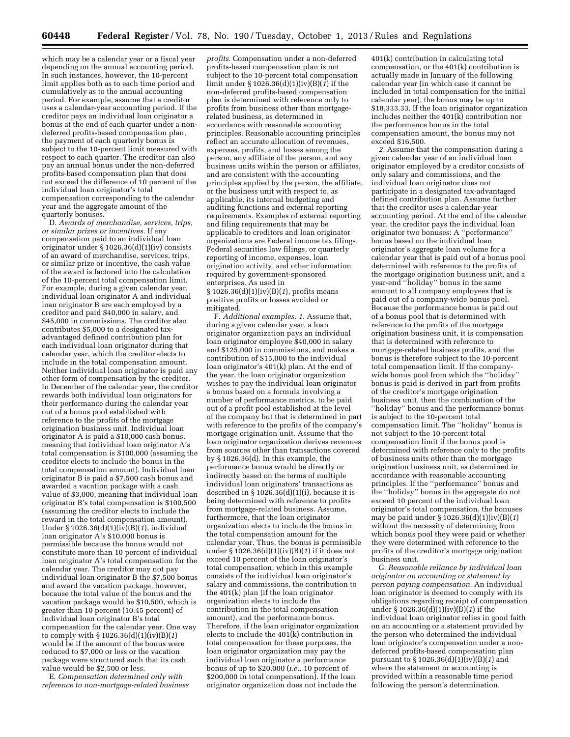which may be a calendar year or a fiscal year depending on the annual accounting period. In such instances, however, the 10-percent limit applies both as to each time period and cumulatively as to the annual accounting period. For example, assume that a creditor uses a calendar-year accounting period. If the creditor pays an individual loan originator a bonus at the end of each quarter under a non-deferred profits-based compensation plan, the payment of each quarterly bonus is subject to the 10-percent limit measured with respect to each quarter. The creditor can also pay an annual bonus under the non-deferred profits-based compensation plan that does not exceed the difference of 10 percent of the individual loan originator's total compensation corresponding to the calendar year and the aggregate amount of the quarterly bonuses.

D. *Awards of merchandise, services, trips, or similar prizes or incentives.* If any compensation paid to an individual loan originator under § 1026.36(d)(1)(iv) consists of an award of merchandise, services, trips, or similar prize or incentive, the cash value of the award is factored into the calculation of the 10-percent total compensation limit. For example, during a given calendar year, individual loan originator A and individual loan originator B are each employed by a creditor and paid $40,000 in salary, and $45,000 in commissions. The creditor also contributes $5,000 to a designated tax-advantaged defined contribution plan for each individual loan originator during that calendar year, which the creditor elects to include in the total compensation amount. Neither individual loan originator is paid any other form of compensation by the creditor. In December of the calendar year, the creditor rewards both individual loan originators for their performance during the calendar year out of a bonus pool established with reference to the profits of the mortgage origination business unit. Individual loan originator A is paid a $10,000 cash bonus, meaning that individual loan originator A's total compensation is $100,000 (assuming the creditor elects to include the bonus in the total compensation amount). Individual loan originator B is paid a $7,500 cash bonus and awarded a vacation package with a cash value of $3,000, meaning that individual loan originator B's total compensation is $100,500 (assuming the creditor elects to include the reward in the total compensation amount). Under § 1026.36(d)(1)(iv)(B)(*1*), individual loan originator A's $10,000 bonus is permissible because the bonus would not constitute more than 10 percent of individual loan originator A's total compensation for the calendar year. The creditor may not pay individual loan originator B the $7,500 bonus and award the vacation package, however, because the total value of the bonus and the vacation package would be $10,500, which is greater than 10 percent (10.45 percent) of individual loan originator B's total compensation for the calendar year. One way to comply with § 1026.36(d)(1)(iv)(B)(*1*) would be if the amount of the bonus were reduced to $7,000 or less or the vacation package were structured such that its cash value would be $2,500 or less.

E. *Compensation determined only with reference to non-mortgage-related business profits.* Compensation under a non-deferred profits-based compensation plan is not subject to the 10-percent total compensation limit under § 1026.36(d)(1)(iv)(B)(*1*) if the non-deferred profits-based compensation plan is determined with reference only to profits from business other than mortgage-related business, as determined in accordance with reasonable accounting principles. Reasonable accounting principles reflect an accurate allocation of revenues, expenses, profits, and losses among the person, any affiliate of the person, and any business units within the person or affiliates, and are consistent with the accounting principles applied by the person, the affiliate, or the business unit with respect to, as applicable, its internal budgeting and auditing functions and external reporting requirements. Examples of external reporting and filing requirements that may be applicable to creditors and loan originator organizations are Federal income tax filings, Federal securities law filings, or quarterly reporting of income, expenses, loan origination activity, and other information required by government-sponsored enterprises. As used in § 1026.36(d)(1)(iv)(B)(*1*), profits means positive profits or losses avoided or mitigated.

F. *Additional examples. 1.* Assume that, during a given calendar year, a loan originator organization pays an individual loan originator employee $40,000 in salary and $125,000 in commissions, and makes a contribution of $15,000 to the individual loan originator's 401(k) plan. At the end of the year, the loan originator organization wishes to pay the individual loan originator a bonus based on a formula involving a number of performance metrics, to be paid out of a profit pool established at the level of the company but that is determined in part with reference to the profits of the company's mortgage origination unit. Assume that the loan originator organization derives revenues from sources other than transactions covered by § 1026.36(d). In this example, the performance bonus would be directly or indirectly based on the terms of multiple individual loan originators' transactions as described in § 1026.36(d)(1)(i), because it is being determined with reference to profits from mortgage-related business. Assume, furthermore, that the loan originator organization elects to include the bonus in the total compensation amount for the calendar year. Thus, the bonus is permissible under § 1026.36(d)(1)(iv)(B)(*1*) if it does not exceed 10 percent of the loan originator's total compensation, which in this example consists of the individual loan originator's salary and commissions, the contribution to the 401(k) plan (if the loan originator organization elects to include the contribution in the total compensation amount), and the performance bonus. Therefore, if the loan originator organization elects to include the 401(k) contribution in total compensation for these purposes, the loan originator organization may pay the individual loan originator a performance bonus of up to $20,000 (*i.e.,* 10 percent of $200,000 in total compensation). If the loan originator organization does not include the 401(k) contribution in calculating total compensation, or the 401(k) contribution is actually made in January of the following calendar year (in which case it cannot be included in total compensation for the initial calendar year), the bonus may be up to $18,333.33. If the loan originator organization includes neither the 401(k) contribution nor the performance bonus in the total compensation amount, the bonus may not exceed $16,500.

*2.* Assume that the compensation during a given calendar year of an individual loan originator employed by a creditor consists of only salary and commissions, and the individual loan originator does not participate in a designated tax-advantaged defined contribution plan. Assume further that the creditor uses a calendar-year accounting period. At the end of the calendar year, the creditor pays the individual loan originator two bonuses: A "performance" bonus based on the individual loan originator's aggregate loan volume for a calendar year that is paid out of a bonus pool determined with reference to the profits of the mortgage origination business unit, and a year-end "holiday" bonus in the same amount to all company employees that is paid out of a company-wide bonus pool. Because the performance bonus is paid out of a bonus pool that is determined with reference to the profits of the mortgage origination business unit, it is compensation that is determined with reference to mortgage-related business profits, and the bonus is therefore subject to the 10-percent total compensation limit. If the company-wide bonus pool from which the "holiday" bonus is paid is derived in part from profits of the creditor's mortgage origination business unit, then the combination of the "holiday" bonus and the performance bonus is subject to the 10-percent total compensation limit. The "holiday" bonus is not subject to the 10-percent total compensation limit if the bonus pool is determined with reference only to the profits of business units other than the mortgage origination business unit, as determined in accordance with reasonable accounting principles. If the "performance" bonus and the "holiday" bonus in the aggregate do not exceed 10 percent of the individual loan originator's total compensation, the bonuses may be paid under § 1026.36(d)(1)(iv)(B)(*1*) without the necessity of determining from which bonus pool they were paid or whether they were determined with reference to the profits of the creditor's mortgage origination business unit.

G. *Reasonable reliance by individual loan originator on accounting or statement by person paying compensation.* An individual loan originator is deemed to comply with its obligations regarding receipt of compensation under § 1026.36(d)(1)(iv)(B)(*1*) if the individual loan originator relies in good faith on an accounting or a statement provided by the person who determined the individual loan originator's compensation under a non-deferred profits-based compensation plan pursuant to § 1026.36(d)(1)(iv)(B)(*1*) and where the statement or accounting is provided within a reasonable time period following the person's determination.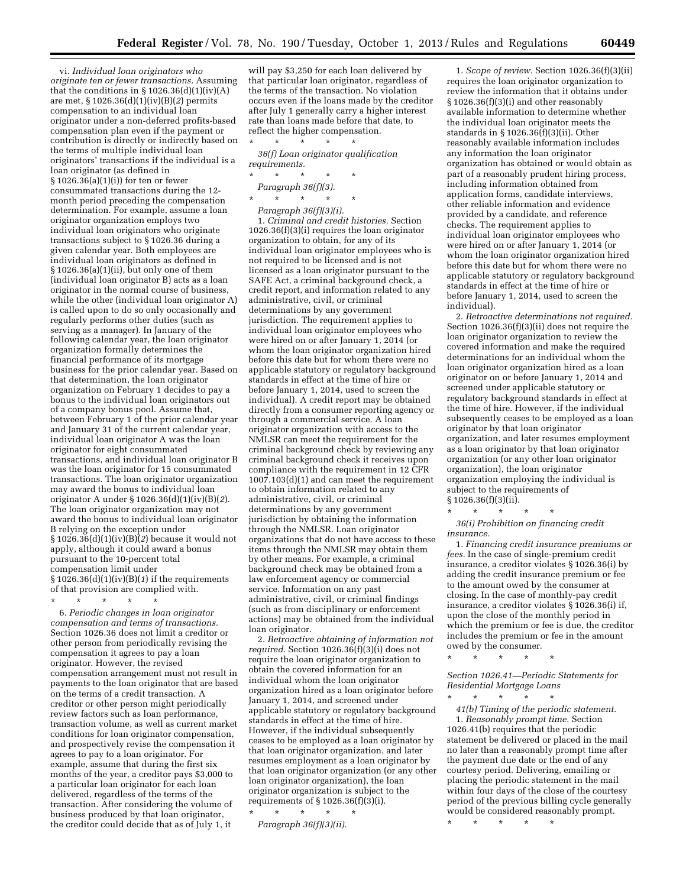vi. *Individual loan originators who originate ten or fewer transactions.* Assuming that the conditions in § 1026.36(d)(1)(iv)(A) are met, § 1026.36(d)(1)(iv)(B)(*2*) permits compensation to an individual loan originator under a non-deferred profits-based compensation plan even if the payment or contribution is directly or indirectly based on the terms of multiple individual loan originators' transactions if the individual is a loan originator (as defined in § 1026.36(a)(1)(i)) for ten or fewer consummated transactions during the 12-month period preceding the compensation determination. For example, assume a loan originator organization employs two individual loan originators who originate transactions subject to § 1026.36 during a given calendar year. Both employees are individual loan originators as defined in § 1026.36(a)(1)(ii), but only one of them (individual loan originator B) acts as a loan originator in the normal course of business, while the other (individual loan originator A) is called upon to do so only occasionally and regularly performs other duties (such as serving as a manager). In January of the following calendar year, the loan originator organization formally determines the financial performance of its mortgage business for the prior calendar year. Based on that determination, the loan originator organization on February 1 decides to pay a bonus to the individual loan originators out of a company bonus pool. Assume that, between February 1 of the prior calendar year and January 31 of the current calendar year, individual loan originator A was the loan originator for eight consummated transactions, and individual loan originator B was the loan originator for 15 consummated transactions. The loan originator organization may award the bonus to individual loan originator A under § 1026.36(d)(1)(iv)(B)(*2*). The loan originator organization may not award the bonus to individual loan originator B relying on the exception under § 1026.36(d)(1)(iv)(B)(*2*) because it would not apply, although it could award a bonus pursuant to the 10-percent total compensation limit under § 1026.36(d)(1)(iv)(B)(*1*) if the requirements of that provision are complied with.

\* \* \* \* \*

6. *Periodic changes in loan originator compensation and terms of transactions.* Section 1026.36 does not limit a creditor or other person from periodically revising the compensation it agrees to pay a loan originator. However, the revised compensation arrangement must not result in payments to the loan originator that are based on the terms of a credit transaction. A creditor or other person might periodically review factors such as loan performance, transaction volume, as well as current market conditions for loan originator compensation, and prospectively revise the compensation it agrees to pay to a loan originator. For example, assume that during the first six months of the year, a creditor pays $3,000 to a particular loan originator for each loan delivered, regardless of the terms of the transaction. After considering the volume of business produced by that loan originator, the creditor could decide that as of July 1, it will pay $3,250 for each loan delivered by that particular loan originator, regardless of the terms of the transaction. No violation occurs even if the loans made by the creditor after July 1 generally carry a higher interest rate than loans made before that date, to reflect the higher compensation.

\* \* \* \* \*

*36(f) Loan originator qualification requirements.*

\* \* \* \* \*

*Paragraph 36(f)(3).*

\* \* \* \* \*

*Paragraph 36(f)(3)(i).*

1. *Criminal and credit histories.* Section 1026.36(f)(3)(i) requires the loan originator organization to obtain, for any of its individual loan originator employees who is not required to be licensed and is not licensed as a loan originator pursuant to the SAFE Act, a criminal background check, a credit report, and information related to any administrative, civil, or criminal determinations by any government jurisdiction. The requirement applies to individual loan originator employees who were hired on or after January 1, 2014 (or whom the loan originator organization hired before this date but for whom there were no applicable statutory or regulatory background standards in effect at the time of hire or before January 1, 2014, used to screen the individual). A credit report may be obtained directly from a consumer reporting agency or through a commercial service. A loan originator organization with access to the NMLSR can meet the requirement for the criminal background check by reviewing any criminal background check it receives upon compliance with the requirement in 12 CFR 1007.103(d)(1) and can meet the requirement to obtain information related to any administrative, civil, or criminal determinations by any government jurisdiction by obtaining the information through the NMLSR. Loan originator organizations that do not have access to these items through the NMLSR may obtain them by other means. For example, a criminal background check may be obtained from a law enforcement agency or commercial service. Information on any past administrative, civil, or criminal findings (such as from disciplinary or enforcement actions) may be obtained from the individual loan originator.

2. *Retroactive obtaining of information not required.* Section 1026.36(f)(3)(i) does not require the loan originator organization to obtain the covered information for an individual whom the loan originator organization hired as a loan originator before January 1, 2014, and screened under applicable statutory or regulatory background standards in effect at the time of hire. However, if the individual subsequently ceases to be employed as a loan originator by that loan originator organization, and later resumes employment as a loan originator by that loan originator organization (or any other loan originator organization), the loan originator organization is subject to the requirements of § 1026.36(f)(3)(i).

\* \* \* \* \*

*Paragraph 36(f)(3)(ii).*

1. *Scope of review.* Section 1026.36(f)(3)(ii) requires the loan originator organization to review the information that it obtains under § 1026.36(f)(3)(i) and other reasonably available information to determine whether the individual loan originator meets the standards in § 1026.36(f)(3)(ii). Other reasonably available information includes any information the loan originator organization has obtained or would obtain as part of a reasonably prudent hiring process, including information obtained from application forms, candidate interviews, other reliable information and evidence provided by a candidate, and reference checks. The requirement applies to individual loan originator employees who were hired on or after January 1, 2014 (or whom the loan originator organization hired before this date but for whom there were no applicable statutory or regulatory background standards in effect at the time of hire or before January 1, 2014, used to screen the individual).

2. *Retroactive determinations not required.* Section 1026.36(f)(3)(ii) does not require the loan originator organization to review the covered information and make the required determinations for an individual whom the loan originator organization hired as a loan originator on or before January 1, 2014 and screened under applicable statutory or regulatory background standards in effect at the time of hire. However, if the individual subsequently ceases to be employed as a loan originator by that loan originator organization, and later resumes employment as a loan originator by that loan originator organization (or any other loan originator organization), the loan originator organization employing the individual is subject to the requirements of § 1026.36(f)(3)(ii).

\* \* \* \* \*

*36(i) Prohibition on financing credit insurance.*

1. *Financing credit insurance premiums or fees.* In the case of single-premium credit insurance, a creditor violates § 1026.36(i) by adding the credit insurance premium or fee to the amount owed by the consumer at closing. In the case of monthly-pay credit insurance, a creditor violates § 1026.36(i) if, upon the close of the monthly period in which the premium or fee is due, the creditor includes the premium or fee in the amount owed by the consumer.

\* \* \* \* \*

*Section 1026.41—Periodic Statements for Residential Mortgage Loans*

\* \* \* \* \*

*41(b) Timing of the periodic statement.*

1. *Reasonably prompt time.* Section 1026.41(b) requires that the periodic statement be delivered or placed in the mail no later than a reasonably prompt time after the payment due date or the end of any courtesy period. Delivering, emailing or placing the periodic statement in the mail within four days of the close of the courtesy period of the previous billing cycle generally would be considered reasonably prompt.

\* \* \* \* \*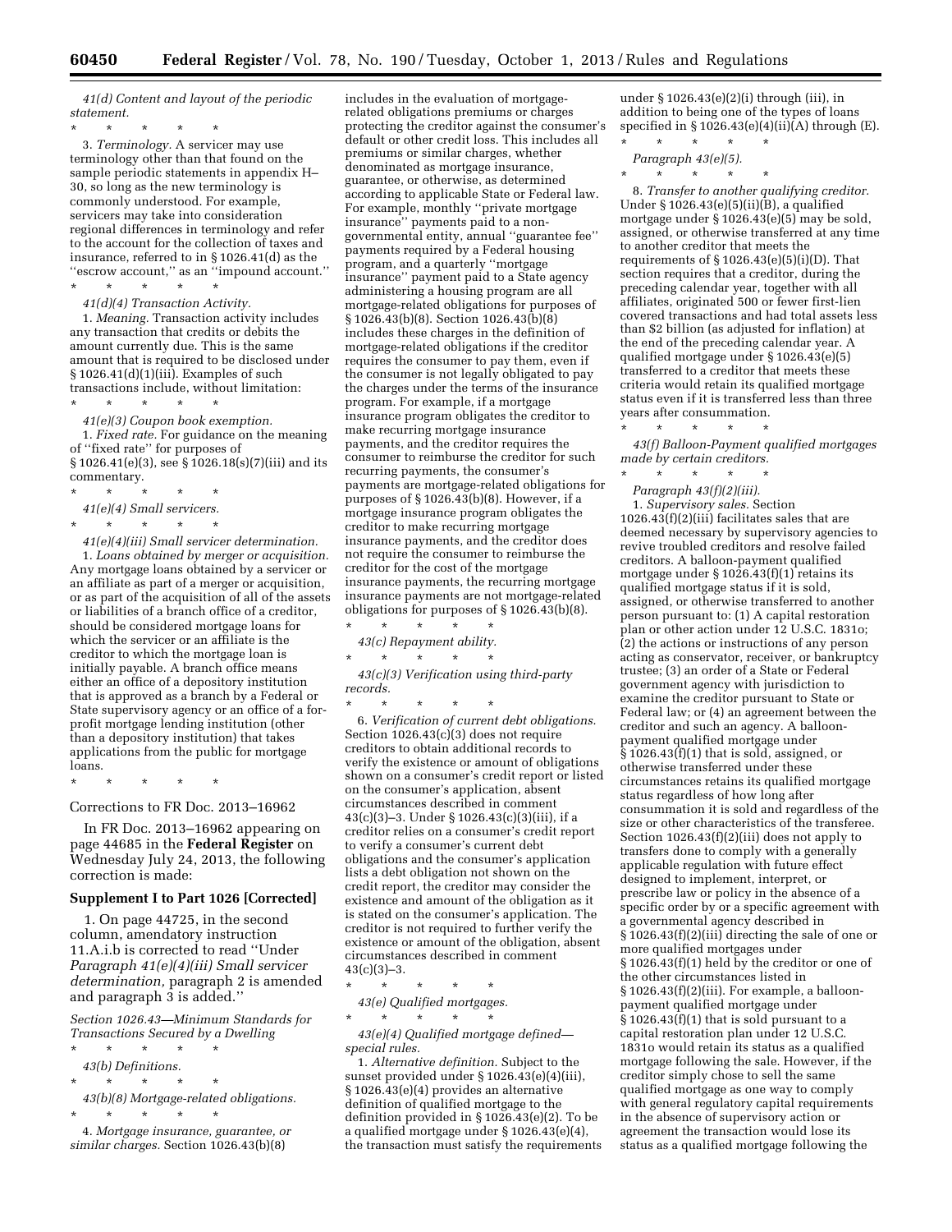*41(d) Content and layout of the periodic statement.*

\* \* \* \* \*

3. *Terminology.* A servicer may use terminology other than that found on the sample periodic statements in appendix H–30, so long as the new terminology is commonly understood. For example, servicers may take into consideration regional differences in terminology and refer to the account for the collection of taxes and insurance, referred to in § 1026.41(d) as the ''escrow account,'' as an ''impound account.''

\* \* \* \* \*

*41(d)(4) Transaction Activity.*

1. *Meaning.* Transaction activity includes any transaction that credits or debits the amount currently due. This is the same amount that is required to be disclosed under § 1026.41(d)(1)(iii). Examples of such transactions include, without limitation:

\* \* \* \* \*

*41(e)(3) Coupon book exemption.*

1. *Fixed rate.* For guidance on the meaning of ''fixed rate'' for purposes of § 1026.41(e)(3), see § 1026.18(s)(7)(iii) and its commentary.

\* \* \* \* \*

*41(e)(4) Small servicers.*

\* \* \* \* \*

*41(e)(4)(iii) Small servicer determination.*

1. *Loans obtained by merger or acquisition.* Any mortgage loans obtained by a servicer or an affiliate as part of a merger or acquisition, or as part of the acquisition of all of the assets or liabilities of a branch office of a creditor, should be considered mortgage loans for which the servicer or an affiliate is the creditor to which the mortgage loan is initially payable. A branch office means either an office of a depository institution that is approved as a branch by a Federal or State supervisory agency or an office of a for-profit mortgage lending institution (other than a depository institution) that takes applications from the public for mortgage loans.

\* \* \* \* \*

Corrections to FR Doc. 2013–16962

In FR Doc. 2013–16962 appearing on page 44685 in the **Federal Register** on Wednesday July 24, 2013, the following correction is made:

**Supplement I to Part 1026 [Corrected]**

1. On page 44725, in the second column, amendatory instruction 11.A.i.b is corrected to read ''Under *Paragraph 41(e)(4)(iii) Small servicer determination,* paragraph 2 is amended and paragraph 3 is added.''

*Section 1026.43—Minimum Standards for Transactions Secured by a Dwelling*

\* \* \* \* \*

*43(b) Definitions.*

\* \* \* \* \*

*43(b)(8) Mortgage-related obligations.*

\* \* \* \* \*

4. *Mortgage insurance, guarantee, or similar charges.* Section 1026.43(b)(8) includes in the evaluation of mortgage-related obligations premiums or charges protecting the creditor against the consumer's default or other credit loss. This includes all premiums or similar charges, whether denominated as mortgage insurance, guarantee, or otherwise, as determined according to applicable State or Federal law. For example, monthly ''private mortgage insurance'' payments paid to a non-governmental entity, annual ''guarantee fee'' payments required by a Federal housing program, and a quarterly ''mortgage insurance'' payment paid to a State agency administering a housing program are all mortgage-related obligations for purposes of § 1026.43(b)(8). Section 1026.43(b)(8) includes these charges in the definition of mortgage-related obligations if the creditor requires the consumer to pay them, even if the consumer is not legally obligated to pay the charges under the terms of the insurance program. For example, if a mortgage insurance program obligates the creditor to make recurring mortgage insurance payments, and the creditor requires the consumer to reimburse the creditor for such recurring payments, the consumer's payments are mortgage-related obligations for purposes of § 1026.43(b)(8). However, if a mortgage insurance program obligates the creditor to make recurring mortgage insurance payments, and the creditor does not require the consumer to reimburse the creditor for the cost of the mortgage insurance payments, the recurring mortgage insurance payments are not mortgage-related obligations for purposes of § 1026.43(b)(8).

\* \* \* \* \*

*43(c) Repayment ability.*

\* \* \* \* \*

*43(c)(3) Verification using third-party records.*

\* \* \* \* \*

6. *Verification of current debt obligations.* Section 1026.43(c)(3) does not require creditors to obtain additional records to verify the existence or amount of obligations shown on a consumer's credit report or listed on the consumer's application, absent circumstances described in comment 43(c)(3)–3. Under § 1026.43(c)(3)(iii), if a creditor relies on a consumer's credit report to verify a consumer's current debt obligations and the consumer's application lists a debt obligation not shown on the credit report, the creditor may consider the existence and amount of the obligation as it is stated on the consumer's application. The creditor is not required to further verify the existence or amount of the obligation, absent circumstances described in comment 43(c)(3)–3.

\* \* \* \* \*

*43(e) Qualified mortgages.*

\* \* \* \* \*

*43(e)(4) Qualified mortgage defined—special rules.*

1. *Alternative definition.* Subject to the sunset provided under § 1026.43(e)(4)(iii), § 1026.43(e)(4) provides an alternative definition of qualified mortgage to the definition provided in § 1026.43(e)(2). To be a qualified mortgage under § 1026.43(e)(4), the transaction must satisfy the requirements under § 1026.43(e)(2)(i) through (iii), in addition to being one of the types of loans specified in § 1026.43(e)(4)(ii)(A) through (E).

\* \* \* \* \*

*Paragraph 43(e)(5).*

\* \* \* \* \*

8. *Transfer to another qualifying creditor.* Under § 1026.43(e)(5)(ii)(B), a qualified mortgage under § 1026.43(e)(5) may be sold, assigned, or otherwise transferred at any time to another creditor that meets the requirements of § 1026.43(e)(5)(i)(D). That section requires that a creditor, during the preceding calendar year, together with all affiliates, originated 500 or fewer first-lien covered transactions and had total assets less than $2 billion (as adjusted for inflation) at the end of the preceding calendar year. A qualified mortgage under § 1026.43(e)(5) transferred to a creditor that meets these criteria would retain its qualified mortgage status even if it is transferred less than three years after consummation.

\* \* \* \* \*

*43(f) Balloon-Payment qualified mortgages made by certain creditors.*

\* \* \* \* \*

*Paragraph 43(f)(2)(iii).*

1. *Supervisory sales.* Section 1026.43(f)(2)(iii) facilitates sales that are deemed necessary by supervisory agencies to revive troubled creditors and resolve failed creditors. A balloon-payment qualified mortgage under § 1026.43(f)(1) retains its qualified mortgage status if it is sold, assigned, or otherwise transferred to another person pursuant to: (1) A capital restoration plan or other action under 12 U.S.C. 1831o; (2) the actions or instructions of any person acting as conservator, receiver, or bankruptcy trustee; (3) an order of a State or Federal government agency with jurisdiction to examine the creditor pursuant to State or Federal law; or (4) an agreement between the creditor and such an agency. A balloon-payment qualified mortgage under § 1026.43(f)(1) that is sold, assigned, or otherwise transferred under these circumstances retains its qualified mortgage status regardless of how long after consummation it is sold and regardless of the size or other characteristics of the transferee. Section 1026.43(f)(2)(iii) does not apply to transfers done to comply with a generally applicable regulation with future effect designed to implement, interpret, or prescribe law or policy in the absence of a specific order by or a specific agreement with a governmental agency described in § 1026.43(f)(2)(iii) directing the sale of one or more qualified mortgages under § 1026.43(f)(1) held by the creditor or one of the other circumstances listed in § 1026.43(f)(2)(iii). For example, a balloon-payment qualified mortgage under § 1026.43(f)(1) that is sold pursuant to a capital restoration plan under 12 U.S.C. 1831o would retain its status as a qualified mortgage following the sale. However, if the creditor simply chose to sell the same qualified mortgage as one way to comply with general regulatory capital requirements in the absence of supervisory action or agreement the transaction would lose its status as a qualified mortgage following the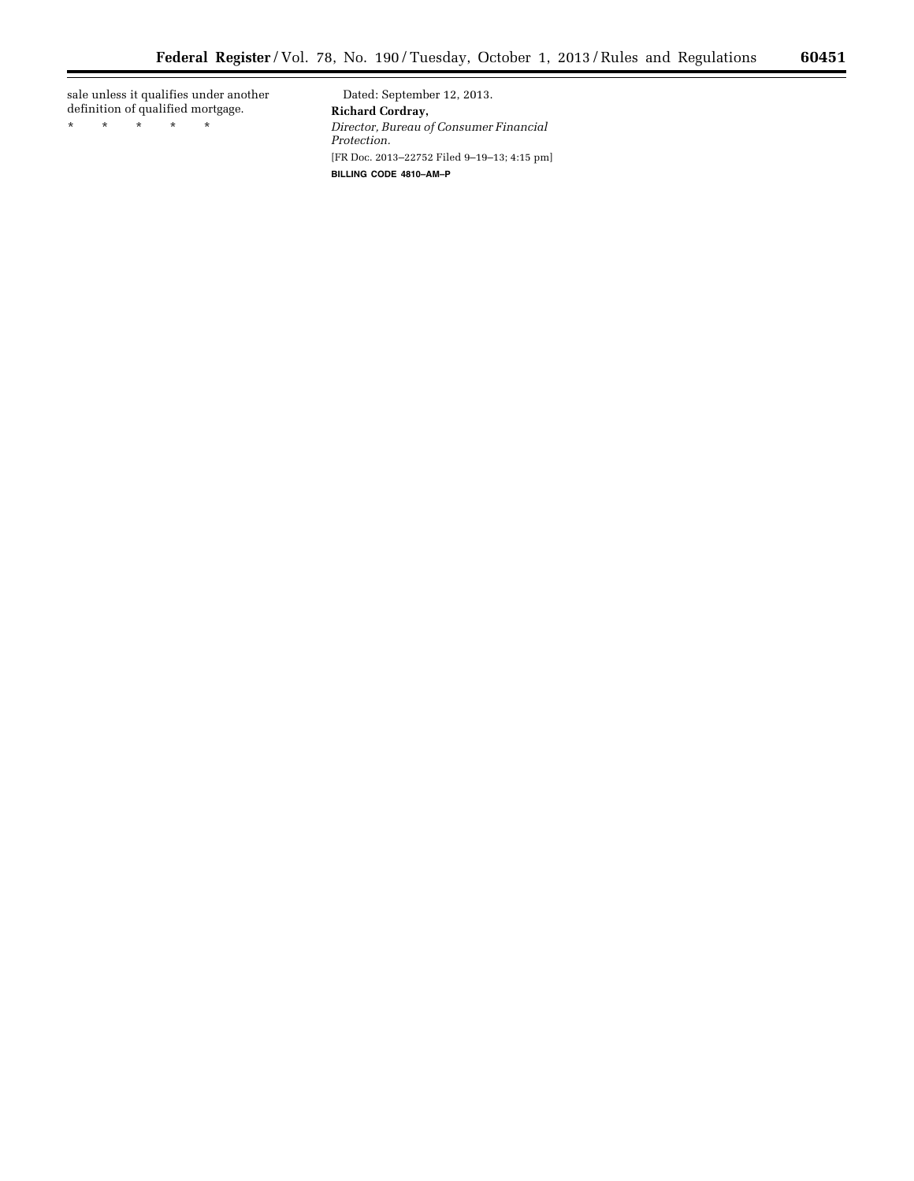sale unless it qualifies under another definition of qualified mortgage.

\* \* \* \* \*

Dated: September 12, 2013.

**Richard Cordray,**

*Director, Bureau of Consumer Financial Protection.*

[FR Doc. 2013–22752 Filed 9–19–13; 4:15 pm]

**BILLING CODE 4810–AM–P**